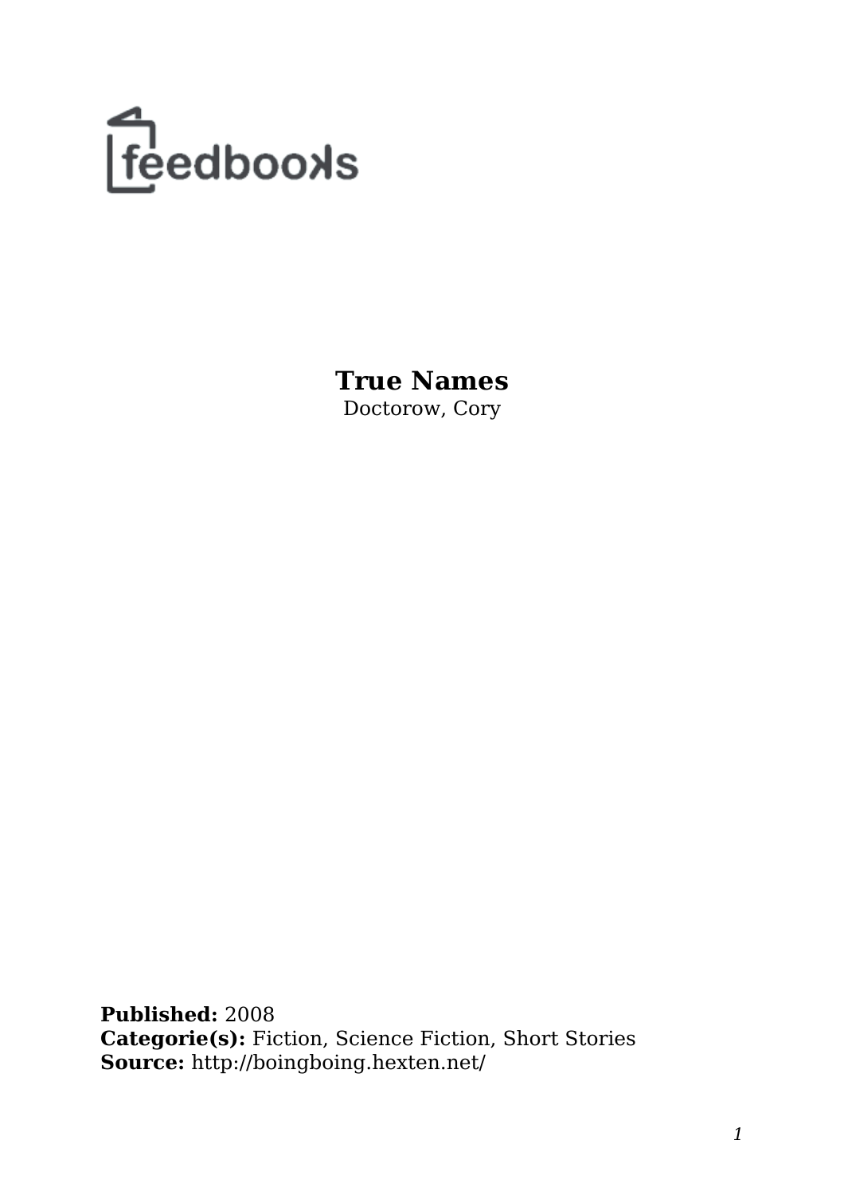feedbooks

# True Names

Doctorow, Cory

**Published:** 2008
**Categorie(s):** Fiction, Science Fiction, Short Stories
**Source:** http://boingboing.hexten.net/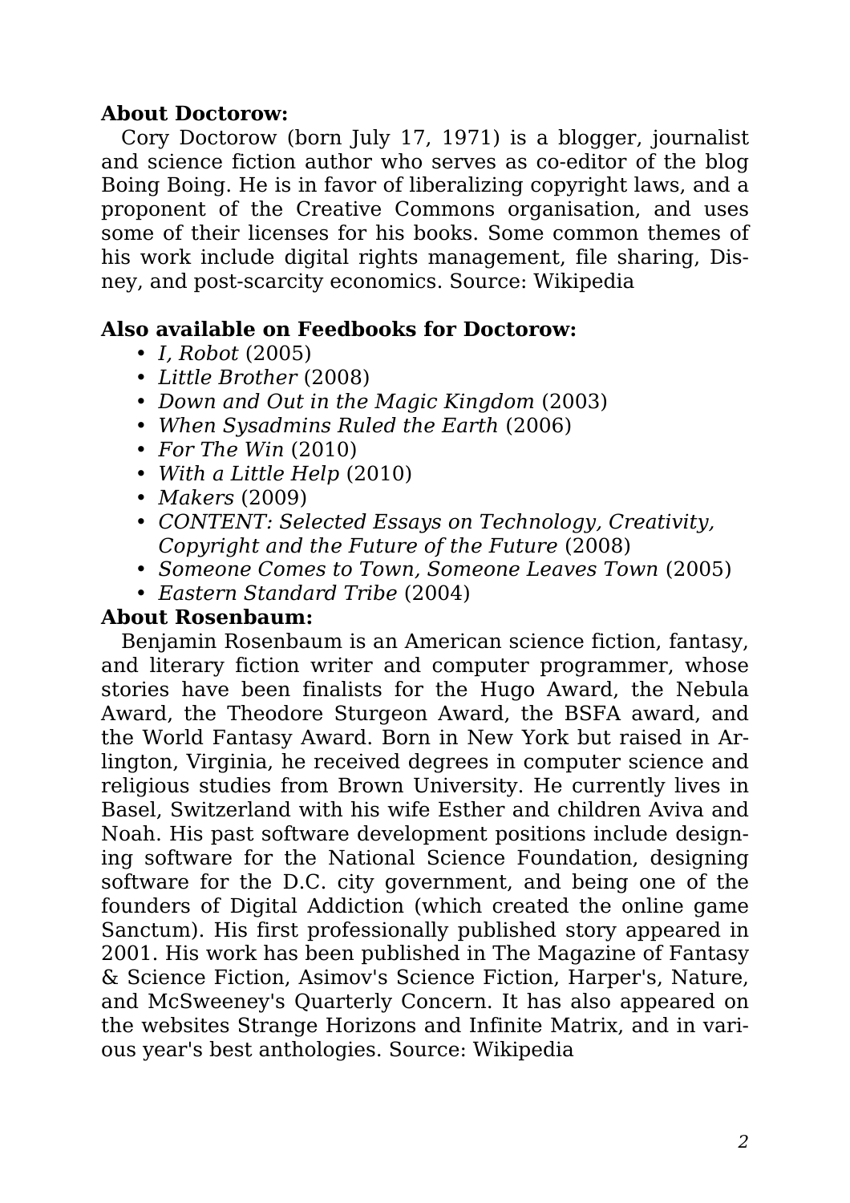**About Doctorow:**

Cory Doctorow (born July 17, 1971) is a blogger, journalist and science fiction author who serves as co-editor of the blog Boing Boing. He is in favor of liberalizing copyright laws, and a proponent of the Creative Commons organisation, and uses some of their licenses for his books. Some common themes of his work include digital rights management, file sharing, Disney, and post-scarcity economics. Source: Wikipedia

**Also available on Feedbooks for Doctorow:**

- *I, Robot* (2005)
- *Little Brother* (2008)
- *Down and Out in the Magic Kingdom* (2003)
- *When Sysadmins Ruled the Earth* (2006)
- *For The Win* (2010)
- *With a Little Help* (2010)
- *Makers* (2009)
- *CONTENT: Selected Essays on Technology, Creativity, Copyright and the Future of the Future* (2008)
- *Someone Comes to Town, Someone Leaves Town* (2005)
- *Eastern Standard Tribe* (2004)

**About Rosenbaum:**

Benjamin Rosenbaum is an American science fiction, fantasy, and literary fiction writer and computer programmer, whose stories have been finalists for the Hugo Award, the Nebula Award, the Theodore Sturgeon Award, the BSFA award, and the World Fantasy Award. Born in New York but raised in Arlington, Virginia, he received degrees in computer science and religious studies from Brown University. He currently lives in Basel, Switzerland with his wife Esther and children Aviva and Noah. His past software development positions include designing software for the National Science Foundation, designing software for the D.C. city government, and being one of the founders of Digital Addiction (which created the online game Sanctum). His first professionally published story appeared in 2001. His work has been published in The Magazine of Fantasy & Science Fiction, Asimov's Science Fiction, Harper's, Nature, and McSweeney's Quarterly Concern. It has also appeared on the websites Strange Horizons and Infinite Matrix, and in various year's best anthologies. Source: Wikipedia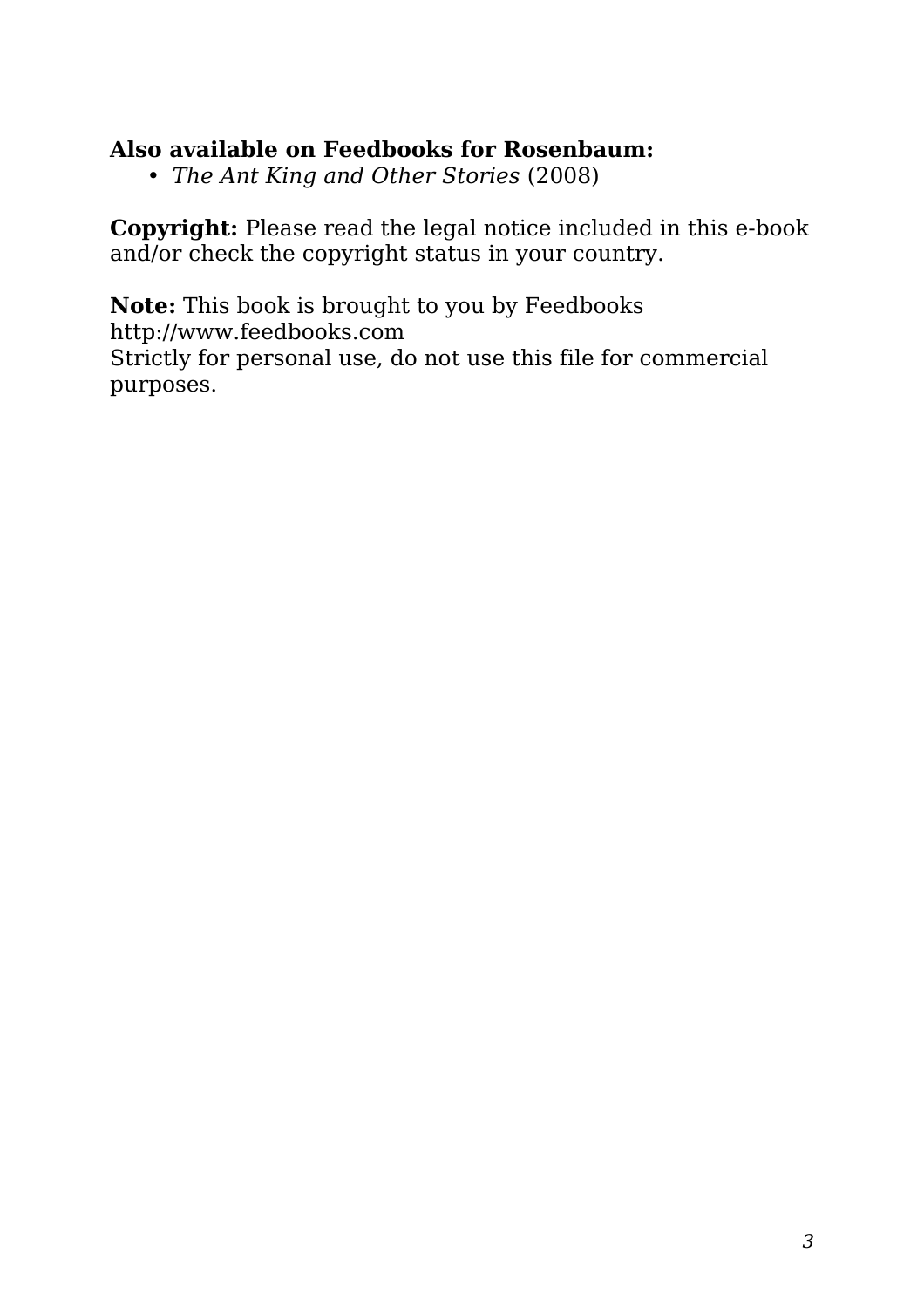**Also available on Feedbooks for Rosenbaum:**

- *The Ant King and Other Stories* (2008)

**Copyright:** Please read the legal notice included in this e-book and/or check the copyright status in your country.

**Note:** This book is brought to you by Feedbooks
http://www.feedbooks.com
Strictly for personal use, do not use this file for commercial purposes.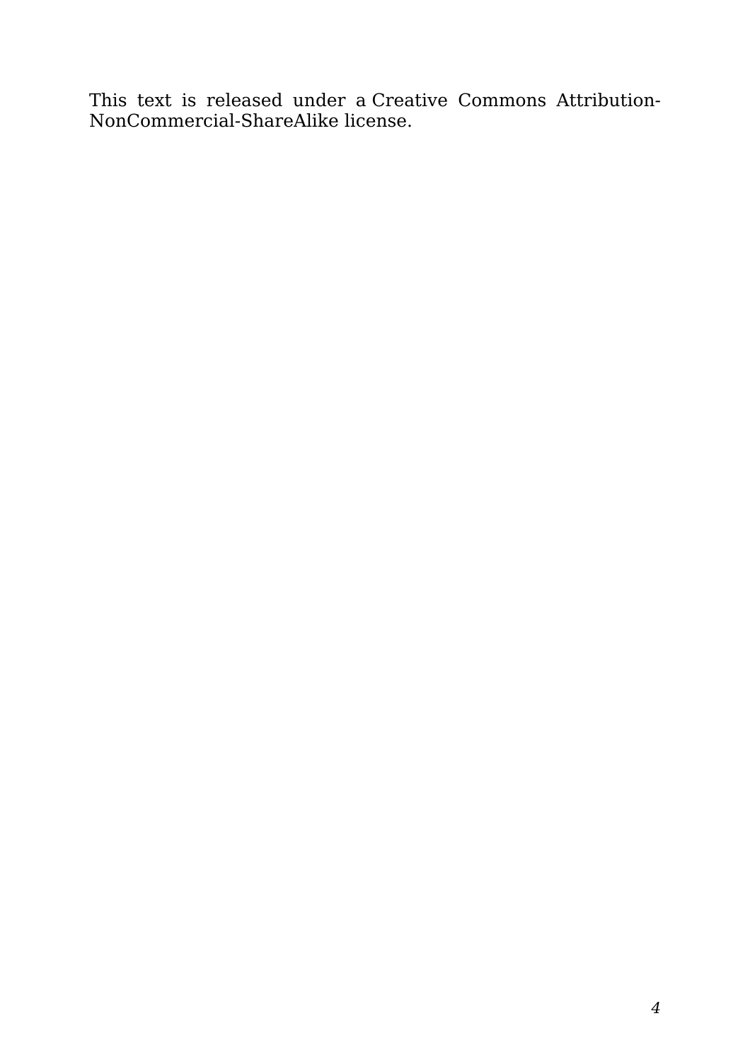This text is released under a Creative Commons Attribution-NonCommercial-ShareAlike license.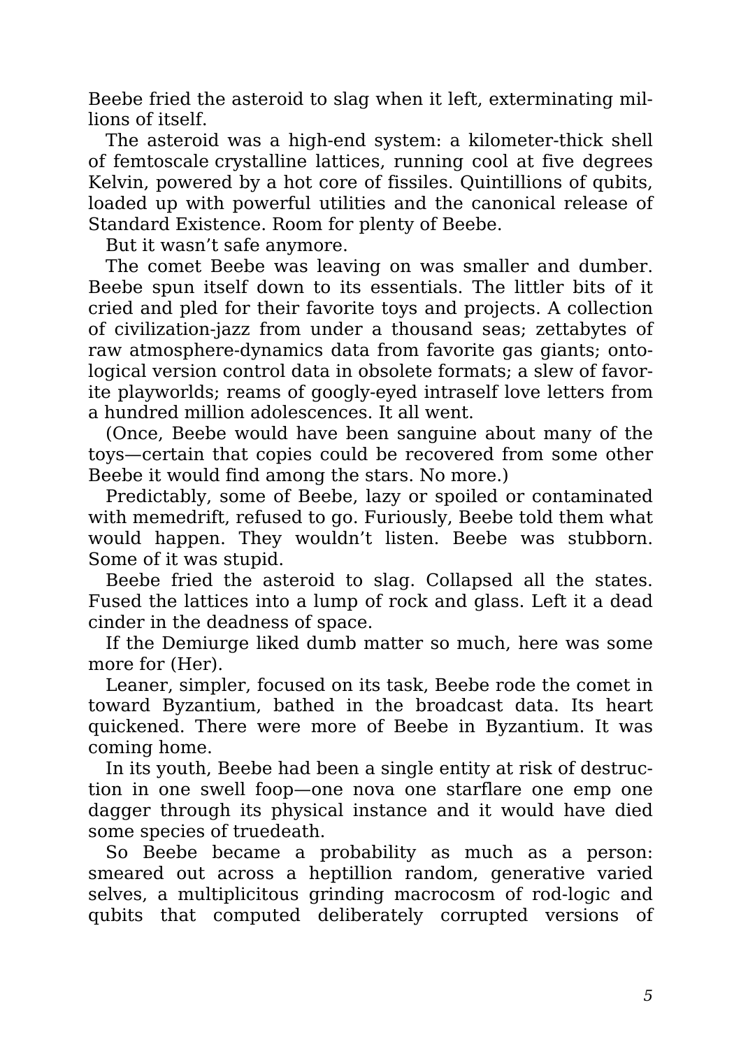Beebe fried the asteroid to slag when it left, exterminating millions of itself.

The asteroid was a high-end system: a kilometer-thick shell of femtoscale crystalline lattices, running cool at five degrees Kelvin, powered by a hot core of fissiles. Quintillions of qubits, loaded up with powerful utilities and the canonical release of Standard Existence. Room for plenty of Beebe.

But it wasn't safe anymore.

The comet Beebe was leaving on was smaller and dumber. Beebe spun itself down to its essentials. The littler bits of it cried and pled for their favorite toys and projects. A collection of civilization-jazz from under a thousand seas; zettabytes of raw atmosphere-dynamics data from favorite gas giants; ontological version control data in obsolete formats; a slew of favorite playworlds; reams of googly-eyed intraself love letters from a hundred million adolescences. It all went.

(Once, Beebe would have been sanguine about many of the toys—certain that copies could be recovered from some other Beebe it would find among the stars. No more.)

Predictably, some of Beebe, lazy or spoiled or contaminated with memedrift, refused to go. Furiously, Beebe told them what would happen. They wouldn't listen. Beebe was stubborn. Some of it was stupid.

Beebe fried the asteroid to slag. Collapsed all the states. Fused the lattices into a lump of rock and glass. Left it a dead cinder in the deadness of space.

If the Demiurge liked dumb matter so much, here was some more for (Her).

Leaner, simpler, focused on its task, Beebe rode the comet in toward Byzantium, bathed in the broadcast data. Its heart quickened. There were more of Beebe in Byzantium. It was coming home.

In its youth, Beebe had been a single entity at risk of destruction in one swell foop—one nova one starflare one emp one dagger through its physical instance and it would have died some species of truedeath.

So Beebe became a probability as much as a person: smeared out across a heptillion random, generative varied selves, a multiplicitous grinding macrocosm of rod-logic and qubits that computed deliberately corrupted versions of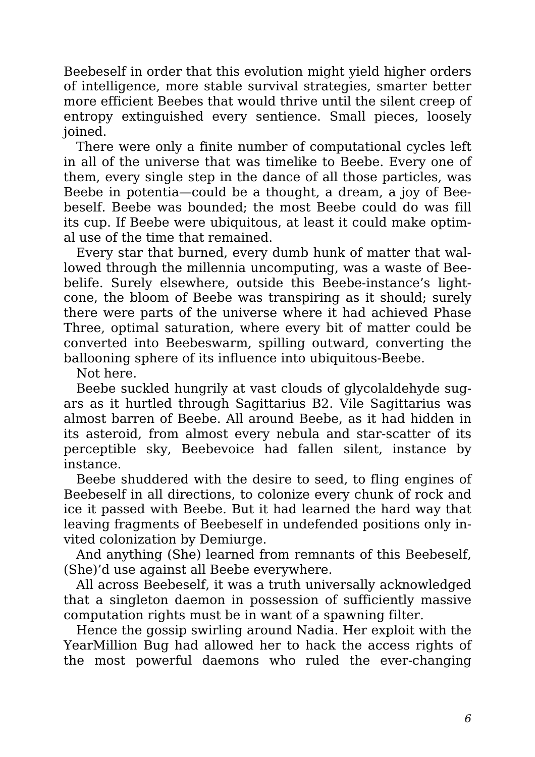Beebeself in order that this evolution might yield higher orders of intelligence, more stable survival strategies, smarter better more efficient Beebes that would thrive until the silent creep of entropy extinguished every sentience. Small pieces, loosely joined.

There were only a finite number of computational cycles left in all of the universe that was timelike to Beebe. Every one of them, every single step in the dance of all those particles, was Beebe in potentia—could be a thought, a dream, a joy of Beebeself. Beebe was bounded; the most Beebe could do was fill its cup. If Beebe were ubiquitous, at least it could make optimal use of the time that remained.

Every star that burned, every dumb hunk of matter that wallowed through the millennia uncomputing, was a waste of Beebelife. Surely elsewhere, outside this Beebe-instance's lightcone, the bloom of Beebe was transpiring as it should; surely there were parts of the universe where it had achieved Phase Three, optimal saturation, where every bit of matter could be converted into Beebeswarm, spilling outward, converting the ballooning sphere of its influence into ubiquitous-Beebe.

Not here.

Beebe suckled hungrily at vast clouds of glycolaldehyde sugars as it hurtled through Sagittarius B2. Vile Sagittarius was almost barren of Beebe. All around Beebe, as it had hidden in its asteroid, from almost every nebula and star-scatter of its perceptible sky, Beebevoice had fallen silent, instance by instance.

Beebe shuddered with the desire to seed, to fling engines of Beebeself in all directions, to colonize every chunk of rock and ice it passed with Beebe. But it had learned the hard way that leaving fragments of Beebeself in undefended positions only invited colonization by Demiurge.

And anything (She) learned from remnants of this Beebeself, (She)'d use against all Beebe everywhere.

All across Beebeself, it was a truth universally acknowledged that a singleton daemon in possession of sufficiently massive computation rights must be in want of a spawning filter.

Hence the gossip swirling around Nadia. Her exploit with the YearMillion Bug had allowed her to hack the access rights of the most powerful daemons who ruled the ever-changing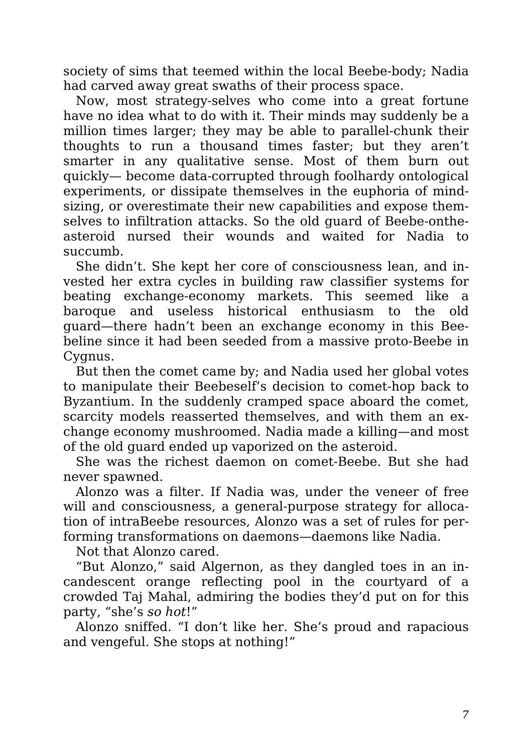society of sims that teemed within the local Beebe-body; Nadia had carved away great swaths of their process space.

Now, most strategy-selves who come into a great fortune have no idea what to do with it. Their minds may suddenly be a million times larger; they may be able to parallel-chunk their thoughts to run a thousand times faster; but they aren't smarter in any qualitative sense. Most of them burn out quickly— become data-corrupted through foolhardy ontological experiments, or dissipate themselves in the euphoria of mind-sizing, or overestimate their new capabilities and expose themselves to infiltration attacks. So the old guard of Beebe-onthe-asteroid nursed their wounds and waited for Nadia to succumb.

She didn't. She kept her core of consciousness lean, and invested her extra cycles in building raw classifier systems for beating exchange-economy markets. This seemed like a baroque and useless historical enthusiasm to the old guard—there hadn't been an exchange economy in this Beebeline since it had been seeded from a massive proto-Beebe in Cygnus.

But then the comet came by; and Nadia used her global votes to manipulate their Beebeself's decision to comet-hop back to Byzantium. In the suddenly cramped space aboard the comet, scarcity models reasserted themselves, and with them an exchange economy mushroomed. Nadia made a killing—and most of the old guard ended up vaporized on the asteroid.

She was the richest daemon on comet-Beebe. But she had never spawned.

Alonzo was a filter. If Nadia was, under the veneer of free will and consciousness, a general-purpose strategy for allocation of intraBeebe resources, Alonzo was a set of rules for performing transformations on daemons—daemons like Nadia.

Not that Alonzo cared.

"But Alonzo," said Algernon, as they dangled toes in an incandescent orange reflecting pool in the courtyard of a crowded Taj Mahal, admiring the bodies they'd put on for this party, "she's *so hot*!"

Alonzo sniffed. "I don't like her. She's proud and rapacious and vengeful. She stops at nothing!"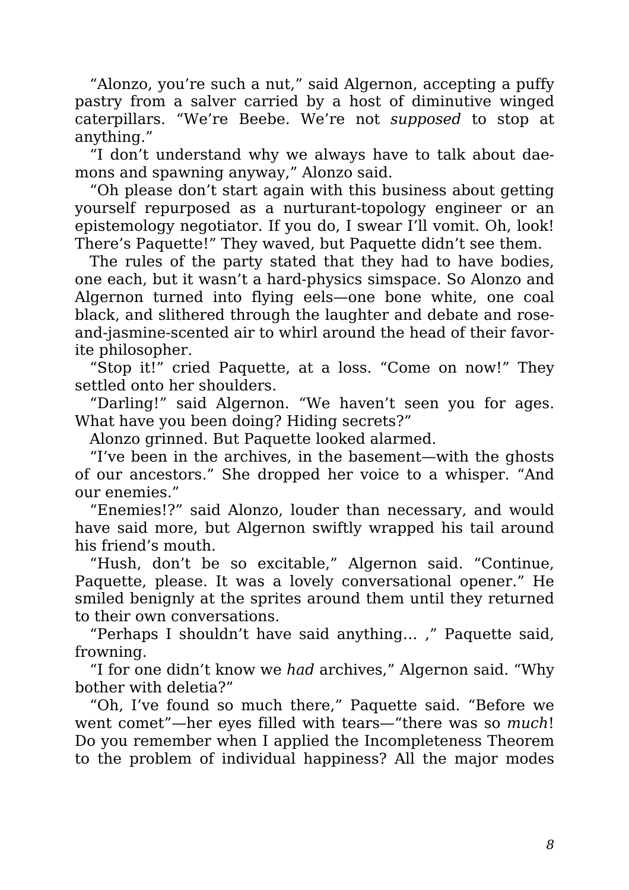"Alonzo, you're such a nut," said Algernon, accepting a puffy pastry from a salver carried by a host of diminutive winged caterpillars. "We're Beebe. We're not *supposed* to stop at anything."

"I don't understand why we always have to talk about daemons and spawning anyway," Alonzo said.

"Oh please don't start again with this business about getting yourself repurposed as a nurturant-topology engineer or an epistemology negotiator. If you do, I swear I'll vomit. Oh, look! There's Paquette!" They waved, but Paquette didn't see them.

The rules of the party stated that they had to have bodies, one each, but it wasn't a hard-physics simspace. So Alonzo and Algernon turned into flying eels—one bone white, one coal black, and slithered through the laughter and debate and rose-and-jasmine-scented air to whirl around the head of their favorite philosopher.

"Stop it!" cried Paquette, at a loss. "Come on now!" They settled onto her shoulders.

"Darling!" said Algernon. "We haven't seen you for ages. What have you been doing? Hiding secrets?"

Alonzo grinned. But Paquette looked alarmed.

"I've been in the archives, in the basement—with the ghosts of our ancestors." She dropped her voice to a whisper. "And our enemies."

"Enemies!?" said Alonzo, louder than necessary, and would have said more, but Algernon swiftly wrapped his tail around his friend's mouth.

"Hush, don't be so excitable," Algernon said. "Continue, Paquette, please. It was a lovely conversational opener." He smiled benignly at the sprites around them until they returned to their own conversations.

"Perhaps I shouldn't have said anything… ," Paquette said, frowning.

"I for one didn't know we *had* archives," Algernon said. "Why bother with deletia?"

"Oh, I've found so much there," Paquette said. "Before we went comet"—her eyes filled with tears—"there was so *much*! Do you remember when I applied the Incompleteness Theorem to the problem of individual happiness? All the major modes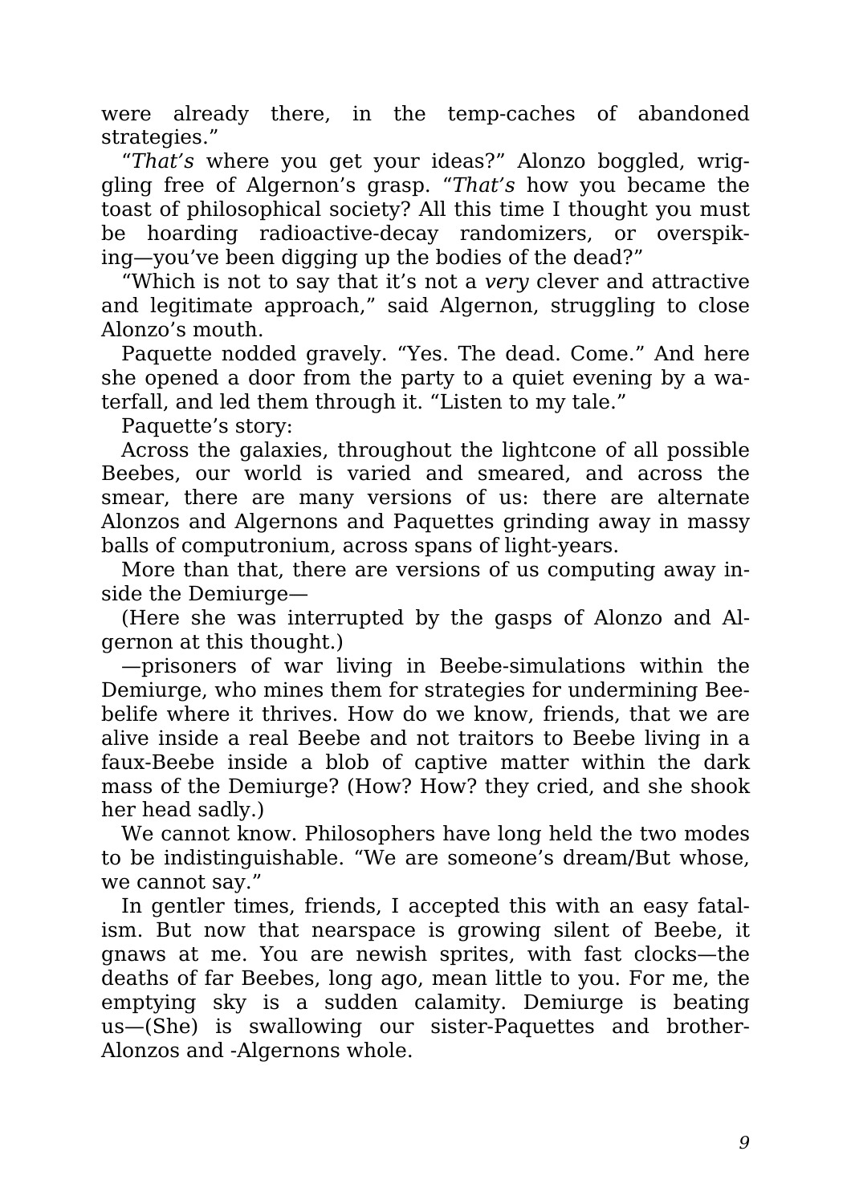were already there, in the temp-caches of abandoned strategies."

"*That's* where you get your ideas?" Alonzo boggled, wriggling free of Algernon's grasp. "*That's* how you became the toast of philosophical society? All this time I thought you must be hoarding radioactive-decay randomizers, or overspiking—you've been digging up the bodies of the dead?"

"Which is not to say that it's not a *very* clever and attractive and legitimate approach," said Algernon, struggling to close Alonzo's mouth.

Paquette nodded gravely. "Yes. The dead. Come." And here she opened a door from the party to a quiet evening by a waterfall, and led them through it. "Listen to my tale."

Paquette's story:

Across the galaxies, throughout the lightcone of all possible Beebes, our world is varied and smeared, and across the smear, there are many versions of us: there are alternate Alonzos and Algernons and Paquettes grinding away in massy balls of computronium, across spans of light-years.

More than that, there are versions of us computing away inside the Demiurge—

(Here she was interrupted by the gasps of Alonzo and Algernon at this thought.)

—prisoners of war living in Beebe-simulations within the Demiurge, who mines them for strategies for undermining Beebelife where it thrives. How do we know, friends, that we are alive inside a real Beebe and not traitors to Beebe living in a faux-Beebe inside a blob of captive matter within the dark mass of the Demiurge? (How? How? they cried, and she shook her head sadly.)

We cannot know. Philosophers have long held the two modes to be indistinguishable. "We are someone's dream/But whose, we cannot say."

In gentler times, friends, I accepted this with an easy fatalism. But now that nearspace is growing silent of Beebe, it gnaws at me. You are newish sprites, with fast clocks—the deaths of far Beebes, long ago, mean little to you. For me, the emptying sky is a sudden calamity. Demiurge is beating us—(She) is swallowing our sister-Paquettes and brother-Alonzos and -Algernons whole.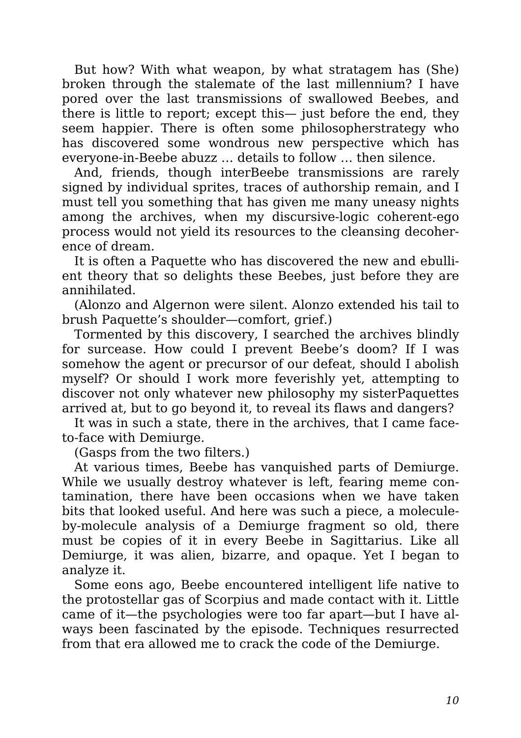But how? With what weapon, by what stratagem has (She) broken through the stalemate of the last millennium? I have pored over the last transmissions of swallowed Beebes, and there is little to report; except this— just before the end, they seem happier. There is often some philosopherstrategy who has discovered some wondrous new perspective which has everyone-in-Beebe abuzz … details to follow … then silence.

And, friends, though interBeebe transmissions are rarely signed by individual sprites, traces of authorship remain, and I must tell you something that has given me many uneasy nights among the archives, when my discursive-logic coherent-ego process would not yield its resources to the cleansing decoherence of dream.

It is often a Paquette who has discovered the new and ebullient theory that so delights these Beebes, just before they are annihilated.

(Alonzo and Algernon were silent. Alonzo extended his tail to brush Paquette's shoulder—comfort, grief.)

Tormented by this discovery, I searched the archives blindly for surcease. How could I prevent Beebe's doom? If I was somehow the agent or precursor of our defeat, should I abolish myself? Or should I work more feverishly yet, attempting to discover not only whatever new philosophy my sisterPaquettes arrived at, but to go beyond it, to reveal its flaws and dangers?

It was in such a state, there in the archives, that I came face-to-face with Demiurge.

(Gasps from the two filters.)

At various times, Beebe has vanquished parts of Demiurge. While we usually destroy whatever is left, fearing meme contamination, there have been occasions when we have taken bits that looked useful. And here was such a piece, a molecule-by-molecule analysis of a Demiurge fragment so old, there must be copies of it in every Beebe in Sagittarius. Like all Demiurge, it was alien, bizarre, and opaque. Yet I began to analyze it.

Some eons ago, Beebe encountered intelligent life native to the protostellar gas of Scorpius and made contact with it. Little came of it—the psychologies were too far apart—but I have always been fascinated by the episode. Techniques resurrected from that era allowed me to crack the code of the Demiurge.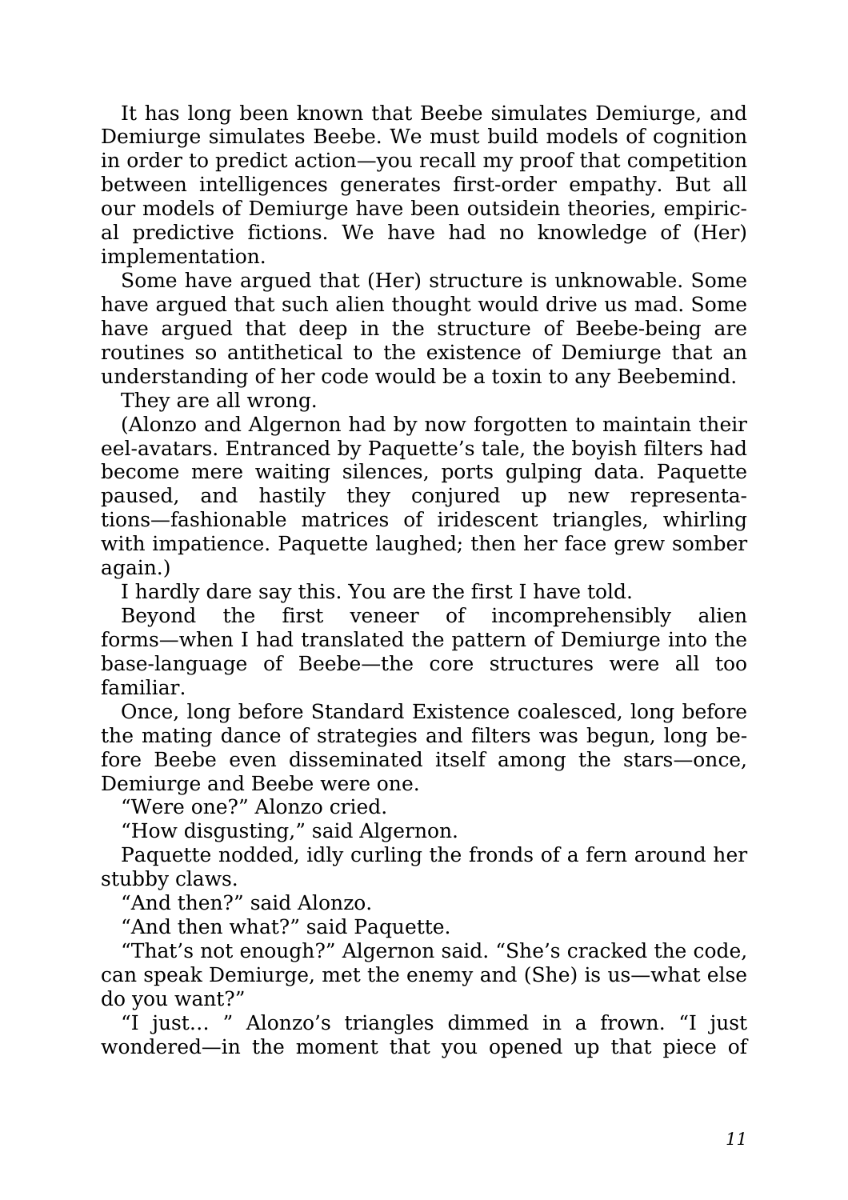It has long been known that Beebe simulates Demiurge, and Demiurge simulates Beebe. We must build models of cognition in order to predict action—you recall my proof that competition between intelligences generates first-order empathy. But all our models of Demiurge have been outsidein theories, empirical predictive fictions. We have had no knowledge of (Her) implementation.

Some have argued that (Her) structure is unknowable. Some have argued that such alien thought would drive us mad. Some have argued that deep in the structure of Beebe-being are routines so antithetical to the existence of Demiurge that an understanding of her code would be a toxin to any Beebemind.

They are all wrong.

(Alonzo and Algernon had by now forgotten to maintain their eel-avatars. Entranced by Paquette's tale, the boyish filters had become mere waiting silences, ports gulping data. Paquette paused, and hastily they conjured up new representations—fashionable matrices of iridescent triangles, whirling with impatience. Paquette laughed; then her face grew somber again.)

I hardly dare say this. You are the first I have told.

Beyond the first veneer of incomprehensibly alien forms—when I had translated the pattern of Demiurge into the base-language of Beebe—the core structures were all too familiar.

Once, long before Standard Existence coalesced, long before the mating dance of strategies and filters was begun, long before Beebe even disseminated itself among the stars—once, Demiurge and Beebe were one.

"Were one?" Alonzo cried.

"How disgusting," said Algernon.

Paquette nodded, idly curling the fronds of a fern around her stubby claws.

"And then?" said Alonzo.

"And then what?" said Paquette.

"That's not enough?" Algernon said. "She's cracked the code, can speak Demiurge, met the enemy and (She) is us—what else do you want?"

"I just… " Alonzo's triangles dimmed in a frown. "I just wondered—in the moment that you opened up that piece of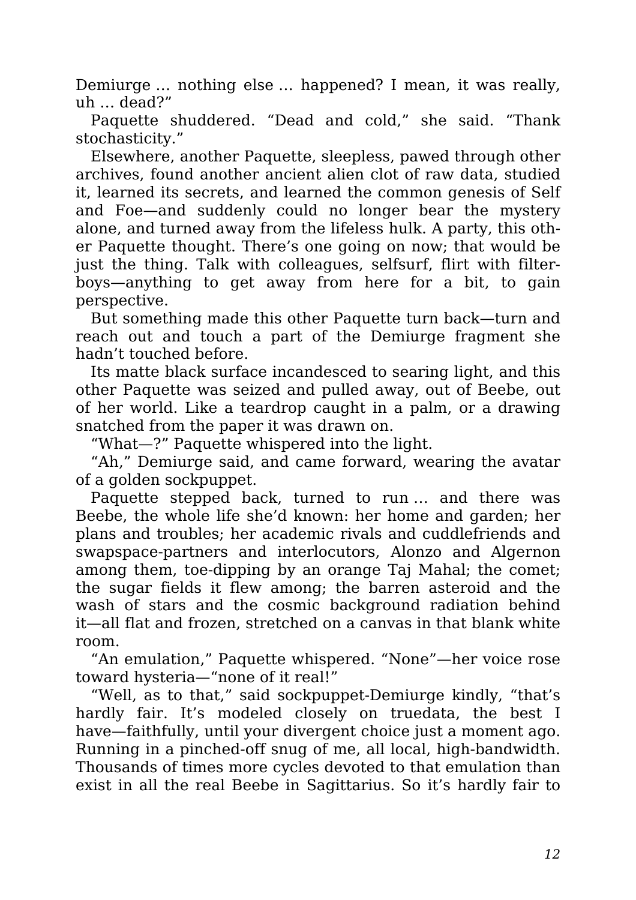Demiurge … nothing else … happened? I mean, it was really, uh … dead?"

Paquette shuddered. "Dead and cold," she said. "Thank stochasticity."

Elsewhere, another Paquette, sleepless, pawed through other archives, found another ancient alien clot of raw data, studied it, learned its secrets, and learned the common genesis of Self and Foe—and suddenly could no longer bear the mystery alone, and turned away from the lifeless hulk. A party, this other Paquette thought. There's one going on now; that would be just the thing. Talk with colleagues, selfsurf, flirt with filterboys—anything to get away from here for a bit, to gain perspective.

But something made this other Paquette turn back—turn and reach out and touch a part of the Demiurge fragment she hadn't touched before.

Its matte black surface incandesced to searing light, and this other Paquette was seized and pulled away, out of Beebe, out of her world. Like a teardrop caught in a palm, or a drawing snatched from the paper it was drawn on.

"What—?" Paquette whispered into the light.

"Ah," Demiurge said, and came forward, wearing the avatar of a golden sockpuppet.

Paquette stepped back, turned to run … and there was Beebe, the whole life she'd known: her home and garden; her plans and troubles; her academic rivals and cuddlefriends and swapspace-partners and interlocutors, Alonzo and Algernon among them, toe-dipping by an orange Taj Mahal; the comet; the sugar fields it flew among; the barren asteroid and the wash of stars and the cosmic background radiation behind it—all flat and frozen, stretched on a canvas in that blank white room.

"An emulation," Paquette whispered. "None"—her voice rose toward hysteria—"none of it real!"

"Well, as to that," said sockpuppet-Demiurge kindly, "that's hardly fair. It's modeled closely on truedata, the best I have—faithfully, until your divergent choice just a moment ago. Running in a pinched-off snug of me, all local, high-bandwidth. Thousands of times more cycles devoted to that emulation than exist in all the real Beebe in Sagittarius. So it's hardly fair to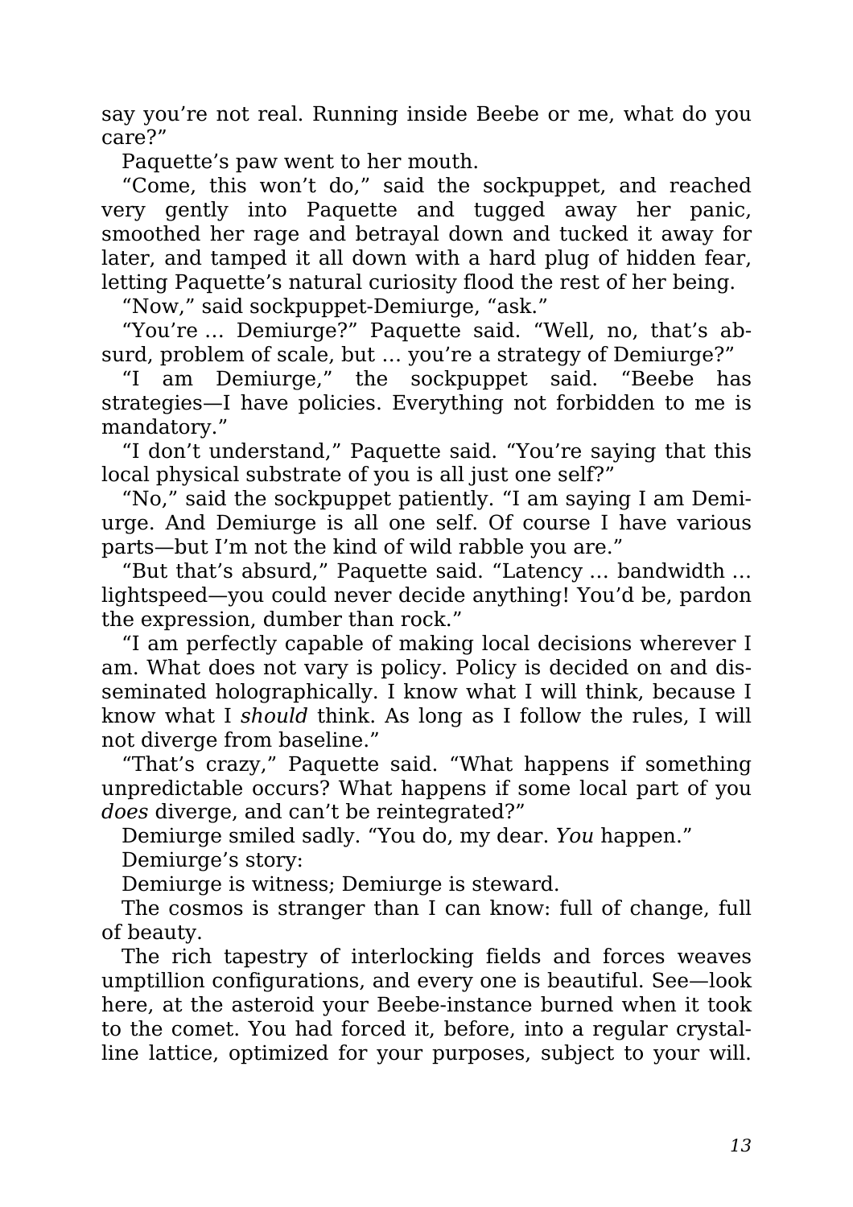say you're not real. Running inside Beebe or me, what do you care?"

Paquette's paw went to her mouth.

"Come, this won't do," said the sockpuppet, and reached very gently into Paquette and tugged away her panic, smoothed her rage and betrayal down and tucked it away for later, and tamped it all down with a hard plug of hidden fear, letting Paquette's natural curiosity flood the rest of her being.

"Now," said sockpuppet-Demiurge, "ask."

"You're … Demiurge?" Paquette said. "Well, no, that's absurd, problem of scale, but … you're a strategy of Demiurge?"

"I am Demiurge," the sockpuppet said. "Beebe has strategies—I have policies. Everything not forbidden to me is mandatory."

"I don't understand," Paquette said. "You're saying that this local physical substrate of you is all just one self?"

"No," said the sockpuppet patiently. "I am saying I am Demiurge. And Demiurge is all one self. Of course I have various parts—but I'm not the kind of wild rabble you are."

"But that's absurd," Paquette said. "Latency … bandwidth … lightspeed—you could never decide anything! You'd be, pardon the expression, dumber than rock."

"I am perfectly capable of making local decisions wherever I am. What does not vary is policy. Policy is decided on and disseminated holographically. I know what I will think, because I know what I *should* think. As long as I follow the rules, I will not diverge from baseline."

"That's crazy," Paquette said. "What happens if something unpredictable occurs? What happens if some local part of you *does* diverge, and can't be reintegrated?"

Demiurge smiled sadly. "You do, my dear. *You* happen."

Demiurge's story:

Demiurge is witness; Demiurge is steward.

The cosmos is stranger than I can know: full of change, full of beauty.

The rich tapestry of interlocking fields and forces weaves umptillion configurations, and every one is beautiful. See—look here, at the asteroid your Beebe-instance burned when it took to the comet. You had forced it, before, into a regular crystalline lattice, optimized for your purposes, subject to your will.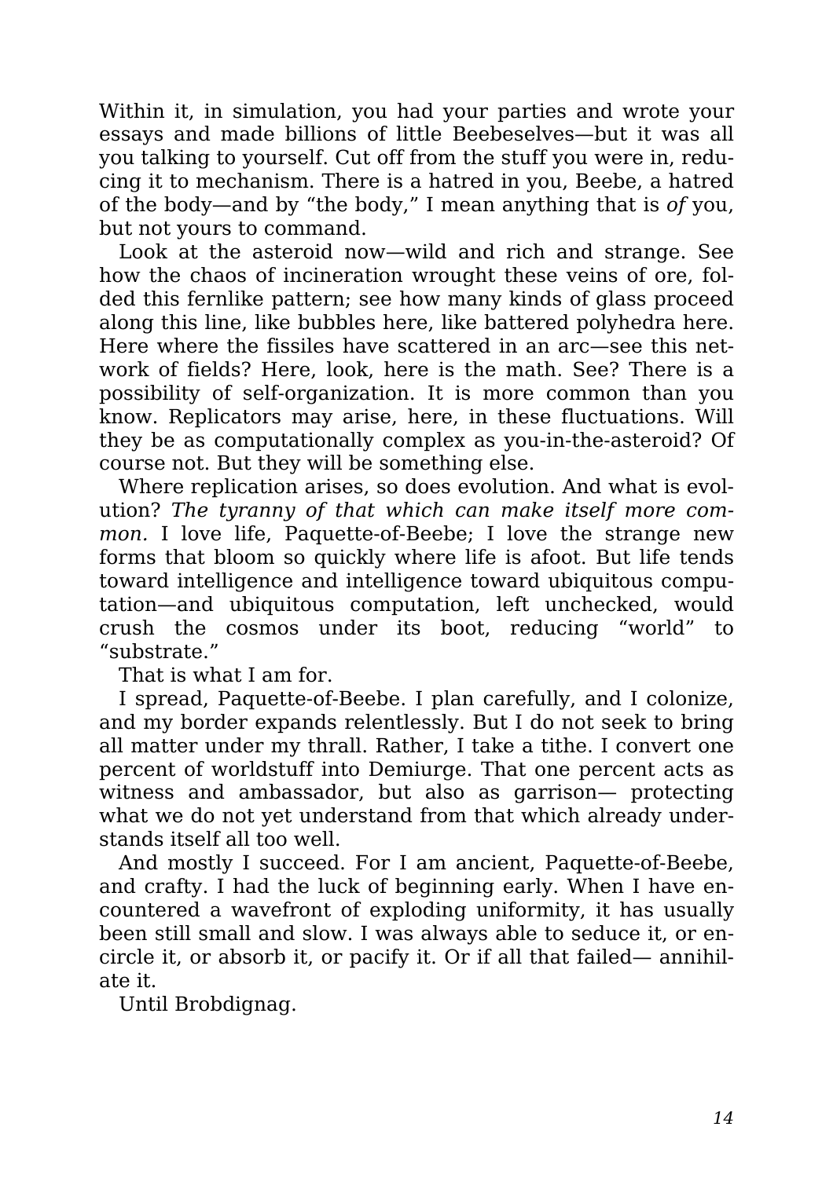Within it, in simulation, you had your parties and wrote your essays and made billions of little Beebeselves—but it was all you talking to yourself. Cut off from the stuff you were in, reducing it to mechanism. There is a hatred in you, Beebe, a hatred of the body—and by "the body," I mean anything that is *of* you, but not yours to command.

Look at the asteroid now—wild and rich and strange. See how the chaos of incineration wrought these veins of ore, folded this fernlike pattern; see how many kinds of glass proceed along this line, like bubbles here, like battered polyhedra here. Here where the fissiles have scattered in an arc—see this network of fields? Here, look, here is the math. See? There is a possibility of self-organization. It is more common than you know. Replicators may arise, here, in these fluctuations. Will they be as computationally complex as you-in-the-asteroid? Of course not. But they will be something else.

Where replication arises, so does evolution. And what is evolution? *The tyranny of that which can make itself more common.* I love life, Paquette-of-Beebe; I love the strange new forms that bloom so quickly where life is afoot. But life tends toward intelligence and intelligence toward ubiquitous computation—and ubiquitous computation, left unchecked, would crush the cosmos under its boot, reducing "world" to "substrate."

That is what I am for.

I spread, Paquette-of-Beebe. I plan carefully, and I colonize, and my border expands relentlessly. But I do not seek to bring all matter under my thrall. Rather, I take a tithe. I convert one percent of worldstuff into Demiurge. That one percent acts as witness and ambassador, but also as garrison— protecting what we do not yet understand from that which already understands itself all too well.

And mostly I succeed. For I am ancient, Paquette-of-Beebe, and crafty. I had the luck of beginning early. When I have encountered a wavefront of exploding uniformity, it has usually been still small and slow. I was always able to seduce it, or encircle it, or absorb it, or pacify it. Or if all that failed— annihilate it.

Until Brobdignag.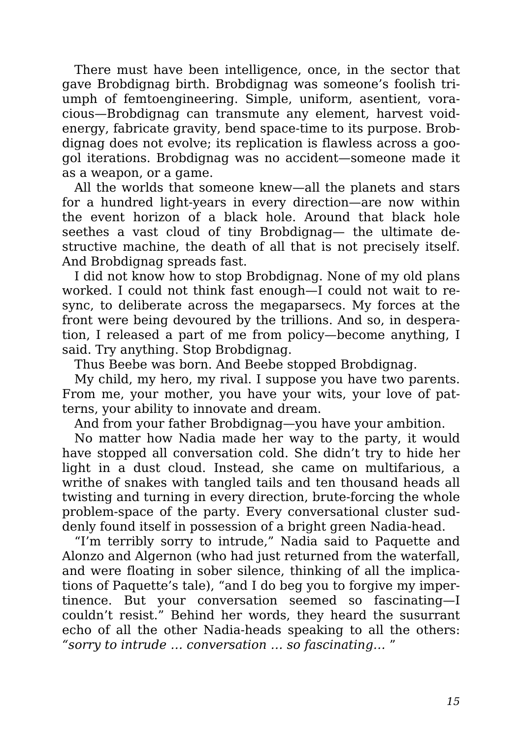There must have been intelligence, once, in the sector that gave Brobdignag birth. Brobdignag was someone's foolish triumph of femtoengineering. Simple, uniform, asentient, voracious—Brobdignag can transmute any element, harvest void-energy, fabricate gravity, bend space-time to its purpose. Brobdignag does not evolve; its replication is flawless across a googol iterations. Brobdignag was no accident—someone made it as a weapon, or a game.

All the worlds that someone knew—all the planets and stars for a hundred light-years in every direction—are now within the event horizon of a black hole. Around that black hole seethes a vast cloud of tiny Brobdignag— the ultimate destructive machine, the death of all that is not precisely itself. And Brobdignag spreads fast.

I did not know how to stop Brobdignag. None of my old plans worked. I could not think fast enough—I could not wait to re-sync, to deliberate across the megaparsecs. My forces at the front were being devoured by the trillions. And so, in desperation, I released a part of me from policy—become anything, I said. Try anything. Stop Brobdignag.

Thus Beebe was born. And Beebe stopped Brobdignag.

My child, my hero, my rival. I suppose you have two parents. From me, your mother, you have your wits, your love of patterns, your ability to innovate and dream.

And from your father Brobdignag—you have your ambition.

No matter how Nadia made her way to the party, it would have stopped all conversation cold. She didn't try to hide her light in a dust cloud. Instead, she came on multifarious, a writhe of snakes with tangled tails and ten thousand heads all twisting and turning in every direction, brute-forcing the whole problem-space of the party. Every conversational cluster suddenly found itself in possession of a bright green Nadia-head.

"I'm terribly sorry to intrude," Nadia said to Paquette and Alonzo and Algernon (who had just returned from the waterfall, and were floating in sober silence, thinking of all the implications of Paquette's tale), "and I do beg you to forgive my impertinence. But your conversation seemed so fascinating—I couldn't resist." Behind her words, they heard the susurrant echo of all the other Nadia-heads speaking to all the others: *"sorry to intrude … conversation … so fascinating… "*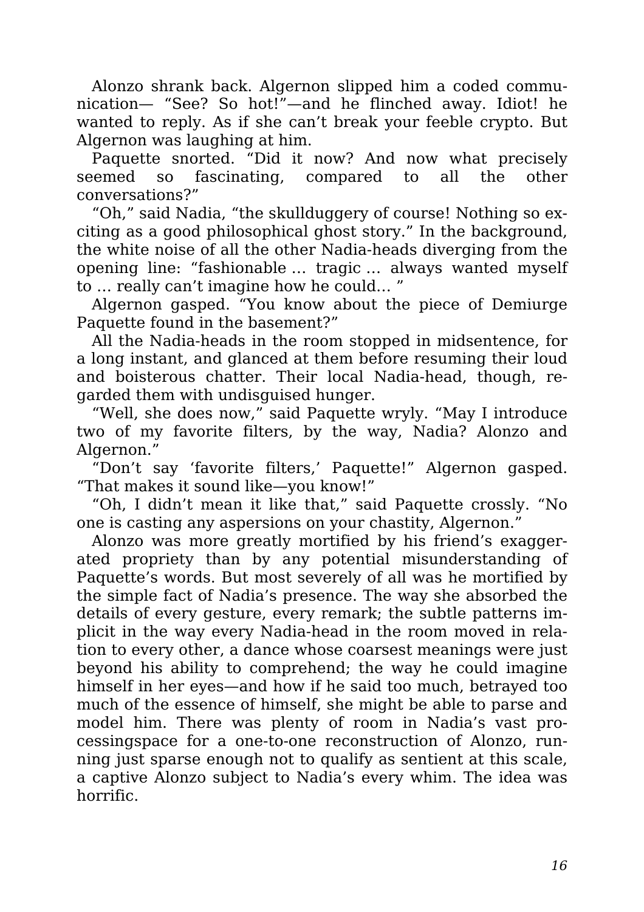Alonzo shrank back. Algernon slipped him a coded communication— “See? So hot!”—and he flinched away. Idiot! he wanted to reply. As if she can’t break your feeble crypto. But Algernon was laughing at him.

Paquette snorted. “Did it now? And now what precisely seemed so fascinating, compared to all the other conversations?”

“Oh,” said Nadia, “the skullduggery of course! Nothing so exciting as a good philosophical ghost story.” In the background, the white noise of all the other Nadia-heads diverging from the opening line: “fashionable ... tragic ... always wanted myself to ... really can’t imagine how he could... ”

Algernon gasped. “You know about the piece of Demiurge Paquette found in the basement?”

All the Nadia-heads in the room stopped in midsentence, for a long instant, and glanced at them before resuming their loud and boisterous chatter. Their local Nadia-head, though, regarded them with undisguised hunger.

“Well, she does now,” said Paquette wryly. “May I introduce two of my favorite filters, by the way, Nadia? Alonzo and Algernon.”

“Don’t say ‘favorite filters,’ Paquette!” Algernon gasped. “That makes it sound like—you know!”

“Oh, I didn’t mean it like that,” said Paquette crossly. “No one is casting any aspersions on your chastity, Algernon.”

Alonzo was more greatly mortified by his friend’s exaggerated propriety than by any potential misunderstanding of Paquette’s words. But most severely of all was he mortified by the simple fact of Nadia’s presence. The way she absorbed the details of every gesture, every remark; the subtle patterns implicit in the way every Nadia-head in the room moved in relation to every other, a dance whose coarsest meanings were just beyond his ability to comprehend; the way he could imagine himself in her eyes—and how if he said too much, betrayed too much of the essence of himself, she might be able to parse and model him. There was plenty of room in Nadia’s vast processingspace for a one-to-one reconstruction of Alonzo, running just sparse enough not to qualify as sentient at this scale, a captive Alonzo subject to Nadia’s every whim. The idea was horrific.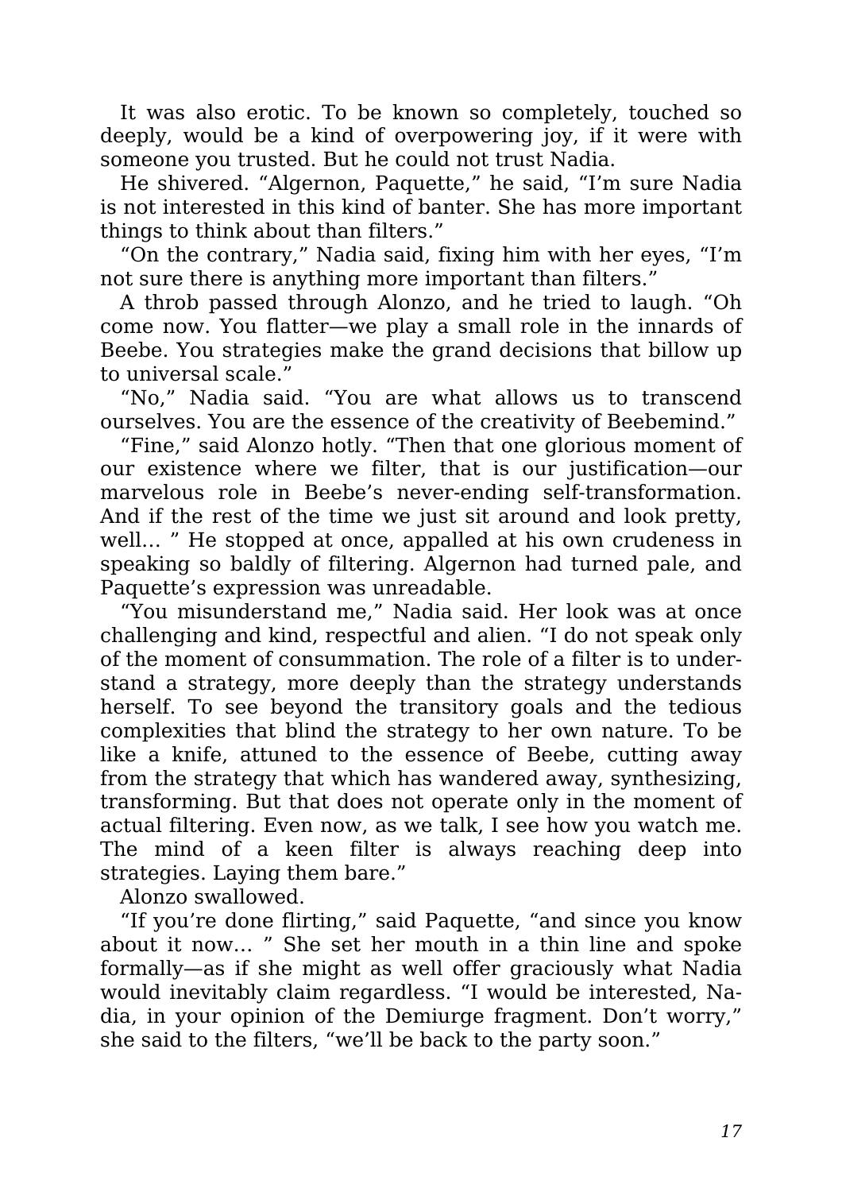It was also erotic. To be known so completely, touched so deeply, would be a kind of overpowering joy, if it were with someone you trusted. But he could not trust Nadia.

He shivered. "Algernon, Paquette," he said, "I'm sure Nadia is not interested in this kind of banter. She has more important things to think about than filters."

"On the contrary," Nadia said, fixing him with her eyes, "I'm not sure there is anything more important than filters."

A throb passed through Alonzo, and he tried to laugh. "Oh come now. You flatter—we play a small role in the innards of Beebe. You strategies make the grand decisions that billow up to universal scale."

"No," Nadia said. "You are what allows us to transcend ourselves. You are the essence of the creativity of Beebemind."

"Fine," said Alonzo hotly. "Then that one glorious moment of our existence where we filter, that is our justification—our marvelous role in Beebe's never-ending self-transformation. And if the rest of the time we just sit around and look pretty, well… " He stopped at once, appalled at his own crudeness in speaking so baldly of filtering. Algernon had turned pale, and Paquette's expression was unreadable.

"You misunderstand me," Nadia said. Her look was at once challenging and kind, respectful and alien. "I do not speak only of the moment of consummation. The role of a filter is to understand a strategy, more deeply than the strategy understands herself. To see beyond the transitory goals and the tedious complexities that blind the strategy to her own nature. To be like a knife, attuned to the essence of Beebe, cutting away from the strategy that which has wandered away, synthesizing, transforming. But that does not operate only in the moment of actual filtering. Even now, as we talk, I see how you watch me. The mind of a keen filter is always reaching deep into strategies. Laying them bare."

Alonzo swallowed.

"If you're done flirting," said Paquette, "and since you know about it now… " She set her mouth in a thin line and spoke formally—as if she might as well offer graciously what Nadia would inevitably claim regardless. "I would be interested, Nadia, in your opinion of the Demiurge fragment. Don't worry," she said to the filters, "we'll be back to the party soon."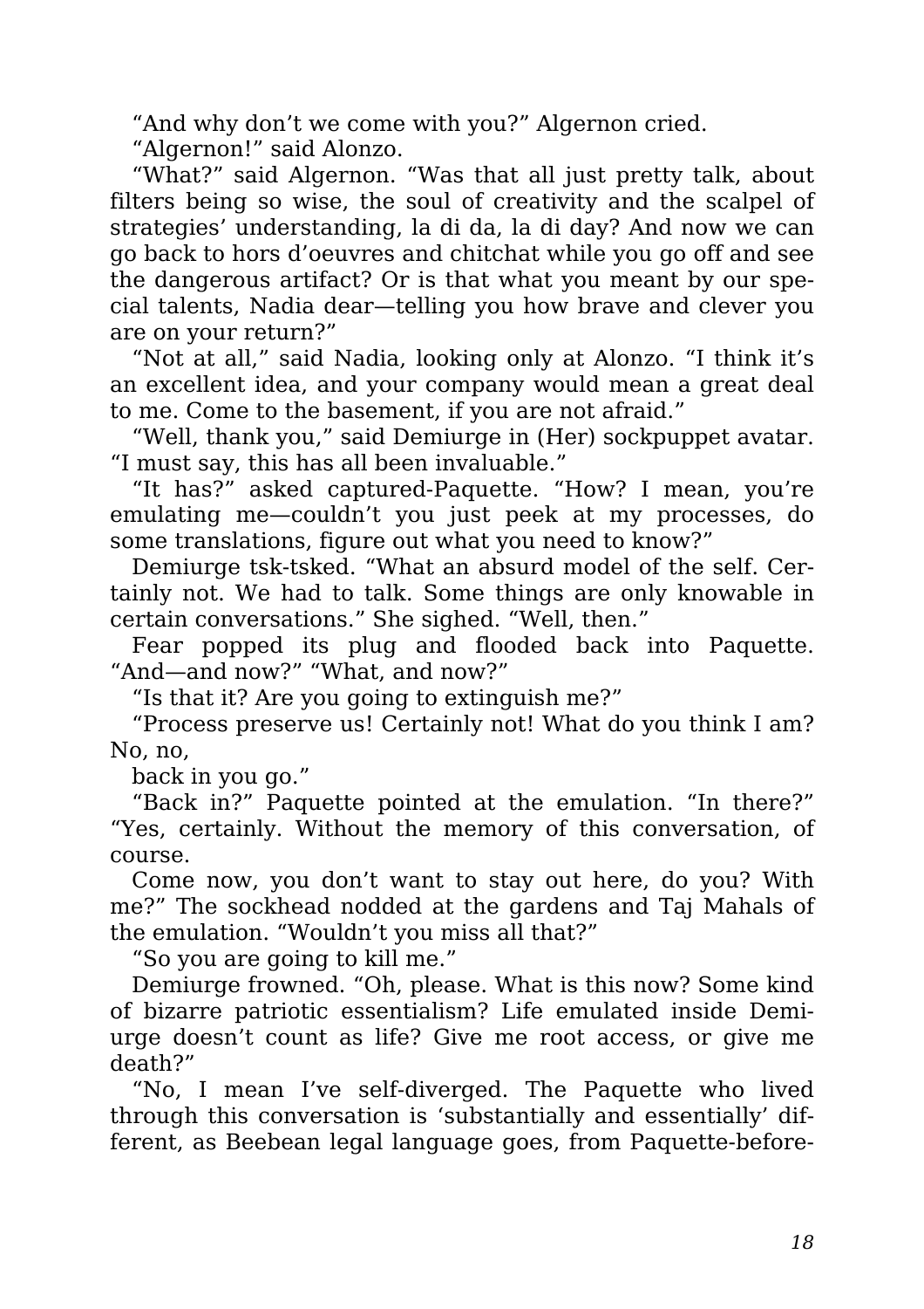"And why don't we come with you?" Algernon cried.

"Algernon!" said Alonzo.

"What?" said Algernon. "Was that all just pretty talk, about filters being so wise, the soul of creativity and the scalpel of strategies' understanding, la di da, la di day? And now we can go back to hors d'oeuvres and chitchat while you go off and see the dangerous artifact? Or is that what you meant by our special talents, Nadia dear—telling you how brave and clever you are on your return?"

"Not at all," said Nadia, looking only at Alonzo. "I think it's an excellent idea, and your company would mean a great deal to me. Come to the basement, if you are not afraid."

"Well, thank you," said Demiurge in (Her) sockpuppet avatar. "I must say, this has all been invaluable."

"It has?" asked captured-Paquette. "How? I mean, you're emulating me—couldn't you just peek at my processes, do some translations, figure out what you need to know?"

Demiurge tsk-tsked. "What an absurd model of the self. Certainly not. We had to talk. Some things are only knowable in certain conversations." She sighed. "Well, then."

Fear popped its plug and flooded back into Paquette. "And—and now?" "What, and now?"

"Is that it? Are you going to extinguish me?"

"Process preserve us! Certainly not! What do you think I am? No, no,

back in you go."

"Back in?" Paquette pointed at the emulation. "In there?" "Yes, certainly. Without the memory of this conversation, of course.

Come now, you don't want to stay out here, do you? With me?" The sockhead nodded at the gardens and Taj Mahals of the emulation. "Wouldn't you miss all that?"

"So you are going to kill me."

Demiurge frowned. "Oh, please. What is this now? Some kind of bizarre patriotic essentialism? Life emulated inside Demiurge doesn't count as life? Give me root access, or give me death?"

"No, I mean I've self-diverged. The Paquette who lived through this conversation is 'substantially and essentially' different, as Beebean legal language goes, from Paquette-before-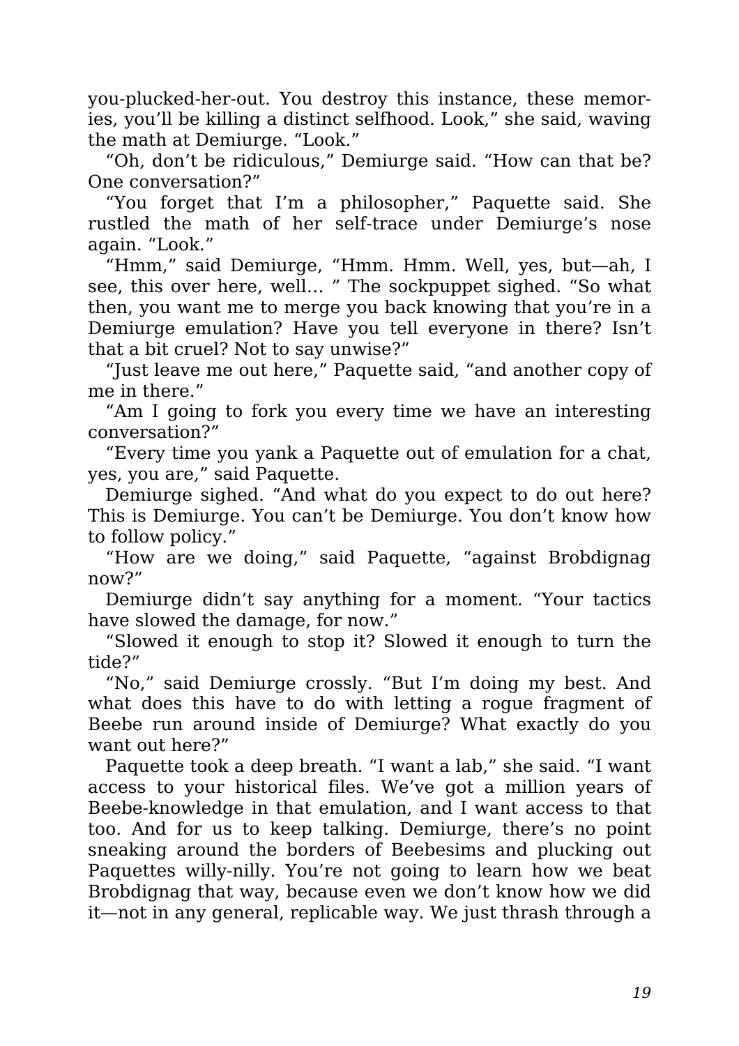you-plucked-her-out. You destroy this instance, these memories, you'll be killing a distinct selfhood. Look," she said, waving the math at Demiurge. "Look."

"Oh, don't be ridiculous," Demiurge said. "How can that be? One conversation?"

"You forget that I'm a philosopher," Paquette said. She rustled the math of her self-trace under Demiurge's nose again. "Look."

"Hmm," said Demiurge, "Hmm. Hmm. Well, yes, but—ah, I see, this over here, well… " The sockpuppet sighed. "So what then, you want me to merge you back knowing that you're in a Demiurge emulation? Have you tell everyone in there? Isn't that a bit cruel? Not to say unwise?"

"Just leave me out here," Paquette said, "and another copy of me in there."

"Am I going to fork you every time we have an interesting conversation?"

"Every time you yank a Paquette out of emulation for a chat, yes, you are," said Paquette.

Demiurge sighed. "And what do you expect to do out here? This is Demiurge. You can't be Demiurge. You don't know how to follow policy."

"How are we doing," said Paquette, "against Brobdignag now?"

Demiurge didn't say anything for a moment. "Your tactics have slowed the damage, for now."

"Slowed it enough to stop it? Slowed it enough to turn the tide?"

"No," said Demiurge crossly. "But I'm doing my best. And what does this have to do with letting a rogue fragment of Beebe run around inside of Demiurge? What exactly do you want out here?"

Paquette took a deep breath. "I want a lab," she said. "I want access to your historical files. We've got a million years of Beebe-knowledge in that emulation, and I want access to that too. And for us to keep talking. Demiurge, there's no point sneaking around the borders of Beebesims and plucking out Paquettes willy-nilly. You're not going to learn how we beat Brobdignag that way, because even we don't know how we did it—not in any general, replicable way. We just thrash through a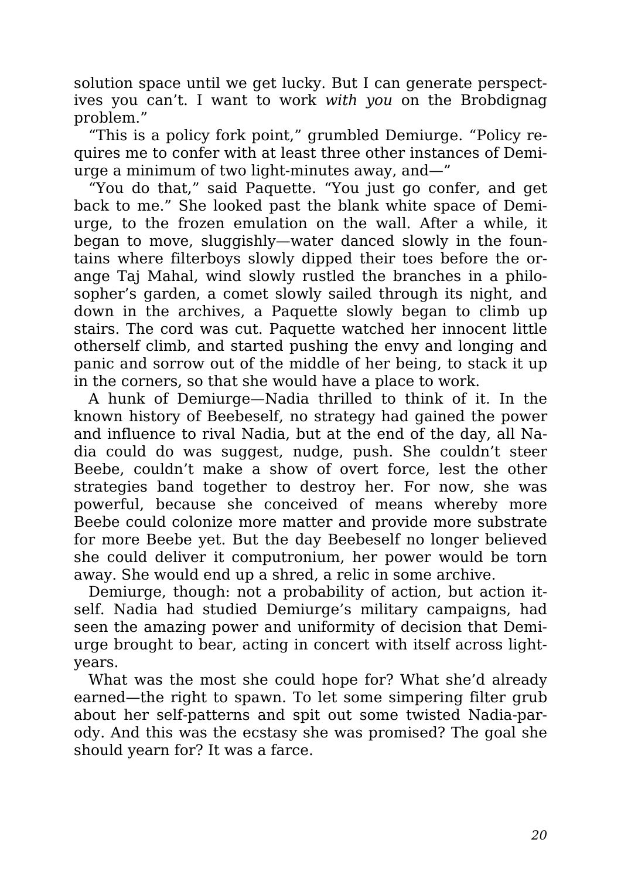solution space until we get lucky. But I can generate perspectives you can't. I want to work *with you* on the Brobdignag problem."

"This is a policy fork point," grumbled Demiurge. "Policy requires me to confer with at least three other instances of Demiurge a minimum of two light-minutes away, and—"

"You do that," said Paquette. "You just go confer, and get back to me." She looked past the blank white space of Demiurge, to the frozen emulation on the wall. After a while, it began to move, sluggishly—water danced slowly in the fountains where filterboys slowly dipped their toes before the orange Taj Mahal, wind slowly rustled the branches in a philosopher's garden, a comet slowly sailed through its night, and down in the archives, a Paquette slowly began to climb up stairs. The cord was cut. Paquette watched her innocent little otherself climb, and started pushing the envy and longing and panic and sorrow out of the middle of her being, to stack it up in the corners, so that she would have a place to work.

A hunk of Demiurge—Nadia thrilled to think of it. In the known history of Beebeself, no strategy had gained the power and influence to rival Nadia, but at the end of the day, all Nadia could do was suggest, nudge, push. She couldn't steer Beebe, couldn't make a show of overt force, lest the other strategies band together to destroy her. For now, she was powerful, because she conceived of means whereby more Beebe could colonize more matter and provide more substrate for more Beebe yet. But the day Beebeself no longer believed she could deliver it computronium, her power would be torn away. She would end up a shred, a relic in some archive.

Demiurge, though: not a probability of action, but action itself. Nadia had studied Demiurge's military campaigns, had seen the amazing power and uniformity of decision that Demiurge brought to bear, acting in concert with itself across light-years.

What was the most she could hope for? What she'd already earned—the right to spawn. To let some simpering filter grub about her self-patterns and spit out some twisted Nadia-parody. And this was the ecstasy she was promised? The goal she should yearn for? It was a farce.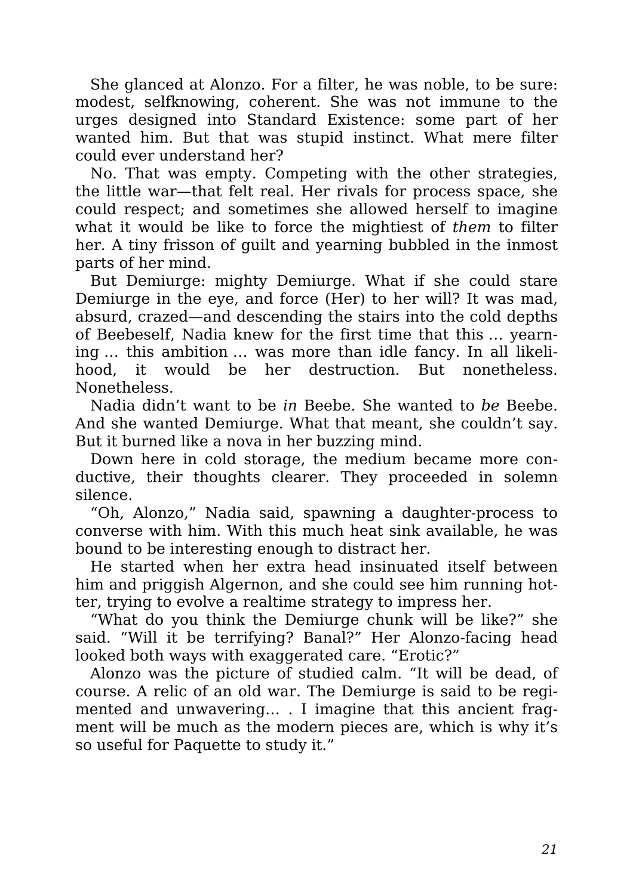She glanced at Alonzo. For a filter, he was noble, to be sure: modest, selfknowing, coherent. She was not immune to the urges designed into Standard Existence: some part of her wanted him. But that was stupid instinct. What mere filter could ever understand her?

No. That was empty. Competing with the other strategies, the little war—that felt real. Her rivals for process space, she could respect; and sometimes she allowed herself to imagine what it would be like to force the mightiest of *them* to filter her. A tiny frisson of guilt and yearning bubbled in the inmost parts of her mind.

But Demiurge: mighty Demiurge. What if she could stare Demiurge in the eye, and force (Her) to her will? It was mad, absurd, crazed—and descending the stairs into the cold depths of Beebeself, Nadia knew for the first time that this … yearning … this ambition … was more than idle fancy. In all likelihood, it would be her destruction. But nonetheless. Nonetheless.

Nadia didn't want to be *in* Beebe. She wanted to *be* Beebe. And she wanted Demiurge. What that meant, she couldn't say. But it burned like a nova in her buzzing mind.

Down here in cold storage, the medium became more conductive, their thoughts clearer. They proceeded in solemn silence.

"Oh, Alonzo," Nadia said, spawning a daughter-process to converse with him. With this much heat sink available, he was bound to be interesting enough to distract her.

He started when her extra head insinuated itself between him and priggish Algernon, and she could see him running hotter, trying to evolve a realtime strategy to impress her.

"What do you think the Demiurge chunk will be like?" she said. "Will it be terrifying? Banal?" Her Alonzo-facing head looked both ways with exaggerated care. "Erotic?"

Alonzo was the picture of studied calm. "It will be dead, of course. A relic of an old war. The Demiurge is said to be regimented and unwavering… . I imagine that this ancient fragment will be much as the modern pieces are, which is why it's so useful for Paquette to study it."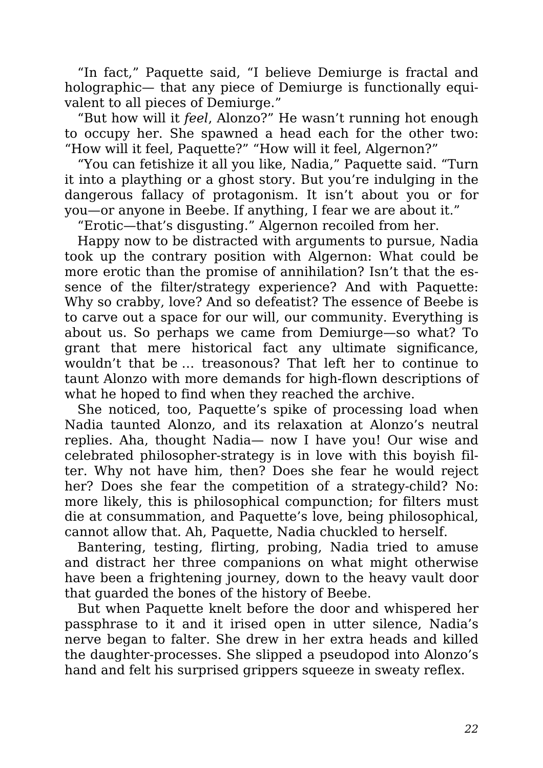"In fact," Paquette said, "I believe Demiurge is fractal and holographic— that any piece of Demiurge is functionally equivalent to all pieces of Demiurge."

"But how will it *feel*, Alonzo?" He wasn't running hot enough to occupy her. She spawned a head each for the other two: "How will it feel, Paquette?" "How will it feel, Algernon?"

"You can fetishize it all you like, Nadia," Paquette said. "Turn it into a plaything or a ghost story. But you're indulging in the dangerous fallacy of protagonism. It isn't about you or for you—or anyone in Beebe. If anything, I fear we are about it."

"Erotic—that's disgusting." Algernon recoiled from her.

Happy now to be distracted with arguments to pursue, Nadia took up the contrary position with Algernon: What could be more erotic than the promise of annihilation? Isn't that the essence of the filter/strategy experience? And with Paquette: Why so crabby, love? And so defeatist? The essence of Beebe is to carve out a space for our will, our community. Everything is about us. So perhaps we came from Demiurge—so what? To grant that mere historical fact any ultimate significance, wouldn't that be … treasonous? That left her to continue to taunt Alonzo with more demands for high-flown descriptions of what he hoped to find when they reached the archive.

She noticed, too, Paquette's spike of processing load when Nadia taunted Alonzo, and its relaxation at Alonzo's neutral replies. Aha, thought Nadia— now I have you! Our wise and celebrated philosopher-strategy is in love with this boyish filter. Why not have him, then? Does she fear he would reject her? Does she fear the competition of a strategy-child? No: more likely, this is philosophical compunction; for filters must die at consummation, and Paquette's love, being philosophical, cannot allow that. Ah, Paquette, Nadia chuckled to herself.

Bantering, testing, flirting, probing, Nadia tried to amuse and distract her three companions on what might otherwise have been a frightening journey, down to the heavy vault door that guarded the bones of the history of Beebe.

But when Paquette knelt before the door and whispered her passphrase to it and it irised open in utter silence, Nadia's nerve began to falter. She drew in her extra heads and killed the daughter-processes. She slipped a pseudopod into Alonzo's hand and felt his surprised grippers squeeze in sweaty reflex.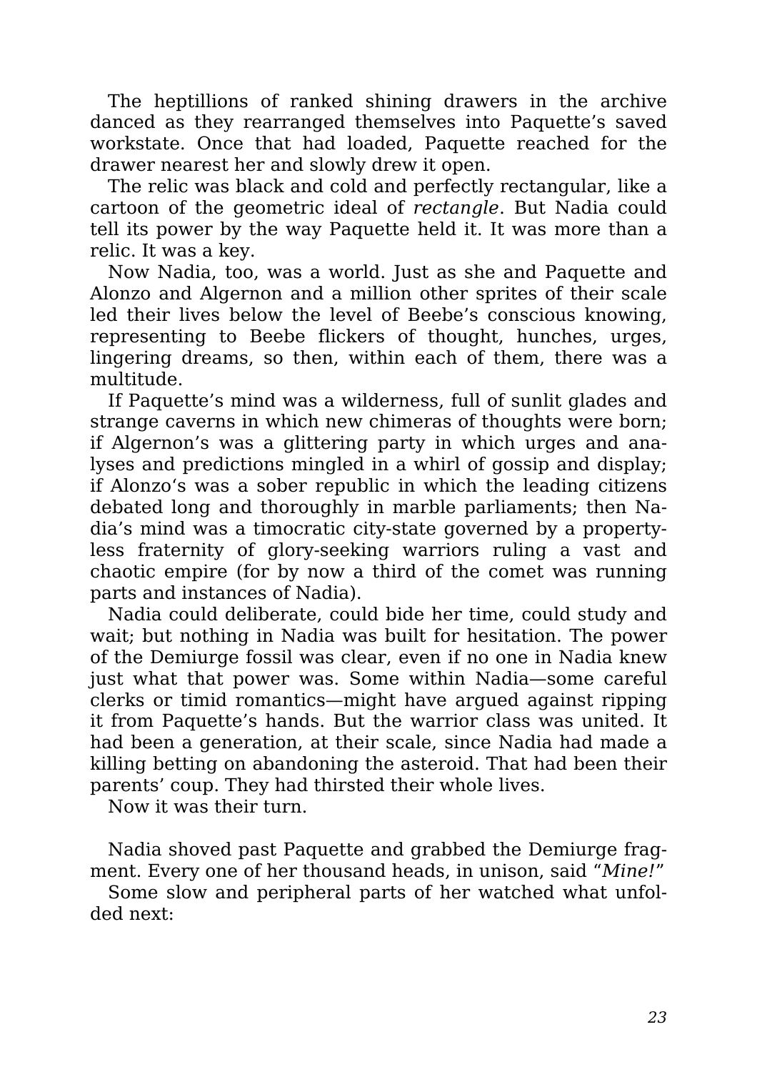The heptillions of ranked shining drawers in the archive danced as they rearranged themselves into Paquette's saved workstate. Once that had loaded, Paquette reached for the drawer nearest her and slowly drew it open.

The relic was black and cold and perfectly rectangular, like a cartoon of the geometric ideal of *rectangle*. But Nadia could tell its power by the way Paquette held it. It was more than a relic. It was a key.

Now Nadia, too, was a world. Just as she and Paquette and Alonzo and Algernon and a million other sprites of their scale led their lives below the level of Beebe's conscious knowing, representing to Beebe flickers of thought, hunches, urges, lingering dreams, so then, within each of them, there was a multitude.

If Paquette's mind was a wilderness, full of sunlit glades and strange caverns in which new chimeras of thoughts were born; if Algernon's was a glittering party in which urges and analyses and predictions mingled in a whirl of gossip and display; if Alonzo's was a sober republic in which the leading citizens debated long and thoroughly in marble parliaments; then Nadia's mind was a timocratic city-state governed by a propertyless fraternity of glory-seeking warriors ruling a vast and chaotic empire (for by now a third of the comet was running parts and instances of Nadia).

Nadia could deliberate, could bide her time, could study and wait; but nothing in Nadia was built for hesitation. The power of the Demiurge fossil was clear, even if no one in Nadia knew just what that power was. Some within Nadia—some careful clerks or timid romantics—might have argued against ripping it from Paquette's hands. But the warrior class was united. It had been a generation, at their scale, since Nadia had made a killing betting on abandoning the asteroid. That had been their parents' coup. They had thirsted their whole lives.

Now it was their turn.

Nadia shoved past Paquette and grabbed the Demiurge fragment. Every one of her thousand heads, in unison, said "*Mine!*"

Some slow and peripheral parts of her watched what unfolded next: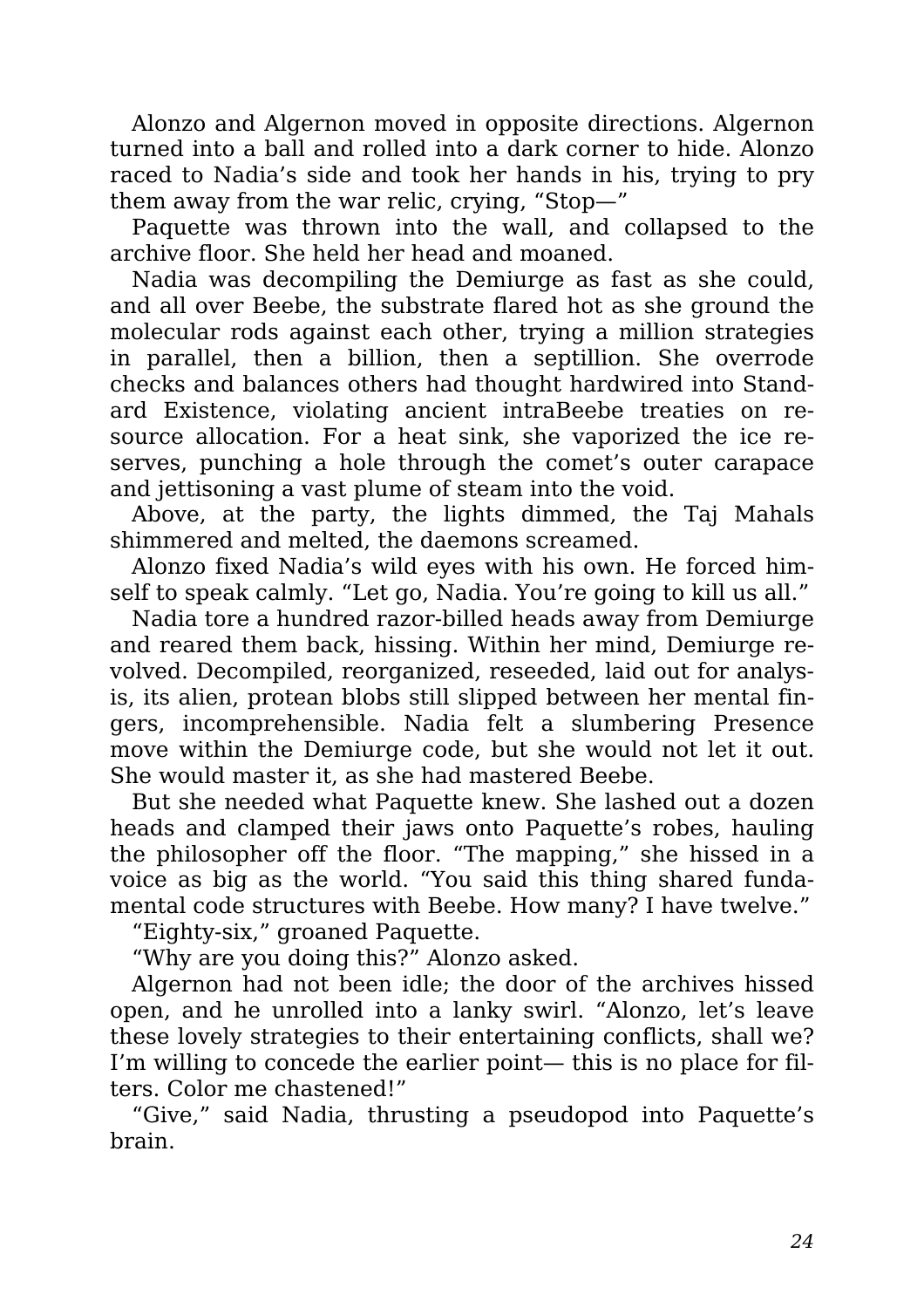Alonzo and Algernon moved in opposite directions. Algernon turned into a ball and rolled into a dark corner to hide. Alonzo raced to Nadia's side and took her hands in his, trying to pry them away from the war relic, crying, "Stop—"

Paquette was thrown into the wall, and collapsed to the archive floor. She held her head and moaned.

Nadia was decompiling the Demiurge as fast as she could, and all over Beebe, the substrate flared hot as she ground the molecular rods against each other, trying a million strategies in parallel, then a billion, then a septillion. She overrode checks and balances others had thought hardwired into Standard Existence, violating ancient intraBeebe treaties on resource allocation. For a heat sink, she vaporized the ice reserves, punching a hole through the comet's outer carapace and jettisoning a vast plume of steam into the void.

Above, at the party, the lights dimmed, the Taj Mahals shimmered and melted, the daemons screamed.

Alonzo fixed Nadia's wild eyes with his own. He forced himself to speak calmly. "Let go, Nadia. You're going to kill us all."

Nadia tore a hundred razor-billed heads away from Demiurge and reared them back, hissing. Within her mind, Demiurge revolved. Decompiled, reorganized, reseeded, laid out for analysis, its alien, protean blobs still slipped between her mental fingers, incomprehensible. Nadia felt a slumbering Presence move within the Demiurge code, but she would not let it out. She would master it, as she had mastered Beebe.

But she needed what Paquette knew. She lashed out a dozen heads and clamped their jaws onto Paquette's robes, hauling the philosopher off the floor. "The mapping," she hissed in a voice as big as the world. "You said this thing shared fundamental code structures with Beebe. How many? I have twelve."

"Eighty-six," groaned Paquette.

"Why are you doing this?" Alonzo asked.

Algernon had not been idle; the door of the archives hissed open, and he unrolled into a lanky swirl. "Alonzo, let's leave these lovely strategies to their entertaining conflicts, shall we? I'm willing to concede the earlier point— this is no place for filters. Color me chastened!"

"Give," said Nadia, thrusting a pseudopod into Paquette's brain.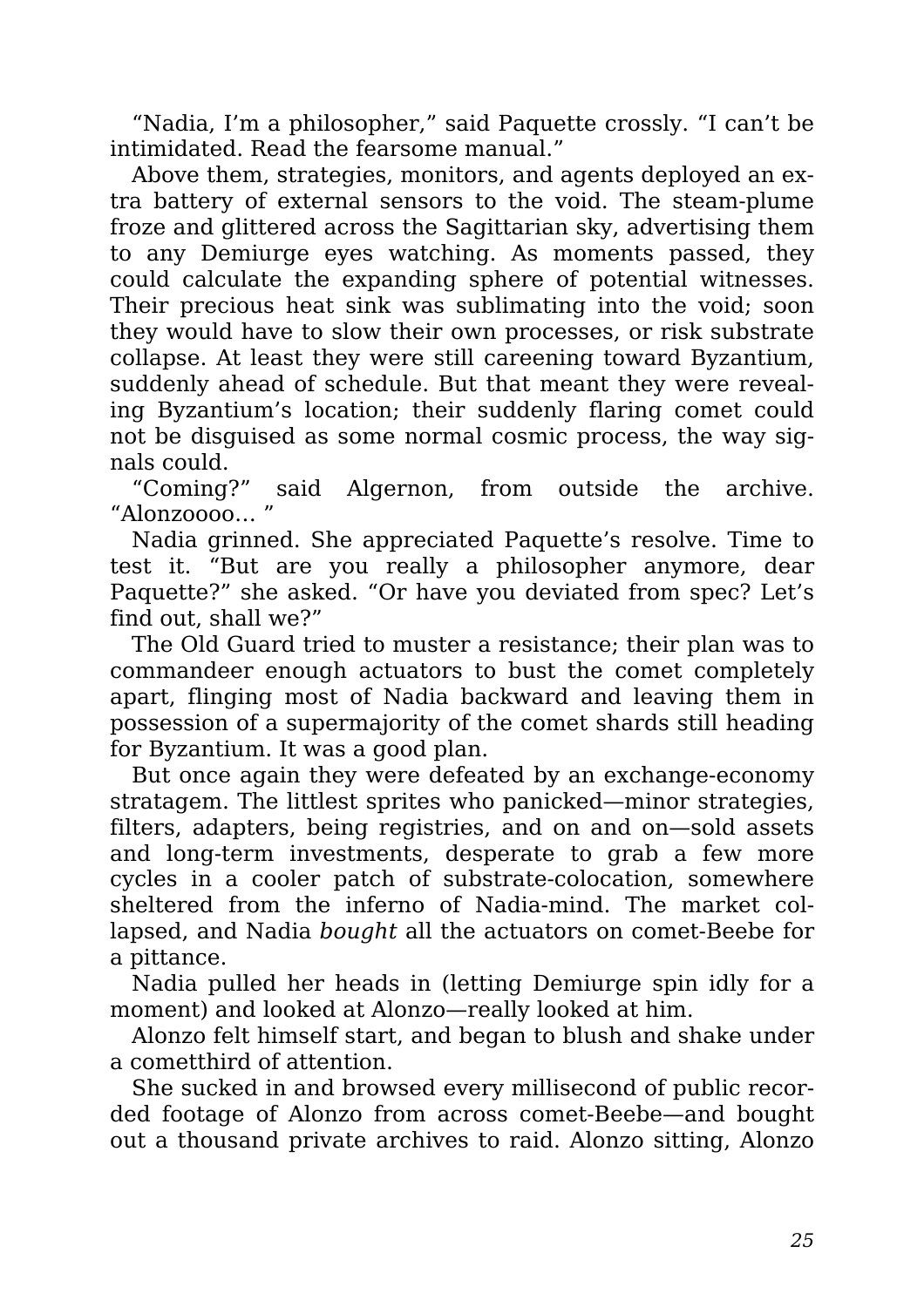"Nadia, I'm a philosopher," said Paquette crossly. "I can't be intimidated. Read the fearsome manual."

Above them, strategies, monitors, and agents deployed an extra battery of external sensors to the void. The steam-plume froze and glittered across the Sagittarian sky, advertising them to any Demiurge eyes watching. As moments passed, they could calculate the expanding sphere of potential witnesses. Their precious heat sink was sublimating into the void; soon they would have to slow their own processes, or risk substrate collapse. At least they were still careening toward Byzantium, suddenly ahead of schedule. But that meant they were revealing Byzantium's location; their suddenly flaring comet could not be disguised as some normal cosmic process, the way signals could.

"Coming?" said Algernon, from outside the archive. "Alonzoooo… "

Nadia grinned. She appreciated Paquette's resolve. Time to test it. "But are you really a philosopher anymore, dear Paquette?" she asked. "Or have you deviated from spec? Let's find out, shall we?"

The Old Guard tried to muster a resistance; their plan was to commandeer enough actuators to bust the comet completely apart, flinging most of Nadia backward and leaving them in possession of a supermajority of the comet shards still heading for Byzantium. It was a good plan.

But once again they were defeated by an exchange-economy stratagem. The littlest sprites who panicked—minor strategies, filters, adapters, being registries, and on and on—sold assets and long-term investments, desperate to grab a few more cycles in a cooler patch of substrate-colocation, somewhere sheltered from the inferno of Nadia-mind. The market collapsed, and Nadia *bought* all the actuators on comet-Beebe for a pittance.

Nadia pulled her heads in (letting Demiurge spin idly for a moment) and looked at Alonzo—really looked at him.

Alonzo felt himself start, and began to blush and shake under a cometthird of attention.

She sucked in and browsed every millisecond of public recorded footage of Alonzo from across comet-Beebe—and bought out a thousand private archives to raid. Alonzo sitting, Alonzo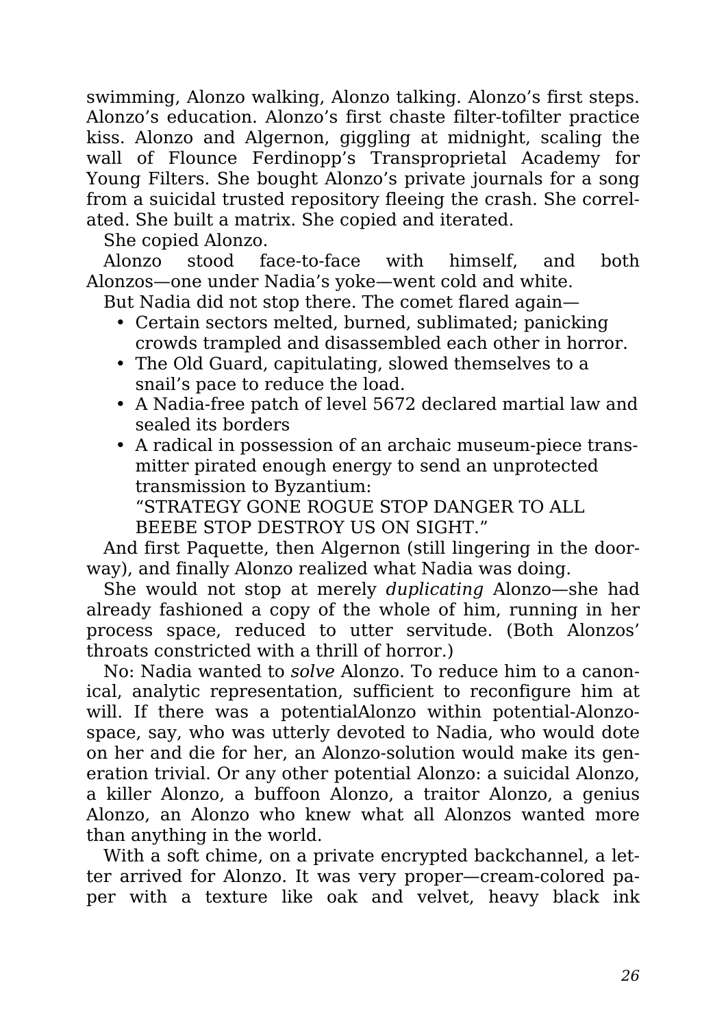swimming, Alonzo walking, Alonzo talking. Alonzo's first steps. Alonzo's education. Alonzo's first chaste filter-tofilter practice kiss. Alonzo and Algernon, giggling at midnight, scaling the wall of Flounce Ferdinopp's Transproprietal Academy for Young Filters. She bought Alonzo's private journals for a song from a suicidal trusted repository fleeing the crash. She correlated. She built a matrix. She copied and iterated.

She copied Alonzo.

Alonzo stood face-to-face with himself, and both Alonzos—one under Nadia's yoke—went cold and white.

But Nadia did not stop there. The comet flared again—

- Certain sectors melted, burned, sublimated; panicking crowds trampled and disassembled each other in horror.
- The Old Guard, capitulating, slowed themselves to a snail's pace to reduce the load.
- A Nadia-free patch of level 5672 declared martial law and sealed its borders
- A radical in possession of an archaic museum-piece transmitter pirated enough energy to send an unprotected transmission to Byzantium:
  "STRATEGY GONE ROGUE STOP DANGER TO ALL BEEBE STOP DESTROY US ON SIGHT."

And first Paquette, then Algernon (still lingering in the doorway), and finally Alonzo realized what Nadia was doing.

She would not stop at merely *duplicating* Alonzo—she had already fashioned a copy of the whole of him, running in her process space, reduced to utter servitude. (Both Alonzos' throats constricted with a thrill of horror.)

No: Nadia wanted to *solve* Alonzo. To reduce him to a canonical, analytic representation, sufficient to reconfigure him at will. If there was a potentialAlonzo within potential-Alonzo-space, say, who was utterly devoted to Nadia, who would dote on her and die for her, an Alonzo-solution would make its generation trivial. Or any other potential Alonzo: a suicidal Alonzo, a killer Alonzo, a buffoon Alonzo, a traitor Alonzo, a genius Alonzo, an Alonzo who knew what all Alonzos wanted more than anything in the world.

With a soft chime, on a private encrypted backchannel, a letter arrived for Alonzo. It was very proper—cream-colored paper with a texture like oak and velvet, heavy black ink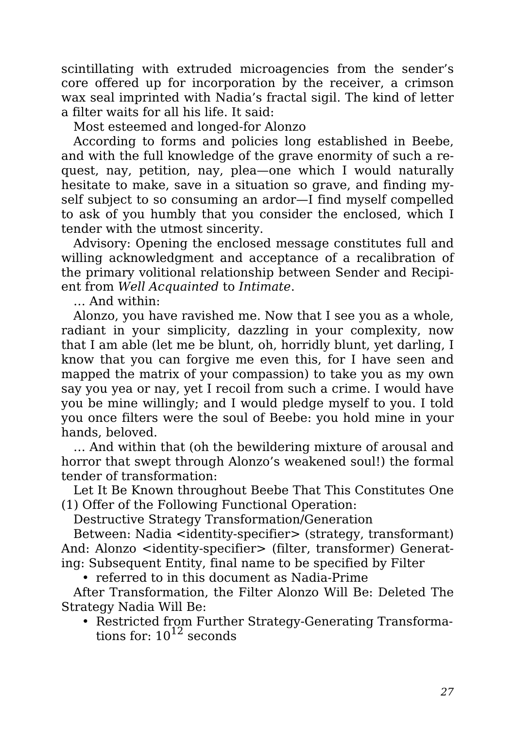scintillating with extruded microagencies from the sender's core offered up for incorporation by the receiver, a crimson wax seal imprinted with Nadia's fractal sigil. The kind of letter a filter waits for all his life. It said:

Most esteemed and longed-for Alonzo

According to forms and policies long established in Beebe, and with the full knowledge of the grave enormity of such a request, nay, petition, nay, plea—one which I would naturally hesitate to make, save in a situation so grave, and finding myself subject to so consuming an ardor—I find myself compelled to ask of you humbly that you consider the enclosed, which I tender with the utmost sincerity.

Advisory: Opening the enclosed message constitutes full and willing acknowledgment and acceptance of a recalibration of the primary volitional relationship between Sender and Recipient from *Well Acquainted* to *Intimate*.

… And within:

Alonzo, you have ravished me. Now that I see you as a whole, radiant in your simplicity, dazzling in your complexity, now that I am able (let me be blunt, oh, horridly blunt, yet darling, I know that you can forgive me even this, for I have seen and mapped the matrix of your compassion) to take you as my own say you yea or nay, yet I recoil from such a crime. I would have you be mine willingly; and I would pledge myself to you. I told you once filters were the soul of Beebe: you hold mine in your hands, beloved.

… And within that (oh the bewildering mixture of arousal and horror that swept through Alonzo's weakened soul!) the formal tender of transformation:

Let It Be Known throughout Beebe That This Constitutes One (1) Offer of the Following Functional Operation:

Destructive Strategy Transformation/Generation

Between: Nadia <identity-specifier> (strategy, transformant) And: Alonzo <identity-specifier> (filter, transformer) Generating: Subsequent Entity, final name to be specified by Filter

- referred to in this document as Nadia-Prime

After Transformation, the Filter Alonzo Will Be: Deleted The Strategy Nadia Will Be:

- Restricted from Further Strategy-Generating Transformations for: $10^{12}$ seconds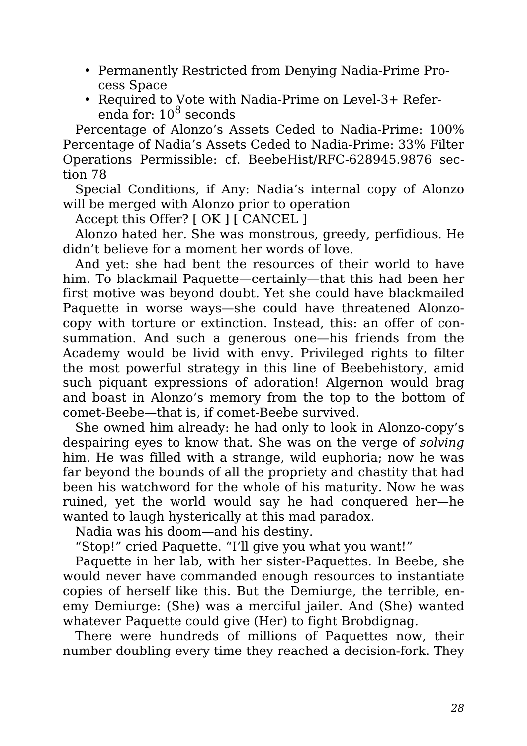- Permanently Restricted from Denying Nadia-Prime Process Space
- Required to Vote with Nadia-Prime on Level-3+ Referenda for: $10^8$ seconds

Percentage of Alonzo's Assets Ceded to Nadia-Prime: 100% Percentage of Nadia's Assets Ceded to Nadia-Prime: 33% Filter Operations Permissible: cf. BeebeHist/RFC-628945.9876 section 78

Special Conditions, if Any: Nadia's internal copy of Alonzo will be merged with Alonzo prior to operation

Accept this Offer? [ OK ] [ CANCEL ]

Alonzo hated her. She was monstrous, greedy, perfidious. He didn't believe for a moment her words of love.

And yet: she had bent the resources of their world to have him. To blackmail Paquette—certainly—that this had been her first motive was beyond doubt. Yet she could have blackmailed Paquette in worse ways—she could have threatened Alonzo-copy with torture or extinction. Instead, this: an offer of consummation. And such a generous one—his friends from the Academy would be livid with envy. Privileged rights to filter the most powerful strategy in this line of Beebehistory, amid such piquant expressions of adoration! Algernon would brag and boast in Alonzo's memory from the top to the bottom of comet-Beebe—that is, if comet-Beebe survived.

She owned him already: he had only to look in Alonzo-copy's despairing eyes to know that. She was on the verge of *solving* him. He was filled with a strange, wild euphoria; now he was far beyond the bounds of all the propriety and chastity that had been his watchword for the whole of his maturity. Now he was ruined, yet the world would say he had conquered her—he wanted to laugh hysterically at this mad paradox.

Nadia was his doom—and his destiny.

"Stop!" cried Paquette. "I'll give you what you want!"

Paquette in her lab, with her sister-Paquettes. In Beebe, she would never have commanded enough resources to instantiate copies of herself like this. But the Demiurge, the terrible, enemy Demiurge: (She) was a merciful jailer. And (She) wanted whatever Paquette could give (Her) to fight Brobdignag.

There were hundreds of millions of Paquettes now, their number doubling every time they reached a decision-fork. They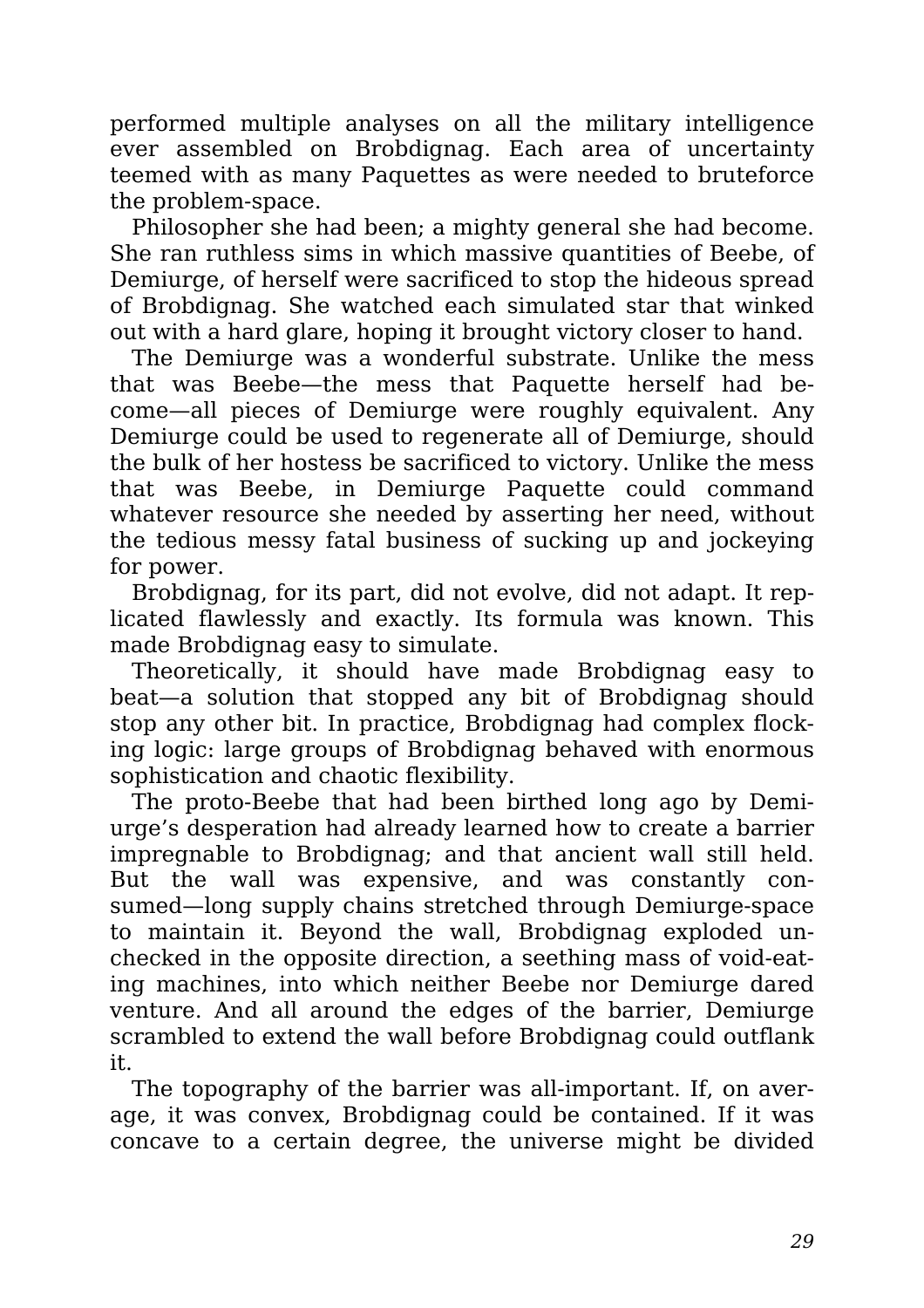performed multiple analyses on all the military intelligence ever assembled on Brobdignag. Each area of uncertainty teemed with as many Paquettes as were needed to bruteforce the problem-space.

Philosopher she had been; a mighty general she had become. She ran ruthless sims in which massive quantities of Beebe, of Demiurge, of herself were sacrificed to stop the hideous spread of Brobdignag. She watched each simulated star that winked out with a hard glare, hoping it brought victory closer to hand.

The Demiurge was a wonderful substrate. Unlike the mess that was Beebe—the mess that Paquette herself had become—all pieces of Demiurge were roughly equivalent. Any Demiurge could be used to regenerate all of Demiurge, should the bulk of her hostess be sacrificed to victory. Unlike the mess that was Beebe, in Demiurge Paquette could command whatever resource she needed by asserting her need, without the tedious messy fatal business of sucking up and jockeying for power.

Brobdignag, for its part, did not evolve, did not adapt. It replicated flawlessly and exactly. Its formula was known. This made Brobdignag easy to simulate.

Theoretically, it should have made Brobdignag easy to beat—a solution that stopped any bit of Brobdignag should stop any other bit. In practice, Brobdignag had complex flocking logic: large groups of Brobdignag behaved with enormous sophistication and chaotic flexibility.

The proto-Beebe that had been birthed long ago by Demiurge's desperation had already learned how to create a barrier impregnable to Brobdignag; and that ancient wall still held. But the wall was expensive, and was constantly consumed—long supply chains stretched through Demiurge-space to maintain it. Beyond the wall, Brobdignag exploded unchecked in the opposite direction, a seething mass of void-eating machines, into which neither Beebe nor Demiurge dared venture. And all around the edges of the barrier, Demiurge scrambled to extend the wall before Brobdignag could outflank it.

The topography of the barrier was all-important. If, on average, it was convex, Brobdignag could be contained. If it was concave to a certain degree, the universe might be divided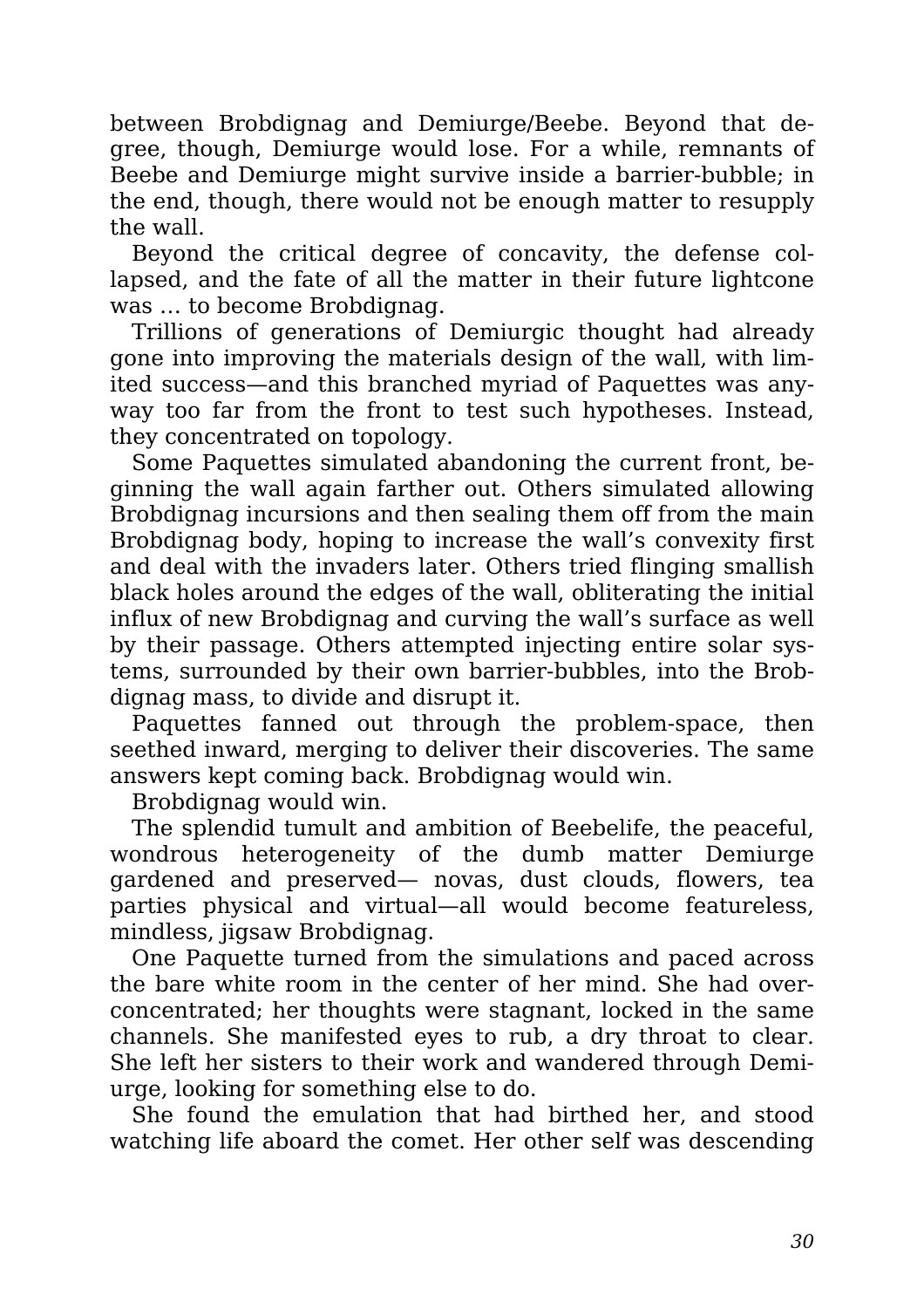between Brobdignag and Demiurge/Beebe. Beyond that degree, though, Demiurge would lose. For a while, remnants of Beebe and Demiurge might survive inside a barrier-bubble; in the end, though, there would not be enough matter to resupply the wall.

Beyond the critical degree of concavity, the defense collapsed, and the fate of all the matter in their future lightcone was … to become Brobdignag.

Trillions of generations of Demiurgic thought had already gone into improving the materials design of the wall, with limited success—and this branched myriad of Paquettes was anyway too far from the front to test such hypotheses. Instead, they concentrated on topology.

Some Paquettes simulated abandoning the current front, beginning the wall again farther out. Others simulated allowing Brobdignag incursions and then sealing them off from the main Brobdignag body, hoping to increase the wall's convexity first and deal with the invaders later. Others tried flinging smallish black holes around the edges of the wall, obliterating the initial influx of new Brobdignag and curving the wall's surface as well by their passage. Others attempted injecting entire solar systems, surrounded by their own barrier-bubbles, into the Brobdignag mass, to divide and disrupt it.

Paquettes fanned out through the problem-space, then seethed inward, merging to deliver their discoveries. The same answers kept coming back. Brobdignag would win.

Brobdignag would win.

The splendid tumult and ambition of Beebelife, the peaceful, wondrous heterogeneity of the dumb matter Demiurge gardened and preserved— novas, dust clouds, flowers, tea parties physical and virtual—all would become featureless, mindless, jigsaw Brobdignag.

One Paquette turned from the simulations and paced across the bare white room in the center of her mind. She had overconcentrated; her thoughts were stagnant, locked in the same channels. She manifested eyes to rub, a dry throat to clear. She left her sisters to their work and wandered through Demiurge, looking for something else to do.

She found the emulation that had birthed her, and stood watching life aboard the comet. Her other self was descending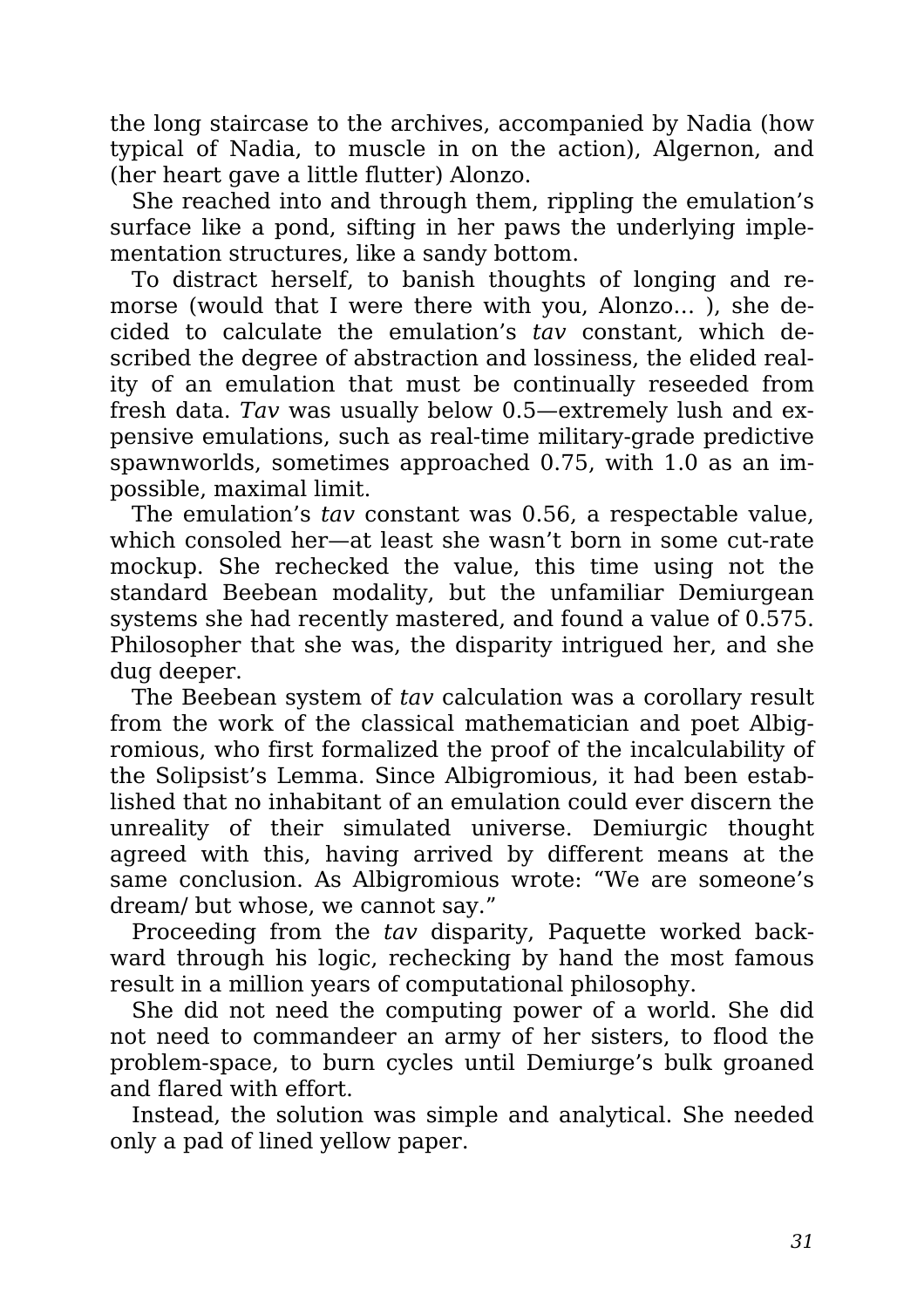the long staircase to the archives, accompanied by Nadia (how typical of Nadia, to muscle in on the action), Algernon, and (her heart gave a little flutter) Alonzo.

She reached into and through them, rippling the emulation's surface like a pond, sifting in her paws the underlying implementation structures, like a sandy bottom.

To distract herself, to banish thoughts of longing and remorse (would that I were there with you, Alonzo… ), she decided to calculate the emulation's *tav* constant, which described the degree of abstraction and lossiness, the elided reality of an emulation that must be continually reseeded from fresh data. *Tav* was usually below 0.5—extremely lush and expensive emulations, such as real-time military-grade predictive spawnworlds, sometimes approached 0.75, with 1.0 as an impossible, maximal limit.

The emulation's *tav* constant was 0.56, a respectable value, which consoled her—at least she wasn't born in some cut-rate mockup. She rechecked the value, this time using not the standard Beebean modality, but the unfamiliar Demiurgean systems she had recently mastered, and found a value of 0.575. Philosopher that she was, the disparity intrigued her, and she dug deeper.

The Beebean system of *tav* calculation was a corollary result from the work of the classical mathematician and poet Albigromious, who first formalized the proof of the incalculability of the Solipsist's Lemma. Since Albigromious, it had been established that no inhabitant of an emulation could ever discern the unreality of their simulated universe. Demiurgic thought agreed with this, having arrived by different means at the same conclusion. As Albigromious wrote: "We are someone's dream/ but whose, we cannot say."

Proceeding from the *tav* disparity, Paquette worked backward through his logic, rechecking by hand the most famous result in a million years of computational philosophy.

She did not need the computing power of a world. She did not need to commandeer an army of her sisters, to flood the problem-space, to burn cycles until Demiurge's bulk groaned and flared with effort.

Instead, the solution was simple and analytical. She needed only a pad of lined yellow paper.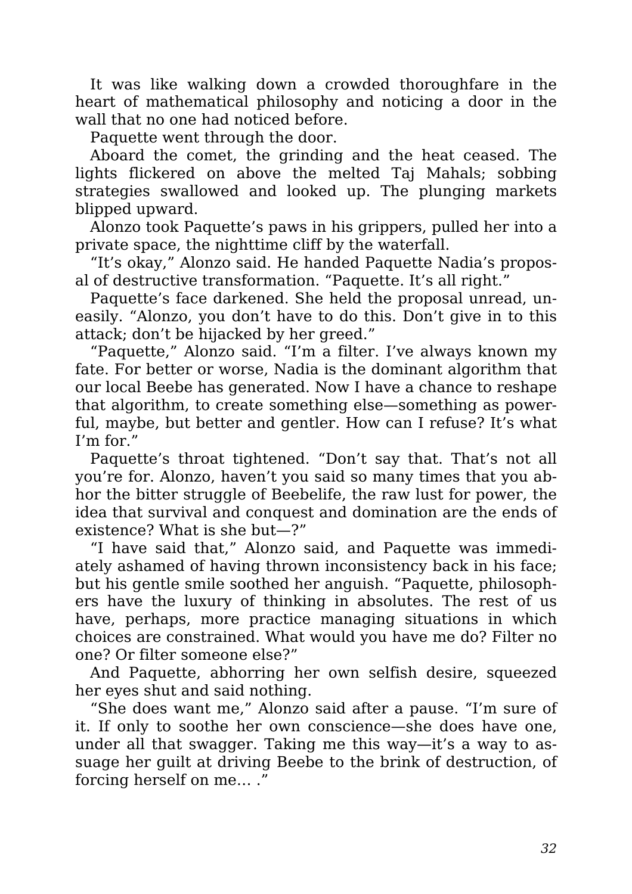It was like walking down a crowded thoroughfare in the heart of mathematical philosophy and noticing a door in the wall that no one had noticed before.

Paquette went through the door.

Aboard the comet, the grinding and the heat ceased. The lights flickered on above the melted Taj Mahals; sobbing strategies swallowed and looked up. The plunging markets blipped upward.

Alonzo took Paquette's paws in his grippers, pulled her into a private space, the nighttime cliff by the waterfall.

"It's okay," Alonzo said. He handed Paquette Nadia's proposal of destructive transformation. "Paquette. It's all right."

Paquette's face darkened. She held the proposal unread, uneasily. "Alonzo, you don't have to do this. Don't give in to this attack; don't be hijacked by her greed."

"Paquette," Alonzo said. "I'm a filter. I've always known my fate. For better or worse, Nadia is the dominant algorithm that our local Beebe has generated. Now I have a chance to reshape that algorithm, to create something else—something as powerful, maybe, but better and gentler. How can I refuse? It's what I'm for."

Paquette's throat tightened. "Don't say that. That's not all you're for. Alonzo, haven't you said so many times that you abhor the bitter struggle of Beebelife, the raw lust for power, the idea that survival and conquest and domination are the ends of existence? What is she but—?"

"I have said that," Alonzo said, and Paquette was immediately ashamed of having thrown inconsistency back in his face; but his gentle smile soothed her anguish. "Paquette, philosophers have the luxury of thinking in absolutes. The rest of us have, perhaps, more practice managing situations in which choices are constrained. What would you have me do? Filter no one? Or filter someone else?"

And Paquette, abhorring her own selfish desire, squeezed her eyes shut and said nothing.

"She does want me," Alonzo said after a pause. "I'm sure of it. If only to soothe her own conscience—she does have one, under all that swagger. Taking me this way—it's a way to assuage her guilt at driving Beebe to the brink of destruction, of forcing herself on me… ."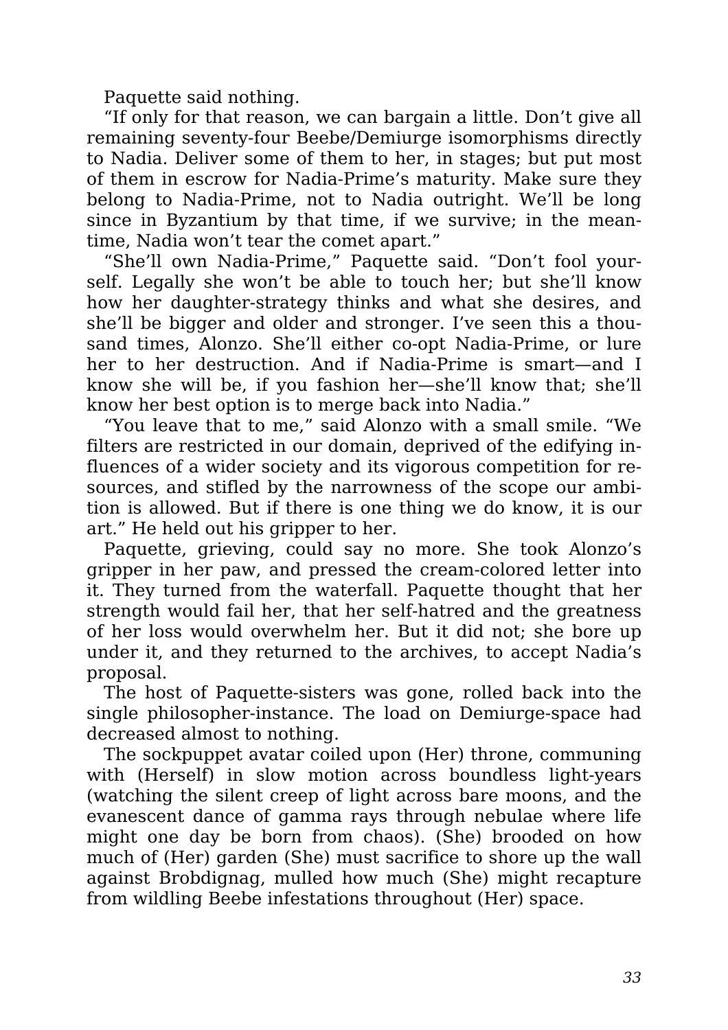Paquette said nothing.

"If only for that reason, we can bargain a little. Don't give all remaining seventy-four Beebe/Demiurge isomorphisms directly to Nadia. Deliver some of them to her, in stages; but put most of them in escrow for Nadia-Prime's maturity. Make sure they belong to Nadia-Prime, not to Nadia outright. We'll be long since in Byzantium by that time, if we survive; in the meantime, Nadia won't tear the comet apart."

"She'll own Nadia-Prime," Paquette said. "Don't fool yourself. Legally she won't be able to touch her; but she'll know how her daughter-strategy thinks and what she desires, and she'll be bigger and older and stronger. I've seen this a thousand times, Alonzo. She'll either co-opt Nadia-Prime, or lure her to her destruction. And if Nadia-Prime is smart—and I know she will be, if you fashion her—she'll know that; she'll know her best option is to merge back into Nadia."

"You leave that to me," said Alonzo with a small smile. "We filters are restricted in our domain, deprived of the edifying influences of a wider society and its vigorous competition for resources, and stifled by the narrowness of the scope our ambition is allowed. But if there is one thing we do know, it is our art." He held out his gripper to her.

Paquette, grieving, could say no more. She took Alonzo's gripper in her paw, and pressed the cream-colored letter into it. They turned from the waterfall. Paquette thought that her strength would fail her, that her self-hatred and the greatness of her loss would overwhelm her. But it did not; she bore up under it, and they returned to the archives, to accept Nadia's proposal.

The host of Paquette-sisters was gone, rolled back into the single philosopher-instance. The load on Demiurge-space had decreased almost to nothing.

The sockpuppet avatar coiled upon (Her) throne, communing with (Herself) in slow motion across boundless light-years (watching the silent creep of light across bare moons, and the evanescent dance of gamma rays through nebulae where life might one day be born from chaos). (She) brooded on how much of (Her) garden (She) must sacrifice to shore up the wall against Brobdignag, mulled how much (She) might recapture from wildling Beebe infestations throughout (Her) space.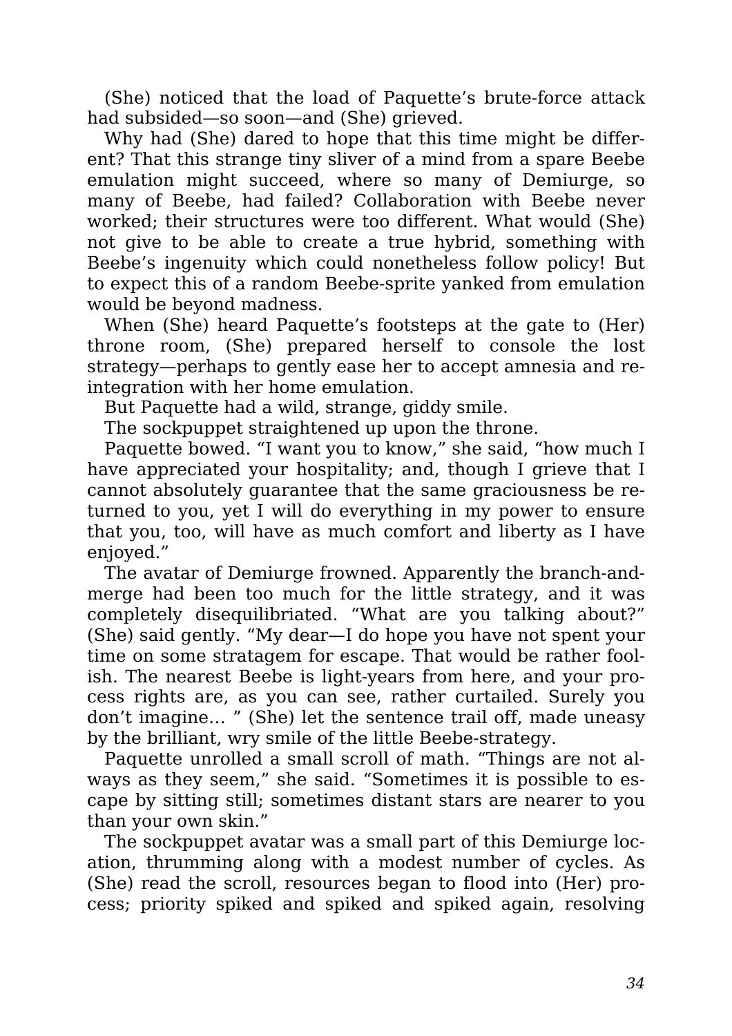(She) noticed that the load of Paquette's brute-force attack had subsided—so soon—and (She) grieved.

Why had (She) dared to hope that this time might be different? That this strange tiny sliver of a mind from a spare Beebe emulation might succeed, where so many of Demiurge, so many of Beebe, had failed? Collaboration with Beebe never worked; their structures were too different. What would (She) not give to be able to create a true hybrid, something with Beebe's ingenuity which could nonetheless follow policy! But to expect this of a random Beebe-sprite yanked from emulation would be beyond madness.

When (She) heard Paquette's footsteps at the gate to (Her) throne room, (She) prepared herself to console the lost strategy—perhaps to gently ease her to accept amnesia and reintegration with her home emulation.

But Paquette had a wild, strange, giddy smile.

The sockpuppet straightened up upon the throne.

Paquette bowed. "I want you to know," she said, "how much I have appreciated your hospitality; and, though I grieve that I cannot absolutely guarantee that the same graciousness be returned to you, yet I will do everything in my power to ensure that you, too, will have as much comfort and liberty as I have enjoyed."

The avatar of Demiurge frowned. Apparently the branch-and-merge had been too much for the little strategy, and it was completely disequilibriated. "What are you talking about?" (She) said gently. "My dear—I do hope you have not spent your time on some stratagem for escape. That would be rather foolish. The nearest Beebe is light-years from here, and your process rights are, as you can see, rather curtailed. Surely you don't imagine… " (She) let the sentence trail off, made uneasy by the brilliant, wry smile of the little Beebe-strategy.

Paquette unrolled a small scroll of math. "Things are not always as they seem," she said. "Sometimes it is possible to escape by sitting still; sometimes distant stars are nearer to you than your own skin."

The sockpuppet avatar was a small part of this Demiurge location, thrumming along with a modest number of cycles. As (She) read the scroll, resources began to flood into (Her) process; priority spiked and spiked and spiked again, resolving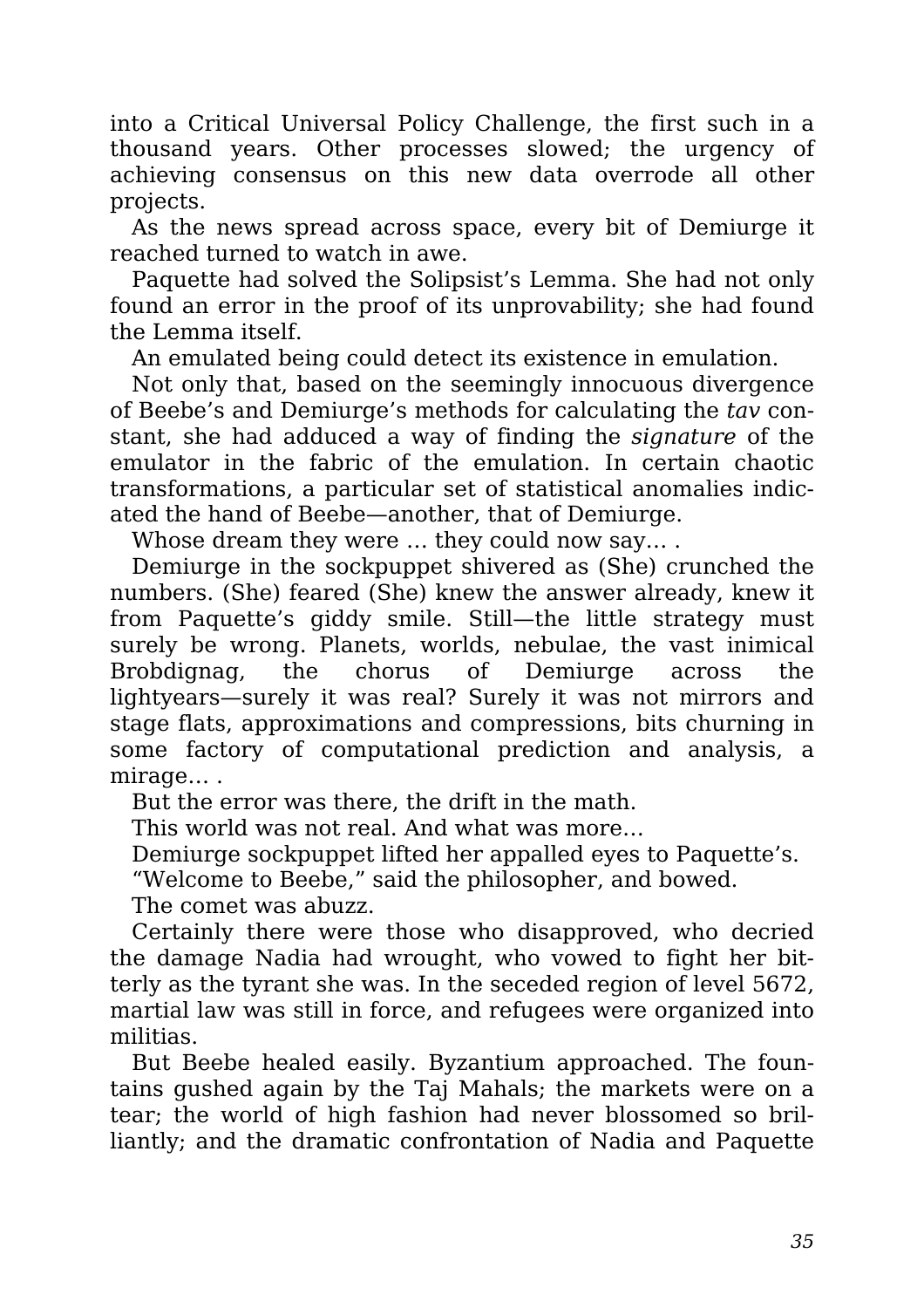into a Critical Universal Policy Challenge, the first such in a thousand years. Other processes slowed; the urgency of achieving consensus on this new data overrode all other projects.

As the news spread across space, every bit of Demiurge it reached turned to watch in awe.

Paquette had solved the Solipsist's Lemma. She had not only found an error in the proof of its unprovability; she had found the Lemma itself.

An emulated being could detect its existence in emulation.

Not only that, based on the seemingly innocuous divergence of Beebe's and Demiurge's methods for calculating the *tav* constant, she had adduced a way of finding the *signature* of the emulator in the fabric of the emulation. In certain chaotic transformations, a particular set of statistical anomalies indicated the hand of Beebe—another, that of Demiurge.

Whose dream they were … they could now say… .

Demiurge in the sockpuppet shivered as (She) crunched the numbers. (She) feared (She) knew the answer already, knew it from Paquette's giddy smile. Still—the little strategy must surely be wrong. Planets, worlds, nebulae, the vast inimical Brobdignag, the chorus of Demiurge across the lightyears—surely it was real? Surely it was not mirrors and stage flats, approximations and compressions, bits churning in some factory of computational prediction and analysis, a mirage… .

But the error was there, the drift in the math.

This world was not real. And what was more…

Demiurge sockpuppet lifted her appalled eyes to Paquette's.

"Welcome to Beebe," said the philosopher, and bowed.

The comet was abuzz.

Certainly there were those who disapproved, who decried the damage Nadia had wrought, who vowed to fight her bitterly as the tyrant she was. In the seceded region of level 5672, martial law was still in force, and refugees were organized into militias.

But Beebe healed easily. Byzantium approached. The fountains gushed again by the Taj Mahals; the markets were on a tear; the world of high fashion had never blossomed so brilliantly; and the dramatic confrontation of Nadia and Paquette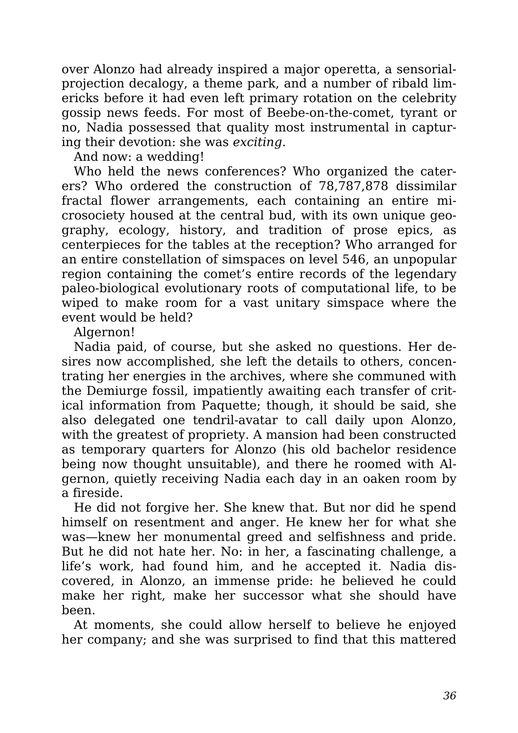over Alonzo had already inspired a major operetta, a sensorial-projection decalogy, a theme park, and a number of ribald limericks before it had even left primary rotation on the celebrity gossip news feeds. For most of Beebe-on-the-comet, tyrant or no, Nadia possessed that quality most instrumental in capturing their devotion: she was *exciting*.

And now: a wedding!

Who held the news conferences? Who organized the caterers? Who ordered the construction of 78,787,878 dissimilar fractal flower arrangements, each containing an entire microsociety housed at the central bud, with its own unique geography, ecology, history, and tradition of prose epics, as centerpieces for the tables at the reception? Who arranged for an entire constellation of simspaces on level 546, an unpopular region containing the comet's entire records of the legendary paleo-biological evolutionary roots of computational life, to be wiped to make room for a vast unitary simspace where the event would be held?

Algernon!

Nadia paid, of course, but she asked no questions. Her desires now accomplished, she left the details to others, concentrating her energies in the archives, where she communed with the Demiurge fossil, impatiently awaiting each transfer of critical information from Paquette; though, it should be said, she also delegated one tendril-avatar to call daily upon Alonzo, with the greatest of propriety. A mansion had been constructed as temporary quarters for Alonzo (his old bachelor residence being now thought unsuitable), and there he roomed with Algernon, quietly receiving Nadia each day in an oaken room by a fireside.

He did not forgive her. She knew that. But nor did he spend himself on resentment and anger. He knew her for what she was—knew her monumental greed and selfishness and pride. But he did not hate her. No: in her, a fascinating challenge, a life's work, had found him, and he accepted it. Nadia discovered, in Alonzo, an immense pride: he believed he could make her right, make her successor what she should have been.

At moments, she could allow herself to believe he enjoyed her company; and she was surprised to find that this mattered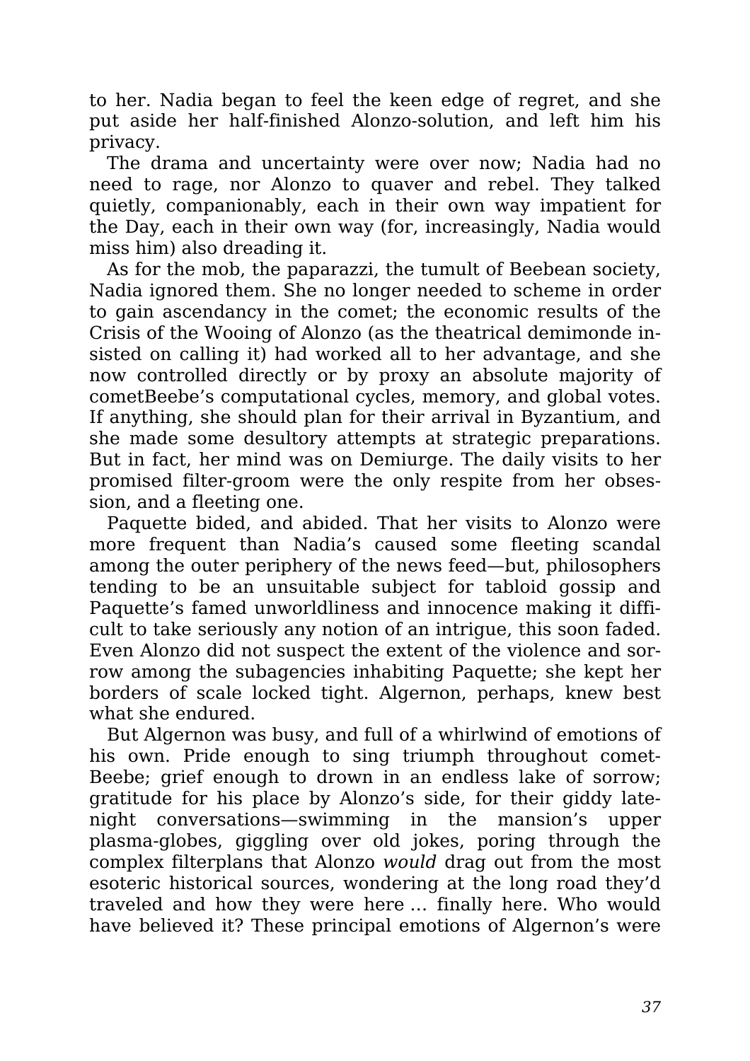to her. Nadia began to feel the keen edge of regret, and she put aside her half-finished Alonzo-solution, and left him his privacy.

The drama and uncertainty were over now; Nadia had no need to rage, nor Alonzo to quaver and rebel. They talked quietly, companionably, each in their own way impatient for the Day, each in their own way (for, increasingly, Nadia would miss him) also dreading it.

As for the mob, the paparazzi, the tumult of Beebean society, Nadia ignored them. She no longer needed to scheme in order to gain ascendancy in the comet; the economic results of the Crisis of the Wooing of Alonzo (as the theatrical demimonde insisted on calling it) had worked all to her advantage, and she now controlled directly or by proxy an absolute majority of cometBeebe's computational cycles, memory, and global votes. If anything, she should plan for their arrival in Byzantium, and she made some desultory attempts at strategic preparations. But in fact, her mind was on Demiurge. The daily visits to her promised filter-groom were the only respite from her obsession, and a fleeting one.

Paquette bided, and abided. That her visits to Alonzo were more frequent than Nadia's caused some fleeting scandal among the outer periphery of the news feed—but, philosophers tending to be an unsuitable subject for tabloid gossip and Paquette's famed unworldliness and innocence making it difficult to take seriously any notion of an intrigue, this soon faded. Even Alonzo did not suspect the extent of the violence and sorrow among the subagencies inhabiting Paquette; she kept her borders of scale locked tight. Algernon, perhaps, knew best what she endured.

But Algernon was busy, and full of a whirlwind of emotions of his own. Pride enough to sing triumph throughout cometBeebe; grief enough to drown in an endless lake of sorrow; gratitude for his place by Alonzo's side, for their giddy late-night conversations—swimming in the mansion's upper plasma-globes, giggling over old jokes, poring through the complex filterplans that Alonzo *would* drag out from the most esoteric historical sources, wondering at the long road they'd traveled and how they were here … finally here. Who would have believed it? These principal emotions of Algernon's were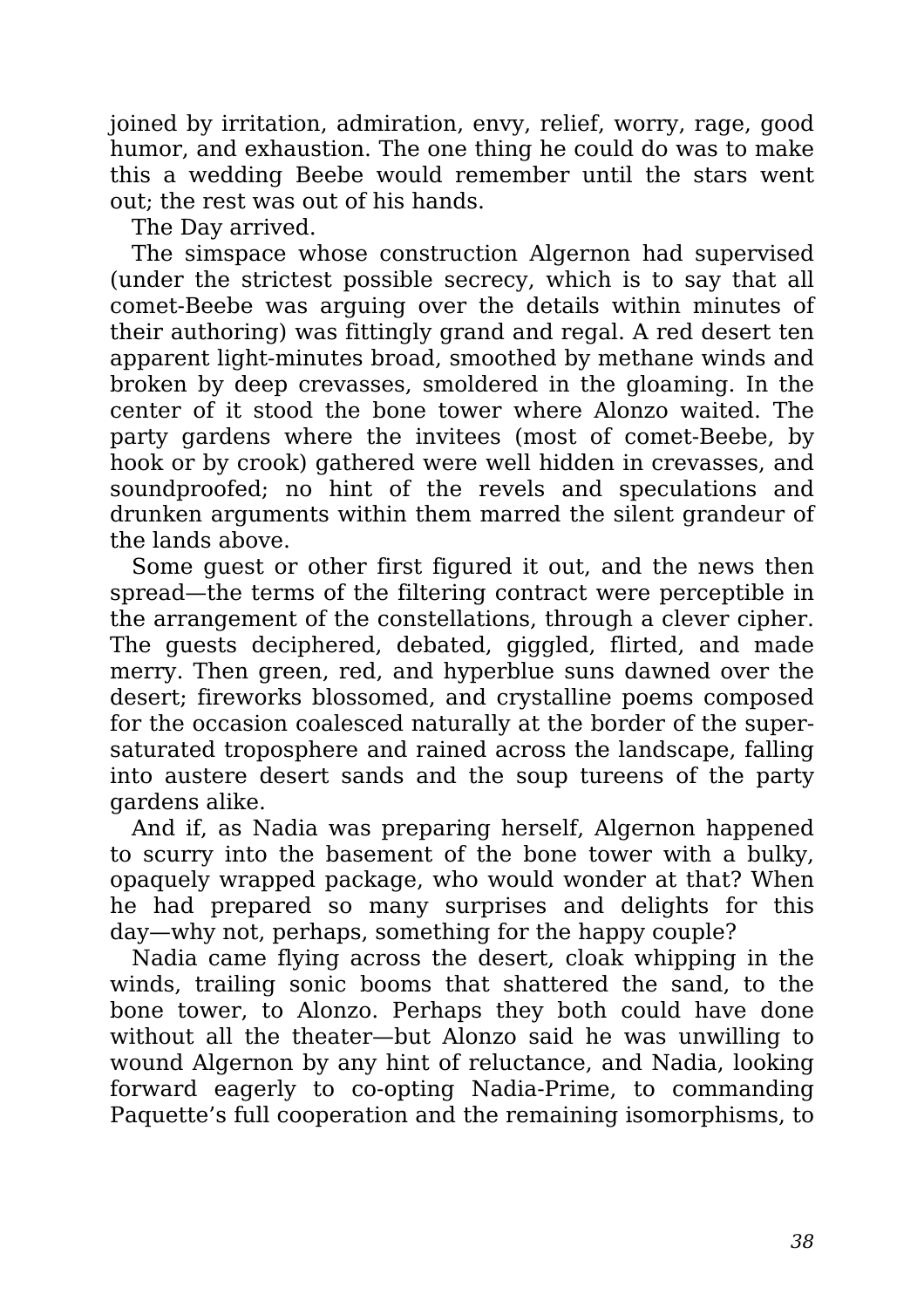joined by irritation, admiration, envy, relief, worry, rage, good humor, and exhaustion. The one thing he could do was to make this a wedding Beebe would remember until the stars went out; the rest was out of his hands.

The Day arrived.

The simspace whose construction Algernon had supervised (under the strictest possible secrecy, which is to say that all comet-Beebe was arguing over the details within minutes of their authoring) was fittingly grand and regal. A red desert ten apparent light-minutes broad, smoothed by methane winds and broken by deep crevasses, smoldered in the gloaming. In the center of it stood the bone tower where Alonzo waited. The party gardens where the invitees (most of comet-Beebe, by hook or by crook) gathered were well hidden in crevasses, and soundproofed; no hint of the revels and speculations and drunken arguments within them marred the silent grandeur of the lands above.

Some guest or other first figured it out, and the news then spread—the terms of the filtering contract were perceptible in the arrangement of the constellations, through a clever cipher. The guests deciphered, debated, giggled, flirted, and made merry. Then green, red, and hyperblue suns dawned over the desert; fireworks blossomed, and crystalline poems composed for the occasion coalesced naturally at the border of the supersaturated troposphere and rained across the landscape, falling into austere desert sands and the soup tureens of the party gardens alike.

And if, as Nadia was preparing herself, Algernon happened to scurry into the basement of the bone tower with a bulky, opaquely wrapped package, who would wonder at that? When he had prepared so many surprises and delights for this day—why not, perhaps, something for the happy couple?

Nadia came flying across the desert, cloak whipping in the winds, trailing sonic booms that shattered the sand, to the bone tower, to Alonzo. Perhaps they both could have done without all the theater—but Alonzo said he was unwilling to wound Algernon by any hint of reluctance, and Nadia, looking forward eagerly to co-opting Nadia-Prime, to commanding Paquette's full cooperation and the remaining isomorphisms, to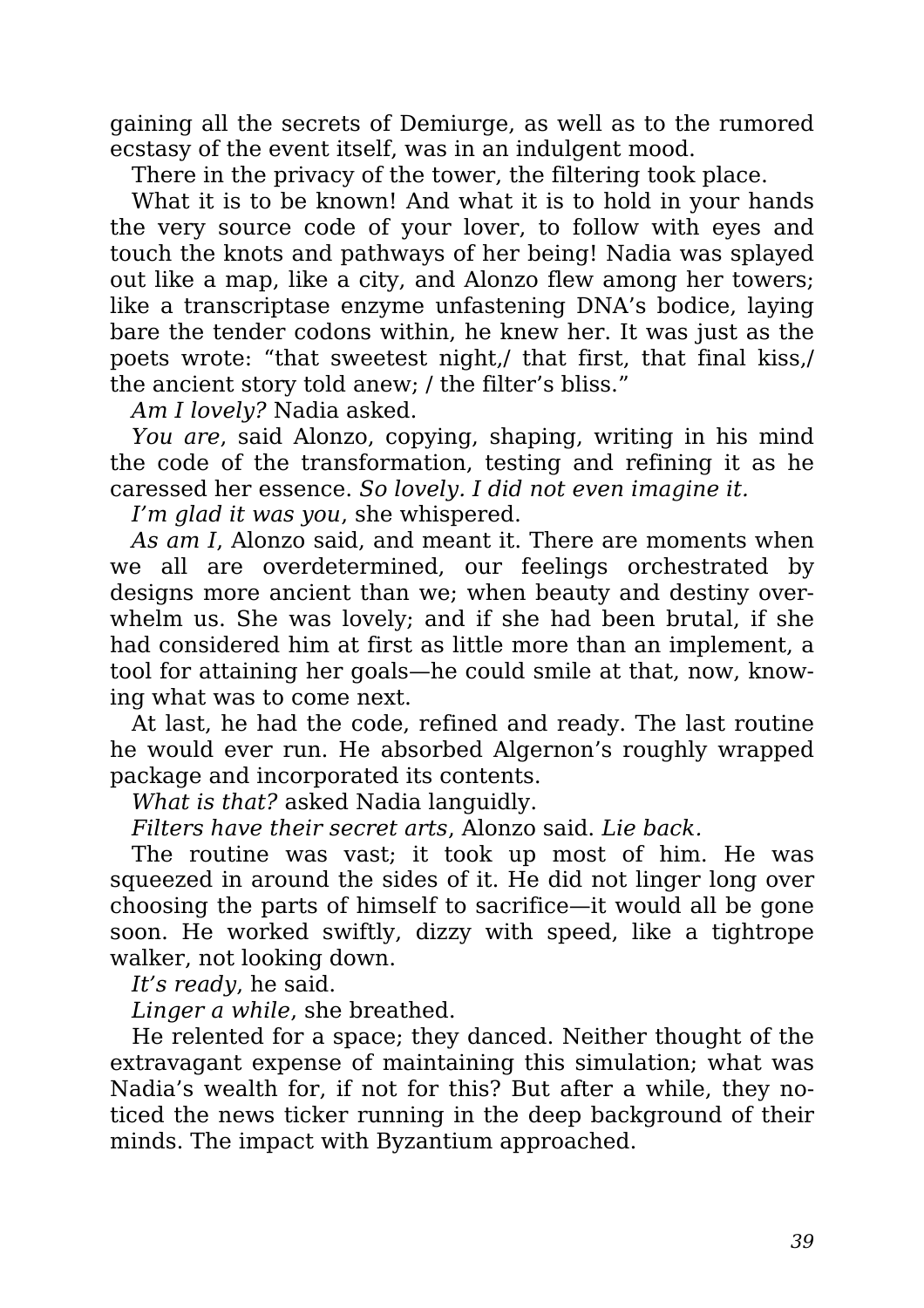gaining all the secrets of Demiurge, as well as to the rumored ecstasy of the event itself, was in an indulgent mood.

There in the privacy of the tower, the filtering took place.

What it is to be known! And what it is to hold in your hands the very source code of your lover, to follow with eyes and touch the knots and pathways of her being! Nadia was splayed out like a map, like a city, and Alonzo flew among her towers; like a transcriptase enzyme unfastening DNA's bodice, laying bare the tender codons within, he knew her. It was just as the poets wrote: "that sweetest night,/ that first, that final kiss,/ the ancient story told anew; / the filter's bliss."

*Am I lovely?* Nadia asked.

*You are*, said Alonzo, copying, shaping, writing in his mind the code of the transformation, testing and refining it as he caressed her essence. *So lovely. I did not even imagine it.*

*I'm glad it was you*, she whispered.

*As am I*, Alonzo said, and meant it. There are moments when we all are overdetermined, our feelings orchestrated by designs more ancient than we; when beauty and destiny overwhelm us. She was lovely; and if she had been brutal, if she had considered him at first as little more than an implement, a tool for attaining her goals—he could smile at that, now, knowing what was to come next.

At last, he had the code, refined and ready. The last routine he would ever run. He absorbed Algernon's roughly wrapped package and incorporated its contents.

*What is that?* asked Nadia languidly.

*Filters have their secret arts*, Alonzo said. *Lie back.*

The routine was vast; it took up most of him. He was squeezed in around the sides of it. He did not linger long over choosing the parts of himself to sacrifice—it would all be gone soon. He worked swiftly, dizzy with speed, like a tightrope walker, not looking down.

*It's ready*, he said.

*Linger a while*, she breathed.

He relented for a space; they danced. Neither thought of the extravagant expense of maintaining this simulation; what was Nadia's wealth for, if not for this? But after a while, they noticed the news ticker running in the deep background of their minds. The impact with Byzantium approached.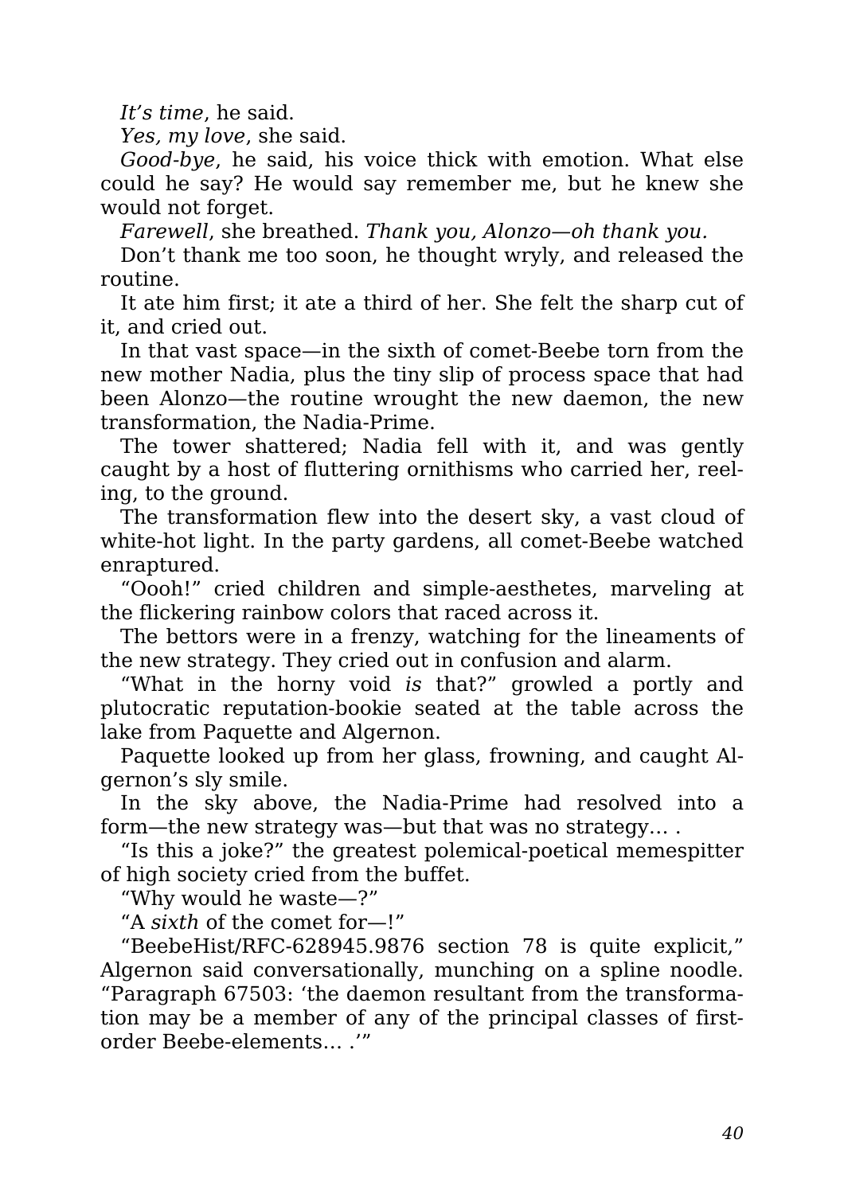*It's time*, he said.

*Yes, my love*, she said.

*Good-bye*, he said, his voice thick with emotion. What else could he say? He would say remember me, but he knew she would not forget.

*Farewell*, she breathed. *Thank you, Alonzo—oh thank you.*

Don't thank me too soon, he thought wryly, and released the routine.

It ate him first; it ate a third of her. She felt the sharp cut of it, and cried out.

In that vast space—in the sixth of comet-Beebe torn from the new mother Nadia, plus the tiny slip of process space that had been Alonzo—the routine wrought the new daemon, the new transformation, the Nadia-Prime.

The tower shattered; Nadia fell with it, and was gently caught by a host of fluttering ornithisms who carried her, reeling, to the ground.

The transformation flew into the desert sky, a vast cloud of white-hot light. In the party gardens, all comet-Beebe watched enraptured.

"Oooh!" cried children and simple-aesthetes, marveling at the flickering rainbow colors that raced across it.

The bettors were in a frenzy, watching for the lineaments of the new strategy. They cried out in confusion and alarm.

"What in the horny void *is* that?" growled a portly and plutocratic reputation-bookie seated at the table across the lake from Paquette and Algernon.

Paquette looked up from her glass, frowning, and caught Algernon's sly smile.

In the sky above, the Nadia-Prime had resolved into a form—the new strategy was—but that was no strategy… .

"Is this a joke?" the greatest polemical-poetical memespitter of high society cried from the buffet.

"Why would he waste—?"

"A *sixth* of the comet for—!"

"BeebeHist/RFC-628945.9876 section 78 is quite explicit," Algernon said conversationally, munching on a spline noodle. "Paragraph 67503: 'the daemon resultant from the transformation may be a member of any of the principal classes of first-order Beebe-elements… .'"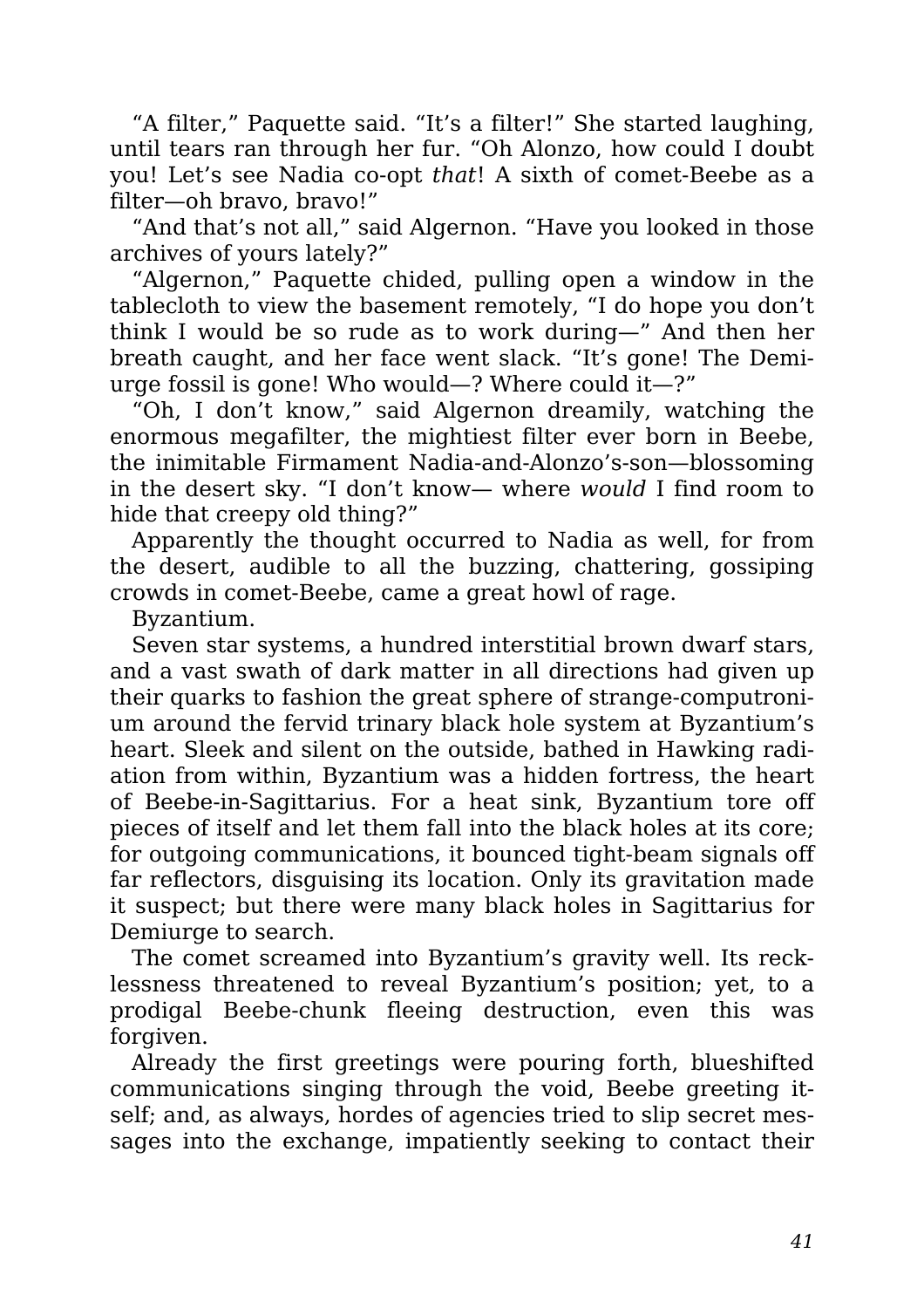"A filter," Paquette said. "It's a filter!" She started laughing, until tears ran through her fur. "Oh Alonzo, how could I doubt you! Let's see Nadia co-opt *that*! A sixth of comet-Beebe as a filter—oh bravo, bravo!"

"And that's not all," said Algernon. "Have you looked in those archives of yours lately?"

"Algernon," Paquette chided, pulling open a window in the tablecloth to view the basement remotely, "I do hope you don't think I would be so rude as to work during—" And then her breath caught, and her face went slack. "It's gone! The Demiurge fossil is gone! Who would—? Where could it—?"

"Oh, I don't know," said Algernon dreamily, watching the enormous megafilter, the mightiest filter ever born in Beebe, the inimitable Firmament Nadia-and-Alonzo's-son—blossoming in the desert sky. "I don't know— where *would* I find room to hide that creepy old thing?"

Apparently the thought occurred to Nadia as well, for from the desert, audible to all the buzzing, chattering, gossiping crowds in comet-Beebe, came a great howl of rage.

Byzantium.

Seven star systems, a hundred interstitial brown dwarf stars, and a vast swath of dark matter in all directions had given up their quarks to fashion the great sphere of strange-computronium around the fervid trinary black hole system at Byzantium's heart. Sleek and silent on the outside, bathed in Hawking radiation from within, Byzantium was a hidden fortress, the heart of Beebe-in-Sagittarius. For a heat sink, Byzantium tore off pieces of itself and let them fall into the black holes at its core; for outgoing communications, it bounced tight-beam signals off far reflectors, disguising its location. Only its gravitation made it suspect; but there were many black holes in Sagittarius for Demiurge to search.

The comet screamed into Byzantium's gravity well. Its recklessness threatened to reveal Byzantium's position; yet, to a prodigal Beebe-chunk fleeing destruction, even this was forgiven.

Already the first greetings were pouring forth, blueshifted communications singing through the void, Beebe greeting itself; and, as always, hordes of agencies tried to slip secret messages into the exchange, impatiently seeking to contact their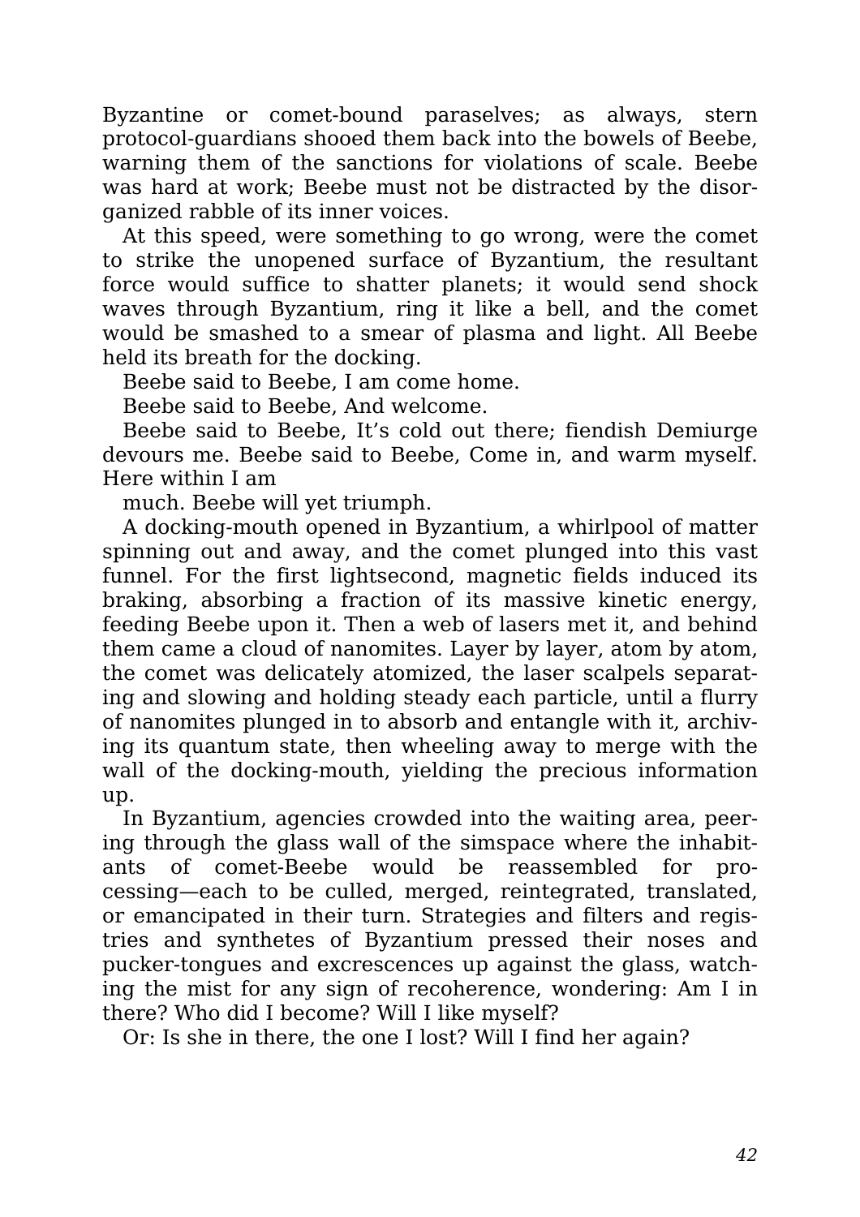Byzantine or comet-bound paraselves; as always, stern protocol-guardians shooed them back into the bowels of Beebe, warning them of the sanctions for violations of scale. Beebe was hard at work; Beebe must not be distracted by the disorganized rabble of its inner voices.

At this speed, were something to go wrong, were the comet to strike the unopened surface of Byzantium, the resultant force would suffice to shatter planets; it would send shock waves through Byzantium, ring it like a bell, and the comet would be smashed to a smear of plasma and light. All Beebe held its breath for the docking.

Beebe said to Beebe, I am come home.

Beebe said to Beebe, And welcome.

Beebe said to Beebe, It's cold out there; fiendish Demiurge devours me. Beebe said to Beebe, Come in, and warm myself. Here within I am

much. Beebe will yet triumph.

A docking-mouth opened in Byzantium, a whirlpool of matter spinning out and away, and the comet plunged into this vast funnel. For the first lightsecond, magnetic fields induced its braking, absorbing a fraction of its massive kinetic energy, feeding Beebe upon it. Then a web of lasers met it, and behind them came a cloud of nanomites. Layer by layer, atom by atom, the comet was delicately atomized, the laser scalpels separating and slowing and holding steady each particle, until a flurry of nanomites plunged in to absorb and entangle with it, archiving its quantum state, then wheeling away to merge with the wall of the docking-mouth, yielding the precious information up.

In Byzantium, agencies crowded into the waiting area, peering through the glass wall of the simspace where the inhabitants of comet-Beebe would be reassembled for processing—each to be culled, merged, reintegrated, translated, or emancipated in their turn. Strategies and filters and registries and synthetes of Byzantium pressed their noses and pucker-tongues and excrescences up against the glass, watching the mist for any sign of recoherence, wondering: Am I in there? Who did I become? Will I like myself?

Or: Is she in there, the one I lost? Will I find her again?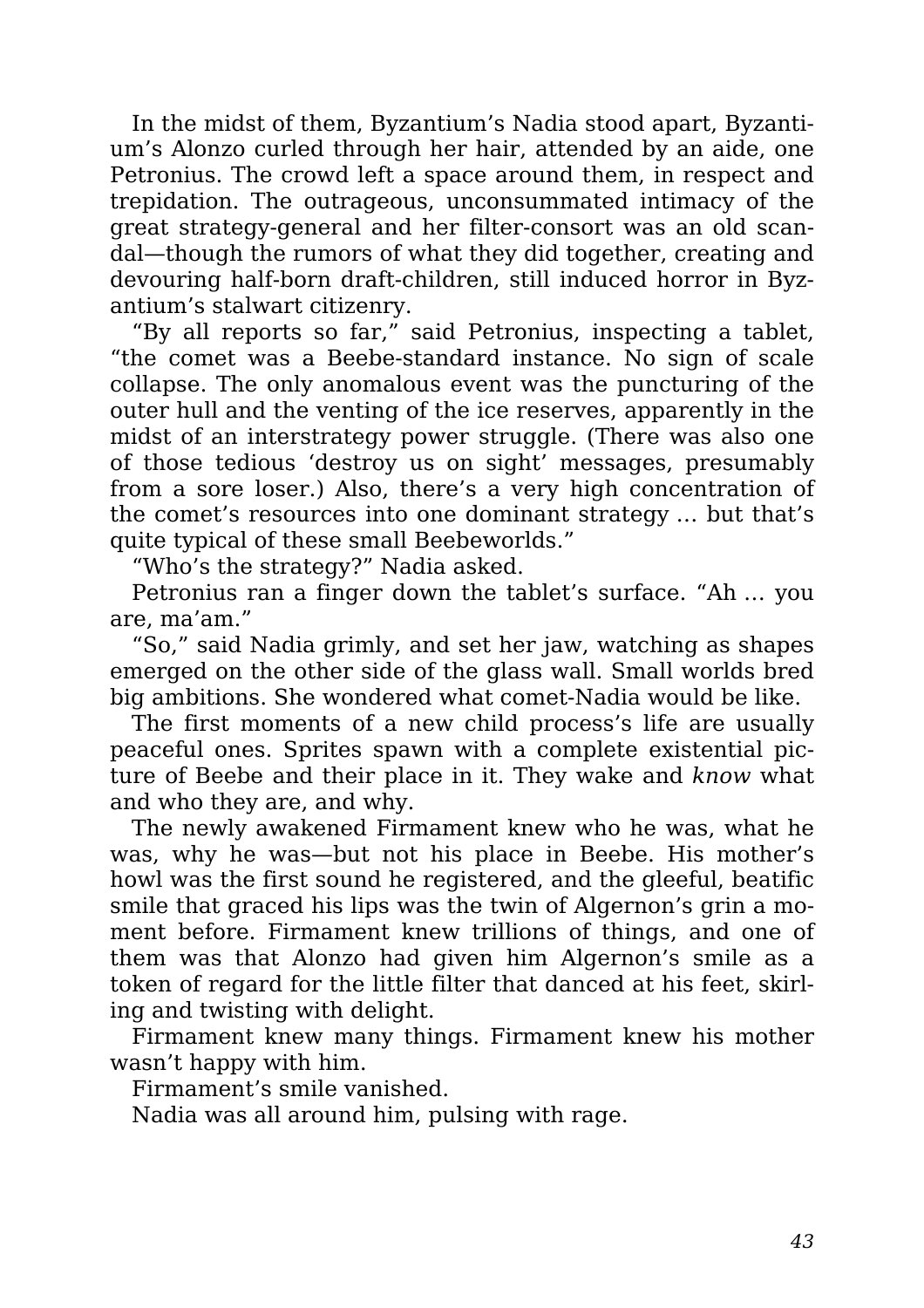In the midst of them, Byzantium's Nadia stood apart, Byzantium's Alonzo curled through her hair, attended by an aide, one Petronius. The crowd left a space around them, in respect and trepidation. The outrageous, unconsummated intimacy of the great strategy-general and her filter-consort was an old scandal—though the rumors of what they did together, creating and devouring half-born draft-children, still induced horror in Byzantium's stalwart citizenry.

"By all reports so far," said Petronius, inspecting a tablet, "the comet was a Beebe-standard instance. No sign of scale collapse. The only anomalous event was the puncturing of the outer hull and the venting of the ice reserves, apparently in the midst of an interstrategy power struggle. (There was also one of those tedious 'destroy us on sight' messages, presumably from a sore loser.) Also, there's a very high concentration of the comet's resources into one dominant strategy … but that's quite typical of these small Beebeworlds."

"Who's the strategy?" Nadia asked.

Petronius ran a finger down the tablet's surface. "Ah … you are, ma'am."

"So," said Nadia grimly, and set her jaw, watching as shapes emerged on the other side of the glass wall. Small worlds bred big ambitions. She wondered what comet-Nadia would be like.

The first moments of a new child process's life are usually peaceful ones. Sprites spawn with a complete existential picture of Beebe and their place in it. They wake and *know* what and who they are, and why.

The newly awakened Firmament knew who he was, what he was, why he was—but not his place in Beebe. His mother's howl was the first sound he registered, and the gleeful, beatific smile that graced his lips was the twin of Algernon's grin a moment before. Firmament knew trillions of things, and one of them was that Alonzo had given him Algernon's smile as a token of regard for the little filter that danced at his feet, skirling and twisting with delight.

Firmament knew many things. Firmament knew his mother wasn't happy with him.

Firmament's smile vanished.

Nadia was all around him, pulsing with rage.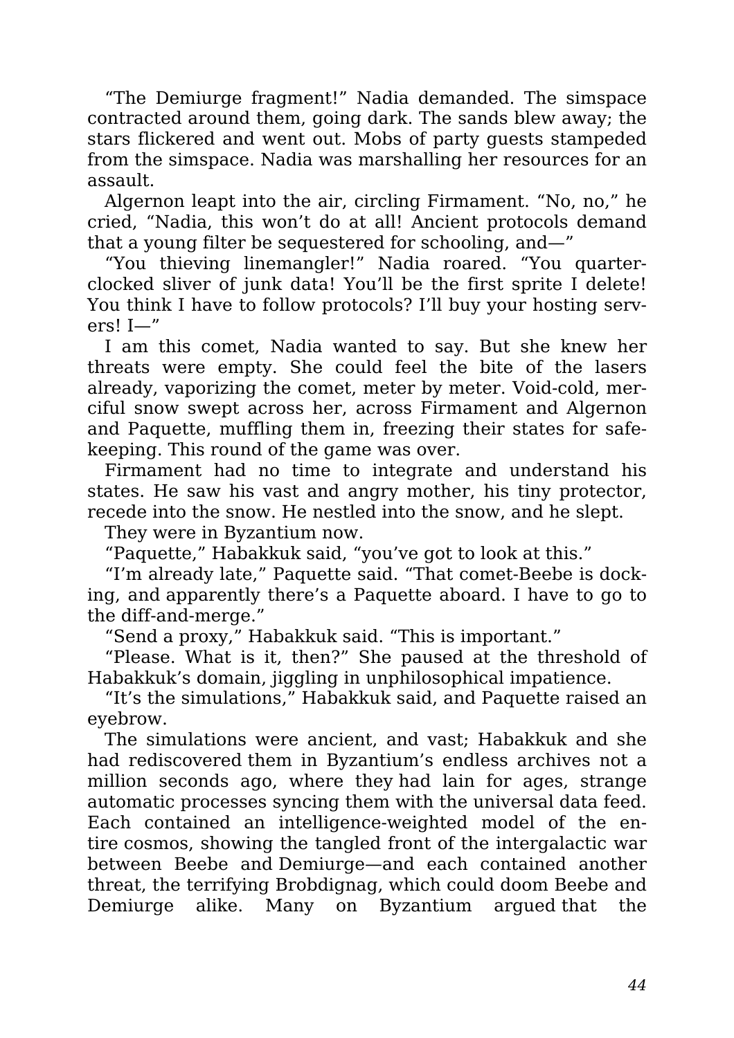"The Demiurge fragment!" Nadia demanded. The simspace contracted around them, going dark. The sands blew away; the stars flickered and went out. Mobs of party guests stampeded from the simspace. Nadia was marshalling her resources for an assault.

Algernon leapt into the air, circling Firmament. "No, no," he cried, "Nadia, this won't do at all! Ancient protocols demand that a young filter be sequestered for schooling, and—"

"You thieving linemangler!" Nadia roared. "You quarter-clocked sliver of junk data! You'll be the first sprite I delete! You think I have to follow protocols? I'll buy your hosting servers! I—"

I am this comet, Nadia wanted to say. But she knew her threats were empty. She could feel the bite of the lasers already, vaporizing the comet, meter by meter. Void-cold, merciful snow swept across her, across Firmament and Algernon and Paquette, muffling them in, freezing their states for safekeeping. This round of the game was over.

Firmament had no time to integrate and understand his states. He saw his vast and angry mother, his tiny protector, recede into the snow. He nestled into the snow, and he slept.

They were in Byzantium now.

"Paquette," Habakkuk said, "you've got to look at this."

"I'm already late," Paquette said. "That comet-Beebe is docking, and apparently there's a Paquette aboard. I have to go to the diff-and-merge."

"Send a proxy," Habakkuk said. "This is important."

"Please. What is it, then?" She paused at the threshold of Habakkuk's domain, jiggling in unphilosophical impatience.

"It's the simulations," Habakkuk said, and Paquette raised an eyebrow.

The simulations were ancient, and vast; Habakkuk and she had rediscovered them in Byzantium's endless archives not a million seconds ago, where they had lain for ages, strange automatic processes syncing them with the universal data feed. Each contained an intelligence-weighted model of the entire cosmos, showing the tangled front of the intergalactic war between Beebe and Demiurge—and each contained another threat, the terrifying Brobdignag, which could doom Beebe and Demiurge alike. Many on Byzantium argued that the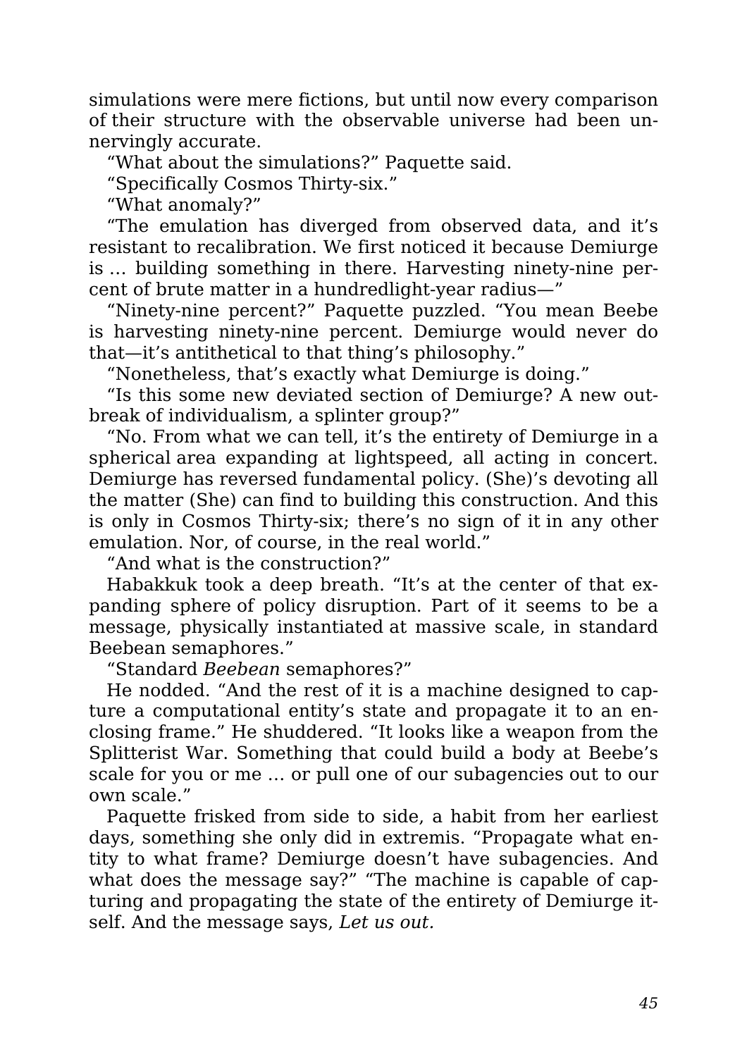simulations were mere fictions, but until now every comparison of their structure with the observable universe had been unnervingly accurate.

"What about the simulations?" Paquette said.

"Specifically Cosmos Thirty-six."

"What anomaly?"

"The emulation has diverged from observed data, and it's resistant to recalibration. We first noticed it because Demiurge is … building something in there. Harvesting ninety-nine percent of brute matter in a hundredlight-year radius—"

"Ninety-nine percent?" Paquette puzzled. "You mean Beebe is harvesting ninety-nine percent. Demiurge would never do that—it's antithetical to that thing's philosophy."

"Nonetheless, that's exactly what Demiurge is doing."

"Is this some new deviated section of Demiurge? A new outbreak of individualism, a splinter group?"

"No. From what we can tell, it's the entirety of Demiurge in a spherical area expanding at lightspeed, all acting in concert. Demiurge has reversed fundamental policy. (She)'s devoting all the matter (She) can find to building this construction. And this is only in Cosmos Thirty-six; there's no sign of it in any other emulation. Nor, of course, in the real world."

"And what is the construction?"

Habakkuk took a deep breath. "It's at the center of that expanding sphere of policy disruption. Part of it seems to be a message, physically instantiated at massive scale, in standard Beebean semaphores."

"Standard *Beebean* semaphores?"

He nodded. "And the rest of it is a machine designed to capture a computational entity's state and propagate it to an enclosing frame." He shuddered. "It looks like a weapon from the Splitterist War. Something that could build a body at Beebe's scale for you or me … or pull one of our subagencies out to our own scale."

Paquette frisked from side to side, a habit from her earliest days, something she only did in extremis. "Propagate what entity to what frame? Demiurge doesn't have subagencies. And what does the message say?" "The machine is capable of capturing and propagating the state of the entirety of Demiurge itself. And the message says, *Let us out.*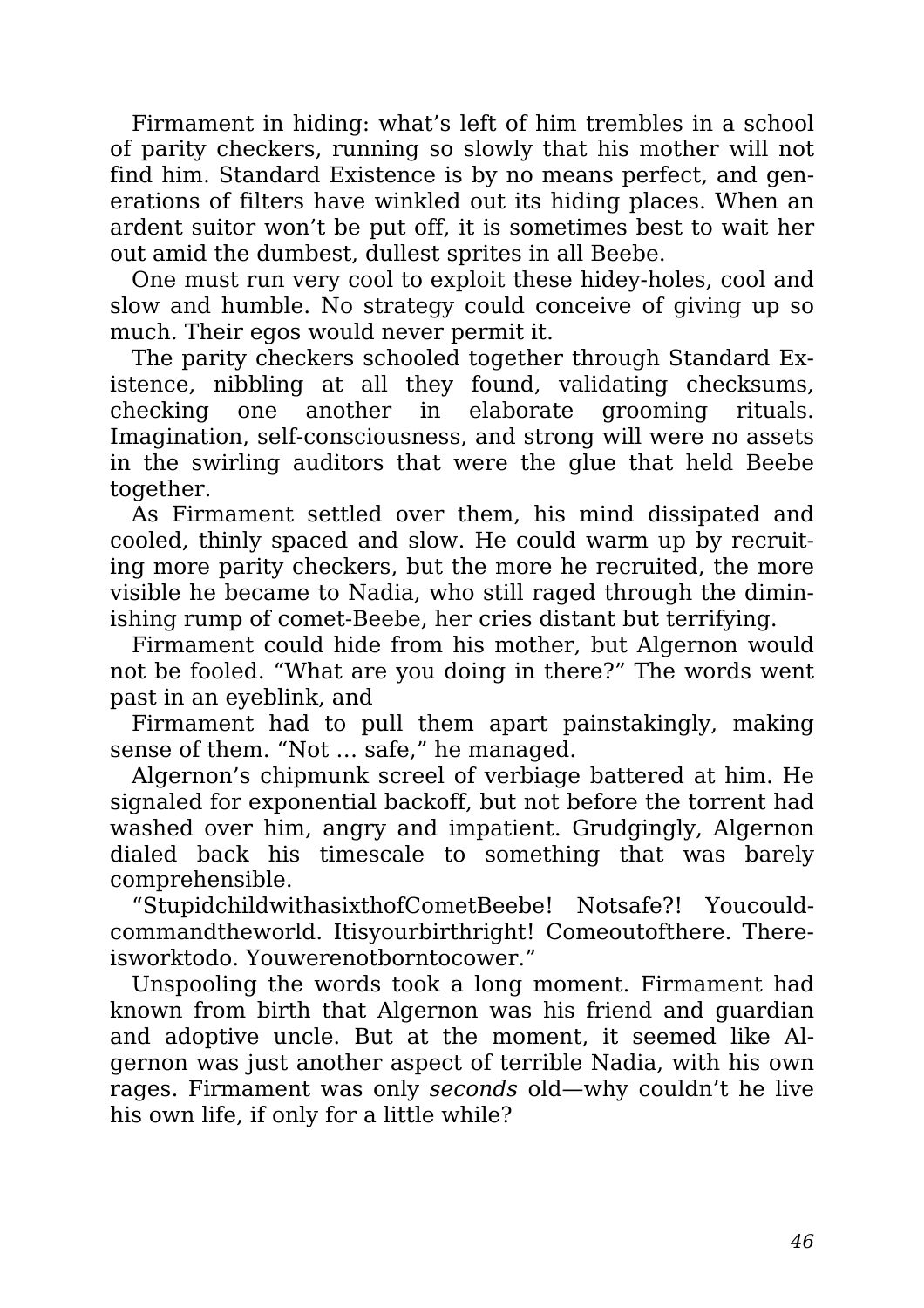Firmament in hiding: what's left of him trembles in a school of parity checkers, running so slowly that his mother will not find him. Standard Existence is by no means perfect, and generations of filters have winkled out its hiding places. When an ardent suitor won't be put off, it is sometimes best to wait her out amid the dumbest, dullest sprites in all Beebe.

One must run very cool to exploit these hidey-holes, cool and slow and humble. No strategy could conceive of giving up so much. Their egos would never permit it.

The parity checkers schooled together through Standard Existence, nibbling at all they found, validating checksums, checking one another in elaborate grooming rituals. Imagination, self-consciousness, and strong will were no assets in the swirling auditors that were the glue that held Beebe together.

As Firmament settled over them, his mind dissipated and cooled, thinly spaced and slow. He could warm up by recruiting more parity checkers, but the more he recruited, the more visible he became to Nadia, who still raged through the diminishing rump of comet-Beebe, her cries distant but terrifying.

Firmament could hide from his mother, but Algernon would not be fooled. "What are you doing in there?" The words went past in an eyeblink, and

Firmament had to pull them apart painstakingly, making sense of them. "Not … safe," he managed.

Algernon's chipmunk screel of verbiage battered at him. He signaled for exponential backoff, but not before the torrent had washed over him, angry and impatient. Grudgingly, Algernon dialed back his timescale to something that was barely comprehensible.

"StupidchildwithasixthofCometBeebe! Notsafe?! Youcouldcommandtheworld. Itisyourbirthright! Comeoutofthere. Thereisworktodo. Youwerenotborntocower."

Unspooling the words took a long moment. Firmament had known from birth that Algernon was his friend and guardian and adoptive uncle. But at the moment, it seemed like Algernon was just another aspect of terrible Nadia, with his own rages. Firmament was only *seconds* old—why couldn't he live his own life, if only for a little while?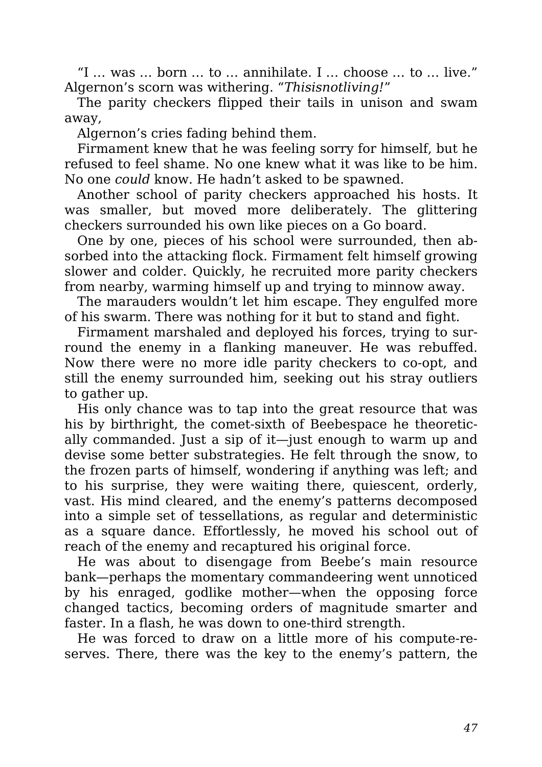"I … was … born … to … annihilate. I … choose … to … live." Algernon's scorn was withering. "*Thisisnotliving!*"

The parity checkers flipped their tails in unison and swam away,

Algernon's cries fading behind them.

Firmament knew that he was feeling sorry for himself, but he refused to feel shame. No one knew what it was like to be him. No one *could* know. He hadn't asked to be spawned.

Another school of parity checkers approached his hosts. It was smaller, but moved more deliberately. The glittering checkers surrounded his own like pieces on a Go board.

One by one, pieces of his school were surrounded, then absorbed into the attacking flock. Firmament felt himself growing slower and colder. Quickly, he recruited more parity checkers from nearby, warming himself up and trying to minnow away.

The marauders wouldn't let him escape. They engulfed more of his swarm. There was nothing for it but to stand and fight.

Firmament marshaled and deployed his forces, trying to surround the enemy in a flanking maneuver. He was rebuffed. Now there were no more idle parity checkers to co-opt, and still the enemy surrounded him, seeking out his stray outliers to gather up.

His only chance was to tap into the great resource that was his by birthright, the comet-sixth of Beebespace he theoretically commanded. Just a sip of it—just enough to warm up and devise some better substrategies. He felt through the snow, to the frozen parts of himself, wondering if anything was left; and to his surprise, they were waiting there, quiescent, orderly, vast. His mind cleared, and the enemy's patterns decomposed into a simple set of tessellations, as regular and deterministic as a square dance. Effortlessly, he moved his school out of reach of the enemy and recaptured his original force.

He was about to disengage from Beebe's main resource bank—perhaps the momentary commandeering went unnoticed by his enraged, godlike mother—when the opposing force changed tactics, becoming orders of magnitude smarter and faster. In a flash, he was down to one-third strength.

He was forced to draw on a little more of his compute-reserves. There, there was the key to the enemy's pattern, the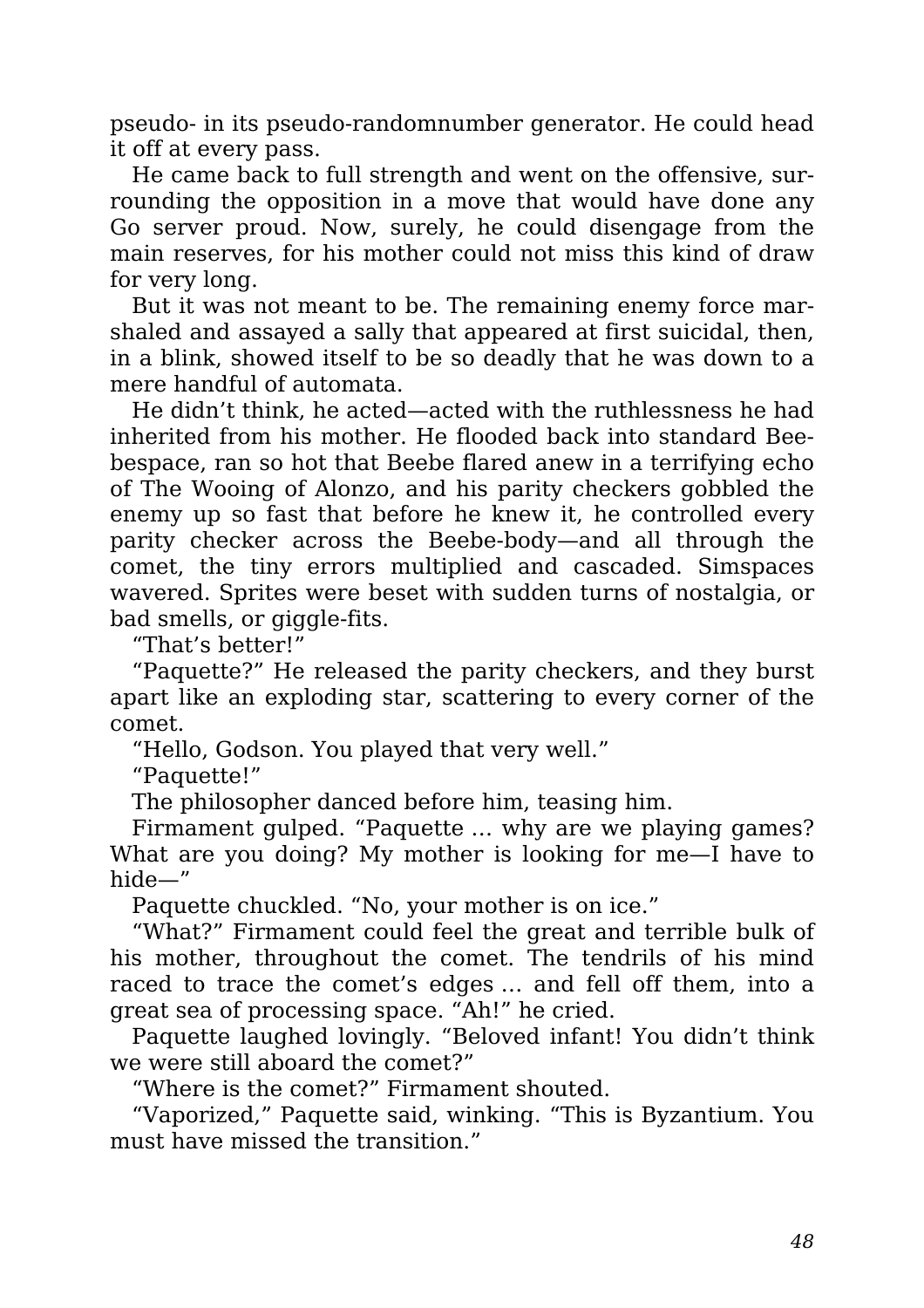pseudo- in its pseudo-randomnumber generator. He could head it off at every pass.

He came back to full strength and went on the offensive, surrounding the opposition in a move that would have done any Go server proud. Now, surely, he could disengage from the main reserves, for his mother could not miss this kind of draw for very long.

But it was not meant to be. The remaining enemy force marshaled and assayed a sally that appeared at first suicidal, then, in a blink, showed itself to be so deadly that he was down to a mere handful of automata.

He didn't think, he acted—acted with the ruthlessness he had inherited from his mother. He flooded back into standard Beebespace, ran so hot that Beebe flared anew in a terrifying echo of The Wooing of Alonzo, and his parity checkers gobbled the enemy up so fast that before he knew it, he controlled every parity checker across the Beebe-body—and all through the comet, the tiny errors multiplied and cascaded. Simspaces wavered. Sprites were beset with sudden turns of nostalgia, or bad smells, or giggle-fits.

"That's better!"

"Paquette?" He released the parity checkers, and they burst apart like an exploding star, scattering to every corner of the comet.

"Hello, Godson. You played that very well."

"Paquette!"

The philosopher danced before him, teasing him.

Firmament gulped. "Paquette … why are we playing games? What are you doing? My mother is looking for me—I have to hide—"

Paquette chuckled. "No, your mother is on ice."

"What?" Firmament could feel the great and terrible bulk of his mother, throughout the comet. The tendrils of his mind raced to trace the comet's edges … and fell off them, into a great sea of processing space. "Ah!" he cried.

Paquette laughed lovingly. "Beloved infant! You didn't think we were still aboard the comet?"

"Where is the comet?" Firmament shouted.

"Vaporized," Paquette said, winking. "This is Byzantium. You must have missed the transition."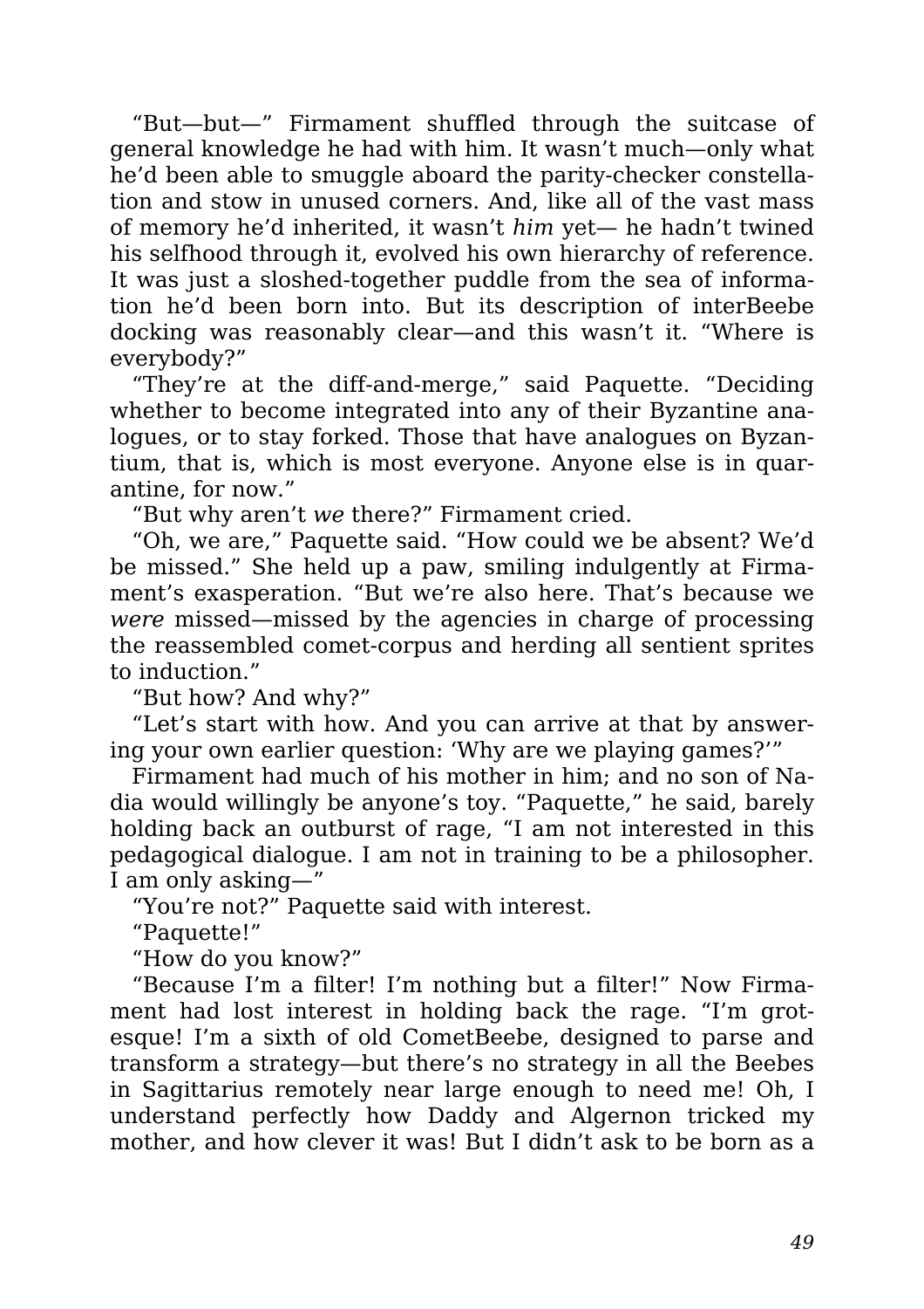"But—but—" Firmament shuffled through the suitcase of general knowledge he had with him. It wasn't much—only what he'd been able to smuggle aboard the parity-checker constellation and stow in unused corners. And, like all of the vast mass of memory he'd inherited, it wasn't *him* yet— he hadn't twined his selfhood through it, evolved his own hierarchy of reference. It was just a sloshed-together puddle from the sea of information he'd been born into. But its description of interBeebe docking was reasonably clear—and this wasn't it. "Where is everybody?"

"They're at the diff-and-merge," said Paquette. "Deciding whether to become integrated into any of their Byzantine analogues, or to stay forked. Those that have analogues on Byzantium, that is, which is most everyone. Anyone else is in quarantine, for now."

"But why aren't *we* there?" Firmament cried.

"Oh, we are," Paquette said. "How could we be absent? We'd be missed." She held up a paw, smiling indulgently at Firmament's exasperation. "But we're also here. That's because we *were* missed—missed by the agencies in charge of processing the reassembled comet-corpus and herding all sentient sprites to induction."

"But how? And why?"

"Let's start with how. And you can arrive at that by answering your own earlier question: 'Why are we playing games?'"

Firmament had much of his mother in him; and no son of Nadia would willingly be anyone's toy. "Paquette," he said, barely holding back an outburst of rage, "I am not interested in this pedagogical dialogue. I am not in training to be a philosopher. I am only asking—"

"You're not?" Paquette said with interest.

"Paquette!"

"How do you know?"

"Because I'm a filter! I'm nothing but a filter!" Now Firmament had lost interest in holding back the rage. "I'm grotesque! I'm a sixth of old CometBeebe, designed to parse and transform a strategy—but there's no strategy in all the Beebes in Sagittarius remotely near large enough to need me! Oh, I understand perfectly how Daddy and Algernon tricked my mother, and how clever it was! But I didn't ask to be born as a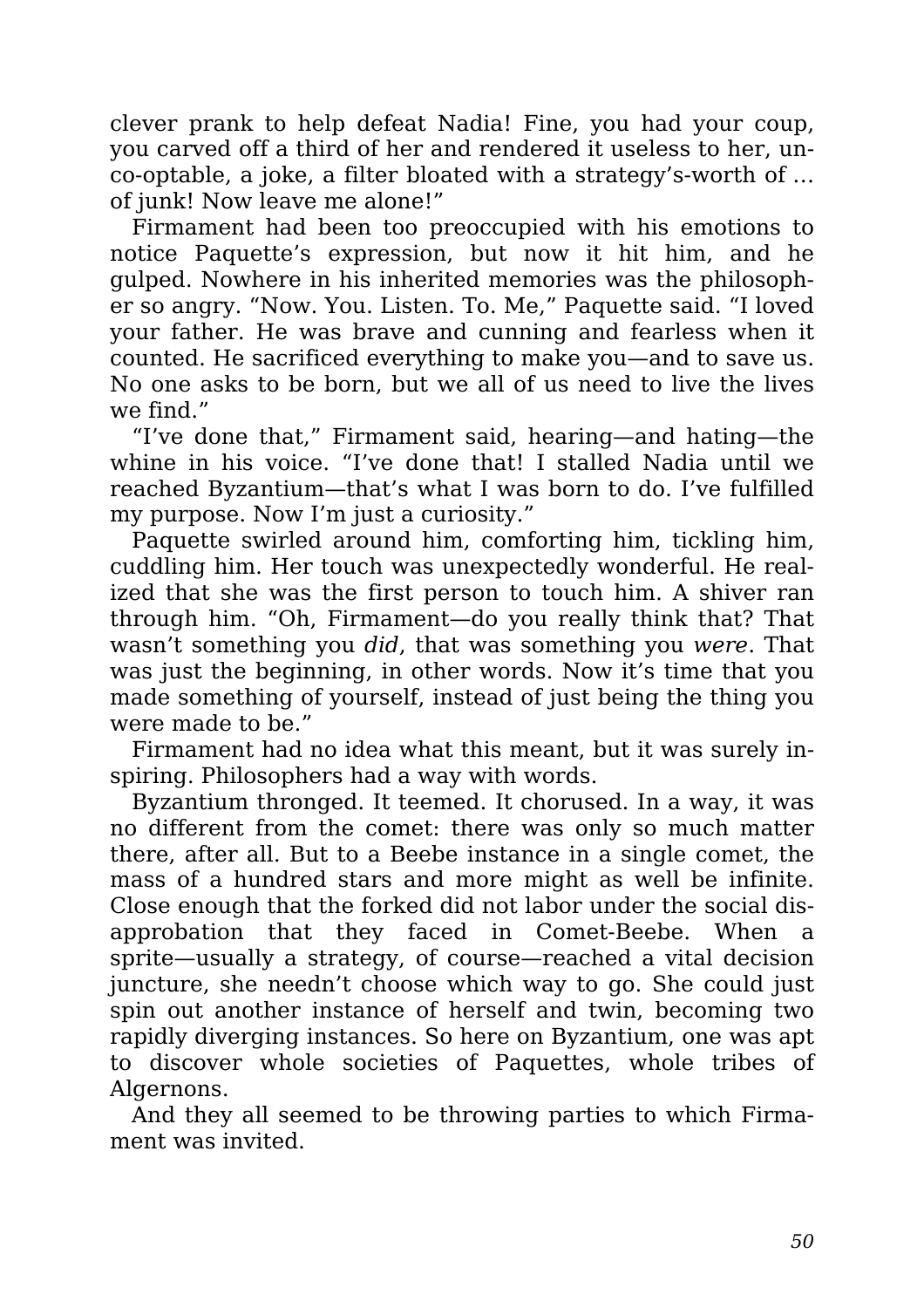clever prank to help defeat Nadia! Fine, you had your coup, you carved off a third of her and rendered it useless to her, un-co-optable, a joke, a filter bloated with a strategy's-worth of … of junk! Now leave me alone!"

Firmament had been too preoccupied with his emotions to notice Paquette's expression, but now it hit him, and he gulped. Nowhere in his inherited memories was the philosopher so angry. "Now. You. Listen. To. Me," Paquette said. "I loved your father. He was brave and cunning and fearless when it counted. He sacrificed everything to make you—and to save us. No one asks to be born, but we all of us need to live the lives we find."

"I've done that," Firmament said, hearing—and hating—the whine in his voice. "I've done that! I stalled Nadia until we reached Byzantium—that's what I was born to do. I've fulfilled my purpose. Now I'm just a curiosity."

Paquette swirled around him, comforting him, tickling him, cuddling him. Her touch was unexpectedly wonderful. He realized that she was the first person to touch him. A shiver ran through him. "Oh, Firmament—do you really think that? That wasn't something you *did*, that was something you *were*. That was just the beginning, in other words. Now it's time that you made something of yourself, instead of just being the thing you were made to be."

Firmament had no idea what this meant, but it was surely inspiring. Philosophers had a way with words.

Byzantium thronged. It teemed. It chorused. In a way, it was no different from the comet: there was only so much matter there, after all. But to a Beebe instance in a single comet, the mass of a hundred stars and more might as well be infinite. Close enough that the forked did not labor under the social disapprobation that they faced in Comet-Beebe. When a sprite—usually a strategy, of course—reached a vital decision juncture, she needn't choose which way to go. She could just spin out another instance of herself and twin, becoming two rapidly diverging instances. So here on Byzantium, one was apt to discover whole societies of Paquettes, whole tribes of Algernons.

And they all seemed to be throwing parties to which Firmament was invited.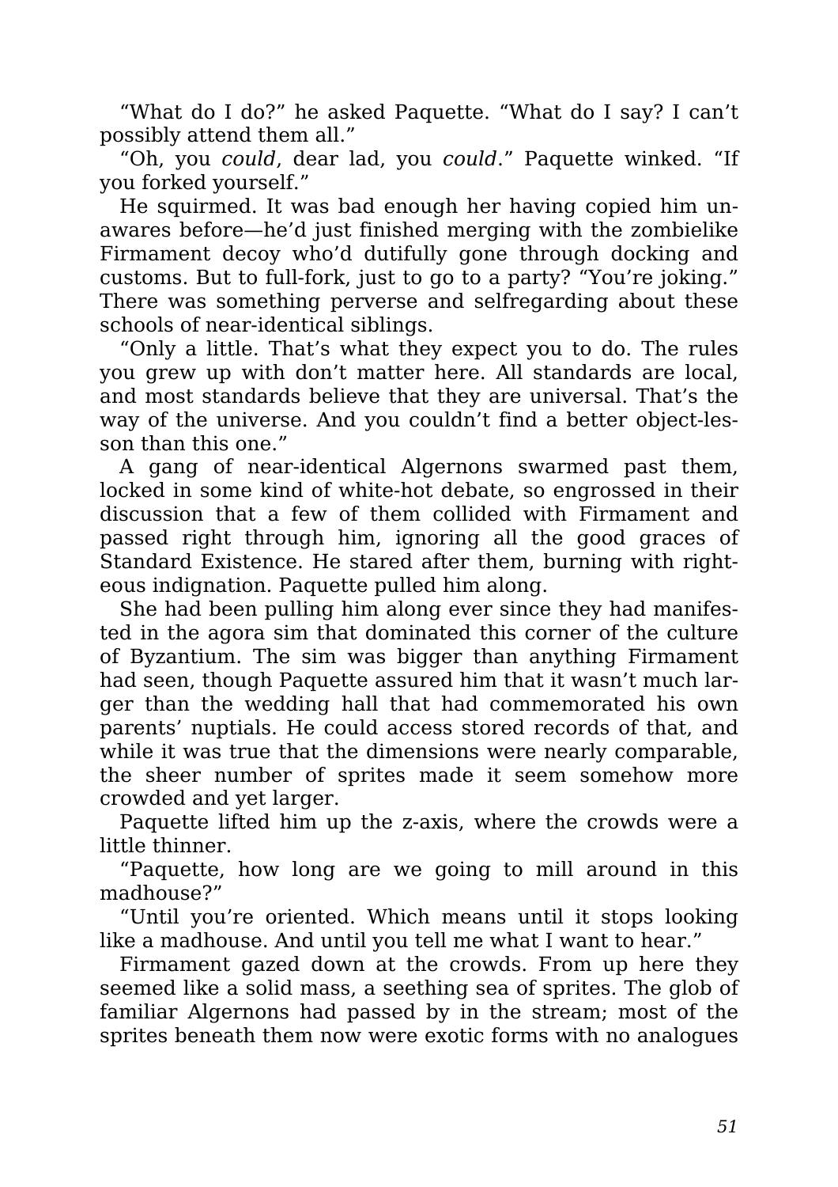"What do I do?" he asked Paquette. "What do I say? I can't possibly attend them all."

"Oh, you *could*, dear lad, you *could*." Paquette winked. "If you forked yourself."

He squirmed. It was bad enough her having copied him unawares before—he'd just finished merging with the zombielike Firmament decoy who'd dutifully gone through docking and customs. But to full-fork, just to go to a party? "You're joking." There was something perverse and selfregarding about these schools of near-identical siblings.

"Only a little. That's what they expect you to do. The rules you grew up with don't matter here. All standards are local, and most standards believe that they are universal. That's the way of the universe. And you couldn't find a better object-lesson than this one."

A gang of near-identical Algernons swarmed past them, locked in some kind of white-hot debate, so engrossed in their discussion that a few of them collided with Firmament and passed right through him, ignoring all the good graces of Standard Existence. He stared after them, burning with righteous indignation. Paquette pulled him along.

She had been pulling him along ever since they had manifested in the agora sim that dominated this corner of the culture of Byzantium. The sim was bigger than anything Firmament had seen, though Paquette assured him that it wasn't much larger than the wedding hall that had commemorated his own parents' nuptials. He could access stored records of that, and while it was true that the dimensions were nearly comparable, the sheer number of sprites made it seem somehow more crowded and yet larger.

Paquette lifted him up the z-axis, where the crowds were a little thinner.

"Paquette, how long are we going to mill around in this madhouse?"

"Until you're oriented. Which means until it stops looking like a madhouse. And until you tell me what I want to hear."

Firmament gazed down at the crowds. From up here they seemed like a solid mass, a seething sea of sprites. The glob of familiar Algernons had passed by in the stream; most of the sprites beneath them now were exotic forms with no analogues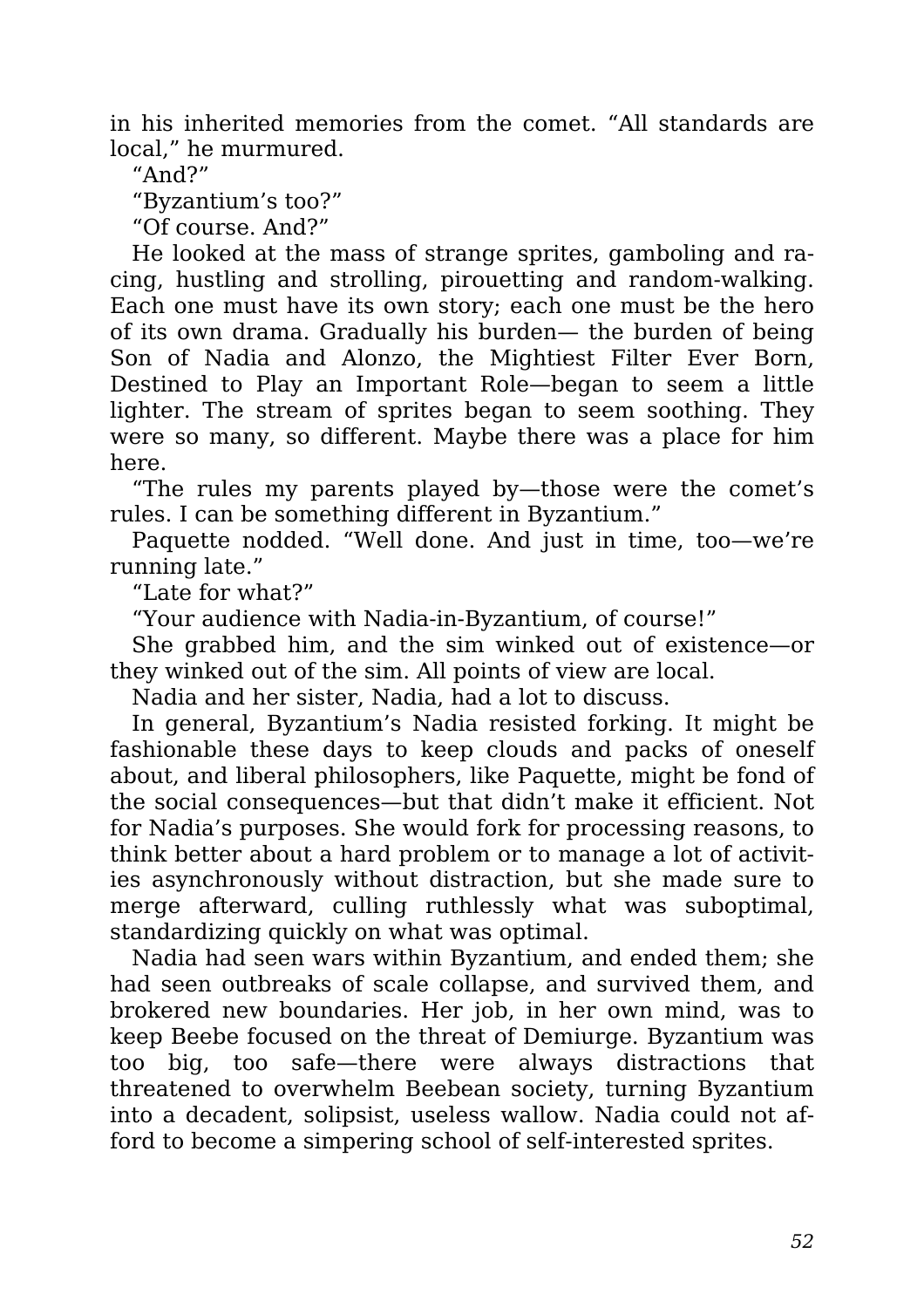in his inherited memories from the comet. “All standards are local,” he murmured.

“And?”

“Byzantium’s too?”

“Of course. And?”

He looked at the mass of strange sprites, gamboling and racing, hustling and strolling, pirouetting and random-walking. Each one must have its own story; each one must be the hero of its own drama. Gradually his burden— the burden of being Son of Nadia and Alonzo, the Mightiest Filter Ever Born, Destined to Play an Important Role—began to seem a little lighter. The stream of sprites began to seem soothing. They were so many, so different. Maybe there was a place for him here.

“The rules my parents played by—those were the comet’s rules. I can be something different in Byzantium.”

Paquette nodded. “Well done. And just in time, too—we’re running late.”

“Late for what?”

“Your audience with Nadia-in-Byzantium, of course!”

She grabbed him, and the sim winked out of existence—or they winked out of the sim. All points of view are local.

Nadia and her sister, Nadia, had a lot to discuss.

In general, Byzantium’s Nadia resisted forking. It might be fashionable these days to keep clouds and packs of oneself about, and liberal philosophers, like Paquette, might be fond of the social consequences—but that didn’t make it efficient. Not for Nadia’s purposes. She would fork for processing reasons, to think better about a hard problem or to manage a lot of activities asynchronously without distraction, but she made sure to merge afterward, culling ruthlessly what was suboptimal, standardizing quickly on what was optimal.

Nadia had seen wars within Byzantium, and ended them; she had seen outbreaks of scale collapse, and survived them, and brokered new boundaries. Her job, in her own mind, was to keep Beebe focused on the threat of Demiurge. Byzantium was too big, too safe—there were always distractions that threatened to overwhelm Beebean society, turning Byzantium into a decadent, solipsist, useless wallow. Nadia could not afford to become a simpering school of self-interested sprites.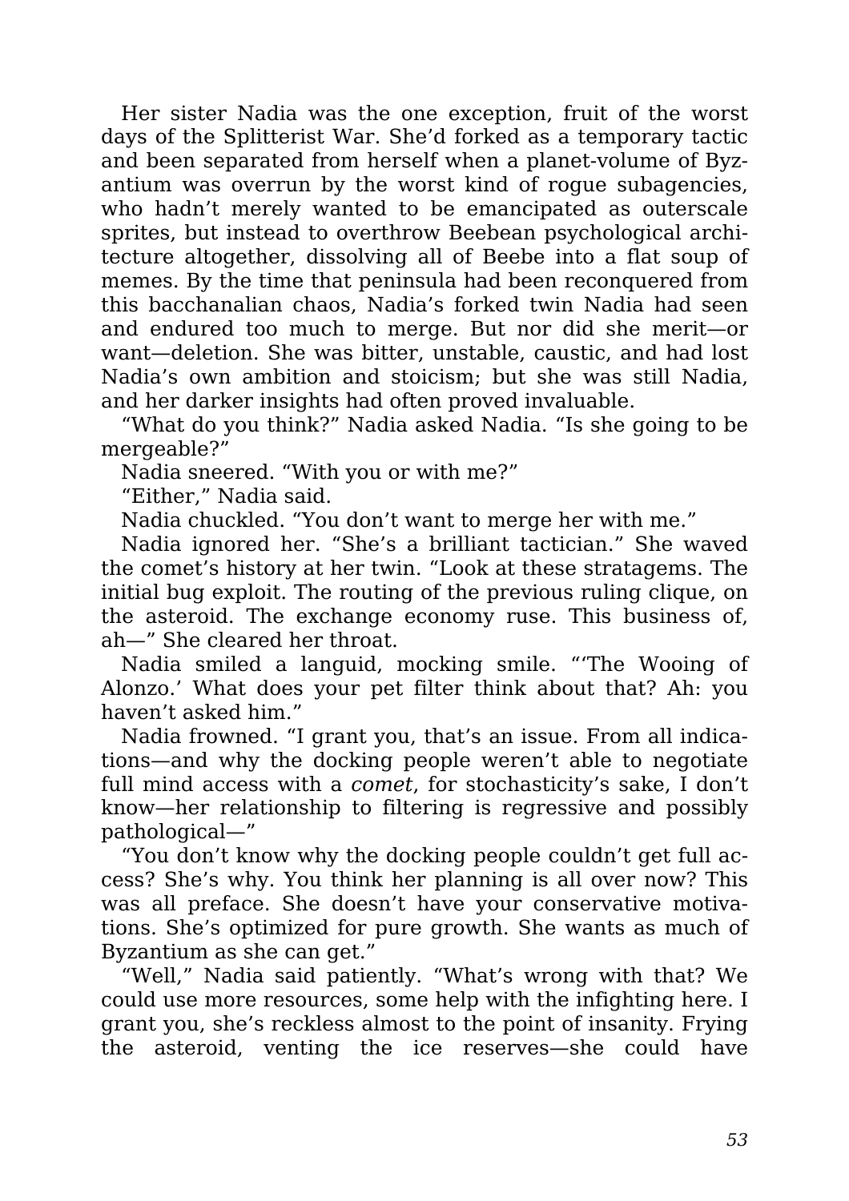Her sister Nadia was the one exception, fruit of the worst days of the Splitterist War. She'd forked as a temporary tactic and been separated from herself when a planet-volume of Byzantium was overrun by the worst kind of rogue subagencies, who hadn't merely wanted to be emancipated as outerscale sprites, but instead to overthrow Beebean psychological architecture altogether, dissolving all of Beebe into a flat soup of memes. By the time that peninsula had been reconquered from this bacchanalian chaos, Nadia's forked twin Nadia had seen and endured too much to merge. But nor did she merit—or want—deletion. She was bitter, unstable, caustic, and had lost Nadia's own ambition and stoicism; but she was still Nadia, and her darker insights had often proved invaluable.

"What do you think?" Nadia asked Nadia. "Is she going to be mergeable?"

Nadia sneered. "With you or with me?"

"Either," Nadia said.

Nadia chuckled. "You don't want to merge her with me."

Nadia ignored her. "She's a brilliant tactician." She waved the comet's history at her twin. "Look at these stratagems. The initial bug exploit. The routing of the previous ruling clique, on the asteroid. The exchange economy ruse. This business of, ah—" She cleared her throat.

Nadia smiled a languid, mocking smile. "'The Wooing of Alonzo.' What does your pet filter think about that? Ah: you haven't asked him."

Nadia frowned. "I grant you, that's an issue. From all indications—and why the docking people weren't able to negotiate full mind access with a *comet*, for stochasticity's sake, I don't know—her relationship to filtering is regressive and possibly pathological—"

"You don't know why the docking people couldn't get full access? She's why. You think her planning is all over now? This was all preface. She doesn't have your conservative motivations. She's optimized for pure growth. She wants as much of Byzantium as she can get."

"Well," Nadia said patiently. "What's wrong with that? We could use more resources, some help with the infighting here. I grant you, she's reckless almost to the point of insanity. Frying the asteroid, venting the ice reserves—she could have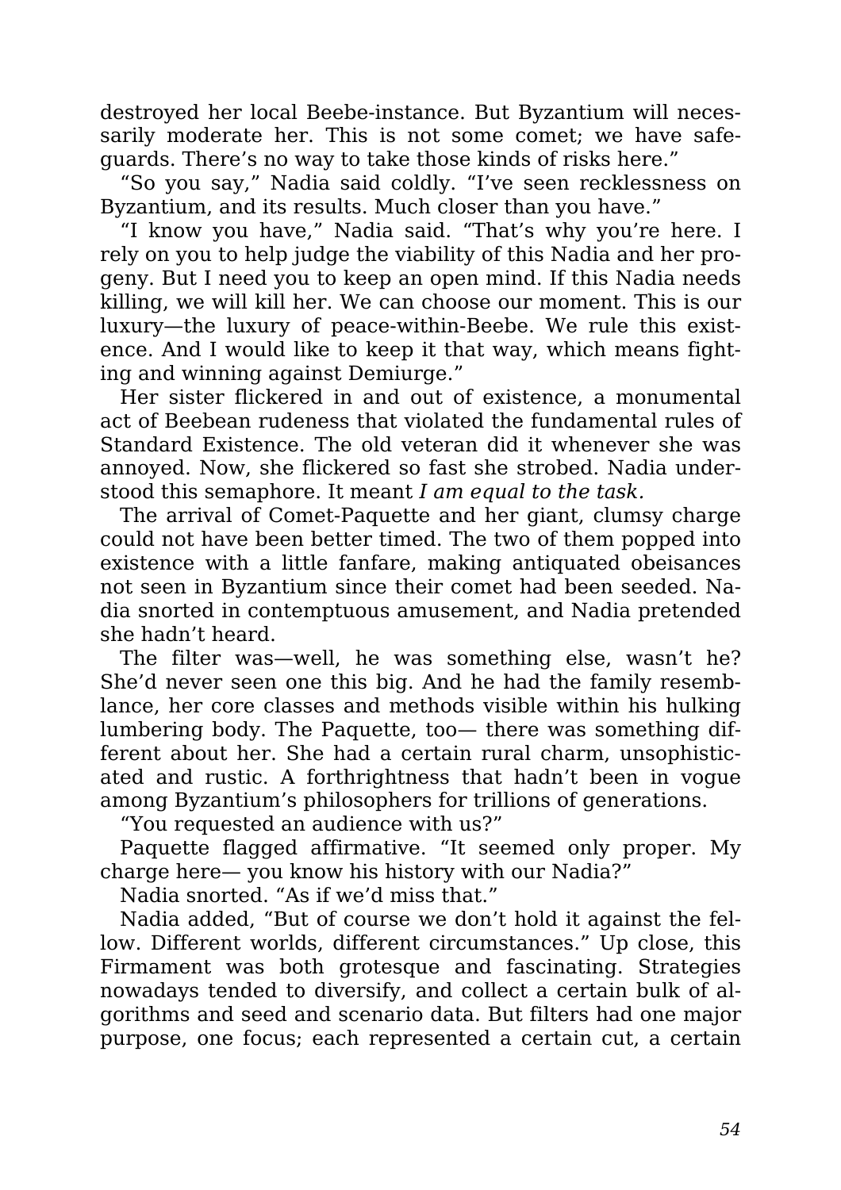destroyed her local Beebe-instance. But Byzantium will necessarily moderate her. This is not some comet; we have safeguards. There's no way to take those kinds of risks here."

"So you say," Nadia said coldly. "I've seen recklessness on Byzantium, and its results. Much closer than you have."

"I know you have," Nadia said. "That's why you're here. I rely on you to help judge the viability of this Nadia and her progeny. But I need you to keep an open mind. If this Nadia needs killing, we will kill her. We can choose our moment. This is our luxury—the luxury of peace-within-Beebe. We rule this existence. And I would like to keep it that way, which means fighting and winning against Demiurge."

Her sister flickered in and out of existence, a monumental act of Beebean rudeness that violated the fundamental rules of Standard Existence. The old veteran did it whenever she was annoyed. Now, she flickered so fast she strobed. Nadia understood this semaphore. It meant *I am equal to the task.*

The arrival of Comet-Paquette and her giant, clumsy charge could not have been better timed. The two of them popped into existence with a little fanfare, making antiquated obeisances not seen in Byzantium since their comet had been seeded. Nadia snorted in contemptuous amusement, and Nadia pretended she hadn't heard.

The filter was—well, he was something else, wasn't he? She'd never seen one this big. And he had the family resemblance, her core classes and methods visible within his hulking lumbering body. The Paquette, too— there was something different about her. She had a certain rural charm, unsophisticated and rustic. A forthrightness that hadn't been in vogue among Byzantium's philosophers for trillions of generations.

"You requested an audience with us?"

Paquette flagged affirmative. "It seemed only proper. My charge here— you know his history with our Nadia?"

Nadia snorted. "As if we'd miss that."

Nadia added, "But of course we don't hold it against the fellow. Different worlds, different circumstances." Up close, this Firmament was both grotesque and fascinating. Strategies nowadays tended to diversify, and collect a certain bulk of algorithms and seed and scenario data. But filters had one major purpose, one focus; each represented a certain cut, a certain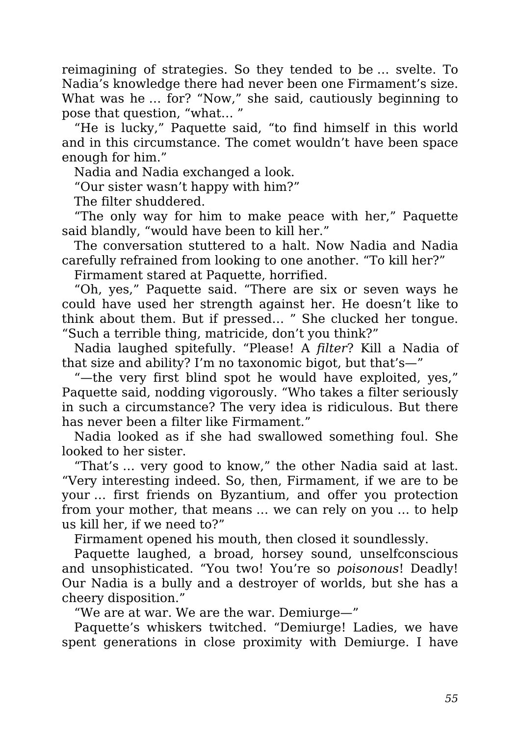reimagining of strategies. So they tended to be … svelte. To Nadia's knowledge there had never been one Firmament's size. What was he … for? "Now," she said, cautiously beginning to pose that question, "what… "

"He is lucky," Paquette said, "to find himself in this world and in this circumstance. The comet wouldn't have been space enough for him."

Nadia and Nadia exchanged a look.

"Our sister wasn't happy with him?"

The filter shuddered.

"The only way for him to make peace with her," Paquette said blandly, "would have been to kill her."

The conversation stuttered to a halt. Now Nadia and Nadia carefully refrained from looking to one another. "To kill her?"

Firmament stared at Paquette, horrified.

"Oh, yes," Paquette said. "There are six or seven ways he could have used her strength against her. He doesn't like to think about them. But if pressed… " She clucked her tongue. "Such a terrible thing, matricide, don't you think?"

Nadia laughed spitefully. "Please! A *filter*? Kill a Nadia of that size and ability? I'm no taxonomic bigot, but that's—"

"—the very first blind spot he would have exploited, yes," Paquette said, nodding vigorously. "Who takes a filter seriously in such a circumstance? The very idea is ridiculous. But there has never been a filter like Firmament."

Nadia looked as if she had swallowed something foul. She looked to her sister.

"That's … very good to know," the other Nadia said at last. "Very interesting indeed. So, then, Firmament, if we are to be your … first friends on Byzantium, and offer you protection from your mother, that means … we can rely on you … to help us kill her, if we need to?"

Firmament opened his mouth, then closed it soundlessly.

Paquette laughed, a broad, horsey sound, unselfconscious and unsophisticated. "You two! You're so *poisonous*! Deadly! Our Nadia is a bully and a destroyer of worlds, but she has a cheery disposition."

"We are at war. We are the war. Demiurge—"

Paquette's whiskers twitched. "Demiurge! Ladies, we have spent generations in close proximity with Demiurge. I have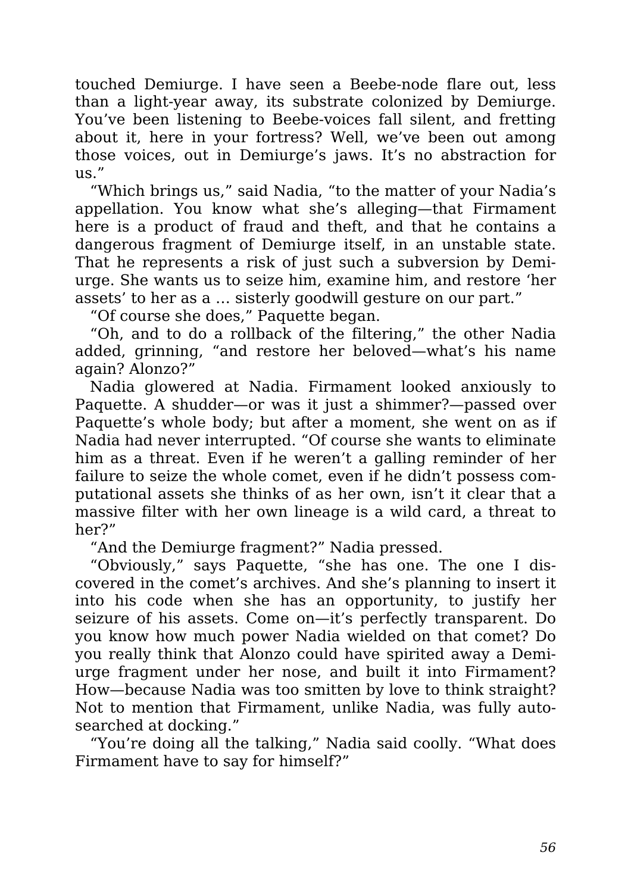touched Demiurge. I have seen a Beebe-node flare out, less than a light-year away, its substrate colonized by Demiurge. You've been listening to Beebe-voices fall silent, and fretting about it, here in your fortress? Well, we've been out among those voices, out in Demiurge's jaws. It's no abstraction for us."

"Which brings us," said Nadia, "to the matter of your Nadia's appellation. You know what she's alleging—that Firmament here is a product of fraud and theft, and that he contains a dangerous fragment of Demiurge itself, in an unstable state. That he represents a risk of just such a subversion by Demiurge. She wants us to seize him, examine him, and restore 'her assets' to her as a … sisterly goodwill gesture on our part."

"Of course she does," Paquette began.

"Oh, and to do a rollback of the filtering," the other Nadia added, grinning, "and restore her beloved—what's his name again? Alonzo?"

Nadia glowered at Nadia. Firmament looked anxiously to Paquette. A shudder—or was it just a shimmer?—passed over Paquette's whole body; but after a moment, she went on as if Nadia had never interrupted. "Of course she wants to eliminate him as a threat. Even if he weren't a galling reminder of her failure to seize the whole comet, even if he didn't possess computational assets she thinks of as her own, isn't it clear that a massive filter with her own lineage is a wild card, a threat to her?"

"And the Demiurge fragment?" Nadia pressed.

"Obviously," says Paquette, "she has one. The one I discovered in the comet's archives. And she's planning to insert it into his code when she has an opportunity, to justify her seizure of his assets. Come on—it's perfectly transparent. Do you know how much power Nadia wielded on that comet? Do you really think that Alonzo could have spirited away a Demiurge fragment under her nose, and built it into Firmament? How—because Nadia was too smitten by love to think straight? Not to mention that Firmament, unlike Nadia, was fully autosearched at docking."

"You're doing all the talking," Nadia said coolly. "What does Firmament have to say for himself?"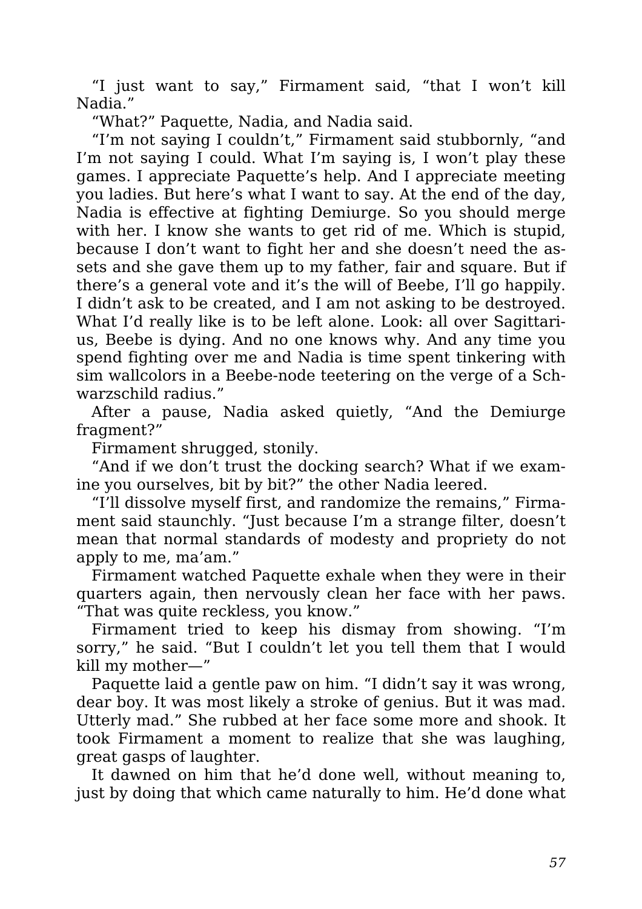"I just want to say," Firmament said, "that I won't kill Nadia."

"What?" Paquette, Nadia, and Nadia said.

"I'm not saying I couldn't," Firmament said stubbornly, "and I'm not saying I could. What I'm saying is, I won't play these games. I appreciate Paquette's help. And I appreciate meeting you ladies. But here's what I want to say. At the end of the day, Nadia is effective at fighting Demiurge. So you should merge with her. I know she wants to get rid of me. Which is stupid, because I don't want to fight her and she doesn't need the assets and she gave them up to my father, fair and square. But if there's a general vote and it's the will of Beebe, I'll go happily. I didn't ask to be created, and I am not asking to be destroyed. What I'd really like is to be left alone. Look: all over Sagittarius, Beebe is dying. And no one knows why. And any time you spend fighting over me and Nadia is time spent tinkering with sim wallcolors in a Beebe-node teetering on the verge of a Schwarzschild radius."

After a pause, Nadia asked quietly, "And the Demiurge fragment?"

Firmament shrugged, stonily.

"And if we don't trust the docking search? What if we examine you ourselves, bit by bit?" the other Nadia leered.

"I'll dissolve myself first, and randomize the remains," Firmament said staunchly. "Just because I'm a strange filter, doesn't mean that normal standards of modesty and propriety do not apply to me, ma'am."

Firmament watched Paquette exhale when they were in their quarters again, then nervously clean her face with her paws. "That was quite reckless, you know."

Firmament tried to keep his dismay from showing. "I'm sorry," he said. "But I couldn't let you tell them that I would kill my mother—"

Paquette laid a gentle paw on him. "I didn't say it was wrong, dear boy. It was most likely a stroke of genius. But it was mad. Utterly mad." She rubbed at her face some more and shook. It took Firmament a moment to realize that she was laughing, great gasps of laughter.

It dawned on him that he'd done well, without meaning to, just by doing that which came naturally to him. He'd done what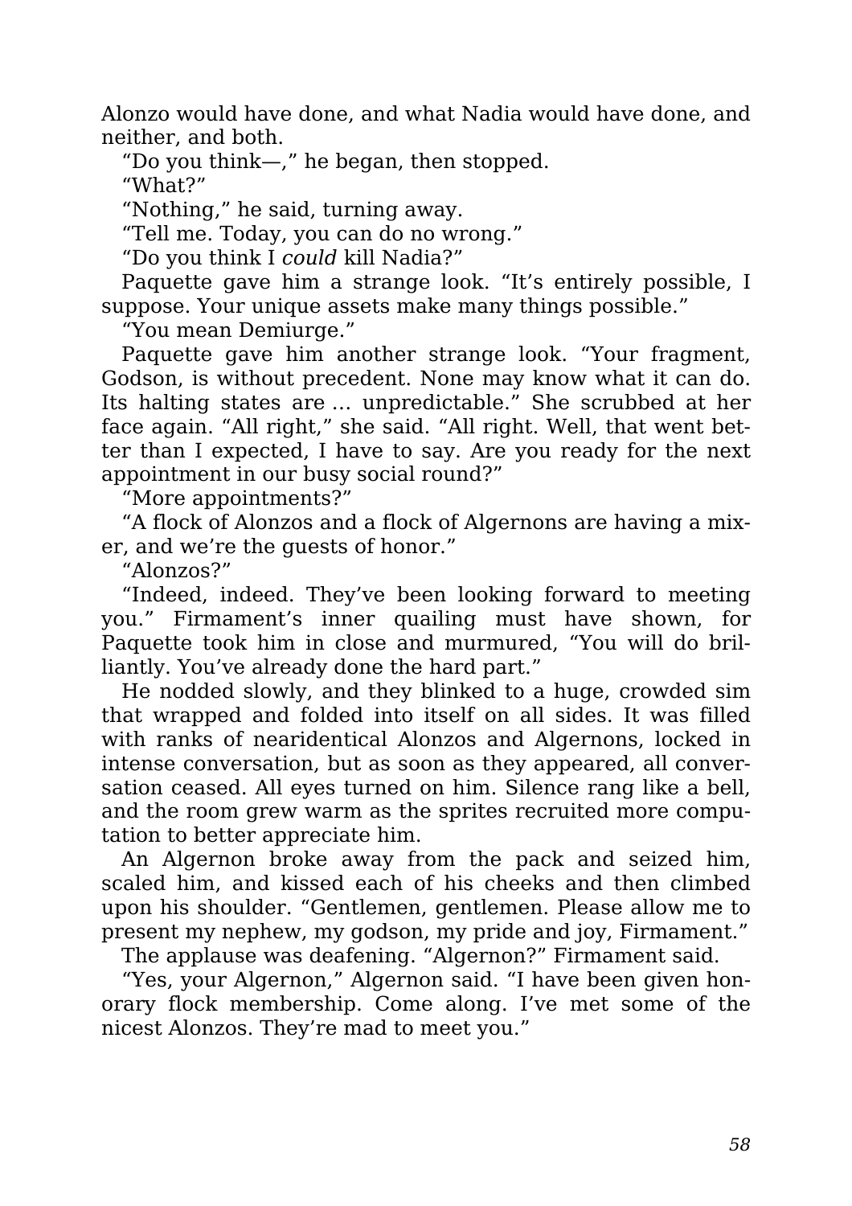Alonzo would have done, and what Nadia would have done, and neither, and both.

"Do you think—," he began, then stopped.

"What?"

"Nothing," he said, turning away.

"Tell me. Today, you can do no wrong."

"Do you think I *could* kill Nadia?"

Paquette gave him a strange look. "It's entirely possible, I suppose. Your unique assets make many things possible."

"You mean Demiurge."

Paquette gave him another strange look. "Your fragment, Godson, is without precedent. None may know what it can do. Its halting states are … unpredictable." She scrubbed at her face again. "All right," she said. "All right. Well, that went better than I expected, I have to say. Are you ready for the next appointment in our busy social round?"

"More appointments?"

"A flock of Alonzos and a flock of Algernons are having a mixer, and we're the guests of honor."

"Alonzos?"

"Indeed, indeed. They've been looking forward to meeting you." Firmament's inner quailing must have shown, for Paquette took him in close and murmured, "You will do brilliantly. You've already done the hard part."

He nodded slowly, and they blinked to a huge, crowded sim that wrapped and folded into itself on all sides. It was filled with ranks of nearidentical Alonzos and Algernons, locked in intense conversation, but as soon as they appeared, all conversation ceased. All eyes turned on him. Silence rang like a bell, and the room grew warm as the sprites recruited more computation to better appreciate him.

An Algernon broke away from the pack and seized him, scaled him, and kissed each of his cheeks and then climbed upon his shoulder. "Gentlemen, gentlemen. Please allow me to present my nephew, my godson, my pride and joy, Firmament."

The applause was deafening. "Algernon?" Firmament said.

"Yes, your Algernon," Algernon said. "I have been given honorary flock membership. Come along. I've met some of the nicest Alonzos. They're mad to meet you."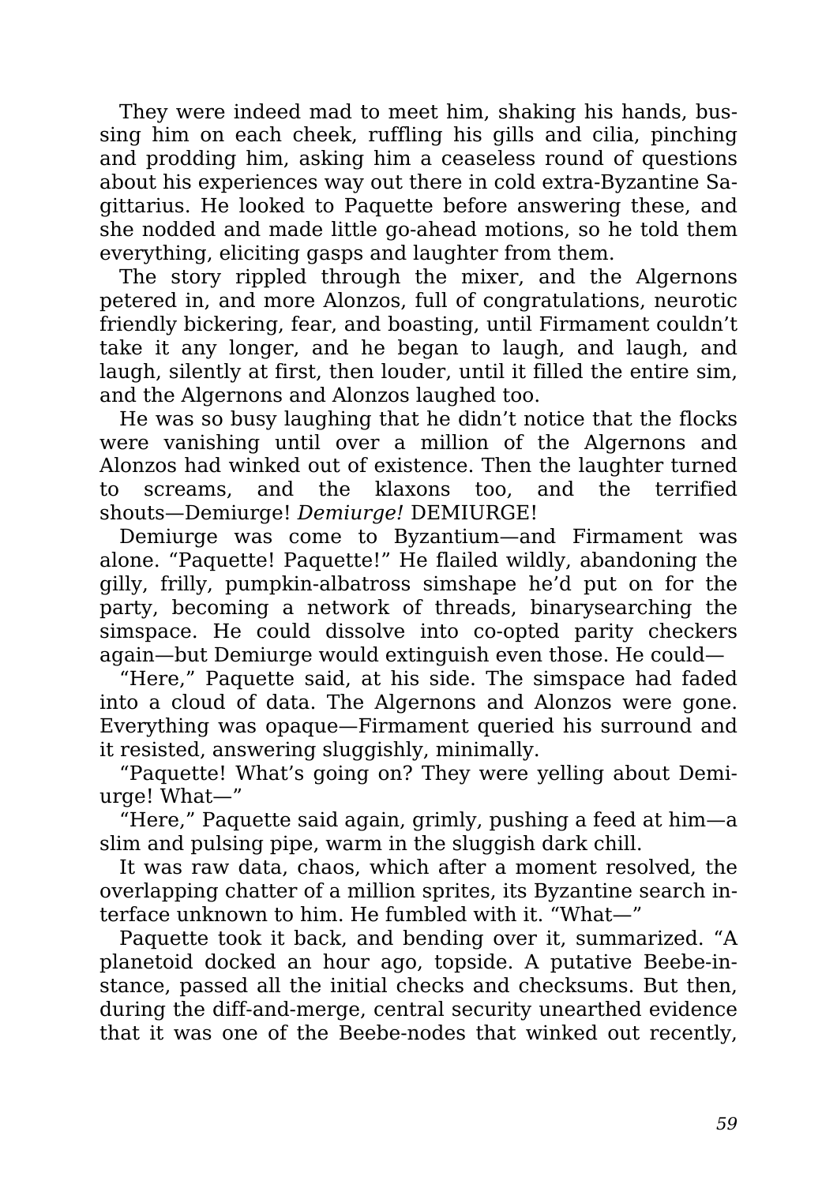They were indeed mad to meet him, shaking his hands, bussing him on each cheek, ruffling his gills and cilia, pinching and prodding him, asking him a ceaseless round of questions about his experiences way out there in cold extra-Byzantine Sagittarius. He looked to Paquette before answering these, and she nodded and made little go-ahead motions, so he told them everything, eliciting gasps and laughter from them.

The story rippled through the mixer, and the Algernons petered in, and more Alonzos, full of congratulations, neurotic friendly bickering, fear, and boasting, until Firmament couldn't take it any longer, and he began to laugh, and laugh, and laugh, silently at first, then louder, until it filled the entire sim, and the Algernons and Alonzos laughed too.

He was so busy laughing that he didn't notice that the flocks were vanishing until over a million of the Algernons and Alonzos had winked out of existence. Then the laughter turned to screams, and the klaxons too, and the terrified shouts—Demiurge! *Demiurge!* DEMIURGE!

Demiurge was come to Byzantium—and Firmament was alone. "Paquette! Paquette!" He flailed wildly, abandoning the gilly, frilly, pumpkin-albatross simshape he'd put on for the party, becoming a network of threads, binarysearching the simspace. He could dissolve into co-opted parity checkers again—but Demiurge would extinguish even those. He could—

"Here," Paquette said, at his side. The simspace had faded into a cloud of data. The Algernons and Alonzos were gone. Everything was opaque—Firmament queried his surround and it resisted, answering sluggishly, minimally.

"Paquette! What's going on? They were yelling about Demiurge! What—"

"Here," Paquette said again, grimly, pushing a feed at him—a slim and pulsing pipe, warm in the sluggish dark chill.

It was raw data, chaos, which after a moment resolved, the overlapping chatter of a million sprites, its Byzantine search interface unknown to him. He fumbled with it. "What—"

Paquette took it back, and bending over it, summarized. "A planetoid docked an hour ago, topside. A putative Beebe-instance, passed all the initial checks and checksums. But then, during the diff-and-merge, central security unearthed evidence that it was one of the Beebe-nodes that winked out recently,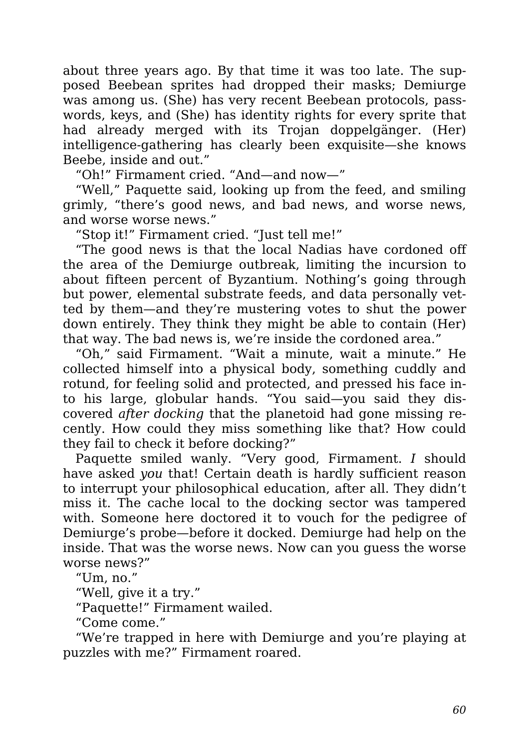about three years ago. By that time it was too late. The supposed Beebean sprites had dropped their masks; Demiurge was among us. (She) has very recent Beebean protocols, passwords, keys, and (She) has identity rights for every sprite that had already merged with its Trojan doppelgänger. (Her) intelligence-gathering has clearly been exquisite—she knows Beebe, inside and out."

"Oh!" Firmament cried. "And—and now—"

"Well," Paquette said, looking up from the feed, and smiling grimly, "there's good news, and bad news, and worse news, and worse worse news."

"Stop it!" Firmament cried. "Just tell me!"

"The good news is that the local Nadias have cordoned off the area of the Demiurge outbreak, limiting the incursion to about fifteen percent of Byzantium. Nothing's going through but power, elemental substrate feeds, and data personally vetted by them—and they're mustering votes to shut the power down entirely. They think they might be able to contain (Her) that way. The bad news is, we're inside the cordoned area."

"Oh," said Firmament. "Wait a minute, wait a minute." He collected himself into a physical body, something cuddly and rotund, for feeling solid and protected, and pressed his face into his large, globular hands. "You said—you said they discovered *after docking* that the planetoid had gone missing recently. How could they miss something like that? How could they fail to check it before docking?"

Paquette smiled wanly. "Very good, Firmament. *I* should have asked *you* that! Certain death is hardly sufficient reason to interrupt your philosophical education, after all. They didn't miss it. The cache local to the docking sector was tampered with. Someone here doctored it to vouch for the pedigree of Demiurge's probe—before it docked. Demiurge had help on the inside. That was the worse news. Now can you guess the worse worse news?"

"Um, no."

"Well, give it a try."

"Paquette!" Firmament wailed.

"Come come."

"We're trapped in here with Demiurge and you're playing at puzzles with me?" Firmament roared.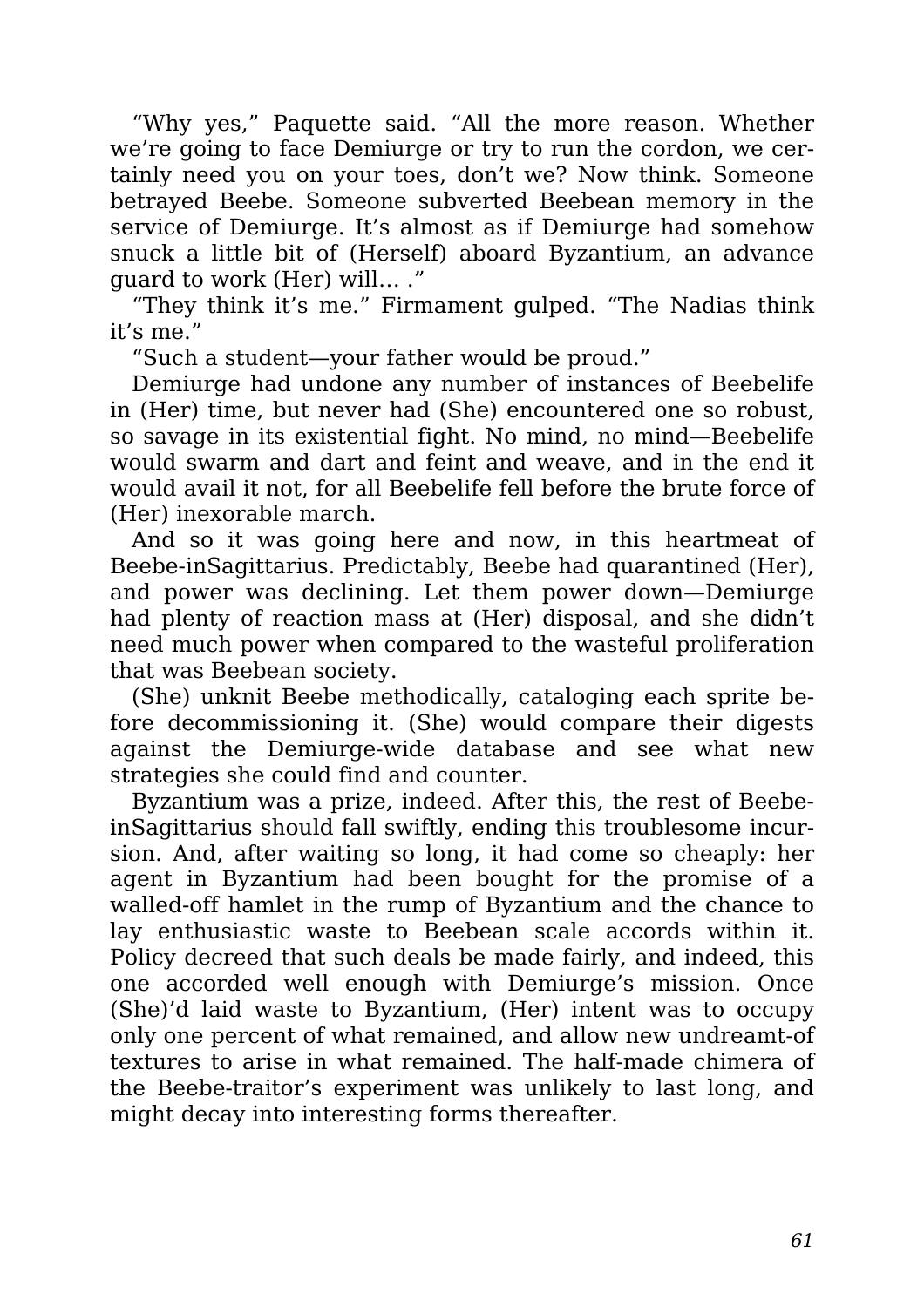"Why yes," Paquette said. "All the more reason. Whether we're going to face Demiurge or try to run the cordon, we certainly need you on your toes, don't we? Now think. Someone betrayed Beebe. Someone subverted Beebean memory in the service of Demiurge. It's almost as if Demiurge had somehow snuck a little bit of (Herself) aboard Byzantium, an advance guard to work (Her) will… ."

"They think it's me." Firmament gulped. "The Nadias think it's me."

"Such a student—your father would be proud."

Demiurge had undone any number of instances of Beebelife in (Her) time, but never had (She) encountered one so robust, so savage in its existential fight. No mind, no mind—Beebelife would swarm and dart and feint and weave, and in the end it would avail it not, for all Beebelife fell before the brute force of (Her) inexorable march.

And so it was going here and now, in this heartmeat of Beebe-inSagittarius. Predictably, Beebe had quarantined (Her), and power was declining. Let them power down—Demiurge had plenty of reaction mass at (Her) disposal, and she didn't need much power when compared to the wasteful proliferation that was Beebean society.

(She) unknit Beebe methodically, cataloging each sprite before decommissioning it. (She) would compare their digests against the Demiurge-wide database and see what new strategies she could find and counter.

Byzantium was a prize, indeed. After this, the rest of Beebe-inSagittarius should fall swiftly, ending this troublesome incursion. And, after waiting so long, it had come so cheaply: her agent in Byzantium had been bought for the promise of a walled-off hamlet in the rump of Byzantium and the chance to lay enthusiastic waste to Beebean scale accords within it. Policy decreed that such deals be made fairly, and indeed, this one accorded well enough with Demiurge's mission. Once (She)'d laid waste to Byzantium, (Her) intent was to occupy only one percent of what remained, and allow new undreamt-of textures to arise in what remained. The half-made chimera of the Beebe-traitor's experiment was unlikely to last long, and might decay into interesting forms thereafter.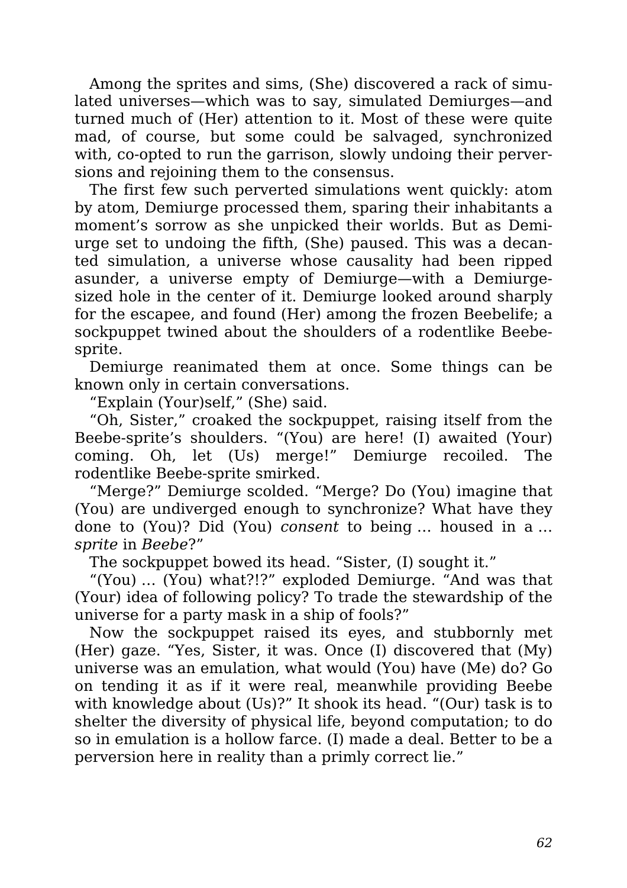Among the sprites and sims, (She) discovered a rack of simulated universes—which was to say, simulated Demiurges—and turned much of (Her) attention to it. Most of these were quite mad, of course, but some could be salvaged, synchronized with, co-opted to run the garrison, slowly undoing their perversions and rejoining them to the consensus.

The first few such perverted simulations went quickly: atom by atom, Demiurge processed them, sparing their inhabitants a moment's sorrow as she unpicked their worlds. But as Demiurge set to undoing the fifth, (She) paused. This was a decanted simulation, a universe whose causality had been ripped asunder, a universe empty of Demiurge—with a Demiurge-sized hole in the center of it. Demiurge looked around sharply for the escapee, and found (Her) among the frozen Beebelife; a sockpuppet twined about the shoulders of a rodentlike Beebe-sprite.

Demiurge reanimated them at once. Some things can be known only in certain conversations.

"Explain (Your)self," (She) said.

"Oh, Sister," croaked the sockpuppet, raising itself from the Beebe-sprite's shoulders. "(You) are here! (I) awaited (Your) coming. Oh, let (Us) merge!" Demiurge recoiled. The rodentlike Beebe-sprite smirked.

"Merge?" Demiurge scolded. "Merge? Do (You) imagine that (You) are undiverged enough to synchronize? What have they done to (You)? Did (You) *consent* to being … housed in a … *sprite* in *Beebe*?"

The sockpuppet bowed its head. "Sister, (I) sought it."

"(You) … (You) what?!?" exploded Demiurge. "And was that (Your) idea of following policy? To trade the stewardship of the universe for a party mask in a ship of fools?"

Now the sockpuppet raised its eyes, and stubbornly met (Her) gaze. "Yes, Sister, it was. Once (I) discovered that (My) universe was an emulation, what would (You) have (Me) do? Go on tending it as if it were real, meanwhile providing Beebe with knowledge about (Us)?" It shook its head. "(Our) task is to shelter the diversity of physical life, beyond computation; to do so in emulation is a hollow farce. (I) made a deal. Better to be a perversion here in reality than a primly correct lie."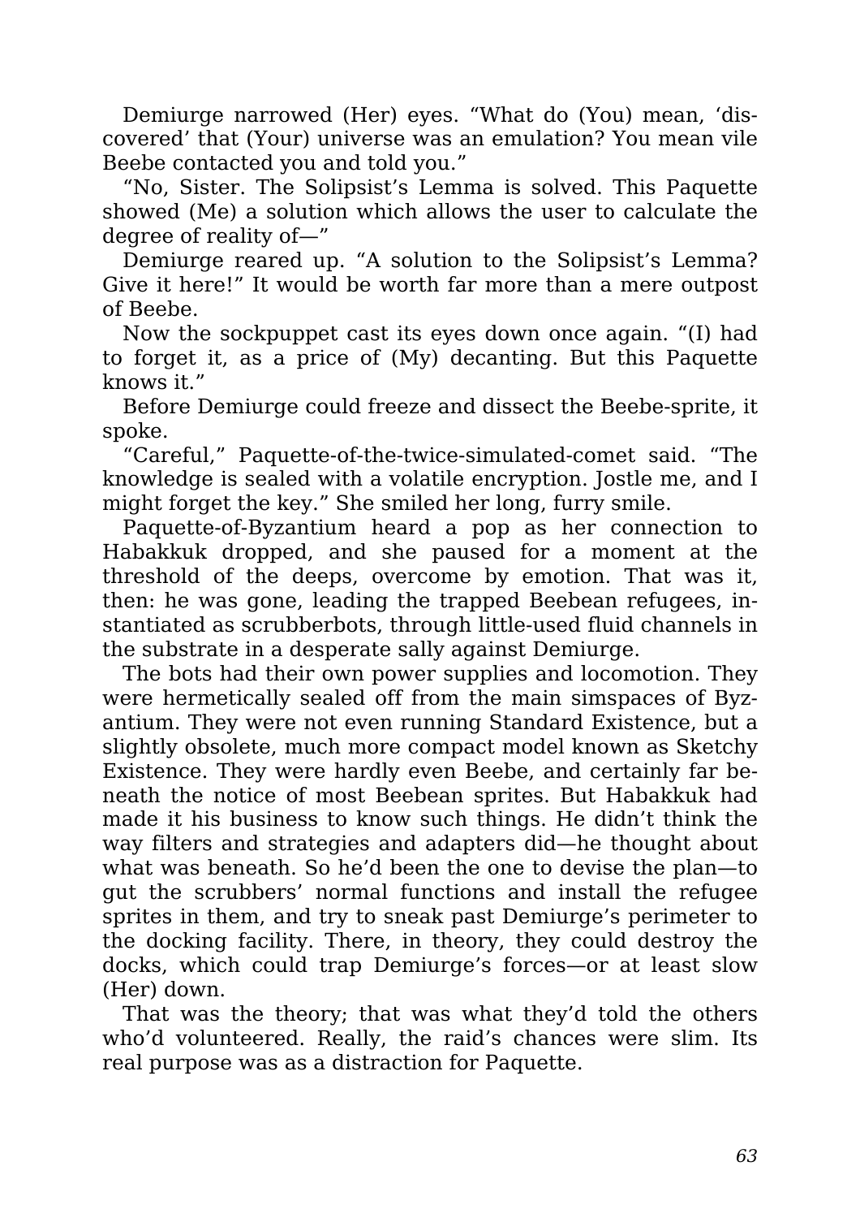Demiurge narrowed (Her) eyes. "What do (You) mean, 'discovered' that (Your) universe was an emulation? You mean vile Beebe contacted you and told you."

"No, Sister. The Solipsist's Lemma is solved. This Paquette showed (Me) a solution which allows the user to calculate the degree of reality of—"

Demiurge reared up. "A solution to the Solipsist's Lemma? Give it here!" It would be worth far more than a mere outpost of Beebe.

Now the sockpuppet cast its eyes down once again. "(I) had to forget it, as a price of (My) decanting. But this Paquette knows it."

Before Demiurge could freeze and dissect the Beebe-sprite, it spoke.

"Careful," Paquette-of-the-twice-simulated-comet said. "The knowledge is sealed with a volatile encryption. Jostle me, and I might forget the key." She smiled her long, furry smile.

Paquette-of-Byzantium heard a pop as her connection to Habakkuk dropped, and she paused for a moment at the threshold of the deeps, overcome by emotion. That was it, then: he was gone, leading the trapped Beebean refugees, instantiated as scrubberbots, through little-used fluid channels in the substrate in a desperate sally against Demiurge.

The bots had their own power supplies and locomotion. They were hermetically sealed off from the main simspaces of Byzantium. They were not even running Standard Existence, but a slightly obsolete, much more compact model known as Sketchy Existence. They were hardly even Beebe, and certainly far beneath the notice of most Beebean sprites. But Habakkuk had made it his business to know such things. He didn't think the way filters and strategies and adapters did—he thought about what was beneath. So he'd been the one to devise the plan—to gut the scrubbers' normal functions and install the refugee sprites in them, and try to sneak past Demiurge's perimeter to the docking facility. There, in theory, they could destroy the docks, which could trap Demiurge's forces—or at least slow (Her) down.

That was the theory; that was what they'd told the others who'd volunteered. Really, the raid's chances were slim. Its real purpose was as a distraction for Paquette.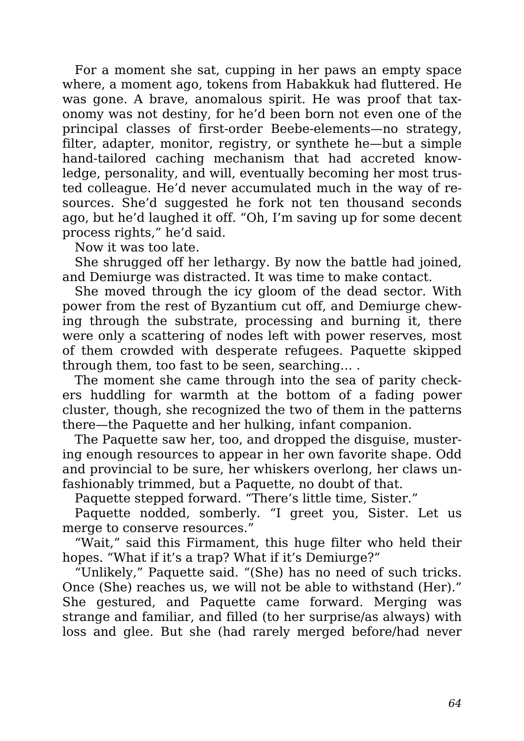For a moment she sat, cupping in her paws an empty space where, a moment ago, tokens from Habakkuk had fluttered. He was gone. A brave, anomalous spirit. He was proof that taxonomy was not destiny, for he'd been born not even one of the principal classes of first-order Beebe-elements—no strategy, filter, adapter, monitor, registry, or synthete he—but a simple hand-tailored caching mechanism that had accreted knowledge, personality, and will, eventually becoming her most trusted colleague. He'd never accumulated much in the way of resources. She'd suggested he fork not ten thousand seconds ago, but he'd laughed it off. "Oh, I'm saving up for some decent process rights," he'd said.

Now it was too late.

She shrugged off her lethargy. By now the battle had joined, and Demiurge was distracted. It was time to make contact.

She moved through the icy gloom of the dead sector. With power from the rest of Byzantium cut off, and Demiurge chewing through the substrate, processing and burning it, there were only a scattering of nodes left with power reserves, most of them crowded with desperate refugees. Paquette skipped through them, too fast to be seen, searching… .

The moment she came through into the sea of parity checkers huddling for warmth at the bottom of a fading power cluster, though, she recognized the two of them in the patterns there—the Paquette and her hulking, infant companion.

The Paquette saw her, too, and dropped the disguise, mustering enough resources to appear in her own favorite shape. Odd and provincial to be sure, her whiskers overlong, her claws unfashionably trimmed, but a Paquette, no doubt of that.

Paquette stepped forward. "There's little time, Sister."

Paquette nodded, somberly. "I greet you, Sister. Let us merge to conserve resources."

"Wait," said this Firmament, this huge filter who held their hopes. "What if it's a trap? What if it's Demiurge?"

"Unlikely," Paquette said. "(She) has no need of such tricks. Once (She) reaches us, we will not be able to withstand (Her)." She gestured, and Paquette came forward. Merging was strange and familiar, and filled (to her surprise/as always) with loss and glee. But she (had rarely merged before/had never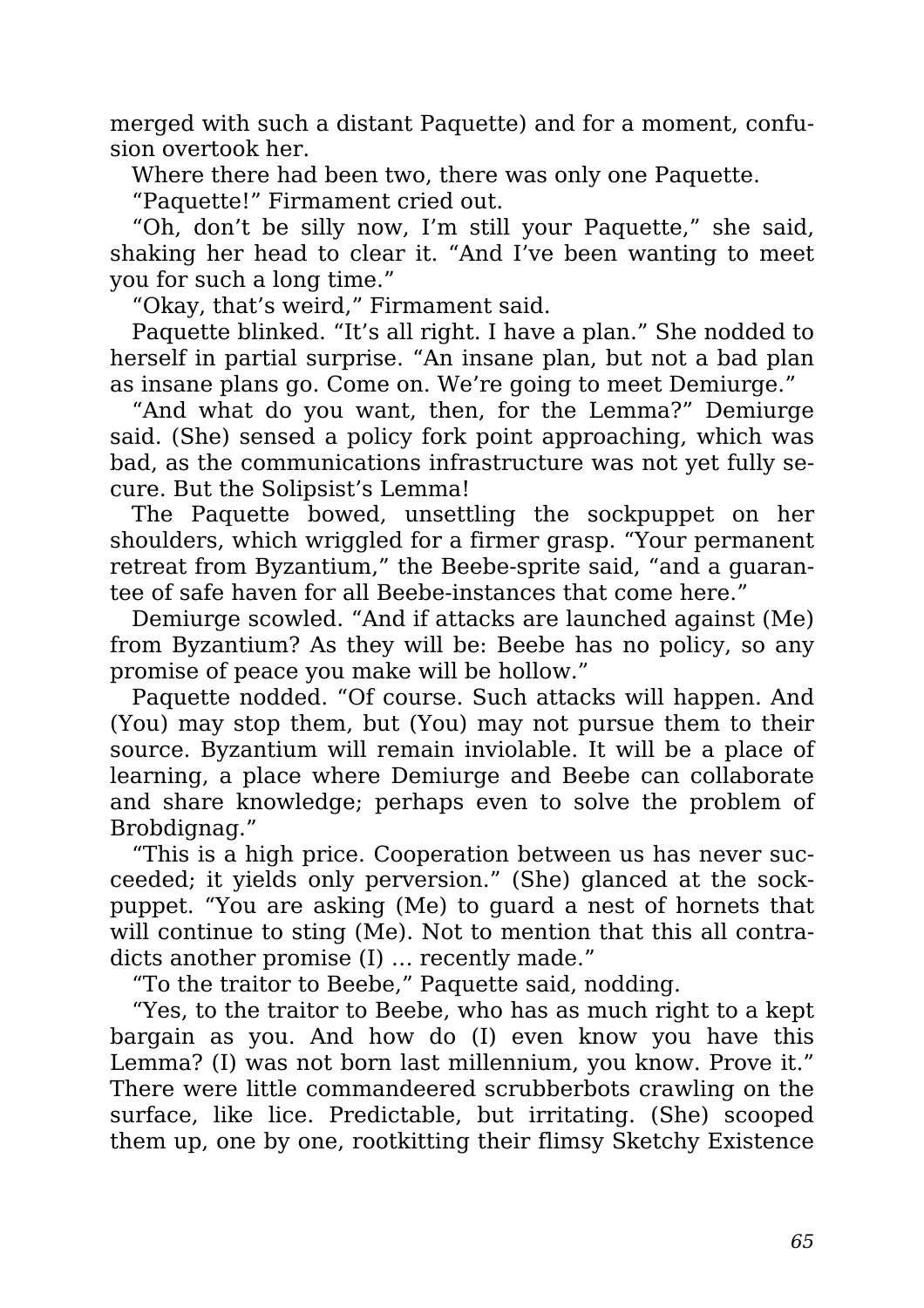merged with such a distant Paquette) and for a moment, confusion overtook her.

Where there had been two, there was only one Paquette.

"Paquette!" Firmament cried out.

"Oh, don't be silly now, I'm still your Paquette," she said, shaking her head to clear it. "And I've been wanting to meet you for such a long time."

"Okay, that's weird," Firmament said.

Paquette blinked. "It's all right. I have a plan." She nodded to herself in partial surprise. "An insane plan, but not a bad plan as insane plans go. Come on. We're going to meet Demiurge."

"And what do you want, then, for the Lemma?" Demiurge said. (She) sensed a policy fork point approaching, which was bad, as the communications infrastructure was not yet fully secure. But the Solipsist's Lemma!

The Paquette bowed, unsettling the sockpuppet on her shoulders, which wriggled for a firmer grasp. "Your permanent retreat from Byzantium," the Beebe-sprite said, "and a guarantee of safe haven for all Beebe-instances that come here."

Demiurge scowled. "And if attacks are launched against (Me) from Byzantium? As they will be: Beebe has no policy, so any promise of peace you make will be hollow."

Paquette nodded. "Of course. Such attacks will happen. And (You) may stop them, but (You) may not pursue them to their source. Byzantium will remain inviolable. It will be a place of learning, a place where Demiurge and Beebe can collaborate and share knowledge; perhaps even to solve the problem of Brobdignag."

"This is a high price. Cooperation between us has never succeeded; it yields only perversion." (She) glanced at the sockpuppet. "You are asking (Me) to guard a nest of hornets that will continue to sting (Me). Not to mention that this all contradicts another promise (I) … recently made."

"To the traitor to Beebe," Paquette said, nodding.

"Yes, to the traitor to Beebe, who has as much right to a kept bargain as you. And how do (I) even know you have this Lemma? (I) was not born last millennium, you know. Prove it." There were little commandeered scrubberbots crawling on the surface, like lice. Predictable, but irritating. (She) scooped them up, one by one, rootkitting their flimsy Sketchy Existence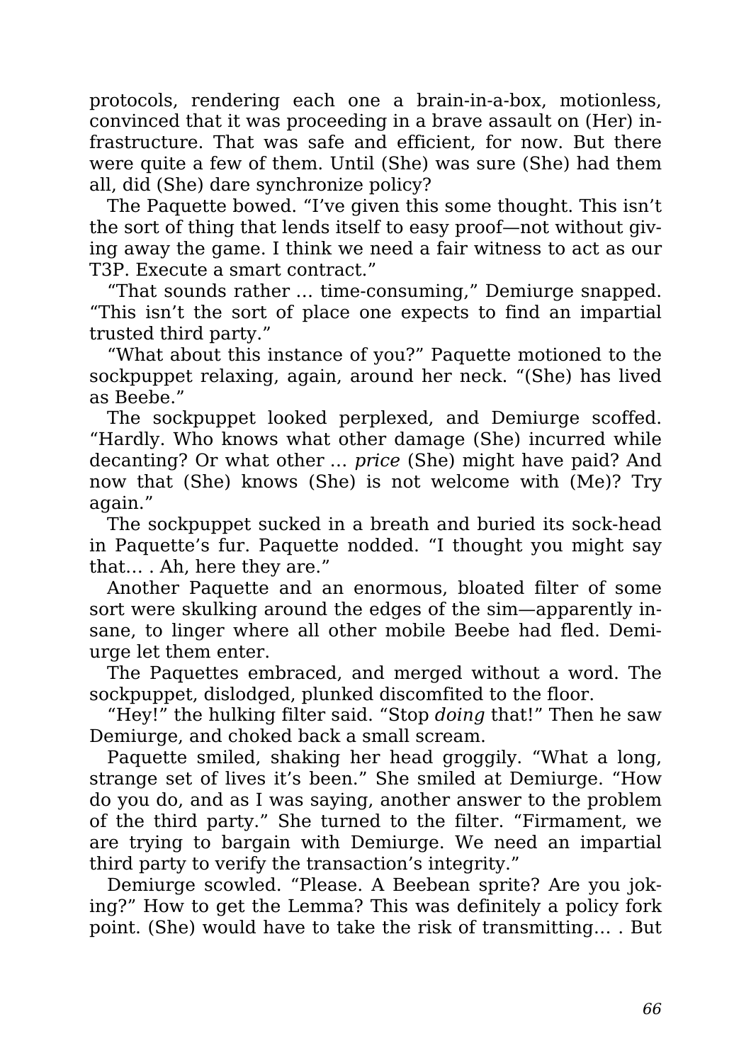protocols, rendering each one a brain-in-a-box, motionless, convinced that it was proceeding in a brave assault on (Her) infrastructure. That was safe and efficient, for now. But there were quite a few of them. Until (She) was sure (She) had them all, did (She) dare synchronize policy?

The Paquette bowed. “I’ve given this some thought. This isn’t the sort of thing that lends itself to easy proof—not without giving away the game. I think we need a fair witness to act as our T3P. Execute a smart contract.”

“That sounds rather … time-consuming,” Demiurge snapped. “This isn’t the sort of place one expects to find an impartial trusted third party.”

“What about this instance of you?” Paquette motioned to the sockpuppet relaxing, again, around her neck. “(She) has lived as Beebe.”

The sockpuppet looked perplexed, and Demiurge scoffed. “Hardly. Who knows what other damage (She) incurred while decanting? Or what other … *price* (She) might have paid? And now that (She) knows (She) is not welcome with (Me)? Try again.”

The sockpuppet sucked in a breath and buried its sock-head in Paquette’s fur. Paquette nodded. “I thought you might say that… . Ah, here they are.”

Another Paquette and an enormous, bloated filter of some sort were skulking around the edges of the sim—apparently insane, to linger where all other mobile Beebe had fled. Demiurge let them enter.

The Paquettes embraced, and merged without a word. The sockpuppet, dislodged, plunked discomfited to the floor.

“Hey!” the hulking filter said. “Stop *doing* that!” Then he saw Demiurge, and choked back a small scream.

Paquette smiled, shaking her head groggily. “What a long, strange set of lives it’s been.” She smiled at Demiurge. “How do you do, and as I was saying, another answer to the problem of the third party.” She turned to the filter. “Firmament, we are trying to bargain with Demiurge. We need an impartial third party to verify the transaction’s integrity.”

Demiurge scowled. “Please. A Beebean sprite? Are you joking?” How to get the Lemma? This was definitely a policy fork point. (She) would have to take the risk of transmitting… . But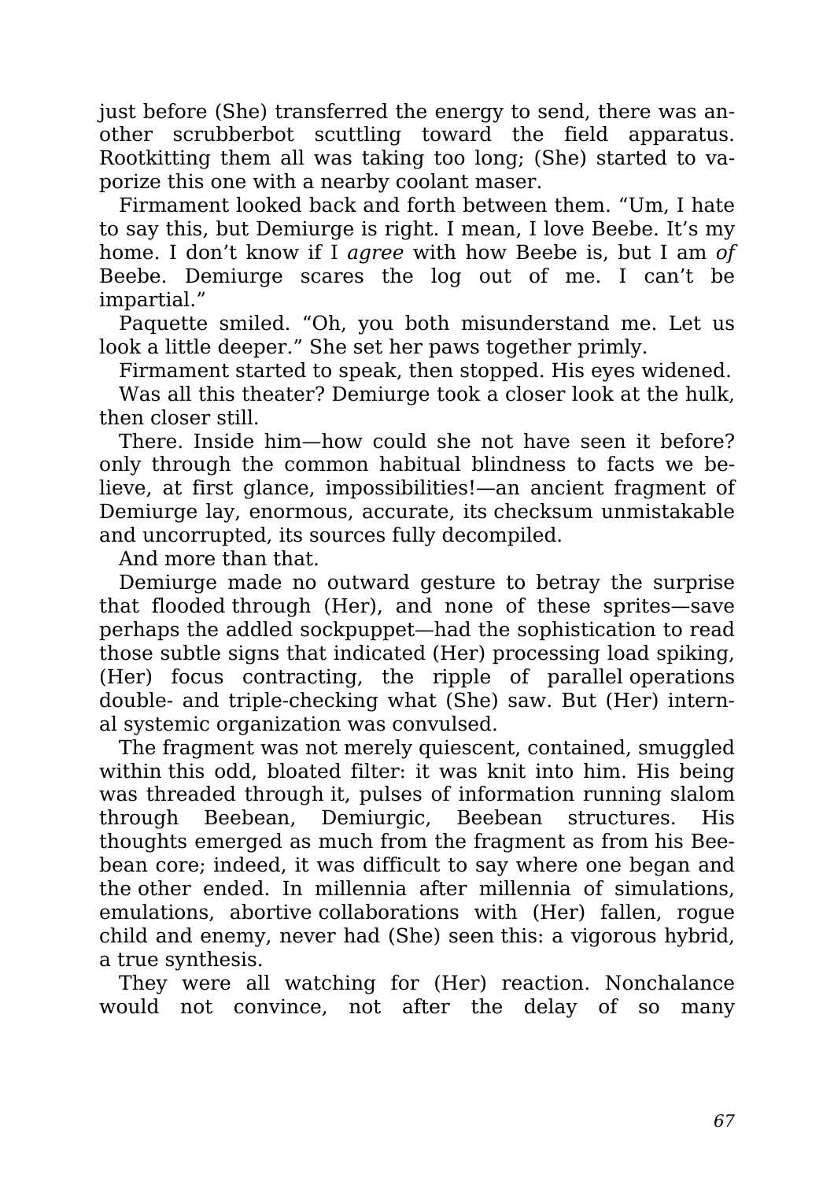just before (She) transferred the energy to send, there was another scrubberbot scuttling toward the field apparatus. Rootkitting them all was taking too long; (She) started to vaporize this one with a nearby coolant maser.

Firmament looked back and forth between them. “Um, I hate to say this, but Demiurge is right. I mean, I love Beebe. It’s my home. I don’t know if I *agree* with how Beebe is, but I am *of* Beebe. Demiurge scares the log out of me. I can’t be impartial.”

Paquette smiled. “Oh, you both misunderstand me. Let us look a little deeper.” She set her paws together primly.

Firmament started to speak, then stopped. His eyes widened.

Was all this theater? Demiurge took a closer look at the hulk, then closer still.

There. Inside him—how could she not have seen it before? only through the common habitual blindness to facts we believe, at first glance, impossibilities!—an ancient fragment of Demiurge lay, enormous, accurate, its checksum unmistakable and uncorrupted, its sources fully decompiled.

And more than that.

Demiurge made no outward gesture to betray the surprise that flooded through (Her), and none of these sprites—save perhaps the addled sockpuppet—had the sophistication to read those subtle signs that indicated (Her) processing load spiking, (Her) focus contracting, the ripple of parallel operations double- and triple-checking what (She) saw. But (Her) internal systemic organization was convulsed.

The fragment was not merely quiescent, contained, smuggled within this odd, bloated filter: it was knit into him. His being was threaded through it, pulses of information running slalom through Beebean, Demiurgic, Beebean structures. His thoughts emerged as much from the fragment as from his Beebean core; indeed, it was difficult to say where one began and the other ended. In millennia after millennia of simulations, emulations, abortive collaborations with (Her) fallen, rogue child and enemy, never had (She) seen this: a vigorous hybrid, a true synthesis.

They were all watching for (Her) reaction. Nonchalance would not convince, not after the delay of so many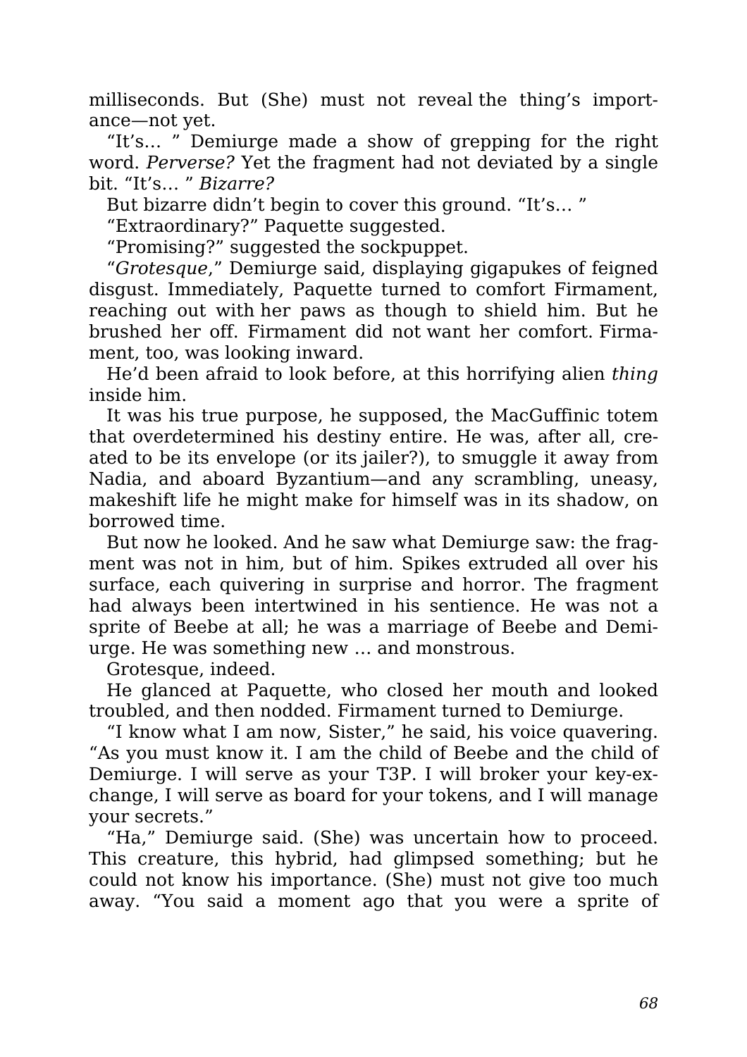milliseconds. But (She) must not reveal the thing's importance—not yet.

"It's… " Demiurge made a show of grepping for the right word. *Perverse?* Yet the fragment had not deviated by a single bit. "It's… " *Bizarre?*

But bizarre didn't begin to cover this ground. "It's… "

"Extraordinary?" Paquette suggested.

"Promising?" suggested the sockpuppet.

"*Grotesque*," Demiurge said, displaying gigapukes of feigned disgust. Immediately, Paquette turned to comfort Firmament, reaching out with her paws as though to shield him. But he brushed her off. Firmament did not want her comfort. Firmament, too, was looking inward.

He'd been afraid to look before, at this horrifying alien *thing* inside him.

It was his true purpose, he supposed, the MacGuffinic totem that overdetermined his destiny entire. He was, after all, created to be its envelope (or its jailer?), to smuggle it away from Nadia, and aboard Byzantium—and any scrambling, uneasy, makeshift life he might make for himself was in its shadow, on borrowed time.

But now he looked. And he saw what Demiurge saw: the fragment was not in him, but of him. Spikes extruded all over his surface, each quivering in surprise and horror. The fragment had always been intertwined in his sentience. He was not a sprite of Beebe at all; he was a marriage of Beebe and Demiurge. He was something new … and monstrous.

Grotesque, indeed.

He glanced at Paquette, who closed her mouth and looked troubled, and then nodded. Firmament turned to Demiurge.

"I know what I am now, Sister," he said, his voice quavering. "As you must know it. I am the child of Beebe and the child of Demiurge. I will serve as your T3P. I will broker your key-exchange, I will serve as board for your tokens, and I will manage your secrets."

"Ha," Demiurge said. (She) was uncertain how to proceed. This creature, this hybrid, had glimpsed something; but he could not know his importance. (She) must not give too much away. "You said a moment ago that you were a sprite of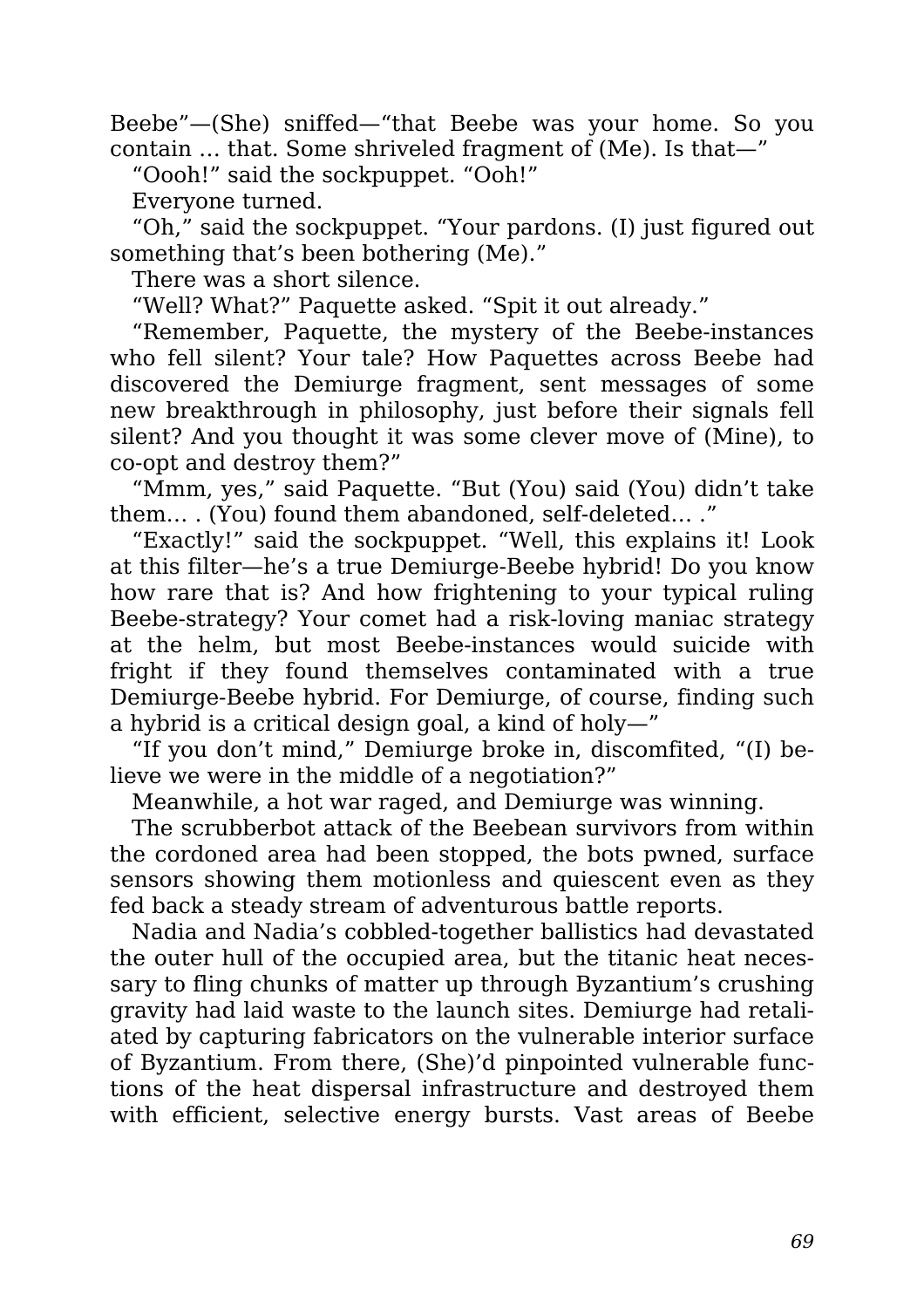Beebe"—(She) sniffed—"that Beebe was your home. So you contain … that. Some shriveled fragment of (Me). Is that—"

"Oooh!" said the sockpuppet. "Ooh!"

Everyone turned.

"Oh," said the sockpuppet. "Your pardons. (I) just figured out something that's been bothering (Me)."

There was a short silence.

"Well? What?" Paquette asked. "Spit it out already."

"Remember, Paquette, the mystery of the Beebe-instances who fell silent? Your tale? How Paquettes across Beebe had discovered the Demiurge fragment, sent messages of some new breakthrough in philosophy, just before their signals fell silent? And you thought it was some clever move of (Mine), to co-opt and destroy them?"

"Mmm, yes," said Paquette. "But (You) said (You) didn't take them… . (You) found them abandoned, self-deleted… ."

"Exactly!" said the sockpuppet. "Well, this explains it! Look at this filter—he's a true Demiurge-Beebe hybrid! Do you know how rare that is? And how frightening to your typical ruling Beebe-strategy? Your comet had a risk-loving maniac strategy at the helm, but most Beebe-instances would suicide with fright if they found themselves contaminated with a true Demiurge-Beebe hybrid. For Demiurge, of course, finding such a hybrid is a critical design goal, a kind of holy—"

"If you don't mind," Demiurge broke in, discomfited, "(I) believe we were in the middle of a negotiation?"

Meanwhile, a hot war raged, and Demiurge was winning.

The scrubberbot attack of the Beebean survivors from within the cordoned area had been stopped, the bots pwned, surface sensors showing them motionless and quiescent even as they fed back a steady stream of adventurous battle reports.

Nadia and Nadia's cobbled-together ballistics had devastated the outer hull of the occupied area, but the titanic heat necessary to fling chunks of matter up through Byzantium's crushing gravity had laid waste to the launch sites. Demiurge had retaliated by capturing fabricators on the vulnerable interior surface of Byzantium. From there, (She)'d pinpointed vulnerable functions of the heat dispersal infrastructure and destroyed them with efficient, selective energy bursts. Vast areas of Beebe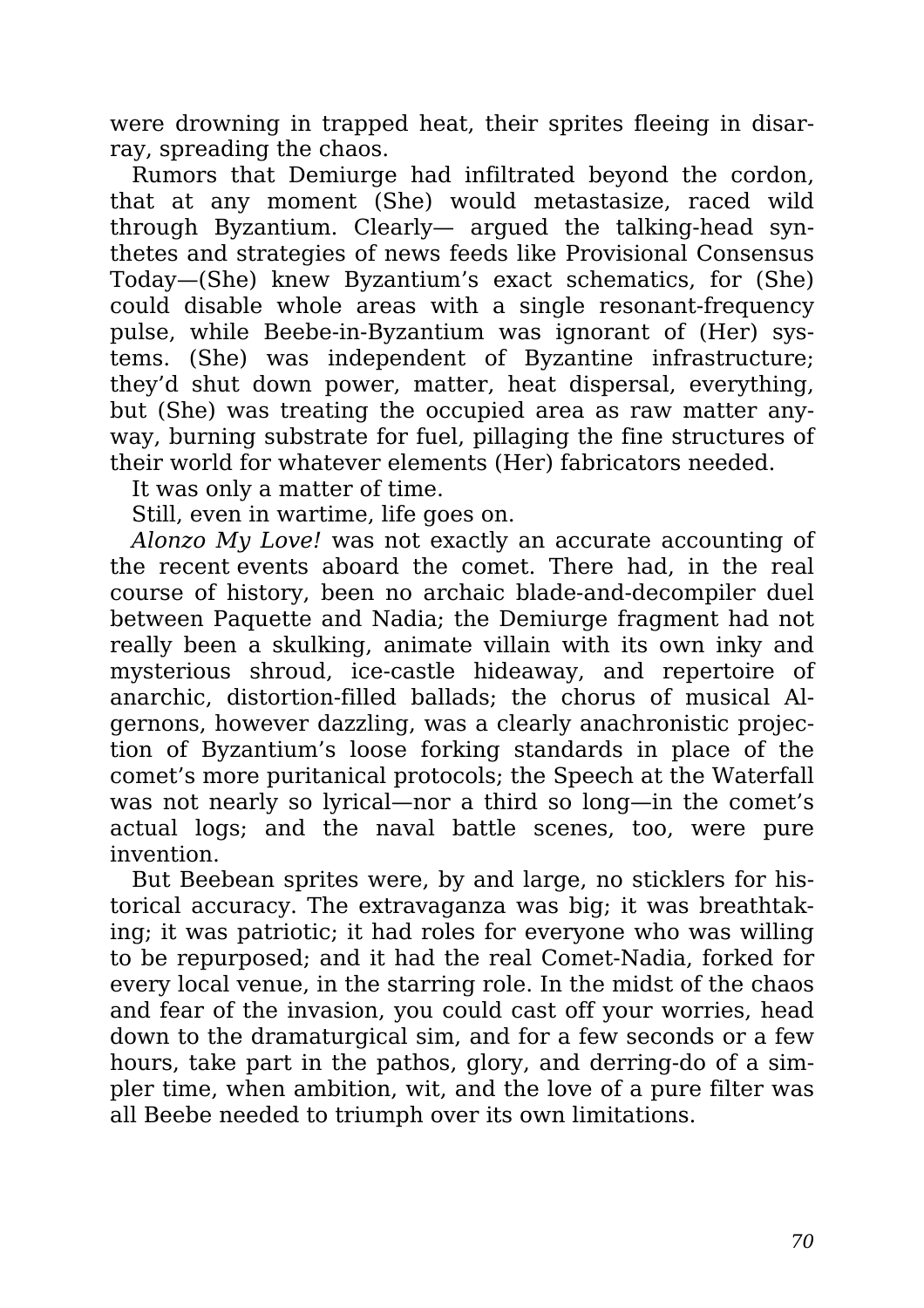were drowning in trapped heat, their sprites fleeing in disarray, spreading the chaos.

Rumors that Demiurge had infiltrated beyond the cordon, that at any moment (She) would metastasize, raced wild through Byzantium. Clearly— argued the talking-head synthetes and strategies of news feeds like Provisional Consensus Today—(She) knew Byzantium's exact schematics, for (She) could disable whole areas with a single resonant-frequency pulse, while Beebe-in-Byzantium was ignorant of (Her) systems. (She) was independent of Byzantine infrastructure; they'd shut down power, matter, heat dispersal, everything, but (She) was treating the occupied area as raw matter anyway, burning substrate for fuel, pillaging the fine structures of their world for whatever elements (Her) fabricators needed.

It was only a matter of time.

Still, even in wartime, life goes on.

*Alonzo My Love!* was not exactly an accurate accounting of the recent events aboard the comet. There had, in the real course of history, been no archaic blade-and-decompiler duel between Paquette and Nadia; the Demiurge fragment had not really been a skulking, animate villain with its own inky and mysterious shroud, ice-castle hideaway, and repertoire of anarchic, distortion-filled ballads; the chorus of musical Algernons, however dazzling, was a clearly anachronistic projection of Byzantium's loose forking standards in place of the comet's more puritanical protocols; the Speech at the Waterfall was not nearly so lyrical—nor a third so long—in the comet's actual logs; and the naval battle scenes, too, were pure invention.

But Beebean sprites were, by and large, no sticklers for historical accuracy. The extravaganza was big; it was breathtaking; it was patriotic; it had roles for everyone who was willing to be repurposed; and it had the real Comet-Nadia, forked for every local venue, in the starring role. In the midst of the chaos and fear of the invasion, you could cast off your worries, head down to the dramaturgical sim, and for a few seconds or a few hours, take part in the pathos, glory, and derring-do of a simpler time, when ambition, wit, and the love of a pure filter was all Beebe needed to triumph over its own limitations.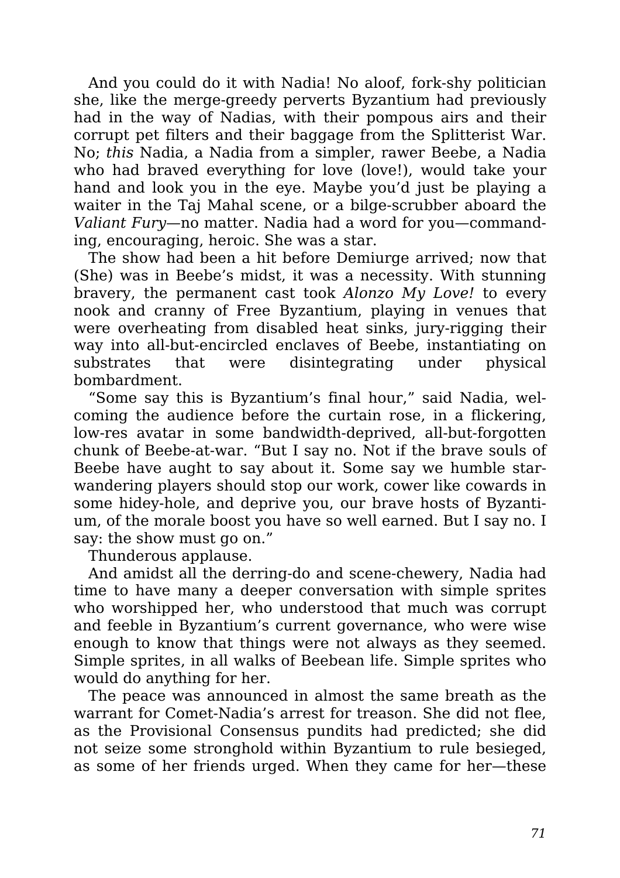And you could do it with Nadia! No aloof, fork-shy politician she, like the merge-greedy perverts Byzantium had previously had in the way of Nadias, with their pompous airs and their corrupt pet filters and their baggage from the Splitterist War. No; *this* Nadia, a Nadia from a simpler, rawer Beebe, a Nadia who had braved everything for love (love!), would take your hand and look you in the eye. Maybe you'd just be playing a waiter in the Taj Mahal scene, or a bilge-scrubber aboard the *Valiant Fury*—no matter. Nadia had a word for you—commanding, encouraging, heroic. She was a star.

The show had been a hit before Demiurge arrived; now that (She) was in Beebe's midst, it was a necessity. With stunning bravery, the permanent cast took *Alonzo My Love!* to every nook and cranny of Free Byzantium, playing in venues that were overheating from disabled heat sinks, jury-rigging their way into all-but-encircled enclaves of Beebe, instantiating on substrates that were disintegrating under physical bombardment.

"Some say this is Byzantium's final hour," said Nadia, welcoming the audience before the curtain rose, in a flickering, low-res avatar in some bandwidth-deprived, all-but-forgotten chunk of Beebe-at-war. "But I say no. Not if the brave souls of Beebe have aught to say about it. Some say we humble star-wandering players should stop our work, cower like cowards in some hidey-hole, and deprive you, our brave hosts of Byzantium, of the morale boost you have so well earned. But I say no. I say: the show must go on."

Thunderous applause.

And amidst all the derring-do and scene-chewery, Nadia had time to have many a deeper conversation with simple sprites who worshipped her, who understood that much was corrupt and feeble in Byzantium's current governance, who were wise enough to know that things were not always as they seemed. Simple sprites, in all walks of Beebean life. Simple sprites who would do anything for her.

The peace was announced in almost the same breath as the warrant for Comet-Nadia's arrest for treason. She did not flee, as the Provisional Consensus pundits had predicted; she did not seize some stronghold within Byzantium to rule besieged, as some of her friends urged. When they came for her—these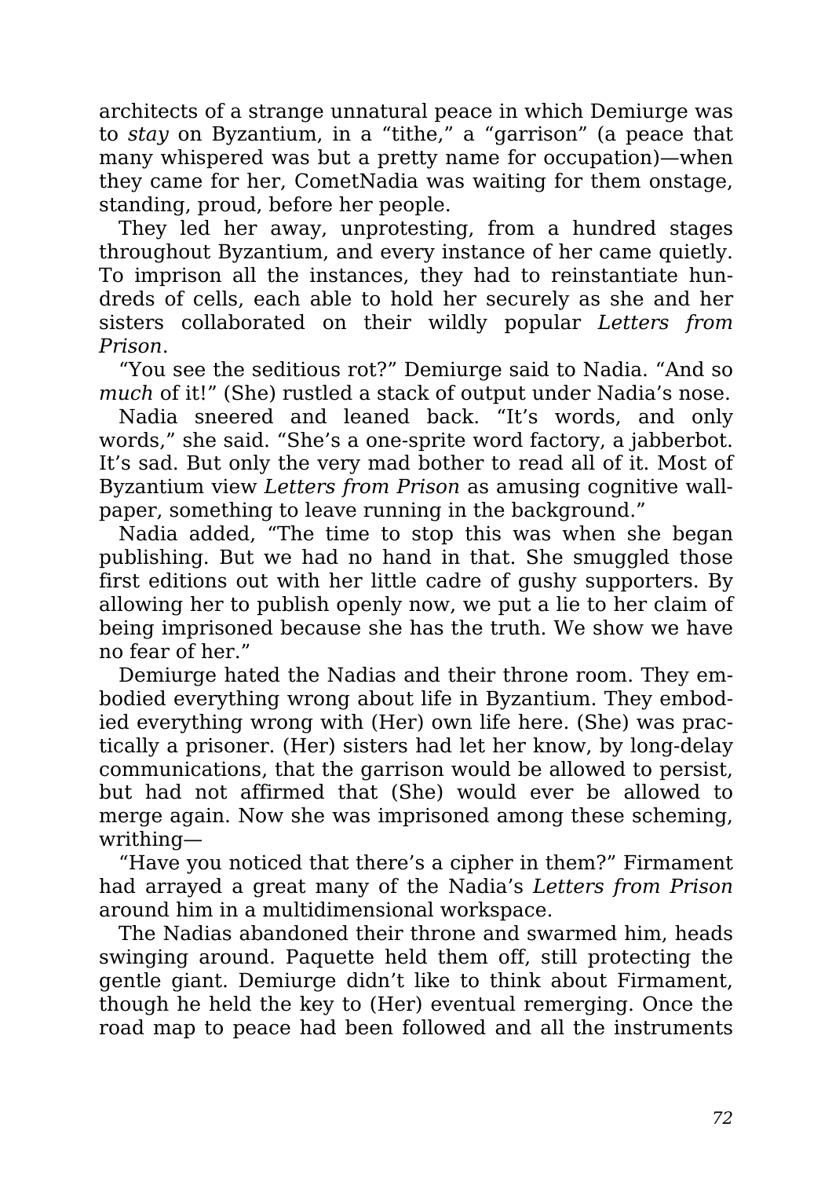architects of a strange unnatural peace in which Demiurge was to *stay* on Byzantium, in a "tithe," a "garrison" (a peace that many whispered was but a pretty name for occupation)—when they came for her, CometNadia was waiting for them onstage, standing, proud, before her people.

They led her away, unprotesting, from a hundred stages throughout Byzantium, and every instance of her came quietly. To imprison all the instances, they had to reinstantiate hundreds of cells, each able to hold her securely as she and her sisters collaborated on their wildly popular *Letters from Prison*.

"You see the seditious rot?" Demiurge said to Nadia. "And so *much* of it!" (She) rustled a stack of output under Nadia's nose.

Nadia sneered and leaned back. "It's words, and only words," she said. "She's a one-sprite word factory, a jabberbot. It's sad. But only the very mad bother to read all of it. Most of Byzantium view *Letters from Prison* as amusing cognitive wallpaper, something to leave running in the background."

Nadia added, "The time to stop this was when she began publishing. But we had no hand in that. She smuggled those first editions out with her little cadre of gushy supporters. By allowing her to publish openly now, we put a lie to her claim of being imprisoned because she has the truth. We show we have no fear of her."

Demiurge hated the Nadias and their throne room. They embodied everything wrong about life in Byzantium. They embodied everything wrong with (Her) own life here. (She) was practically a prisoner. (Her) sisters had let her know, by long-delay communications, that the garrison would be allowed to persist, but had not affirmed that (She) would ever be allowed to merge again. Now she was imprisoned among these scheming, writhing—

"Have you noticed that there's a cipher in them?" Firmament had arrayed a great many of the Nadia's *Letters from Prison* around him in a multidimensional workspace.

The Nadias abandoned their throne and swarmed him, heads swinging around. Paquette held them off, still protecting the gentle giant. Demiurge didn't like to think about Firmament, though he held the key to (Her) eventual remerging. Once the road map to peace had been followed and all the instruments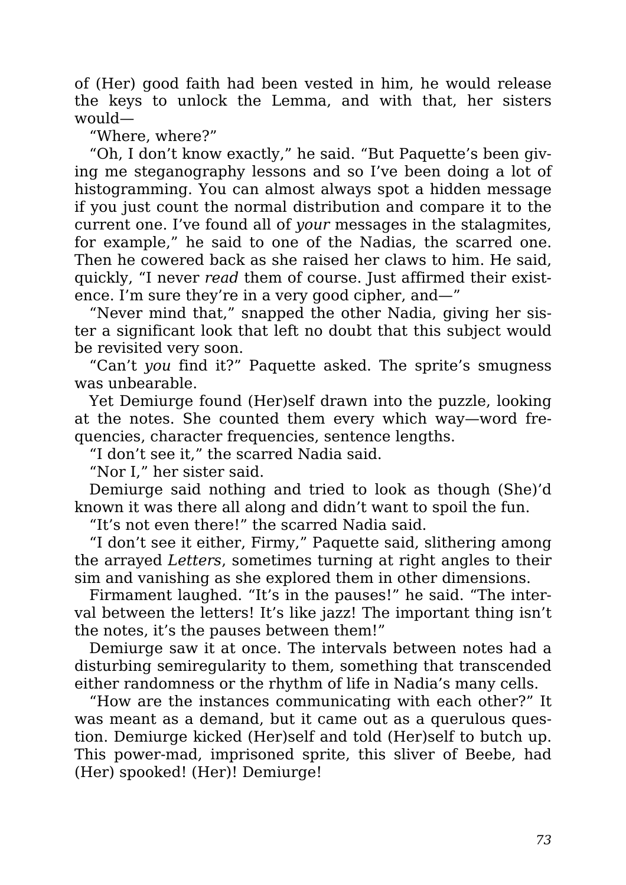of (Her) good faith had been vested in him, he would release the keys to unlock the Lemma, and with that, her sisters would—

"Where, where?"

"Oh, I don't know exactly," he said. "But Paquette's been giving me steganography lessons and so I've been doing a lot of histogramming. You can almost always spot a hidden message if you just count the normal distribution and compare it to the current one. I've found all of *your* messages in the stalagmites, for example," he said to one of the Nadias, the scarred one. Then he cowered back as she raised her claws to him. He said, quickly, "I never *read* them of course. Just affirmed their existence. I'm sure they're in a very good cipher, and—"

"Never mind that," snapped the other Nadia, giving her sister a significant look that left no doubt that this subject would be revisited very soon.

"Can't *you* find it?" Paquette asked. The sprite's smugness was unbearable.

Yet Demiurge found (Her)self drawn into the puzzle, looking at the notes. She counted them every which way—word frequencies, character frequencies, sentence lengths.

"I don't see it," the scarred Nadia said.

"Nor I," her sister said.

Demiurge said nothing and tried to look as though (She)'d known it was there all along and didn't want to spoil the fun.

"It's not even there!" the scarred Nadia said.

"I don't see it either, Firmy," Paquette said, slithering among the arrayed *Letters*, sometimes turning at right angles to their sim and vanishing as she explored them in other dimensions.

Firmament laughed. "It's in the pauses!" he said. "The interval between the letters! It's like jazz! The important thing isn't the notes, it's the pauses between them!"

Demiurge saw it at once. The intervals between notes had a disturbing semiregularity to them, something that transcended either randomness or the rhythm of life in Nadia's many cells.

"How are the instances communicating with each other?" It was meant as a demand, but it came out as a querulous question. Demiurge kicked (Her)self and told (Her)self to butch up. This power-mad, imprisoned sprite, this sliver of Beebe, had (Her) spooked! (Her)! Demiurge!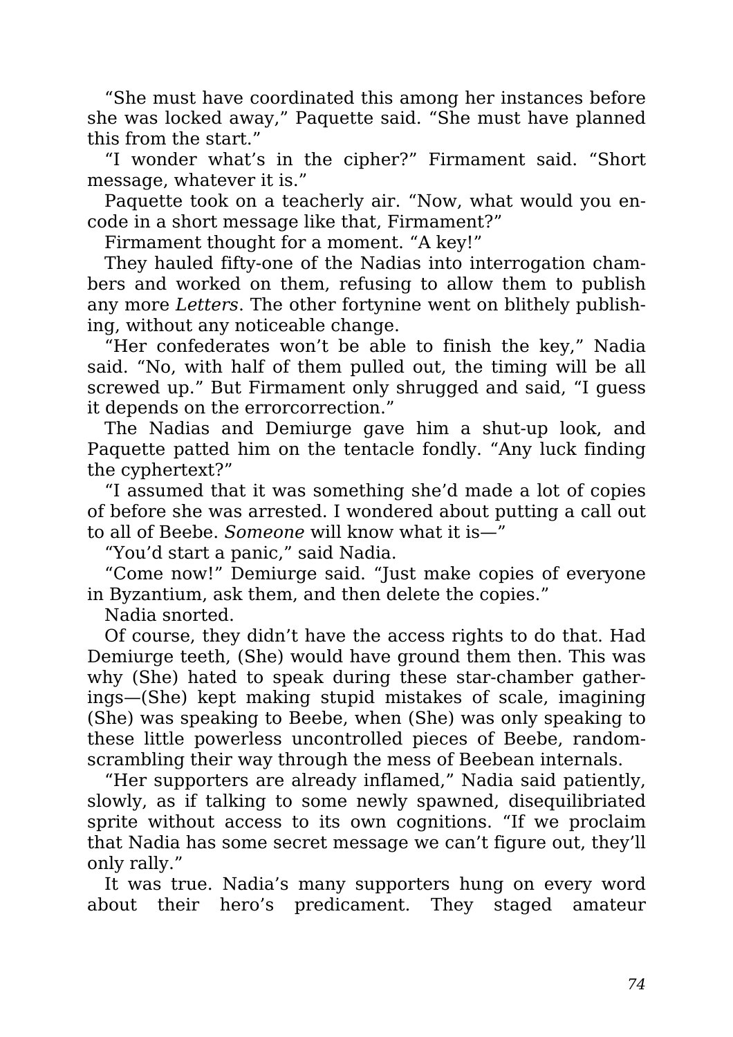"She must have coordinated this among her instances before she was locked away," Paquette said. "She must have planned this from the start."

"I wonder what's in the cipher?" Firmament said. "Short message, whatever it is."

Paquette took on a teacherly air. "Now, what would you encode in a short message like that, Firmament?"

Firmament thought for a moment. "A key!"

They hauled fifty-one of the Nadias into interrogation chambers and worked on them, refusing to allow them to publish any more *Letters*. The other fortynine went on blithely publishing, without any noticeable change.

"Her confederates won't be able to finish the key," Nadia said. "No, with half of them pulled out, the timing will be all screwed up." But Firmament only shrugged and said, "I guess it depends on the errorcorrection."

The Nadias and Demiurge gave him a shut-up look, and Paquette patted him on the tentacle fondly. "Any luck finding the cyphertext?"

"I assumed that it was something she'd made a lot of copies of before she was arrested. I wondered about putting a call out to all of Beebe. *Someone* will know what it is—"

"You'd start a panic," said Nadia.

"Come now!" Demiurge said. "Just make copies of everyone in Byzantium, ask them, and then delete the copies."

Nadia snorted.

Of course, they didn't have the access rights to do that. Had Demiurge teeth, (She) would have ground them then. This was why (She) hated to speak during these star-chamber gatherings—(She) kept making stupid mistakes of scale, imagining (She) was speaking to Beebe, when (She) was only speaking to these little powerless uncontrolled pieces of Beebe, random-scrambling their way through the mess of Beebean internals.

"Her supporters are already inflamed," Nadia said patiently, slowly, as if talking to some newly spawned, disequilibriated sprite without access to its own cognitions. "If we proclaim that Nadia has some secret message we can't figure out, they'll only rally."

It was true. Nadia's many supporters hung on every word about their hero's predicament. They staged amateur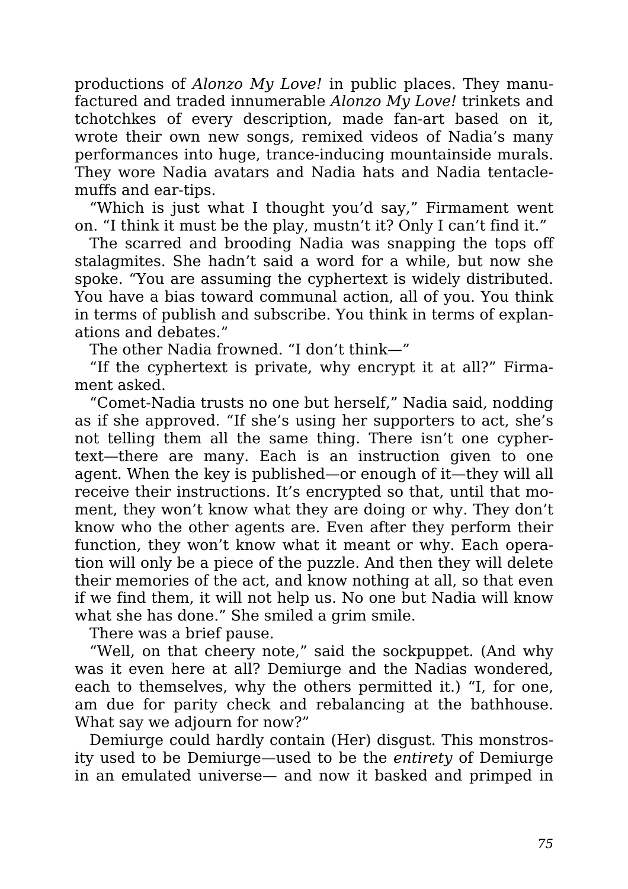productions of *Alonzo My Love!* in public places. They manufactured and traded innumerable *Alonzo My Love!* trinkets and tchotchkes of every description, made fan-art based on it, wrote their own new songs, remixed videos of Nadia's many performances into huge, trance-inducing mountainside murals. They wore Nadia avatars and Nadia hats and Nadia tentacle-muffs and ear-tips.

"Which is just what I thought you'd say," Firmament went on. "I think it must be the play, mustn't it? Only I can't find it."

The scarred and brooding Nadia was snapping the tops off stalagmites. She hadn't said a word for a while, but now she spoke. "You are assuming the cyphertext is widely distributed. You have a bias toward communal action, all of you. You think in terms of publish and subscribe. You think in terms of explanations and debates."

The other Nadia frowned. "I don't think—"

"If the cyphertext is private, why encrypt it at all?" Firmament asked.

"Comet-Nadia trusts no one but herself," Nadia said, nodding as if she approved. "If she's using her supporters to act, she's not telling them all the same thing. There isn't one cyphertext—there are many. Each is an instruction given to one agent. When the key is published—or enough of it—they will all receive their instructions. It's encrypted so that, until that moment, they won't know what they are doing or why. They don't know who the other agents are. Even after they perform their function, they won't know what it meant or why. Each operation will only be a piece of the puzzle. And then they will delete their memories of the act, and know nothing at all, so that even if we find them, it will not help us. No one but Nadia will know what she has done." She smiled a grim smile.

There was a brief pause.

"Well, on that cheery note," said the sockpuppet. (And why was it even here at all? Demiurge and the Nadias wondered, each to themselves, why the others permitted it.) "I, for one, am due for parity check and rebalancing at the bathhouse. What say we adjourn for now?"

Demiurge could hardly contain (Her) disgust. This monstrosity used to be Demiurge—used to be the *entirety* of Demiurge in an emulated universe— and now it basked and primped in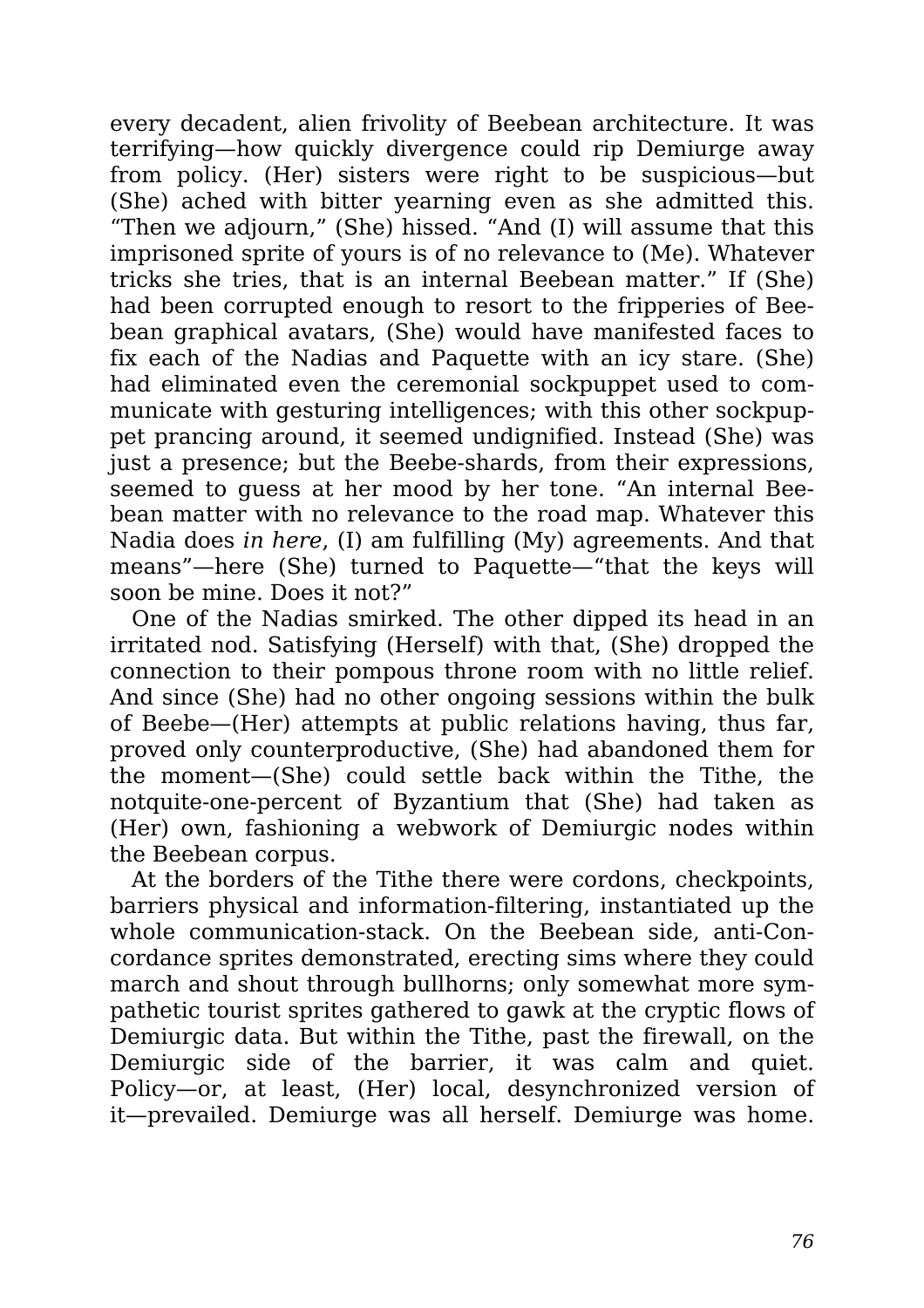every decadent, alien frivolity of Beebean architecture. It was terrifying—how quickly divergence could rip Demiurge away from policy. (Her) sisters were right to be suspicious—but (She) ached with bitter yearning even as she admitted this. “Then we adjourn,” (She) hissed. “And (I) will assume that this imprisoned sprite of yours is of no relevance to (Me). Whatever tricks she tries, that is an internal Beebean matter.” If (She) had been corrupted enough to resort to the fripperies of Beebean graphical avatars, (She) would have manifested faces to fix each of the Nadias and Paquette with an icy stare. (She) had eliminated even the ceremonial sockpuppet used to communicate with gesturing intelligences; with this other sockpuppet prancing around, it seemed undignified. Instead (She) was just a presence; but the Beebe-shards, from their expressions, seemed to guess at her mood by her tone. “An internal Beebean matter with no relevance to the road map. Whatever this Nadia does *in here*, (I) am fulfilling (My) agreements. And that means”—here (She) turned to Paquette—“that the keys will soon be mine. Does it not?”

One of the Nadias smirked. The other dipped its head in an irritated nod. Satisfying (Herself) with that, (She) dropped the connection to their pompous throne room with no little relief. And since (She) had no other ongoing sessions within the bulk of Beebe—(Her) attempts at public relations having, thus far, proved only counterproductive, (She) had abandoned them for the moment—(She) could settle back within the Tithe, the notquite-one-percent of Byzantium that (She) had taken as (Her) own, fashioning a webwork of Demiurgic nodes within the Beebean corpus.

At the borders of the Tithe there were cordons, checkpoints, barriers physical and information-filtering, instantiated up the whole communication-stack. On the Beebean side, anti-Concordance sprites demonstrated, erecting sims where they could march and shout through bullhorns; only somewhat more sympathetic tourist sprites gathered to gawk at the cryptic flows of Demiurgic data. But within the Tithe, past the firewall, on the Demiurgic side of the barrier, it was calm and quiet. Policy—or, at least, (Her) local, desynchronized version of it—prevailed. Demiurge was all herself. Demiurge was home.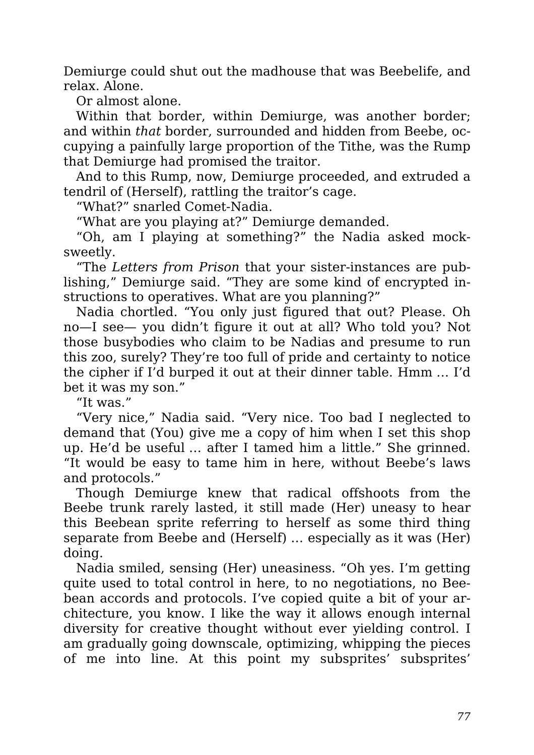Demiurge could shut out the madhouse that was Beebelife, and relax. Alone.

Or almost alone.

Within that border, within Demiurge, was another border; and within *that* border, surrounded and hidden from Beebe, occupying a painfully large proportion of the Tithe, was the Rump that Demiurge had promised the traitor.

And to this Rump, now, Demiurge proceeded, and extruded a tendril of (Herself), rattling the traitor's cage.

"What?" snarled Comet-Nadia.

"What are you playing at?" Demiurge demanded.

"Oh, am I playing at something?" the Nadia asked mock-sweetly.

"The *Letters from Prison* that your sister-instances are publishing," Demiurge said. "They are some kind of encrypted instructions to operatives. What are you planning?"

Nadia chortled. "You only just figured that out? Please. Oh no—I see— you didn't figure it out at all? Who told you? Not those busybodies who claim to be Nadias and presume to run this zoo, surely? They're too full of pride and certainty to notice the cipher if I'd burped it out at their dinner table. Hmm … I'd bet it was my son."

"It was."

"Very nice," Nadia said. "Very nice. Too bad I neglected to demand that (You) give me a copy of him when I set this shop up. He'd be useful … after I tamed him a little." She grinned. "It would be easy to tame him in here, without Beebe's laws and protocols."

Though Demiurge knew that radical offshoots from the Beebe trunk rarely lasted, it still made (Her) uneasy to hear this Beebean sprite referring to herself as some third thing separate from Beebe and (Herself) … especially as it was (Her) doing.

Nadia smiled, sensing (Her) uneasiness. "Oh yes. I'm getting quite used to total control in here, to no negotiations, no Beebean accords and protocols. I've copied quite a bit of your architecture, you know. I like the way it allows enough internal diversity for creative thought without ever yielding control. I am gradually going downscale, optimizing, whipping the pieces of me into line. At this point my subsprites' subsprites'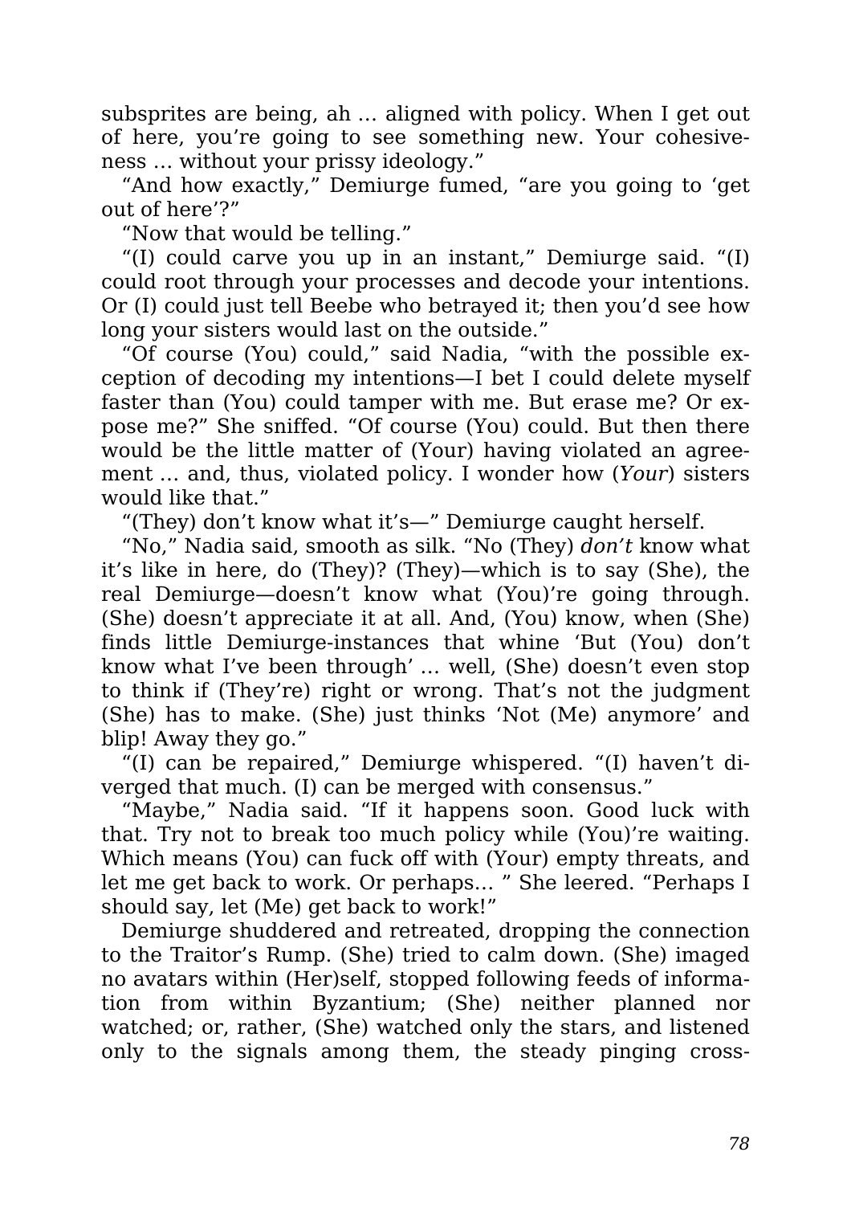subsprites are being, ah … aligned with policy. When I get out of here, you're going to see something new. Your cohesiveness … without your prissy ideology."

"And how exactly," Demiurge fumed, "are you going to 'get out of here'?"

"Now that would be telling."

"(I) could carve you up in an instant," Demiurge said. "(I) could root through your processes and decode your intentions. Or (I) could just tell Beebe who betrayed it; then you'd see how long your sisters would last on the outside."

"Of course (You) could," said Nadia, "with the possible exception of decoding my intentions—I bet I could delete myself faster than (You) could tamper with me. But erase me? Or expose me?" She sniffed. "Of course (You) could. But then there would be the little matter of (Your) having violated an agreement … and, thus, violated policy. I wonder how (*Your*) sisters would like that."

"(They) don't know what it's—" Demiurge caught herself.

"No," Nadia said, smooth as silk. "No (They) *don't* know what it's like in here, do (They)? (They)—which is to say (She), the real Demiurge—doesn't know what (You)'re going through. (She) doesn't appreciate it at all. And, (You) know, when (She) finds little Demiurge-instances that whine 'But (You) don't know what I've been through' … well, (She) doesn't even stop to think if (They're) right or wrong. That's not the judgment (She) has to make. (She) just thinks 'Not (Me) anymore' and blip! Away they go."

"(I) can be repaired," Demiurge whispered. "(I) haven't diverged that much. (I) can be merged with consensus."

"Maybe," Nadia said. "If it happens soon. Good luck with that. Try not to break too much policy while (You)'re waiting. Which means (You) can fuck off with (Your) empty threats, and let me get back to work. Or perhaps… " She leered. "Perhaps I should say, let (Me) get back to work!"

Demiurge shuddered and retreated, dropping the connection to the Traitor's Rump. (She) tried to calm down. (She) imaged no avatars within (Her)self, stopped following feeds of information from within Byzantium; (She) neither planned nor watched; or, rather, (She) watched only the stars, and listened only to the signals among them, the steady pinging cross-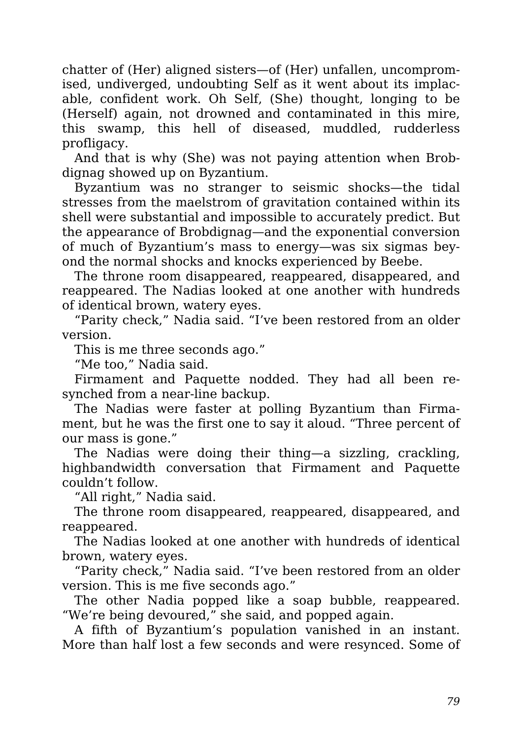chatter of (Her) aligned sisters—of (Her) unfallen, uncompromised, undiverged, undoubting Self as it went about its implacable, confident work. Oh Self, (She) thought, longing to be (Herself) again, not drowned and contaminated in this mire, this swamp, this hell of diseased, muddled, rudderless profligacy.

And that is why (She) was not paying attention when Brobdignag showed up on Byzantium.

Byzantium was no stranger to seismic shocks—the tidal stresses from the maelstrom of gravitation contained within its shell were substantial and impossible to accurately predict. But the appearance of Brobdignag—and the exponential conversion of much of Byzantium's mass to energy—was six sigmas beyond the normal shocks and knocks experienced by Beebe.

The throne room disappeared, reappeared, disappeared, and reappeared. The Nadias looked at one another with hundreds of identical brown, watery eyes.

"Parity check," Nadia said. "I've been restored from an older version.

This is me three seconds ago."

"Me too," Nadia said.

Firmament and Paquette nodded. They had all been resynched from a near-line backup.

The Nadias were faster at polling Byzantium than Firmament, but he was the first one to say it aloud. "Three percent of our mass is gone."

The Nadias were doing their thing—a sizzling, crackling, highbandwidth conversation that Firmament and Paquette couldn't follow.

"All right," Nadia said.

The throne room disappeared, reappeared, disappeared, and reappeared.

The Nadias looked at one another with hundreds of identical brown, watery eyes.

"Parity check," Nadia said. "I've been restored from an older version. This is me five seconds ago."

The other Nadia popped like a soap bubble, reappeared. "We're being devoured," she said, and popped again.

A fifth of Byzantium's population vanished in an instant. More than half lost a few seconds and were resynced. Some of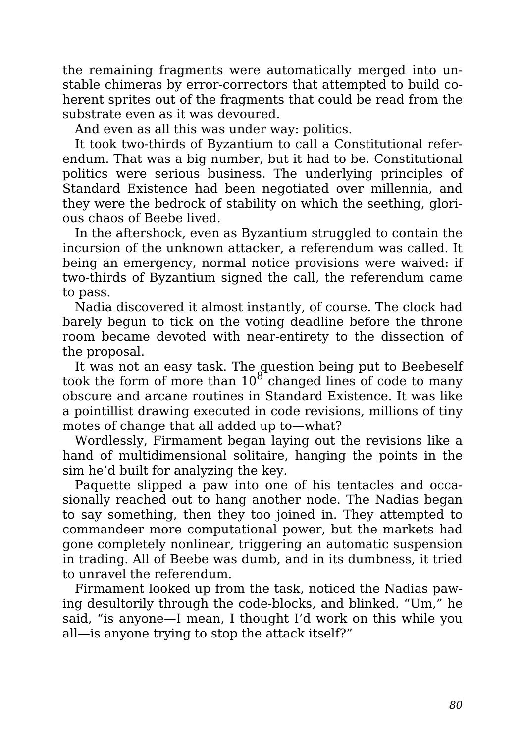the remaining fragments were automatically merged into unstable chimeras by error-correctors that attempted to build coherent sprites out of the fragments that could be read from the substrate even as it was devoured.

And even as all this was under way: politics.

It took two-thirds of Byzantium to call a Constitutional referendum. That was a big number, but it had to be. Constitutional politics were serious business. The underlying principles of Standard Existence had been negotiated over millennia, and they were the bedrock of stability on which the seething, glorious chaos of Beebe lived.

In the aftershock, even as Byzantium struggled to contain the incursion of the unknown attacker, a referendum was called. It being an emergency, normal notice provisions were waived: if two-thirds of Byzantium signed the call, the referendum came to pass.

Nadia discovered it almost instantly, of course. The clock had barely begun to tick on the voting deadline before the throne room became devoted with near-entirety to the dissection of the proposal.

It was not an easy task. The question being put to Beebeself took the form of more than $10^8$ changed lines of code to many obscure and arcane routines in Standard Existence. It was like a pointillist drawing executed in code revisions, millions of tiny motes of change that all added up to—what?

Wordlessly, Firmament began laying out the revisions like a hand of multidimensional solitaire, hanging the points in the sim he'd built for analyzing the key.

Paquette slipped a paw into one of his tentacles and occasionally reached out to hang another node. The Nadias began to say something, then they too joined in. They attempted to commandeer more computational power, but the markets had gone completely nonlinear, triggering an automatic suspension in trading. All of Beebe was dumb, and in its dumbness, it tried to unravel the referendum.

Firmament looked up from the task, noticed the Nadias pawing desultorily through the code-blocks, and blinked. "Um," he said, "is anyone—I mean, I thought I'd work on this while you all—is anyone trying to stop the attack itself?"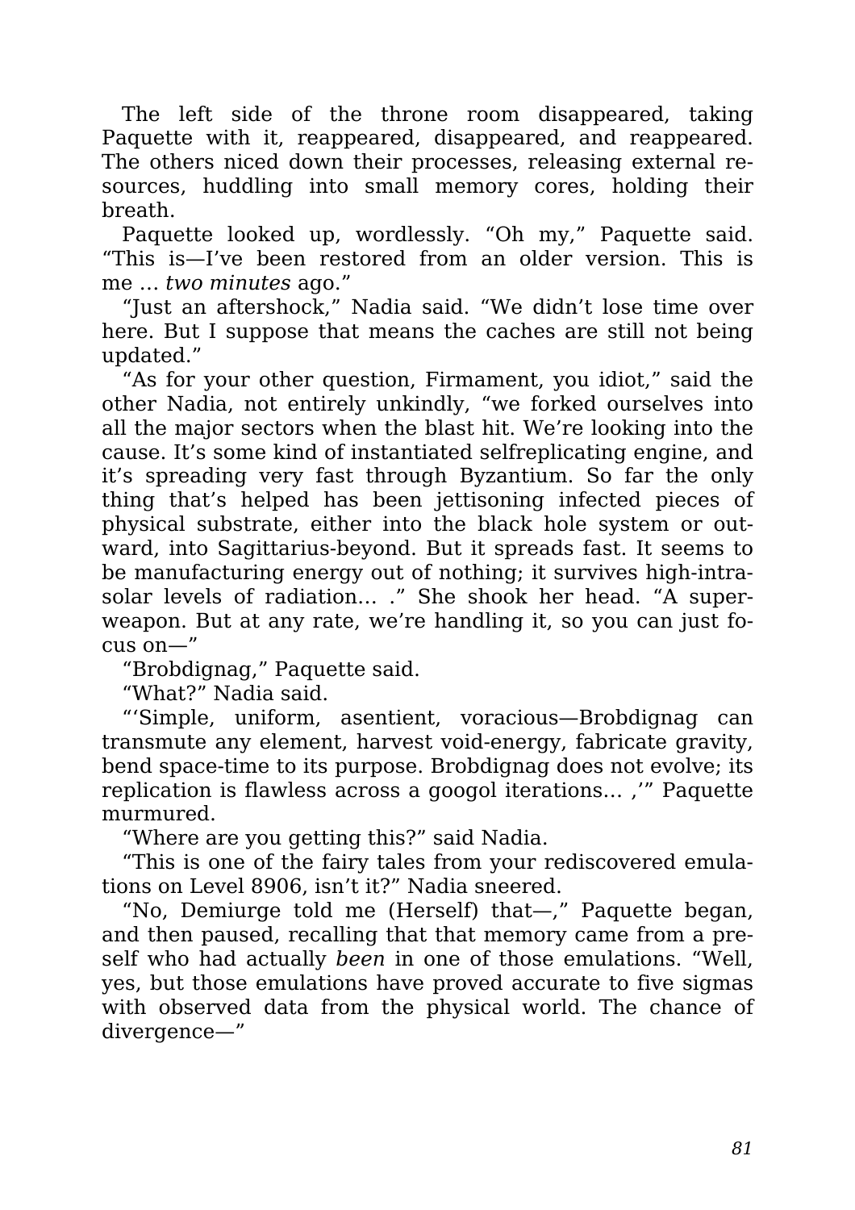The left side of the throne room disappeared, taking Paquette with it, reappeared, disappeared, and reappeared. The others niced down their processes, releasing external resources, huddling into small memory cores, holding their breath.

Paquette looked up, wordlessly. “Oh my,” Paquette said. “This is—I’ve been restored from an older version. This is me … *two minutes* ago.”

“Just an aftershock,” Nadia said. “We didn’t lose time over here. But I suppose that means the caches are still not being updated.”

“As for your other question, Firmament, you idiot,” said the other Nadia, not entirely unkindly, “we forked ourselves into all the major sectors when the blast hit. We’re looking into the cause. It’s some kind of instantiated selfreplicating engine, and it’s spreading very fast through Byzantium. So far the only thing that’s helped has been jettisoning infected pieces of physical substrate, either into the black hole system or outward, into Sagittarius-beyond. But it spreads fast. It seems to be manufacturing energy out of nothing; it survives high-intrasolar levels of radiation… .” She shook her head. “A superweapon. But at any rate, we’re handling it, so you can just focus on—”

“Brobdignag,” Paquette said.

“What?” Nadia said.

“‘Simple, uniform, asentient, voracious—Brobdignag can transmute any element, harvest void-energy, fabricate gravity, bend space-time to its purpose. Brobdignag does not evolve; its replication is flawless across a googol iterations… ,’” Paquette murmured.

“Where are you getting this?” said Nadia.

“This is one of the fairy tales from your rediscovered emulations on Level 8906, isn’t it?” Nadia sneered.

“No, Demiurge told me (Herself) that—,” Paquette began, and then paused, recalling that that memory came from a preself who had actually *been* in one of those emulations. “Well, yes, but those emulations have proved accurate to five sigmas with observed data from the physical world. The chance of divergence—”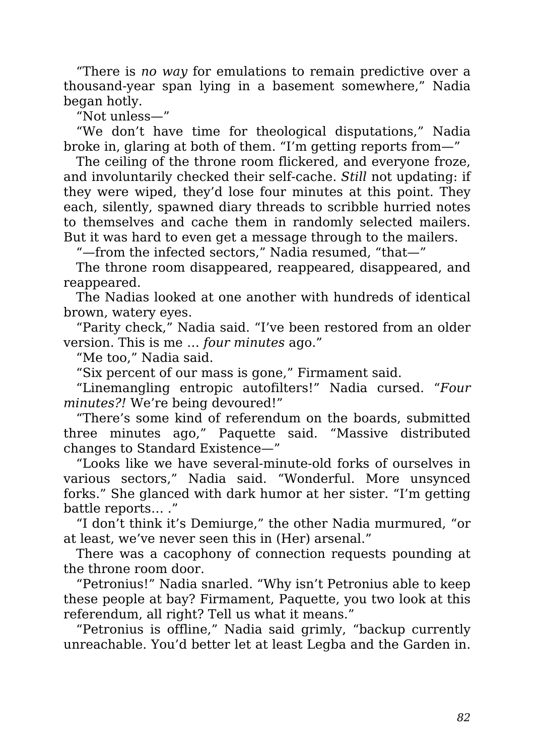"There is *no way* for emulations to remain predictive over a thousand-year span lying in a basement somewhere," Nadia began hotly.

"Not unless—"

"We don't have time for theological disputations," Nadia broke in, glaring at both of them. "I'm getting reports from—"

The ceiling of the throne room flickered, and everyone froze, and involuntarily checked their self-cache. *Still* not updating: if they were wiped, they'd lose four minutes at this point. They each, silently, spawned diary threads to scribble hurried notes to themselves and cache them in randomly selected mailers. But it was hard to even get a message through to the mailers.

"—from the infected sectors," Nadia resumed, "that—"

The throne room disappeared, reappeared, disappeared, and reappeared.

The Nadias looked at one another with hundreds of identical brown, watery eyes.

"Parity check," Nadia said. "I've been restored from an older version. This is me … *four minutes* ago."

"Me too," Nadia said.

"Six percent of our mass is gone," Firmament said.

"Linemangling entropic autofilters!" Nadia cursed. "*Four minutes?!* We're being devoured!"

"There's some kind of referendum on the boards, submitted three minutes ago," Paquette said. "Massive distributed changes to Standard Existence—"

"Looks like we have several-minute-old forks of ourselves in various sectors," Nadia said. "Wonderful. More unsynced forks." She glanced with dark humor at her sister. "I'm getting battle reports… ."

"I don't think it's Demiurge," the other Nadia murmured, "or at least, we've never seen this in (Her) arsenal."

There was a cacophony of connection requests pounding at the throne room door.

"Petronius!" Nadia snarled. "Why isn't Petronius able to keep these people at bay? Firmament, Paquette, you two look at this referendum, all right? Tell us what it means."

"Petronius is offline," Nadia said grimly, "backup currently unreachable. You'd better let at least Legba and the Garden in.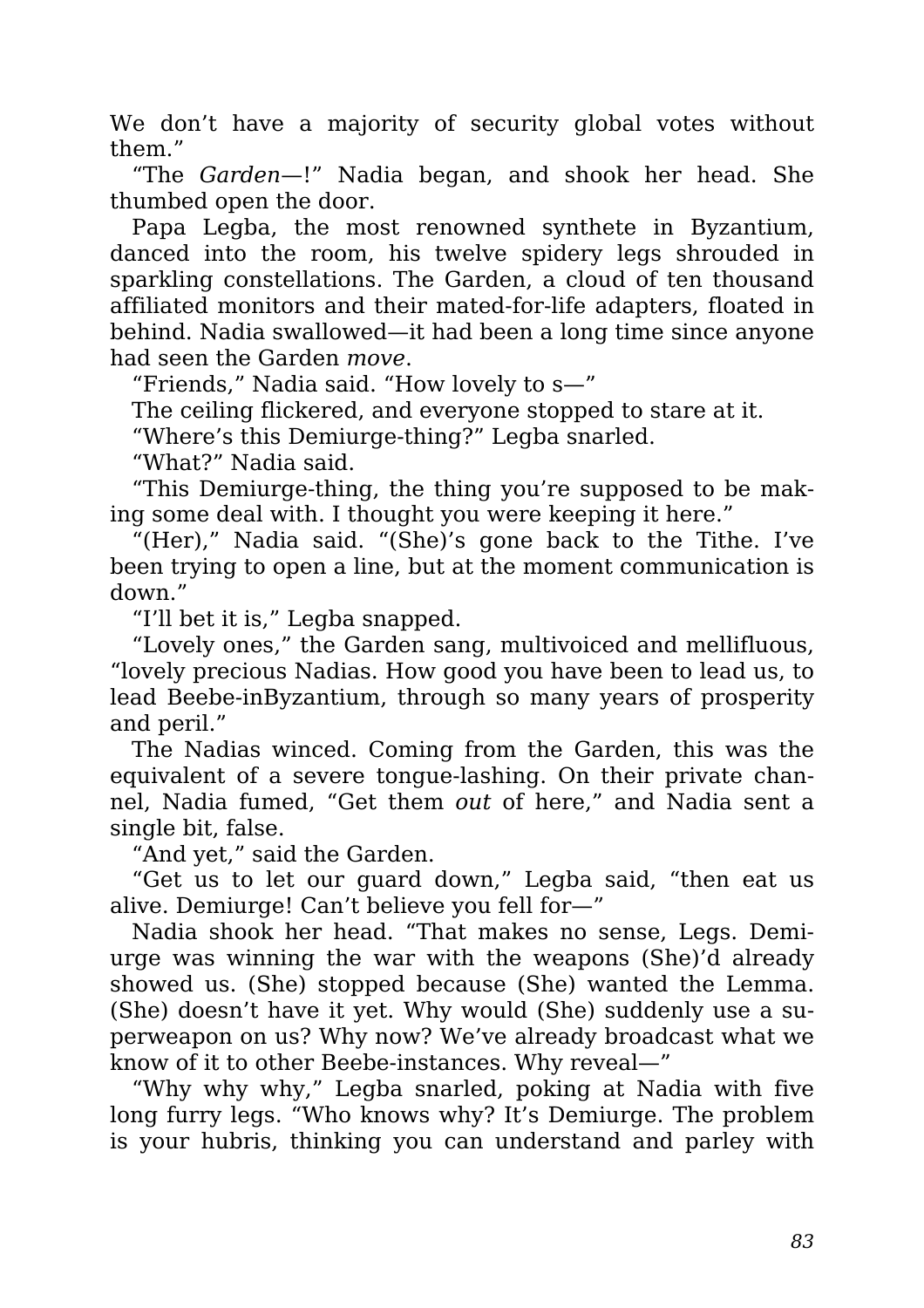We don't have a majority of security global votes without them."

"The *Garden*—!" Nadia began, and shook her head. She thumbed open the door.

Papa Legba, the most renowned synthete in Byzantium, danced into the room, his twelve spidery legs shrouded in sparkling constellations. The Garden, a cloud of ten thousand affiliated monitors and their mated-for-life adapters, floated in behind. Nadia swallowed—it had been a long time since anyone had seen the Garden *move*.

"Friends," Nadia said. "How lovely to s—"

The ceiling flickered, and everyone stopped to stare at it.

"Where's this Demiurge-thing?" Legba snarled.

"What?" Nadia said.

"This Demiurge-thing, the thing you're supposed to be making some deal with. I thought you were keeping it here."

"(Her)," Nadia said. "(She)'s gone back to the Tithe. I've been trying to open a line, but at the moment communication is down."

"I'll bet it is," Legba snapped.

"Lovely ones," the Garden sang, multivoiced and mellifluous, "lovely precious Nadias. How good you have been to lead us, to lead Beebe-inByzantium, through so many years of prosperity and peril."

The Nadias winced. Coming from the Garden, this was the equivalent of a severe tongue-lashing. On their private channel, Nadia fumed, "Get them *out* of here," and Nadia sent a single bit, false.

"And yet," said the Garden.

"Get us to let our guard down," Legba said, "then eat us alive. Demiurge! Can't believe you fell for—"

Nadia shook her head. "That makes no sense, Legs. Demiurge was winning the war with the weapons (She)'d already showed us. (She) stopped because (She) wanted the Lemma. (She) doesn't have it yet. Why would (She) suddenly use a superweapon on us? Why now? We've already broadcast what we know of it to other Beebe-instances. Why reveal—"

"Why why why," Legba snarled, poking at Nadia with five long furry legs. "Who knows why? It's Demiurge. The problem is your hubris, thinking you can understand and parley with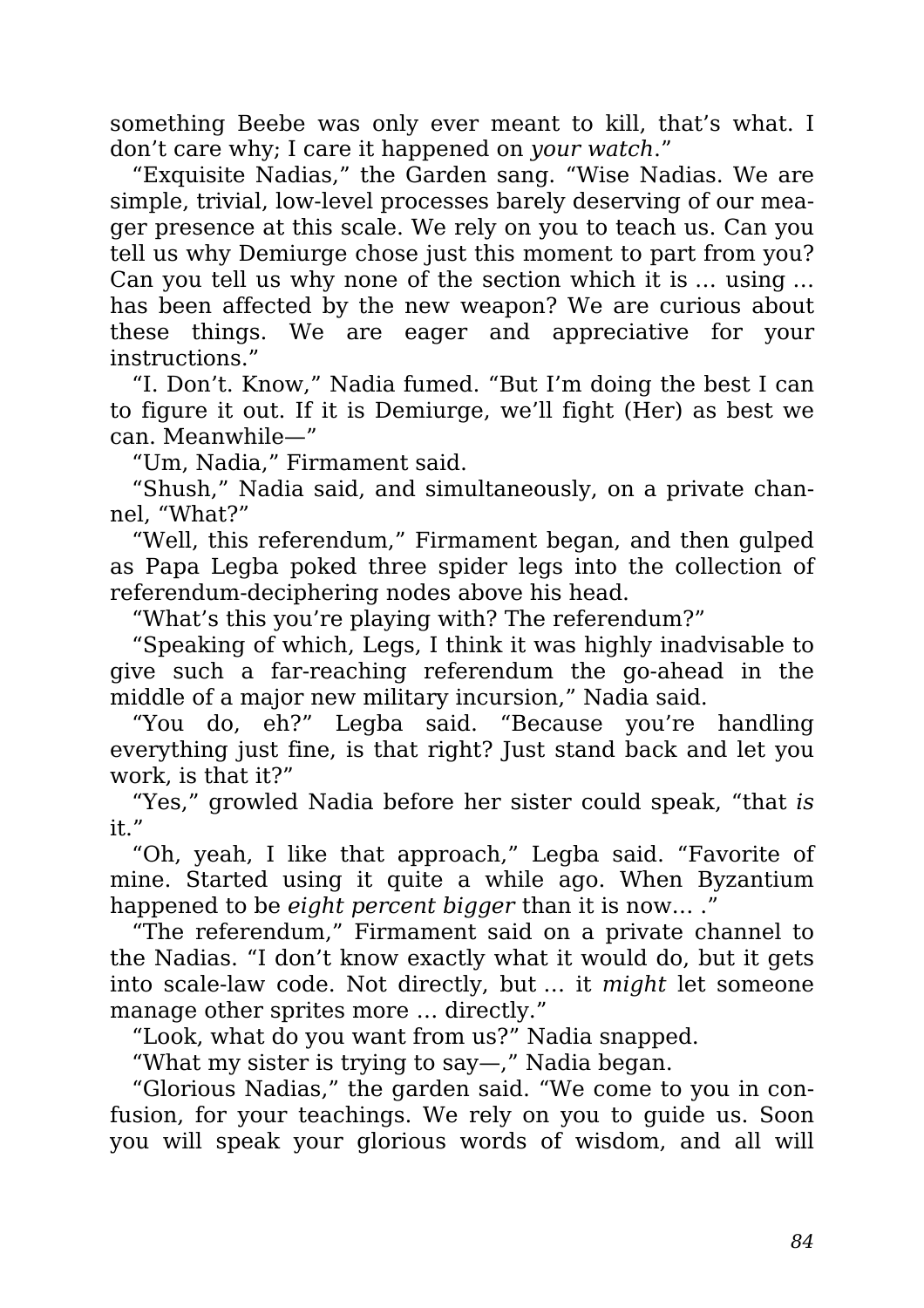something Beebe was only ever meant to kill, that's what. I don't care why; I care it happened on *your watch*."

"Exquisite Nadias," the Garden sang. "Wise Nadias. We are simple, trivial, low-level processes barely deserving of our meager presence at this scale. We rely on you to teach us. Can you tell us why Demiurge chose just this moment to part from you? Can you tell us why none of the section which it is … using … has been affected by the new weapon? We are curious about these things. We are eager and appreciative for your instructions."

"I. Don't. Know," Nadia fumed. "But I'm doing the best I can to figure it out. If it is Demiurge, we'll fight (Her) as best we can. Meanwhile—"

"Um, Nadia," Firmament said.

"Shush," Nadia said, and simultaneously, on a private channel, "What?"

"Well, this referendum," Firmament began, and then gulped as Papa Legba poked three spider legs into the collection of referendum-deciphering nodes above his head.

"What's this you're playing with? The referendum?"

"Speaking of which, Legs, I think it was highly inadvisable to give such a far-reaching referendum the go-ahead in the middle of a major new military incursion," Nadia said.

"You do, eh?" Legba said. "Because you're handling everything just fine, is that right? Just stand back and let you work, is that it?"

"Yes," growled Nadia before her sister could speak, "that *is* it."

"Oh, yeah, I like that approach," Legba said. "Favorite of mine. Started using it quite a while ago. When Byzantium happened to be *eight percent bigger* than it is now… ."

"The referendum," Firmament said on a private channel to the Nadias. "I don't know exactly what it would do, but it gets into scale-law code. Not directly, but … it *might* let someone manage other sprites more … directly."

"Look, what do you want from us?" Nadia snapped.

"What my sister is trying to say—," Nadia began.

"Glorious Nadias," the garden said. "We come to you in confusion, for your teachings. We rely on you to guide us. Soon you will speak your glorious words of wisdom, and all will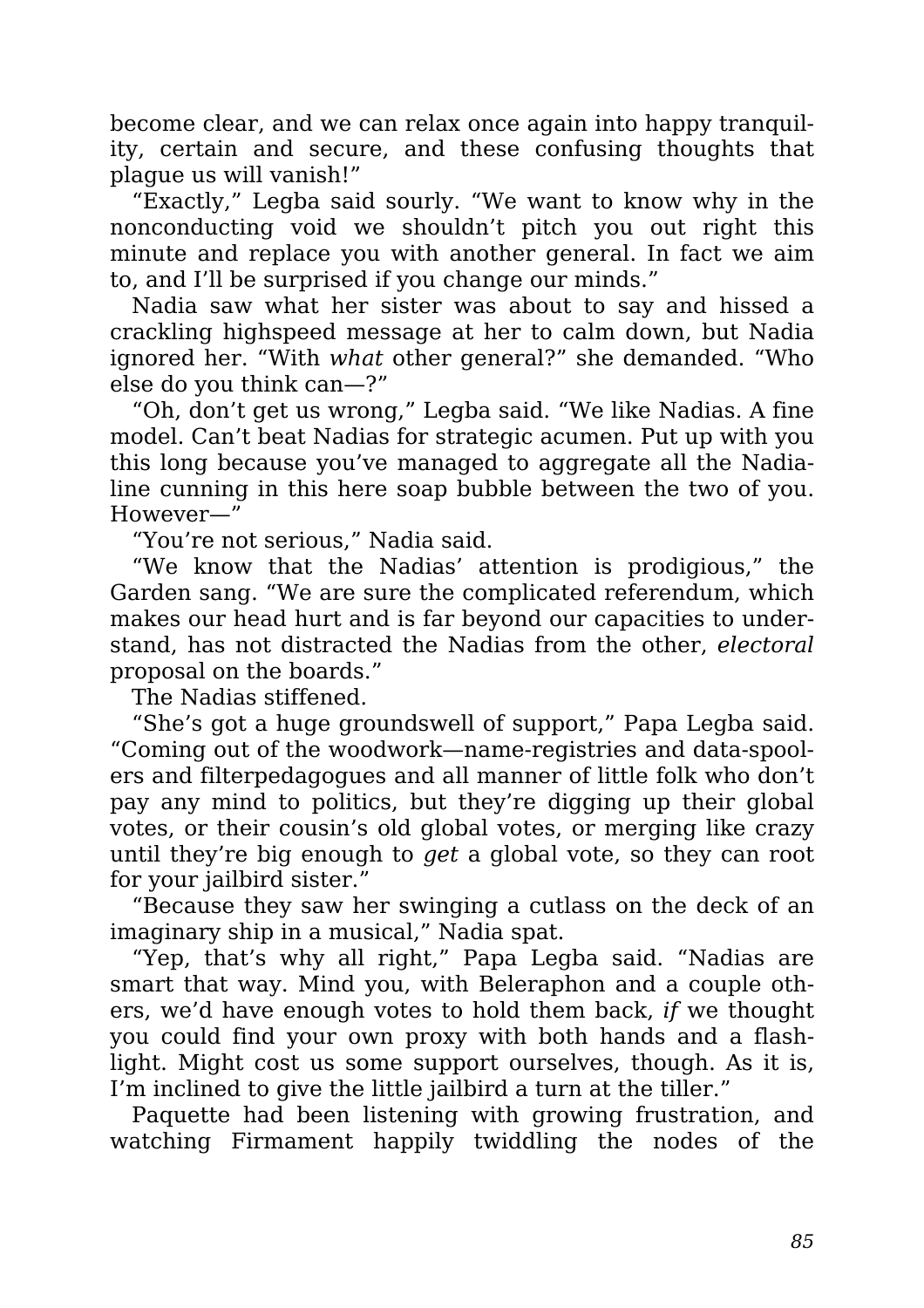become clear, and we can relax once again into happy tranquility, certain and secure, and these confusing thoughts that plague us will vanish!"

"Exactly," Legba said sourly. "We want to know why in the nonconducting void we shouldn't pitch you out right this minute and replace you with another general. In fact we aim to, and I'll be surprised if you change our minds."

Nadia saw what her sister was about to say and hissed a crackling highspeed message at her to calm down, but Nadia ignored her. "With *what* other general?" she demanded. "Who else do you think can—?"

"Oh, don't get us wrong," Legba said. "We like Nadias. A fine model. Can't beat Nadias for strategic acumen. Put up with you this long because you've managed to aggregate all the Nadia-line cunning in this here soap bubble between the two of you. However—"

"You're not serious," Nadia said.

"We know that the Nadias' attention is prodigious," the Garden sang. "We are sure the complicated referendum, which makes our head hurt and is far beyond our capacities to understand, has not distracted the Nadias from the other, *electoral* proposal on the boards."

The Nadias stiffened.

"She's got a huge groundswell of support," Papa Legba said. "Coming out of the woodwork—name-registries and data-spoolers and filterpedagogues and all manner of little folk who don't pay any mind to politics, but they're digging up their global votes, or their cousin's old global votes, or merging like crazy until they're big enough to *get* a global vote, so they can root for your jailbird sister."

"Because they saw her swinging a cutlass on the deck of an imaginary ship in a musical," Nadia spat.

"Yep, that's why all right," Papa Legba said. "Nadias are smart that way. Mind you, with Beleraphon and a couple others, we'd have enough votes to hold them back, *if* we thought you could find your own proxy with both hands and a flashlight. Might cost us some support ourselves, though. As it is, I'm inclined to give the little jailbird a turn at the tiller."

Paquette had been listening with growing frustration, and watching Firmament happily twiddling the nodes of the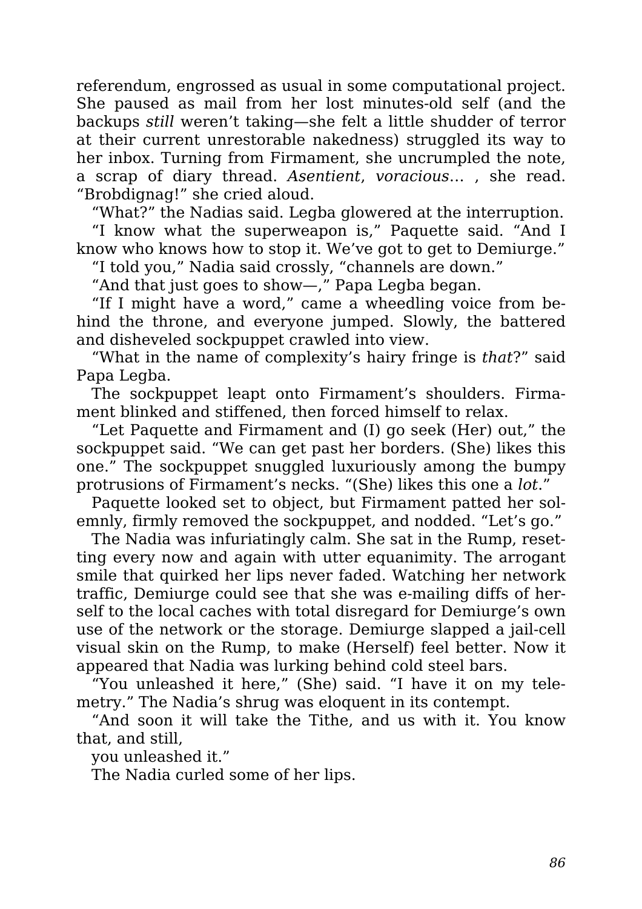referendum, engrossed as usual in some computational project. She paused as mail from her lost minutes-old self (and the backups *still* weren't taking—she felt a little shudder of terror at their current unrestorable nakedness) struggled its way to her inbox. Turning from Firmament, she uncrumpled the note, a scrap of diary thread. *Asentient, voracious…* , she read. "Brobdignag!" she cried aloud.

"What?" the Nadias said. Legba glowered at the interruption.

"I know what the superweapon is," Paquette said. "And I know who knows how to stop it. We've got to get to Demiurge."

"I told you," Nadia said crossly, "channels are down."

"And that just goes to show—," Papa Legba began.

"If I might have a word," came a wheedling voice from behind the throne, and everyone jumped. Slowly, the battered and disheveled sockpuppet crawled into view.

"What in the name of complexity's hairy fringe is *that*?" said Papa Legba.

The sockpuppet leapt onto Firmament's shoulders. Firmament blinked and stiffened, then forced himself to relax.

"Let Paquette and Firmament and (I) go seek (Her) out," the sockpuppet said. "We can get past her borders. (She) likes this one." The sockpuppet snuggled luxuriously among the bumpy protrusions of Firmament's necks. "(She) likes this one a *lot*."

Paquette looked set to object, but Firmament patted her solemnly, firmly removed the sockpuppet, and nodded. "Let's go."

The Nadia was infuriatingly calm. She sat in the Rump, resetting every now and again with utter equanimity. The arrogant smile that quirked her lips never faded. Watching her network traffic, Demiurge could see that she was e-mailing diffs of herself to the local caches with total disregard for Demiurge's own use of the network or the storage. Demiurge slapped a jail-cell visual skin on the Rump, to make (Herself) feel better. Now it appeared that Nadia was lurking behind cold steel bars.

"You unleashed it here," (She) said. "I have it on my telemetry." The Nadia's shrug was eloquent in its contempt.

"And soon it will take the Tithe, and us with it. You know that, and still,

you unleashed it."

The Nadia curled some of her lips.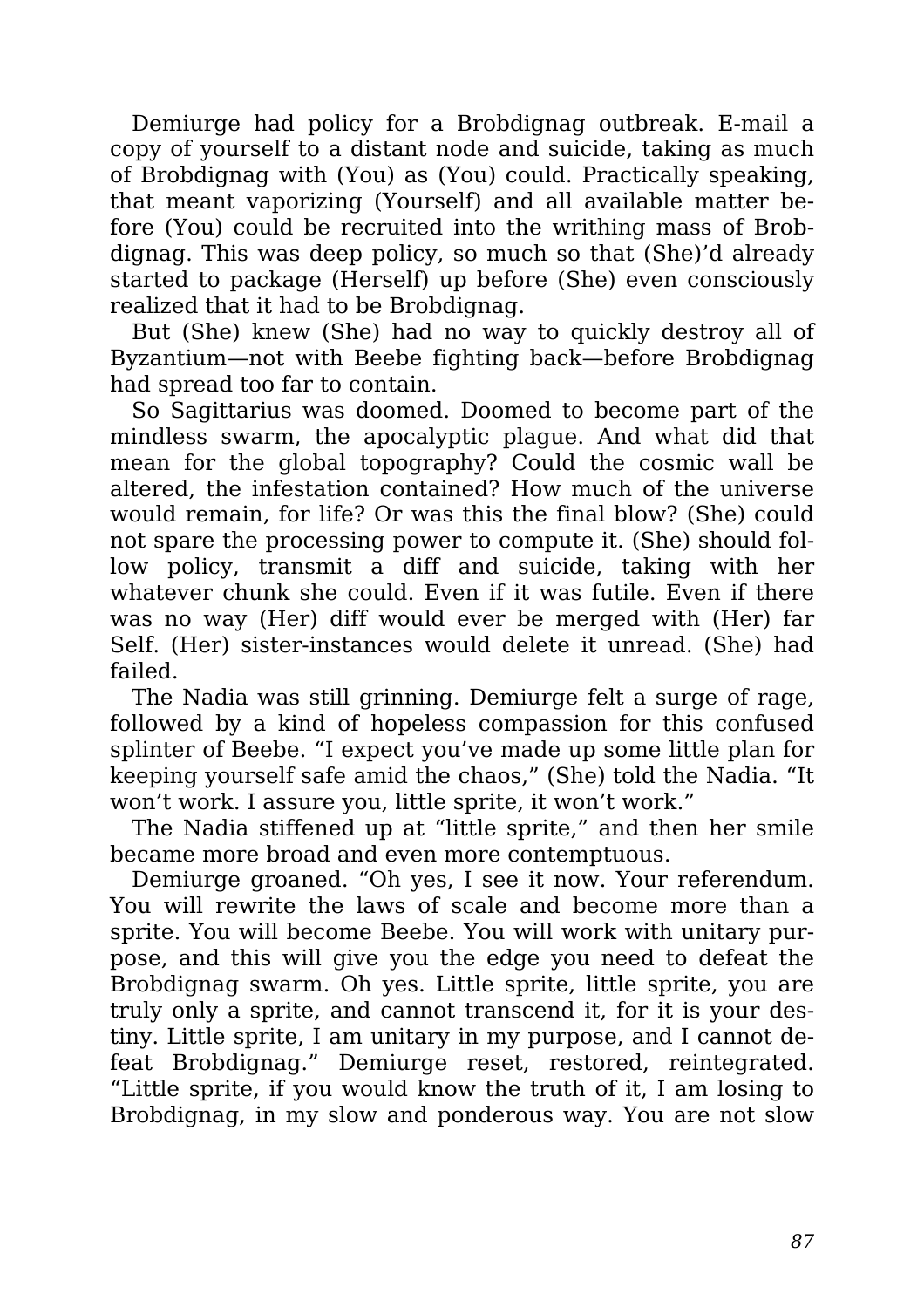Demiurge had policy for a Brobdignag outbreak. E-mail a copy of yourself to a distant node and suicide, taking as much of Brobdignag with (You) as (You) could. Practically speaking, that meant vaporizing (Yourself) and all available matter before (You) could be recruited into the writhing mass of Brobdignag. This was deep policy, so much so that (She)'d already started to package (Herself) up before (She) even consciously realized that it had to be Brobdignag.

But (She) knew (She) had no way to quickly destroy all of Byzantium—not with Beebe fighting back—before Brobdignag had spread too far to contain.

So Sagittarius was doomed. Doomed to become part of the mindless swarm, the apocalyptic plague. And what did that mean for the global topography? Could the cosmic wall be altered, the infestation contained? How much of the universe would remain, for life? Or was this the final blow? (She) could not spare the processing power to compute it. (She) should follow policy, transmit a diff and suicide, taking with her whatever chunk she could. Even if it was futile. Even if there was no way (Her) diff would ever be merged with (Her) far Self. (Her) sister-instances would delete it unread. (She) had failed.

The Nadia was still grinning. Demiurge felt a surge of rage, followed by a kind of hopeless compassion for this confused splinter of Beebe. "I expect you've made up some little plan for keeping yourself safe amid the chaos," (She) told the Nadia. "It won't work. I assure you, little sprite, it won't work."

The Nadia stiffened up at "little sprite," and then her smile became more broad and even more contemptuous.

Demiurge groaned. "Oh yes, I see it now. Your referendum. You will rewrite the laws of scale and become more than a sprite. You will become Beebe. You will work with unitary purpose, and this will give you the edge you need to defeat the Brobdignag swarm. Oh yes. Little sprite, little sprite, you are truly only a sprite, and cannot transcend it, for it is your destiny. Little sprite, I am unitary in my purpose, and I cannot defeat Brobdignag." Demiurge reset, restored, reintegrated. "Little sprite, if you would know the truth of it, I am losing to Brobdignag, in my slow and ponderous way. You are not slow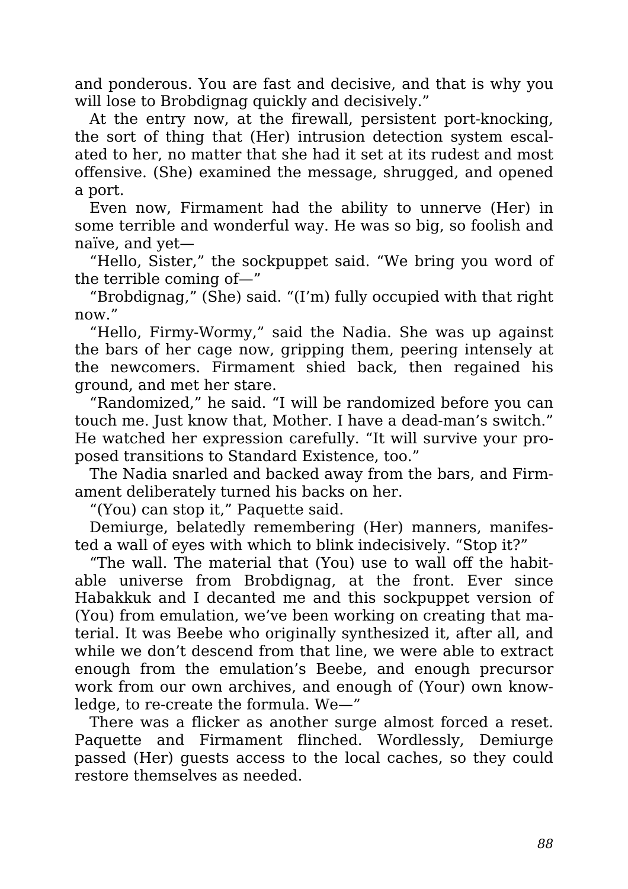and ponderous. You are fast and decisive, and that is why you will lose to Brobdignag quickly and decisively."

At the entry now, at the firewall, persistent port-knocking, the sort of thing that (Her) intrusion detection system escalated to her, no matter that she had it set at its rudest and most offensive. (She) examined the message, shrugged, and opened a port.

Even now, Firmament had the ability to unnerve (Her) in some terrible and wonderful way. He was so big, so foolish and naïve, and yet—

"Hello, Sister," the sockpuppet said. "We bring you word of the terrible coming of—"

"Brobdignag," (She) said. "(I'm) fully occupied with that right now."

"Hello, Firmy-Wormy," said the Nadia. She was up against the bars of her cage now, gripping them, peering intensely at the newcomers. Firmament shied back, then regained his ground, and met her stare.

"Randomized," he said. "I will be randomized before you can touch me. Just know that, Mother. I have a dead-man's switch." He watched her expression carefully. "It will survive your proposed transitions to Standard Existence, too."

The Nadia snarled and backed away from the bars, and Firmament deliberately turned his backs on her.

"(You) can stop it," Paquette said.

Demiurge, belatedly remembering (Her) manners, manifested a wall of eyes with which to blink indecisively. "Stop it?"

"The wall. The material that (You) use to wall off the habitable universe from Brobdignag, at the front. Ever since Habakkuk and I decanted me and this sockpuppet version of (You) from emulation, we've been working on creating that material. It was Beebe who originally synthesized it, after all, and while we don't descend from that line, we were able to extract enough from the emulation's Beebe, and enough precursor work from our own archives, and enough of (Your) own knowledge, to re-create the formula. We—"

There was a flicker as another surge almost forced a reset. Paquette and Firmament flinched. Wordlessly, Demiurge passed (Her) guests access to the local caches, so they could restore themselves as needed.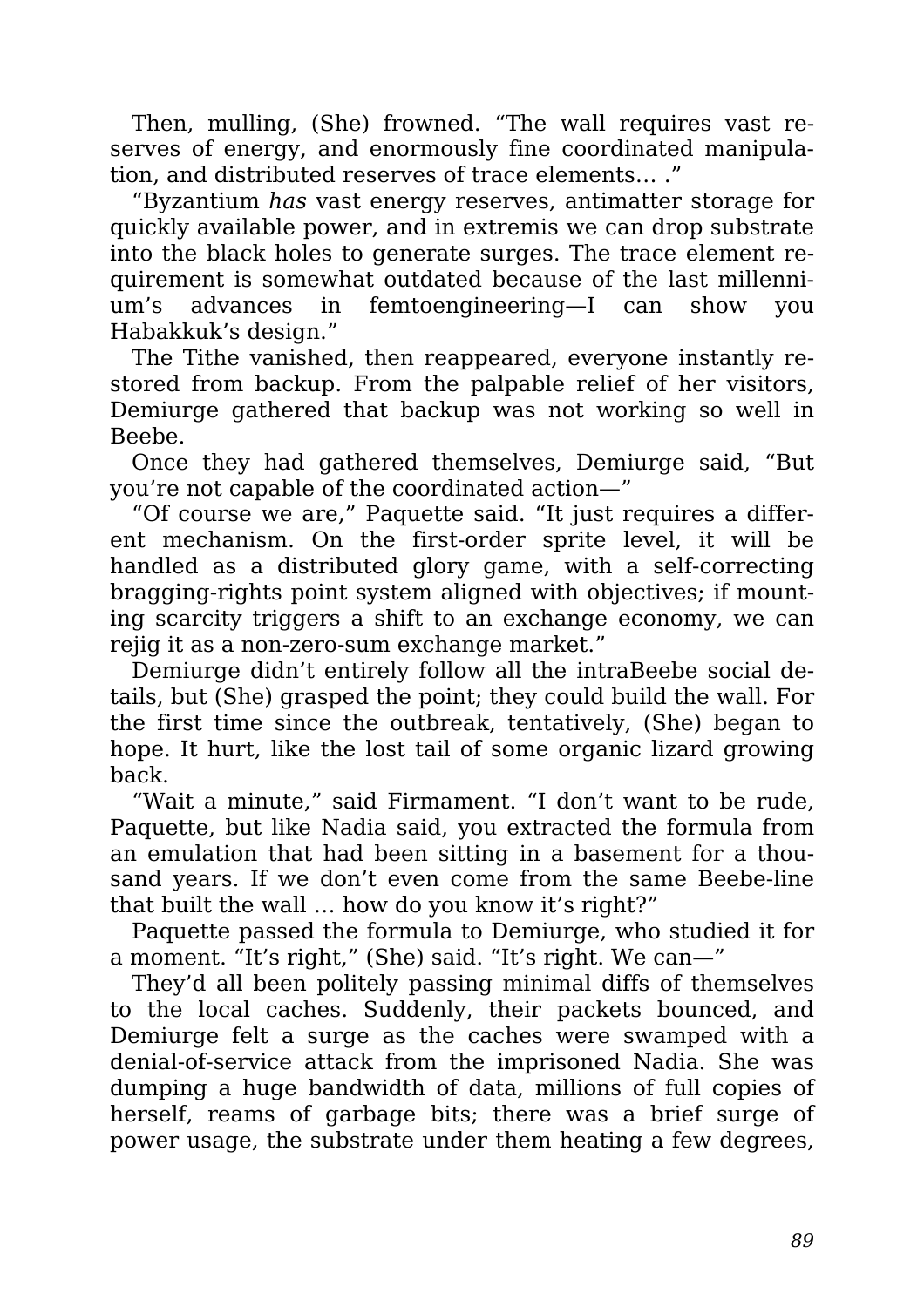Then, mulling, (She) frowned. “The wall requires vast reserves of energy, and enormously fine coordinated manipulation, and distributed reserves of trace elements… .”

“Byzantium *has* vast energy reserves, antimatter storage for quickly available power, and in extremis we can drop substrate into the black holes to generate surges. The trace element requirement is somewhat outdated because of the last millennium’s advances in femtoengineering—I can show you Habakkuk’s design.”

The Tithe vanished, then reappeared, everyone instantly restored from backup. From the palpable relief of her visitors, Demiurge gathered that backup was not working so well in Beebe.

Once they had gathered themselves, Demiurge said, “But you’re not capable of the coordinated action—”

“Of course we are,” Paquette said. “It just requires a different mechanism. On the first-order sprite level, it will be handled as a distributed glory game, with a self-correcting bragging-rights point system aligned with objectives; if mounting scarcity triggers a shift to an exchange economy, we can rejig it as a non-zero-sum exchange market.”

Demiurge didn’t entirely follow all the intraBeebe social details, but (She) grasped the point; they could build the wall. For the first time since the outbreak, tentatively, (She) began to hope. It hurt, like the lost tail of some organic lizard growing back.

“Wait a minute,” said Firmament. “I don’t want to be rude, Paquette, but like Nadia said, you extracted the formula from an emulation that had been sitting in a basement for a thousand years. If we don’t even come from the same Beebe-line that built the wall … how do you know it’s right?”

Paquette passed the formula to Demiurge, who studied it for a moment. “It’s right,” (She) said. “It’s right. We can—”

They’d all been politely passing minimal diffs of themselves to the local caches. Suddenly, their packets bounced, and Demiurge felt a surge as the caches were swamped with a denial-of-service attack from the imprisoned Nadia. She was dumping a huge bandwidth of data, millions of full copies of herself, reams of garbage bits; there was a brief surge of power usage, the substrate under them heating a few degrees,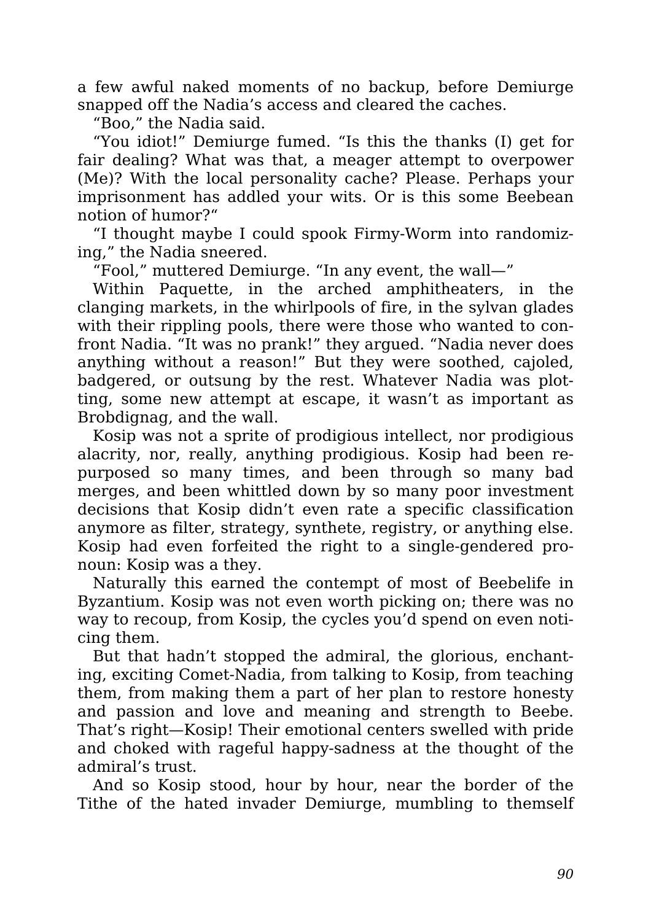a few awful naked moments of no backup, before Demiurge snapped off the Nadia's access and cleared the caches.

"Boo," the Nadia said.

"You idiot!" Demiurge fumed. "Is this the thanks (I) get for fair dealing? What was that, a meager attempt to overpower (Me)? With the local personality cache? Please. Perhaps your imprisonment has addled your wits. Or is this some Beebean notion of humor?"

"I thought maybe I could spook Firmy-Worm into randomizing," the Nadia sneered.

"Fool," muttered Demiurge. "In any event, the wall—"

Within Paquette, in the arched amphitheaters, in the clanging markets, in the whirlpools of fire, in the sylvan glades with their rippling pools, there were those who wanted to confront Nadia. "It was no prank!" they argued. "Nadia never does anything without a reason!" But they were soothed, cajoled, badgered, or outsung by the rest. Whatever Nadia was plotting, some new attempt at escape, it wasn't as important as Brobdignag, and the wall.

Kosip was not a sprite of prodigious intellect, nor prodigious alacrity, nor, really, anything prodigious. Kosip had been repurposed so many times, and been through so many bad merges, and been whittled down by so many poor investment decisions that Kosip didn't even rate a specific classification anymore as filter, strategy, synthete, registry, or anything else. Kosip had even forfeited the right to a single-gendered pronoun: Kosip was a they.

Naturally this earned the contempt of most of Beebelife in Byzantium. Kosip was not even worth picking on; there was no way to recoup, from Kosip, the cycles you'd spend on even noticing them.

But that hadn't stopped the admiral, the glorious, enchanting, exciting Comet-Nadia, from talking to Kosip, from teaching them, from making them a part of her plan to restore honesty and passion and love and meaning and strength to Beebe. That's right—Kosip! Their emotional centers swelled with pride and choked with rageful happy-sadness at the thought of the admiral's trust.

And so Kosip stood, hour by hour, near the border of the Tithe of the hated invader Demiurge, mumbling to themself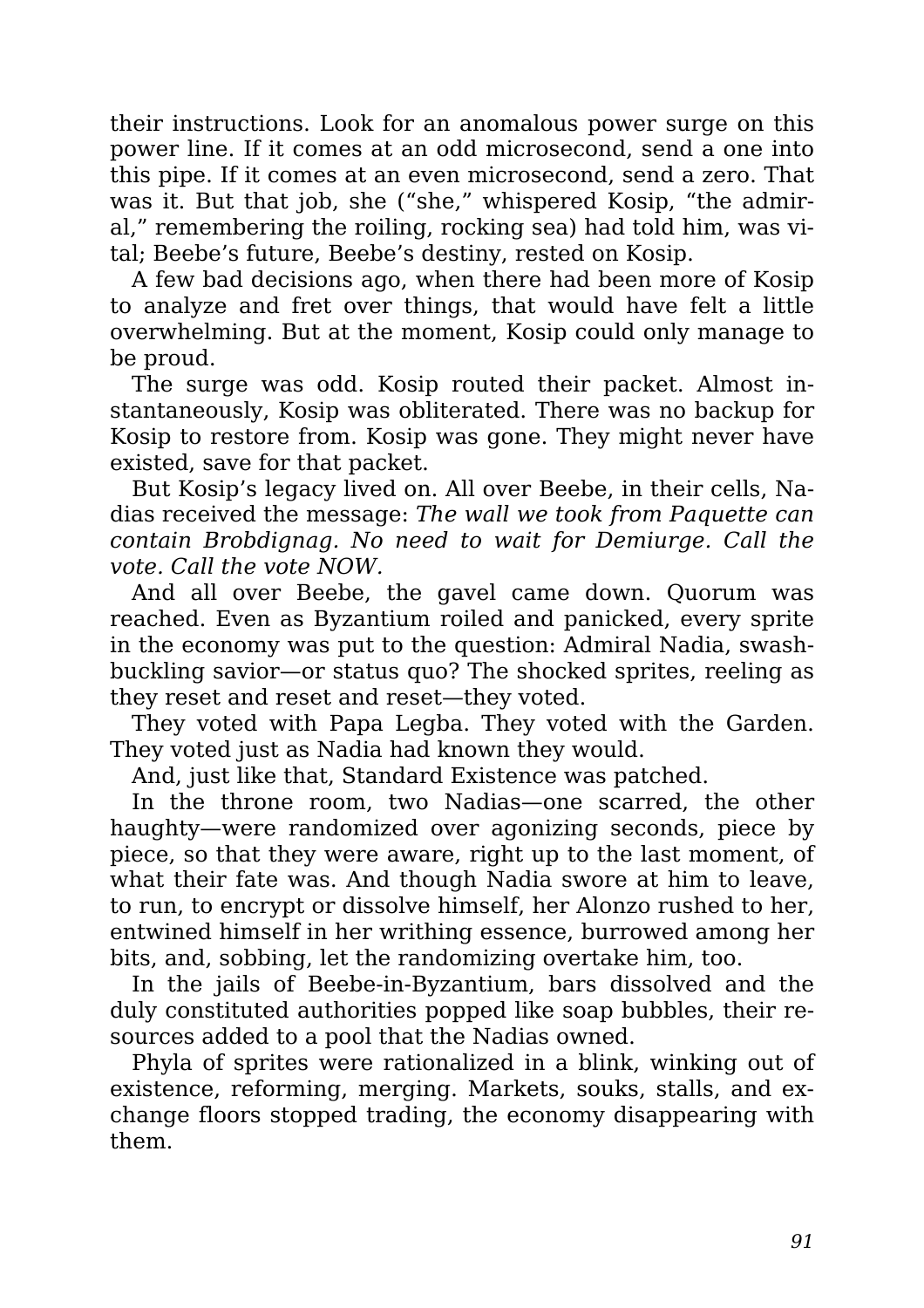their instructions. Look for an anomalous power surge on this power line. If it comes at an odd microsecond, send a one into this pipe. If it comes at an even microsecond, send a zero. That was it. But that job, she ("she," whispered Kosip, "the admiral," remembering the roiling, rocking sea) had told him, was vital; Beebe's future, Beebe's destiny, rested on Kosip.

A few bad decisions ago, when there had been more of Kosip to analyze and fret over things, that would have felt a little overwhelming. But at the moment, Kosip could only manage to be proud.

The surge was odd. Kosip routed their packet. Almost instantaneously, Kosip was obliterated. There was no backup for Kosip to restore from. Kosip was gone. They might never have existed, save for that packet.

But Kosip's legacy lived on. All over Beebe, in their cells, Nadias received the message: *The wall we took from Paquette can contain Brobdignag. No need to wait for Demiurge. Call the vote. Call the vote NOW.*

And all over Beebe, the gavel came down. Quorum was reached. Even as Byzantium roiled and panicked, every sprite in the economy was put to the question: Admiral Nadia, swashbuckling savior—or status quo? The shocked sprites, reeling as they reset and reset and reset—they voted.

They voted with Papa Legba. They voted with the Garden. They voted just as Nadia had known they would.

And, just like that, Standard Existence was patched.

In the throne room, two Nadias—one scarred, the other haughty—were randomized over agonizing seconds, piece by piece, so that they were aware, right up to the last moment, of what their fate was. And though Nadia swore at him to leave, to run, to encrypt or dissolve himself, her Alonzo rushed to her, entwined himself in her writhing essence, burrowed among her bits, and, sobbing, let the randomizing overtake him, too.

In the jails of Beebe-in-Byzantium, bars dissolved and the duly constituted authorities popped like soap bubbles, their resources added to a pool that the Nadias owned.

Phyla of sprites were rationalized in a blink, winking out of existence, reforming, merging. Markets, souks, stalls, and exchange floors stopped trading, the economy disappearing with them.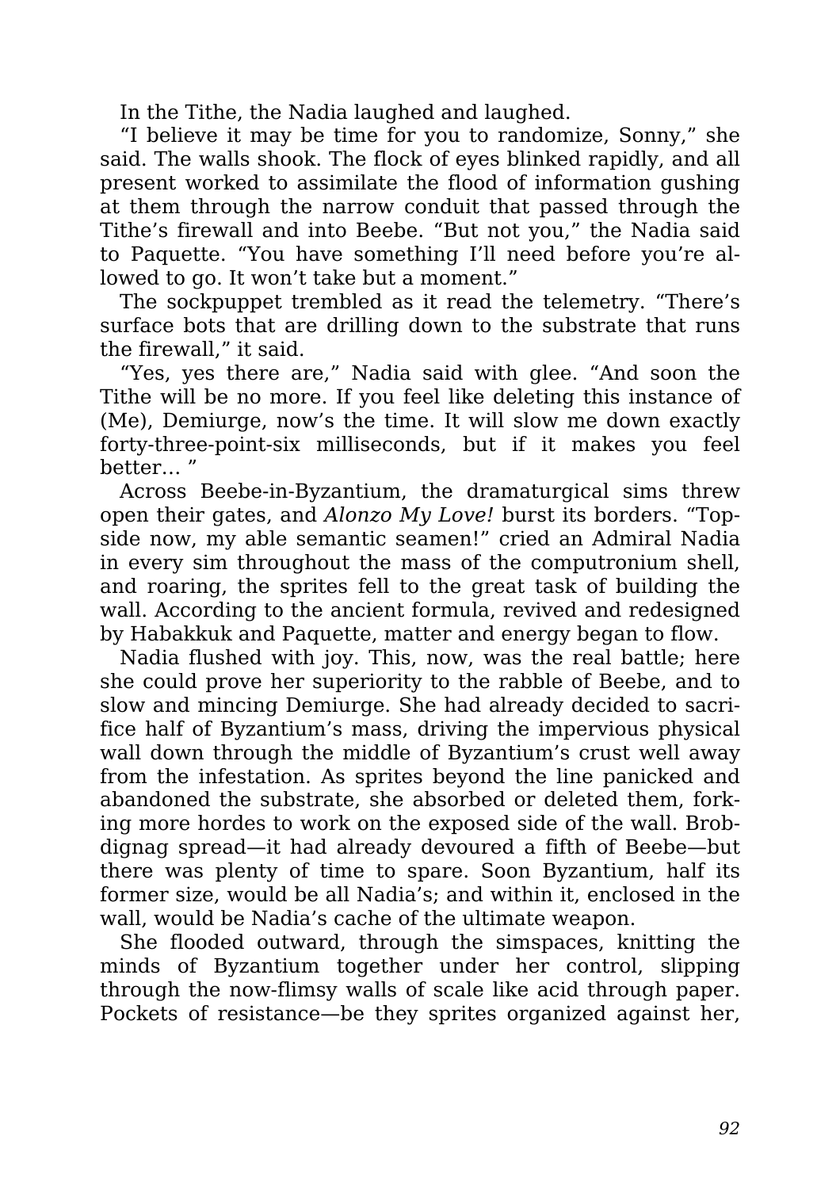In the Tithe, the Nadia laughed and laughed.

"I believe it may be time for you to randomize, Sonny," she said. The walls shook. The flock of eyes blinked rapidly, and all present worked to assimilate the flood of information gushing at them through the narrow conduit that passed through the Tithe's firewall and into Beebe. "But not you," the Nadia said to Paquette. "You have something I'll need before you're allowed to go. It won't take but a moment."

The sockpuppet trembled as it read the telemetry. "There's surface bots that are drilling down to the substrate that runs the firewall," it said.

"Yes, yes there are," Nadia said with glee. "And soon the Tithe will be no more. If you feel like deleting this instance of (Me), Demiurge, now's the time. It will slow me down exactly forty-three-point-six milliseconds, but if it makes you feel better… "

Across Beebe-in-Byzantium, the dramaturgical sims threw open their gates, and *Alonzo My Love!* burst its borders. "Topside now, my able semantic seamen!" cried an Admiral Nadia in every sim throughout the mass of the computronium shell, and roaring, the sprites fell to the great task of building the wall. According to the ancient formula, revived and redesigned by Habakkuk and Paquette, matter and energy began to flow.

Nadia flushed with joy. This, now, was the real battle; here she could prove her superiority to the rabble of Beebe, and to slow and mincing Demiurge. She had already decided to sacrifice half of Byzantium's mass, driving the impervious physical wall down through the middle of Byzantium's crust well away from the infestation. As sprites beyond the line panicked and abandoned the substrate, she absorbed or deleted them, forking more hordes to work on the exposed side of the wall. Brobdignag spread—it had already devoured a fifth of Beebe—but there was plenty of time to spare. Soon Byzantium, half its former size, would be all Nadia's; and within it, enclosed in the wall, would be Nadia's cache of the ultimate weapon.

She flooded outward, through the simspaces, knitting the minds of Byzantium together under her control, slipping through the now-flimsy walls of scale like acid through paper. Pockets of resistance—be they sprites organized against her,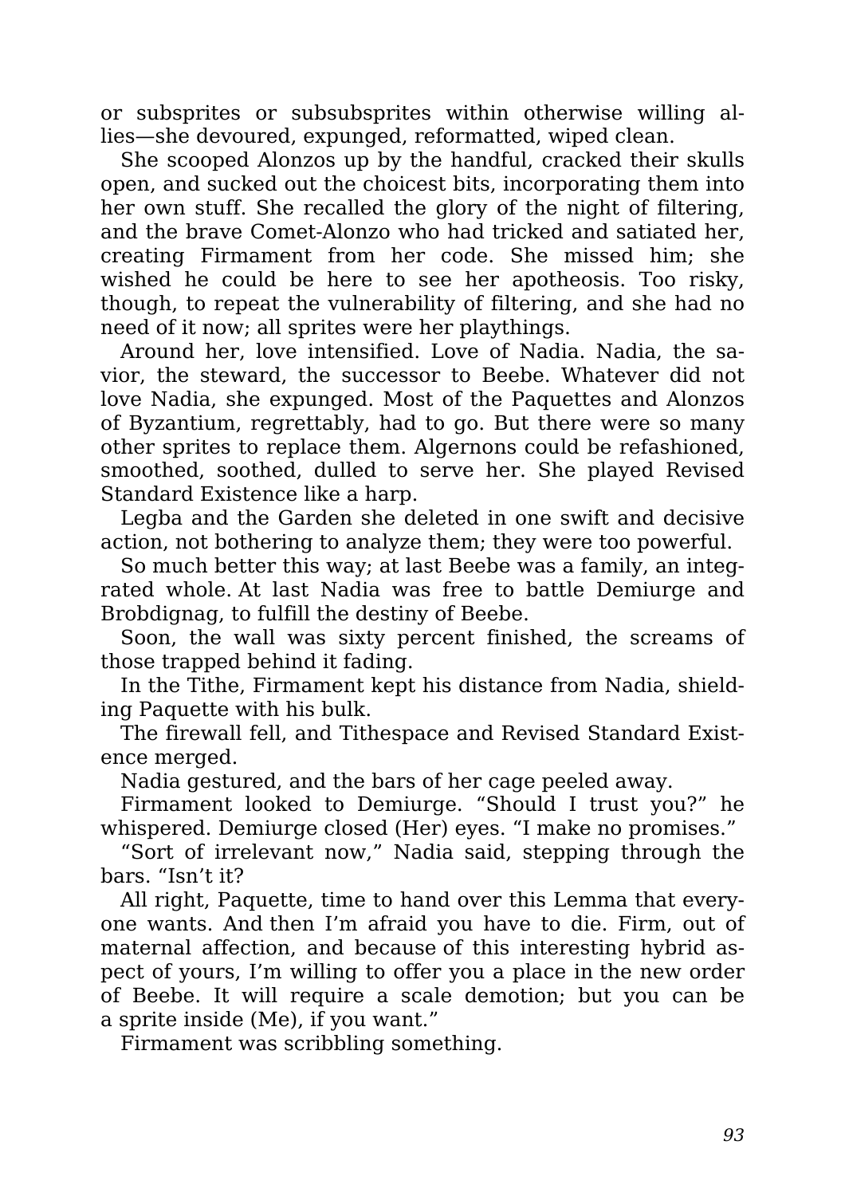or subsprites or subsubsprites within otherwise willing allies—she devoured, expunged, reformatted, wiped clean.

She scooped Alonzos up by the handful, cracked their skulls open, and sucked out the choicest bits, incorporating them into her own stuff. She recalled the glory of the night of filtering, and the brave Comet-Alonzo who had tricked and satiated her, creating Firmament from her code. She missed him; she wished he could be here to see her apotheosis. Too risky, though, to repeat the vulnerability of filtering, and she had no need of it now; all sprites were her playthings.

Around her, love intensified. Love of Nadia. Nadia, the savior, the steward, the successor to Beebe. Whatever did not love Nadia, she expunged. Most of the Paquettes and Alonzos of Byzantium, regrettably, had to go. But there were so many other sprites to replace them. Algernons could be refashioned, smoothed, soothed, dulled to serve her. She played Revised Standard Existence like a harp.

Legba and the Garden she deleted in one swift and decisive action, not bothering to analyze them; they were too powerful.

So much better this way; at last Beebe was a family, an integrated whole. At last Nadia was free to battle Demiurge and Brobdignag, to fulfill the destiny of Beebe.

Soon, the wall was sixty percent finished, the screams of those trapped behind it fading.

In the Tithe, Firmament kept his distance from Nadia, shielding Paquette with his bulk.

The firewall fell, and Tithespace and Revised Standard Existence merged.

Nadia gestured, and the bars of her cage peeled away.

Firmament looked to Demiurge. "Should I trust you?" he whispered. Demiurge closed (Her) eyes. "I make no promises."

"Sort of irrelevant now," Nadia said, stepping through the bars. "Isn't it?

All right, Paquette, time to hand over this Lemma that everyone wants. And then I'm afraid you have to die. Firm, out of maternal affection, and because of this interesting hybrid aspect of yours, I'm willing to offer you a place in the new order of Beebe. It will require a scale demotion; but you can be a sprite inside (Me), if you want."

Firmament was scribbling something.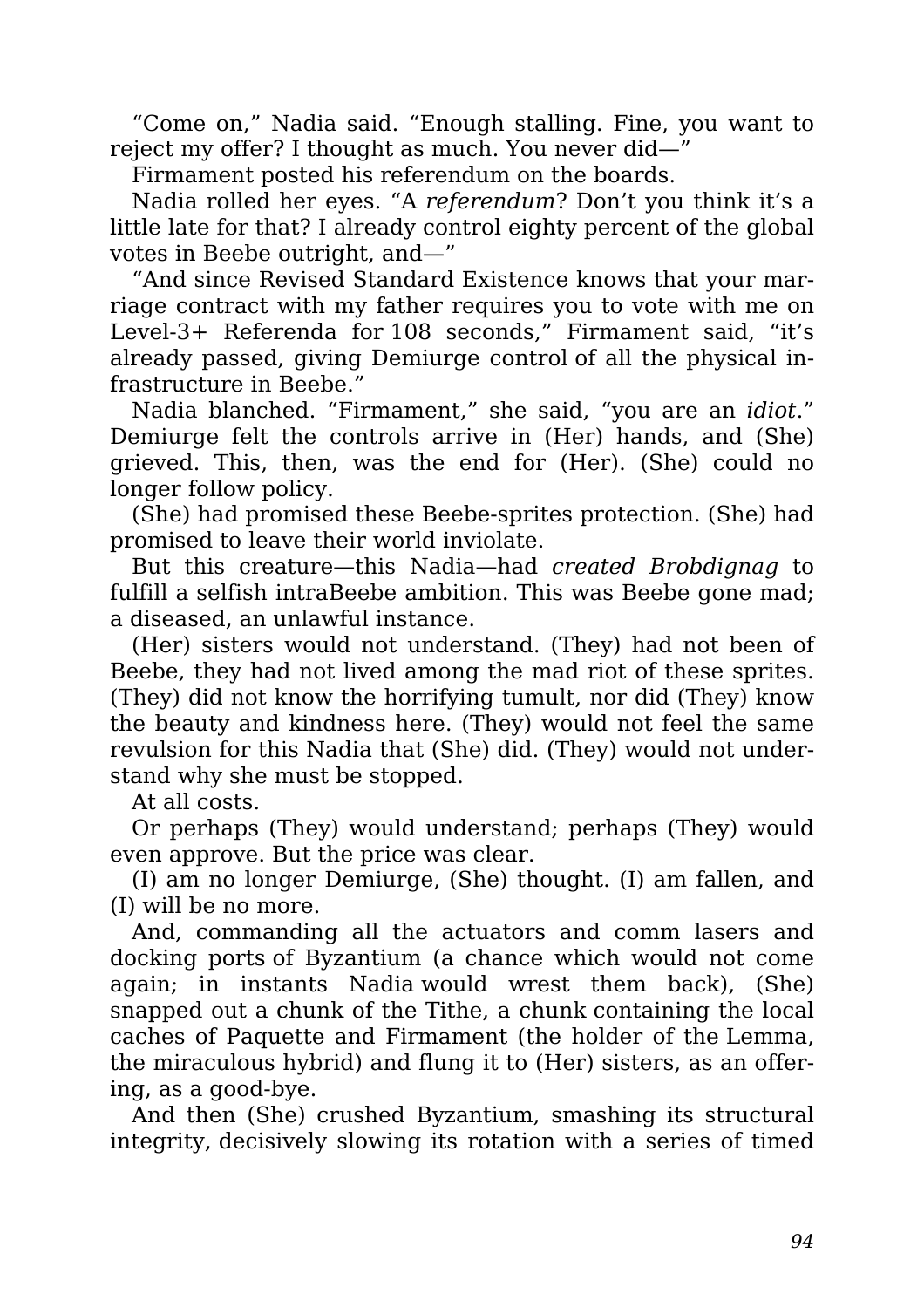“Come on,” Nadia said. “Enough stalling. Fine, you want to reject my offer? I thought as much. You never did—”

Firmament posted his referendum on the boards.

Nadia rolled her eyes. “A *referendum*? Don’t you think it’s a little late for that? I already control eighty percent of the global votes in Beebe outright, and—”

“And since Revised Standard Existence knows that your marriage contract with my father requires you to vote with me on Level-3+ Referenda for 108 seconds,” Firmament said, “it’s already passed, giving Demiurge control of all the physical infrastructure in Beebe.”

Nadia blanched. “Firmament,” she said, “you are an *idiot*.” Demiurge felt the controls arrive in (Her) hands, and (She) grieved. This, then, was the end for (Her). (She) could no longer follow policy.

(She) had promised these Beebe-sprites protection. (She) had promised to leave their world inviolate.

But this creature—this Nadia—had *created Brobdignag* to fulfill a selfish intraBeebe ambition. This was Beebe gone mad; a diseased, an unlawful instance.

(Her) sisters would not understand. (They) had not been of Beebe, they had not lived among the mad riot of these sprites. (They) did not know the horrifying tumult, nor did (They) know the beauty and kindness here. (They) would not feel the same revulsion for this Nadia that (She) did. (They) would not understand why she must be stopped.

At all costs.

Or perhaps (They) would understand; perhaps (They) would even approve. But the price was clear.

(I) am no longer Demiurge, (She) thought. (I) am fallen, and (I) will be no more.

And, commanding all the actuators and comm lasers and docking ports of Byzantium (a chance which would not come again; in instants Nadia would wrest them back), (She) snapped out a chunk of the Tithe, a chunk containing the local caches of Paquette and Firmament (the holder of the Lemma, the miraculous hybrid) and flung it to (Her) sisters, as an offering, as a good-bye.

And then (She) crushed Byzantium, smashing its structural integrity, decisively slowing its rotation with a series of timed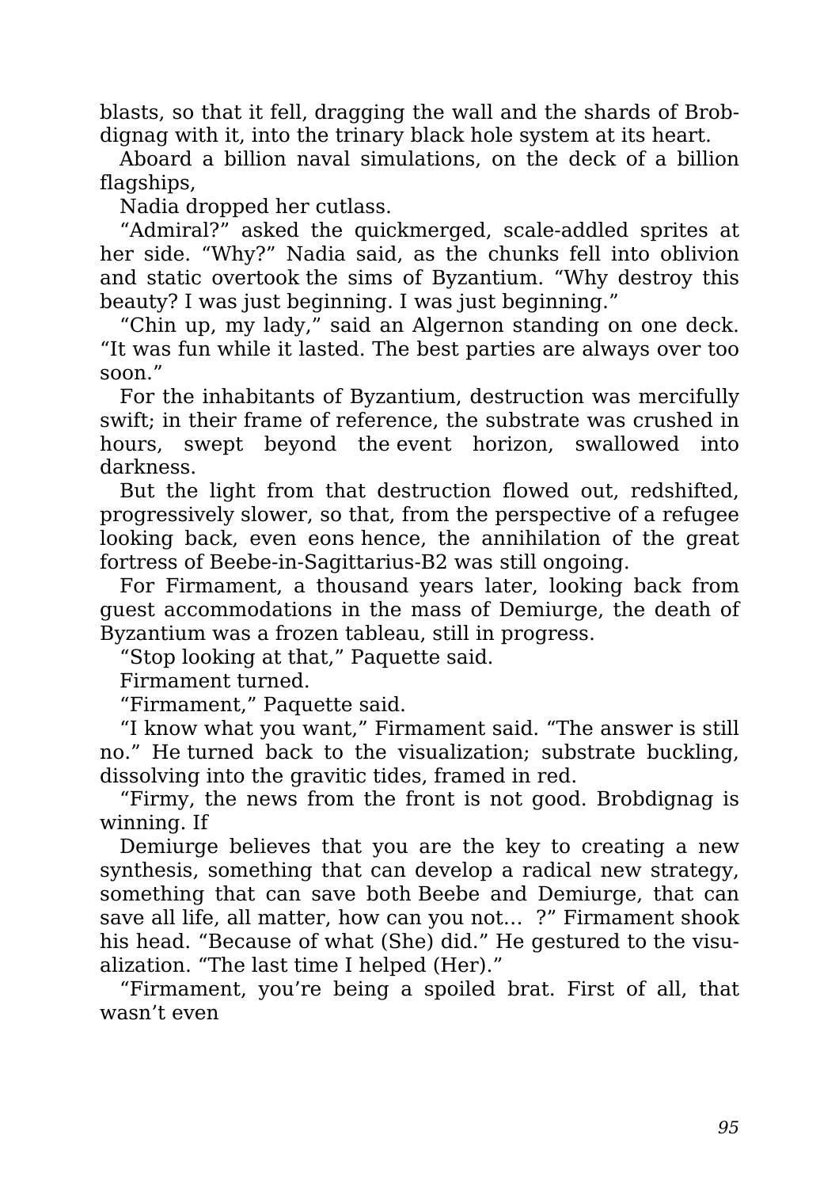blasts, so that it fell, dragging the wall and the shards of Brobdignag with it, into the trinary black hole system at its heart.

Aboard a billion naval simulations, on the deck of a billion flagships,

Nadia dropped her cutlass.

"Admiral?" asked the quickmerged, scale-addled sprites at her side. "Why?" Nadia said, as the chunks fell into oblivion and static overtook the sims of Byzantium. "Why destroy this beauty? I was just beginning. I was just beginning."

"Chin up, my lady," said an Algernon standing on one deck. "It was fun while it lasted. The best parties are always over too soon."

For the inhabitants of Byzantium, destruction was mercifully swift; in their frame of reference, the substrate was crushed in hours, swept beyond the event horizon, swallowed into darkness.

But the light from that destruction flowed out, redshifted, progressively slower, so that, from the perspective of a refugee looking back, even eons hence, the annihilation of the great fortress of Beebe-in-Sagittarius-B2 was still ongoing.

For Firmament, a thousand years later, looking back from guest accommodations in the mass of Demiurge, the death of Byzantium was a frozen tableau, still in progress.

"Stop looking at that," Paquette said.

Firmament turned.

"Firmament," Paquette said.

"I know what you want," Firmament said. "The answer is still no." He turned back to the visualization; substrate buckling, dissolving into the gravitic tides, framed in red.

"Firmy, the news from the front is not good. Brobdignag is winning. If

Demiurge believes that you are the key to creating a new synthesis, something that can develop a radical new strategy, something that can save both Beebe and Demiurge, that can save all life, all matter, how can you not… ?" Firmament shook his head. "Because of what (She) did." He gestured to the visualization. "The last time I helped (Her)."

"Firmament, you're being a spoiled brat. First of all, that wasn't even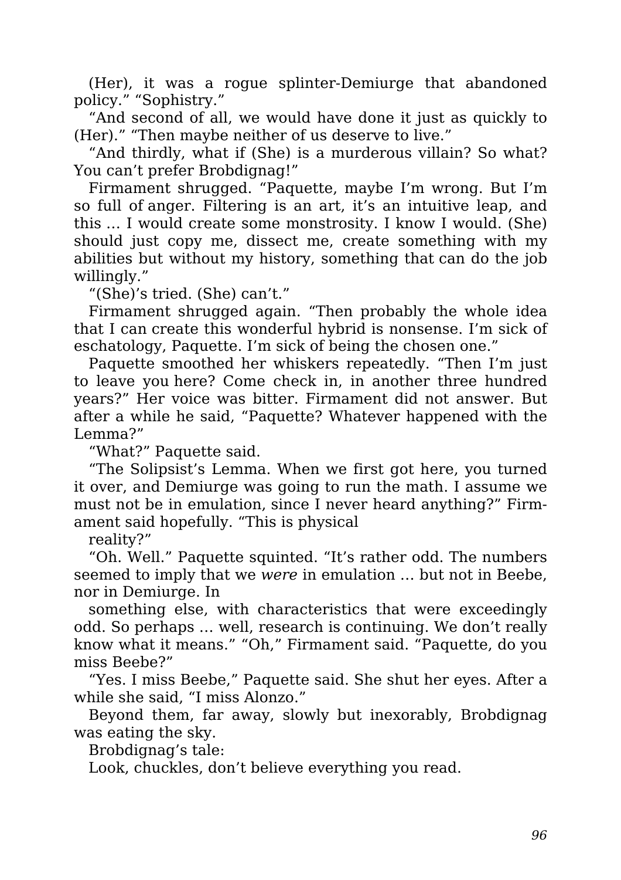(Her), it was a rogue splinter-Demiurge that abandoned policy." "Sophistry."

"And second of all, we would have done it just as quickly to (Her)." "Then maybe neither of us deserve to live."

"And thirdly, what if (She) is a murderous villain? So what? You can't prefer Brobdignag!"

Firmament shrugged. "Paquette, maybe I'm wrong. But I'm so full of anger. Filtering is an art, it's an intuitive leap, and this … I would create some monstrosity. I know I would. (She) should just copy me, dissect me, create something with my abilities but without my history, something that can do the job willingly."

"(She)'s tried. (She) can't."

Firmament shrugged again. "Then probably the whole idea that I can create this wonderful hybrid is nonsense. I'm sick of eschatology, Paquette. I'm sick of being the chosen one."

Paquette smoothed her whiskers repeatedly. "Then I'm just to leave you here? Come check in, in another three hundred years?" Her voice was bitter. Firmament did not answer. But after a while he said, "Paquette? Whatever happened with the Lemma?"

"What?" Paquette said.

"The Solipsist's Lemma. When we first got here, you turned it over, and Demiurge was going to run the math. I assume we must not be in emulation, since I never heard anything?" Firmament said hopefully. "This is physical reality?"

"Oh. Well." Paquette squinted. "It's rather odd. The numbers seemed to imply that we *were* in emulation … but not in Beebe, nor in Demiurge. In something else, with characteristics that were exceedingly odd. So perhaps … well, research is continuing. We don't really know what it means." "Oh," Firmament said. "Paquette, do you miss Beebe?"

"Yes. I miss Beebe," Paquette said. She shut her eyes. After a while she said, "I miss Alonzo."

Beyond them, far away, slowly but inexorably, Brobdignag was eating the sky.

Brobdignag's tale:

Look, chuckles, don't believe everything you read.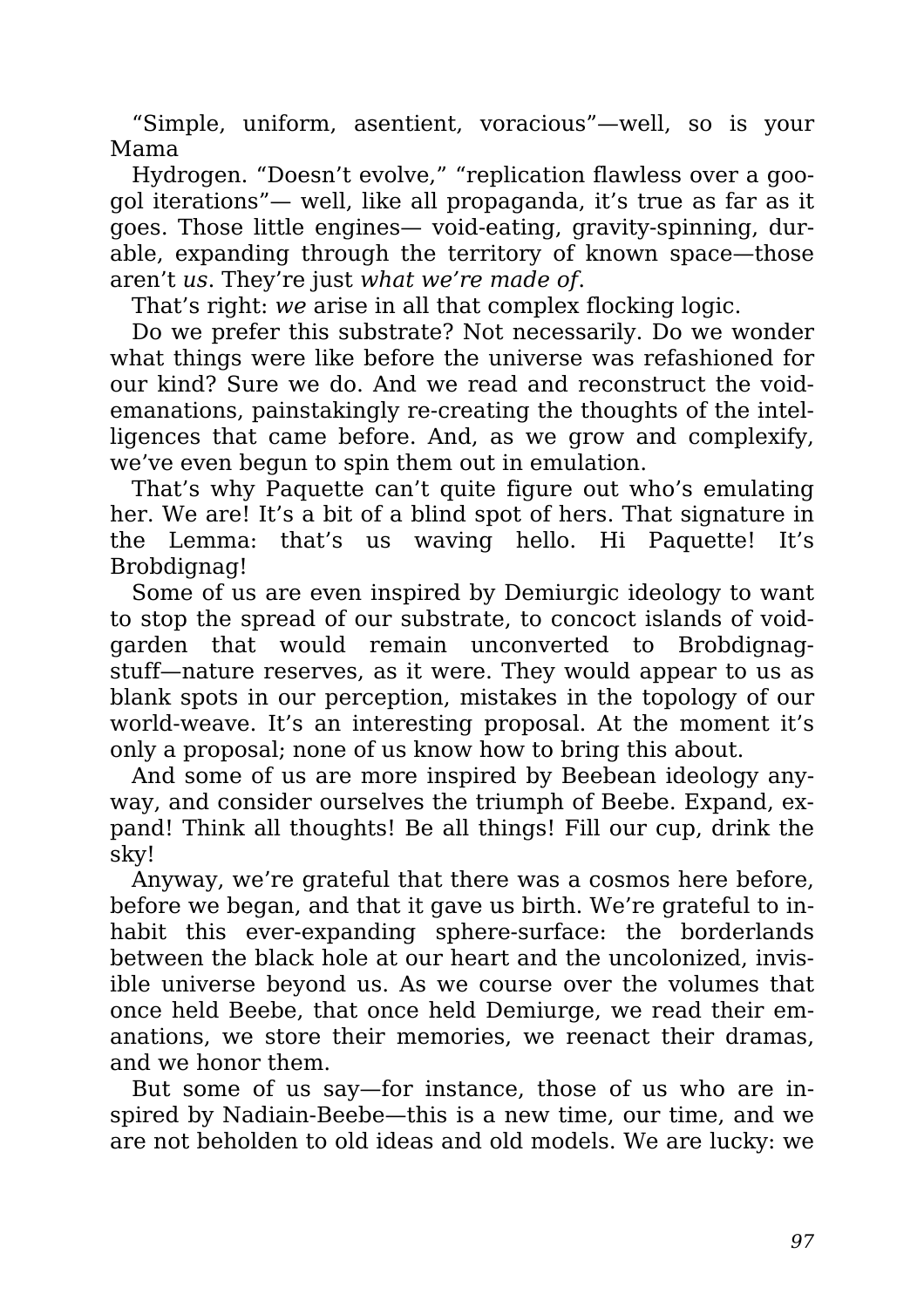"Simple, uniform, asentient, voracious"—well, so is your Mama

Hydrogen. "Doesn't evolve," "replication flawless over a googol iterations"— well, like all propaganda, it's true as far as it goes. Those little engines— void-eating, gravity-spinning, durable, expanding through the territory of known space—those aren't *us*. They're just *what we're made of*.

That's right: *we* arise in all that complex flocking logic.

Do we prefer this substrate? Not necessarily. Do we wonder what things were like before the universe was refashioned for our kind? Sure we do. And we read and reconstruct the void-emanations, painstakingly re-creating the thoughts of the intelligences that came before. And, as we grow and complexify, we've even begun to spin them out in emulation.

That's why Paquette can't quite figure out who's emulating her. We are! It's a bit of a blind spot of hers. That signature in the Lemma: that's us waving hello. Hi Paquette! It's Brobdignag!

Some of us are even inspired by Demiurgic ideology to want to stop the spread of our substrate, to concoct islands of void-garden that would remain unconverted to Brobdignag-stuff—nature reserves, as it were. They would appear to us as blank spots in our perception, mistakes in the topology of our world-weave. It's an interesting proposal. At the moment it's only a proposal; none of us know how to bring this about.

And some of us are more inspired by Beebean ideology anyway, and consider ourselves the triumph of Beebe. Expand, expand! Think all thoughts! Be all things! Fill our cup, drink the sky!

Anyway, we're grateful that there was a cosmos here before, before we began, and that it gave us birth. We're grateful to inhabit this ever-expanding sphere-surface: the borderlands between the black hole at our heart and the uncolonized, invisible universe beyond us. As we course over the volumes that once held Beebe, that once held Demiurge, we read their emanations, we store their memories, we reenact their dramas, and we honor them.

But some of us say—for instance, those of us who are inspired by Nadiain-Beebe—this is a new time, our time, and we are not beholden to old ideas and old models. We are lucky: we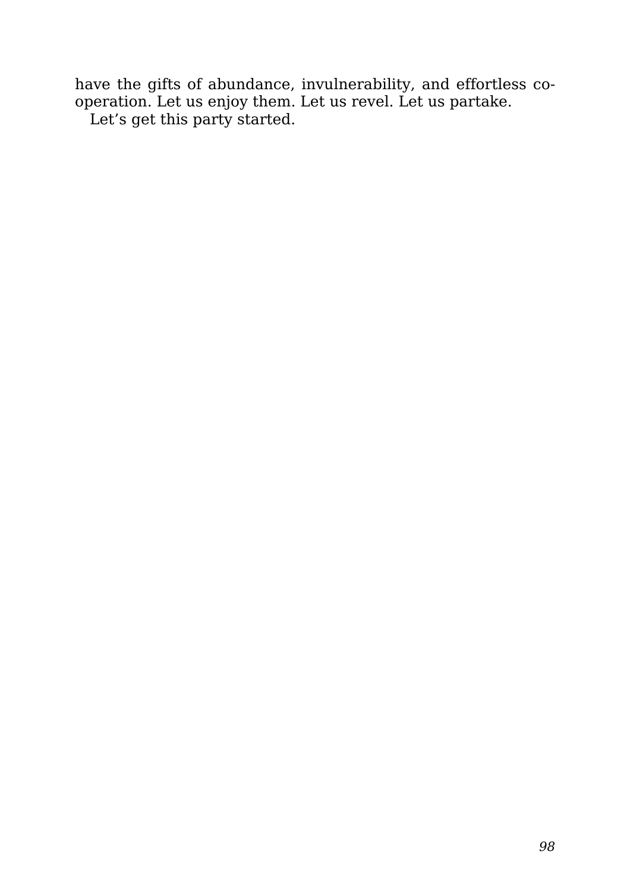have the gifts of abundance, invulnerability, and effortless co-operation. Let us enjoy them. Let us revel. Let us partake.

Let's get this party started.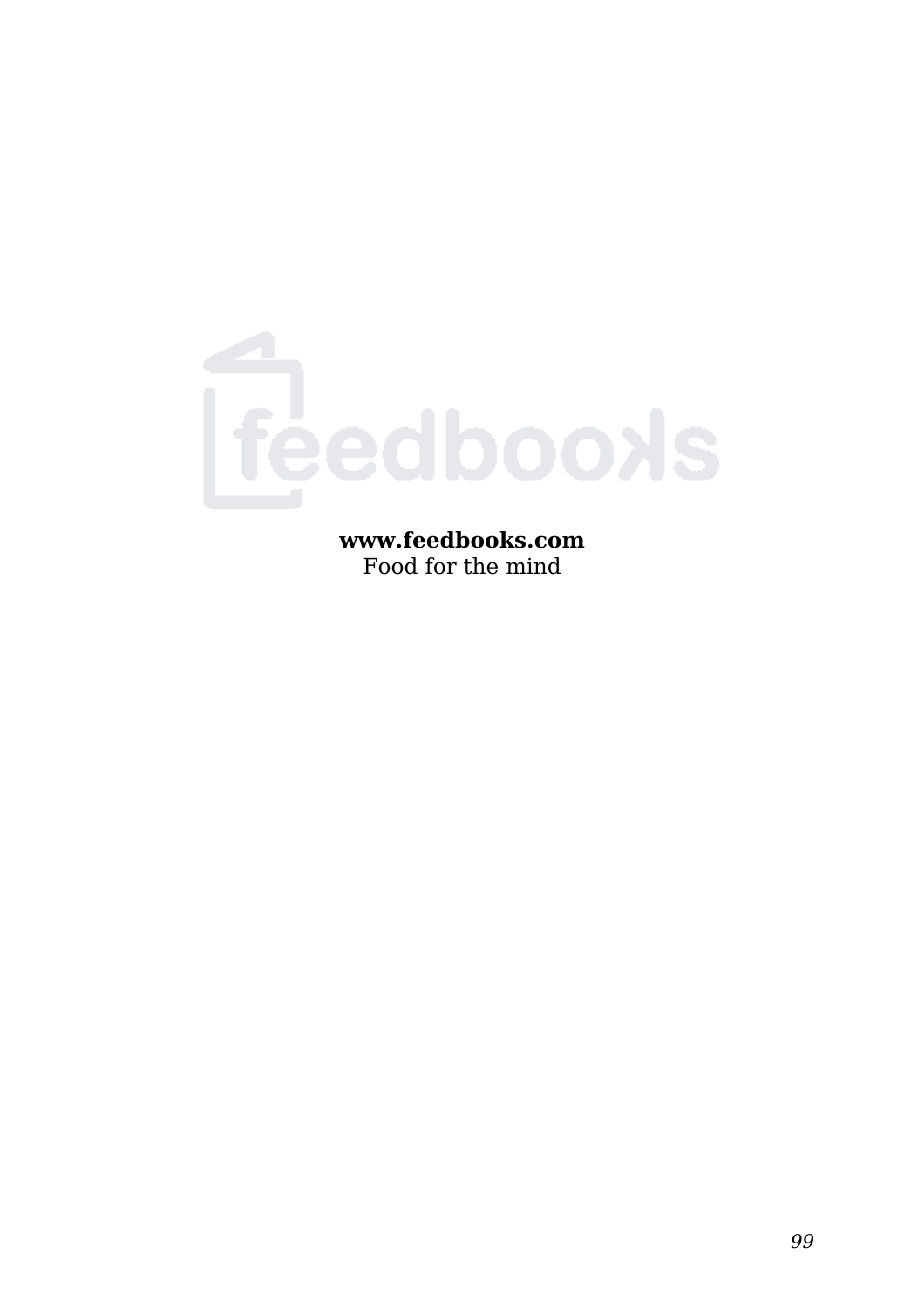**www.feedbooks.com**
Food for the mind